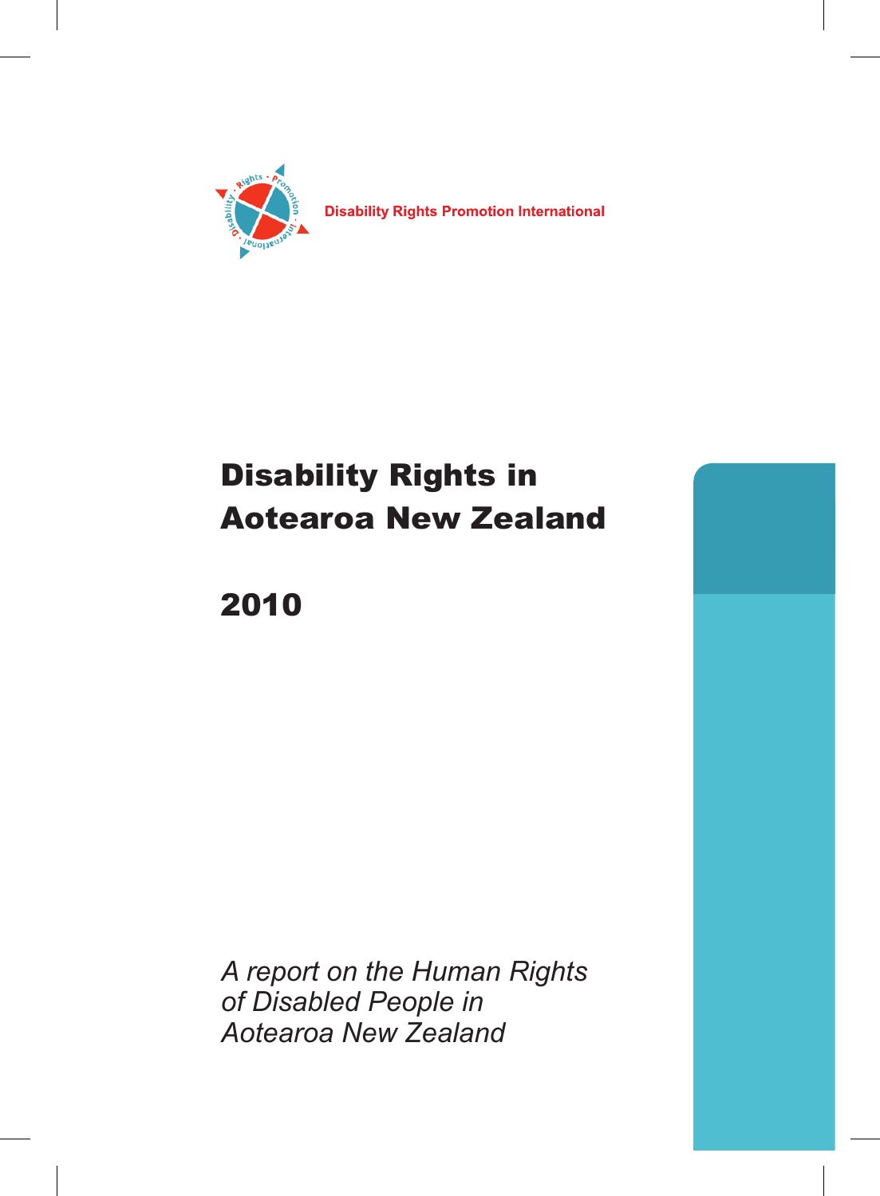Disability Rights Promotion International

# Disability Rights in Aotearoa New Zealand

# 2010

*A report on the Human Rights of Disabled People in Aotearoa New Zealand*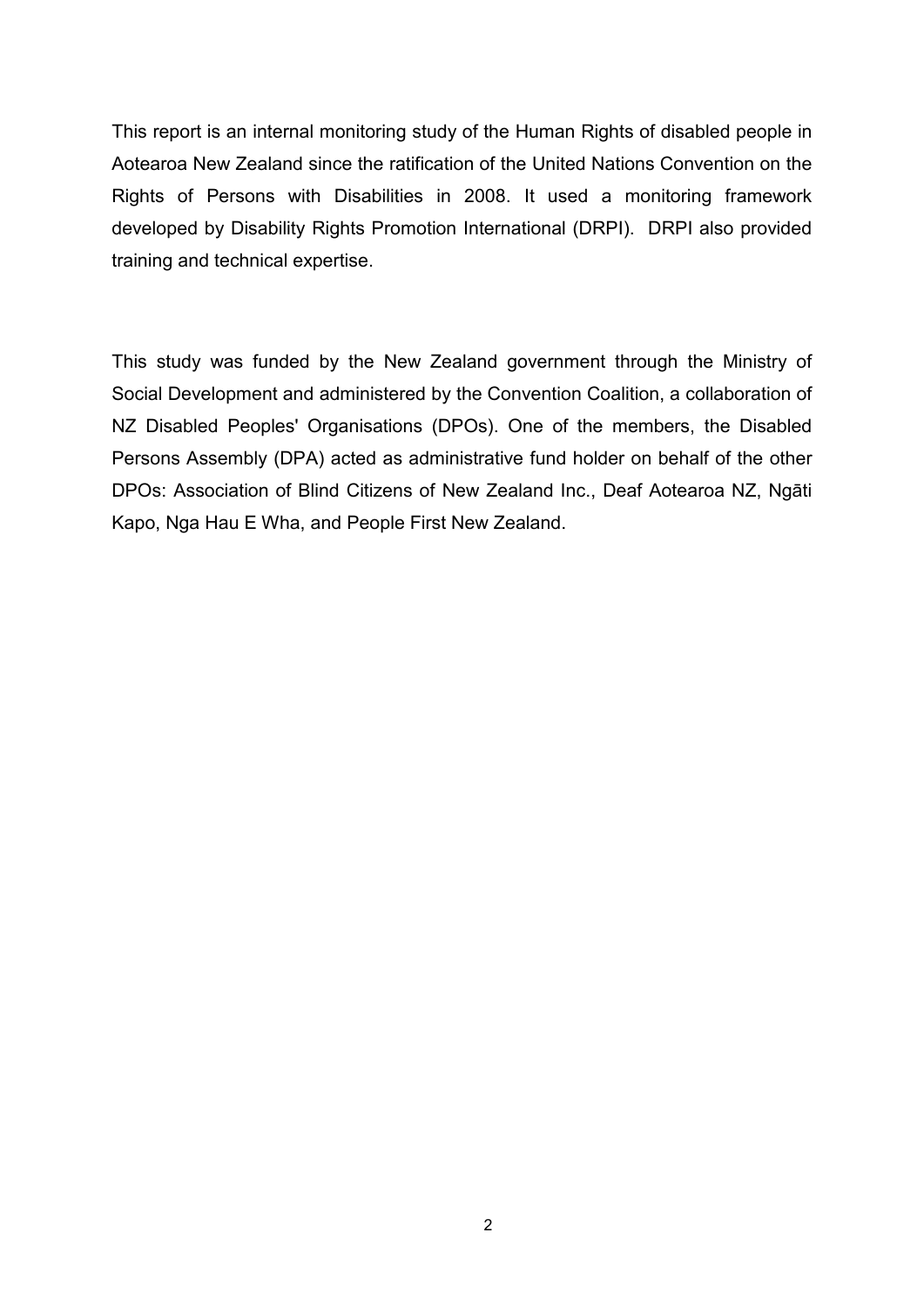This report is an internal monitoring study of the Human Rights of disabled people in Aotearoa New Zealand since the ratification of the United Nations Convention on the Rights of Persons with Disabilities in 2008. It used a monitoring framework developed by Disability Rights Promotion International (DRPI). DRPI also provided training and technical expertise.

This study was funded by the New Zealand government through the Ministry of Social Development and administered by the Convention Coalition, a collaboration of NZ Disabled Peoples' Organisations (DPOs). One of the members, the Disabled Persons Assembly (DPA) acted as administrative fund holder on behalf of the other DPOs: Association of Blind Citizens of New Zealand Inc., Deaf Aotearoa NZ, Ngāti Kapo, Nga Hau E Wha, and People First New Zealand.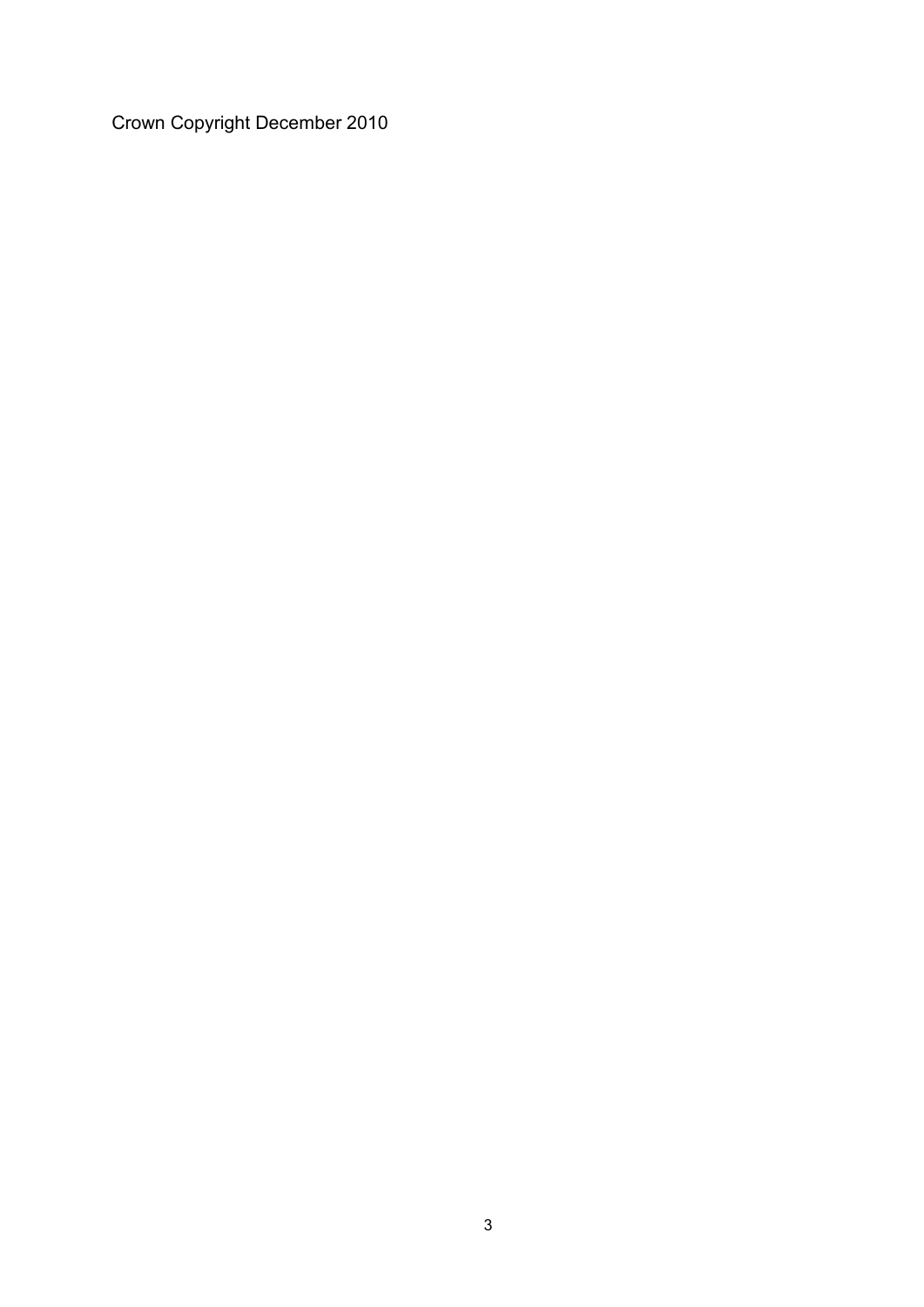Crown Copyright December 2010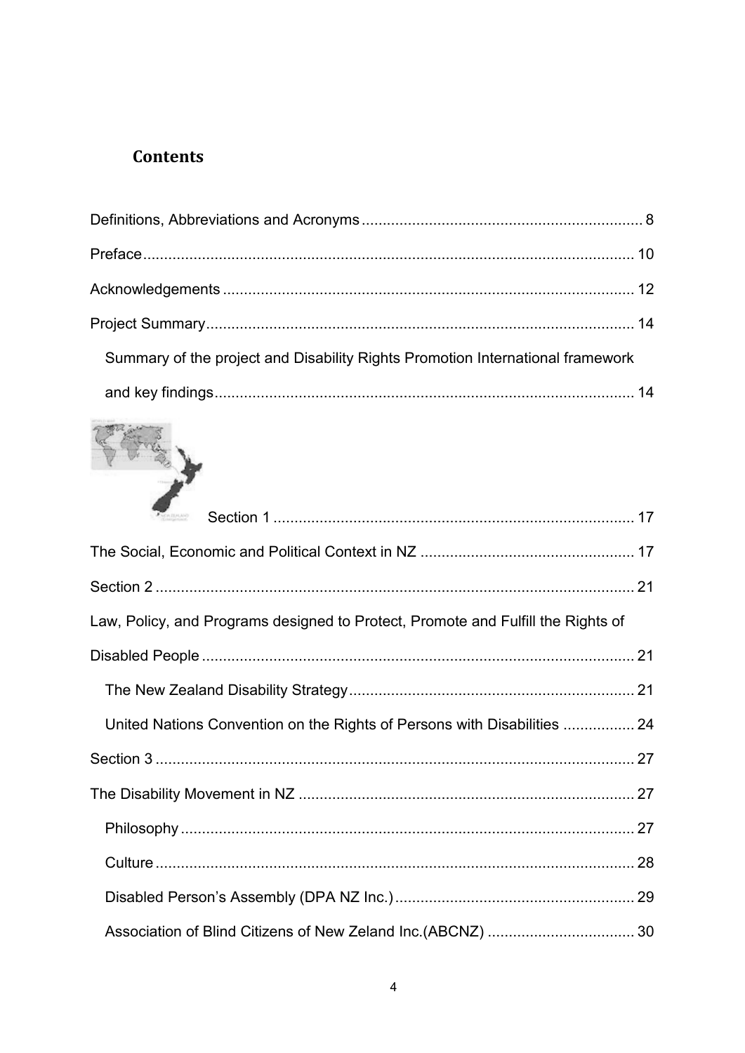## Contents

Definitions, Abbreviations and Acronyms .......... 8

Preface .......... 10

Acknowledgements .......... 12

Project Summary .......... 14

- Summary of the project and Disability Rights Promotion International framework and key findings .......... 14

Section 1 .......... 17

The Social, Economic and Political Context in NZ .......... 17

Section 2 .......... 21

Law, Policy, and Programs designed to Protect, Promote and Fulfill the Rights of Disabled People .......... 21

- The New Zealand Disability Strategy .......... 21
- United Nations Convention on the Rights of Persons with Disabilities .......... 24

Section 3 .......... 27

The Disability Movement in NZ .......... 27

- Philosophy .......... 27
- Culture .......... 28
- Disabled Person's Assembly (DPA NZ Inc.) .......... 29
- Association of Blind Citizens of New Zeland Inc.(ABCNZ) .......... 30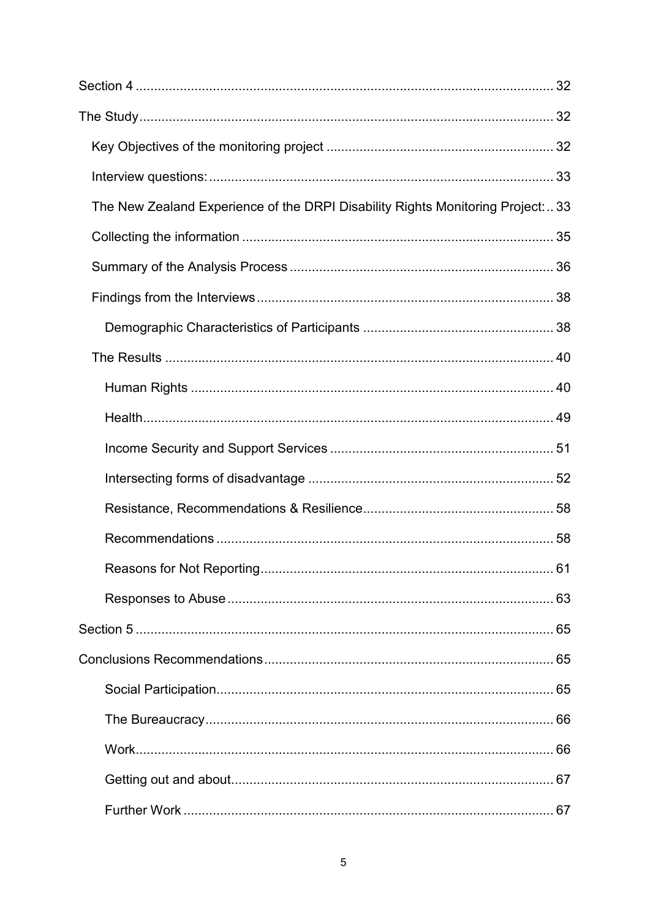Section 4 .... 32

The Study .... 32

- Key Objectives of the monitoring project .... 32
- Interview questions: .... 33
- The New Zealand Experience of the DRPI Disability Rights Monitoring Project: .. 33
- Collecting the information .... 35
- Summary of the Analysis Process .... 36
- Findings from the Interviews .... 38
  - Demographic Characteristics of Participants .... 38
- The Results .... 40
  - Human Rights .... 40
  - Health .... 49
  - Income Security and Support Services .... 51
  - Intersecting forms of disadvantage .... 52
  - Resistance, Recommendations & Resilience .... 58
  - Recommendations .... 58
  - Reasons for Not Reporting .... 61
  - Responses to Abuse .... 63

Section 5 .... 65

Conclusions Recommendations .... 65

- Social Participation .... 65
- The Bureaucracy .... 66
- Work .... 66
- Getting out and about .... 67
- Further Work .... 67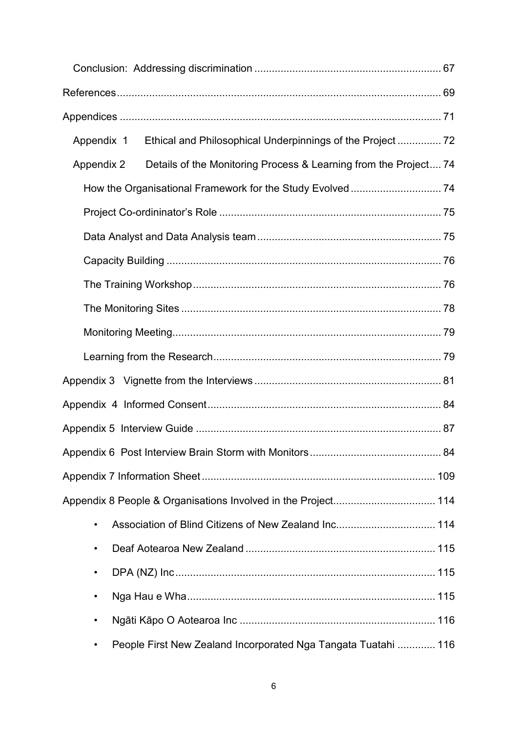Conclusion: Addressing discrimination ........................................................... 67

References ........................................................................................................ 69

Appendices ....................................................................................................... 71

Appendix 1 Ethical and Philosophical Underpinnings of the Project ............... 72

Appendix 2 Details of the Monitoring Process & Learning from the Project .... 74

How the Organisational Framework for the Study Evolved ............................... 74

Project Co-ordininator's Role ........................................................................... 75

Data Analyst and Data Analysis team .............................................................. 75

Capacity Building ............................................................................................. 76

The Training Workshop .................................................................................... 76

The Monitoring Sites ........................................................................................ 78

Monitoring Meeting ........................................................................................... 79

Learning from the Research ............................................................................. 79

Appendix 3 Vignette from the Interviews ............................................................... 81

Appendix 4 Informed Consent ............................................................................... 84

Appendix 5 Interview Guide ................................................................................... 87

Appendix 6 Post Interview Brain Storm with Monitors ............................................ 84

Appendix 7 Information Sheet ............................................................................... 109

Appendix 8 People & Organisations Involved in the Project .................................. 114

- Association of Blind Citizens of New Zealand Inc. ................................. 114
- Deaf Aotearoa New Zealand ................................................................ 115
- DPA (NZ) Inc ........................................................................................ 115
- Nga Hau e Wha .................................................................................... 115
- Ngāti Kāpo O Aotearoa Inc .................................................................. 116
- People First New Zealand Incorporated Nga Tangata Tuatahi ............. 116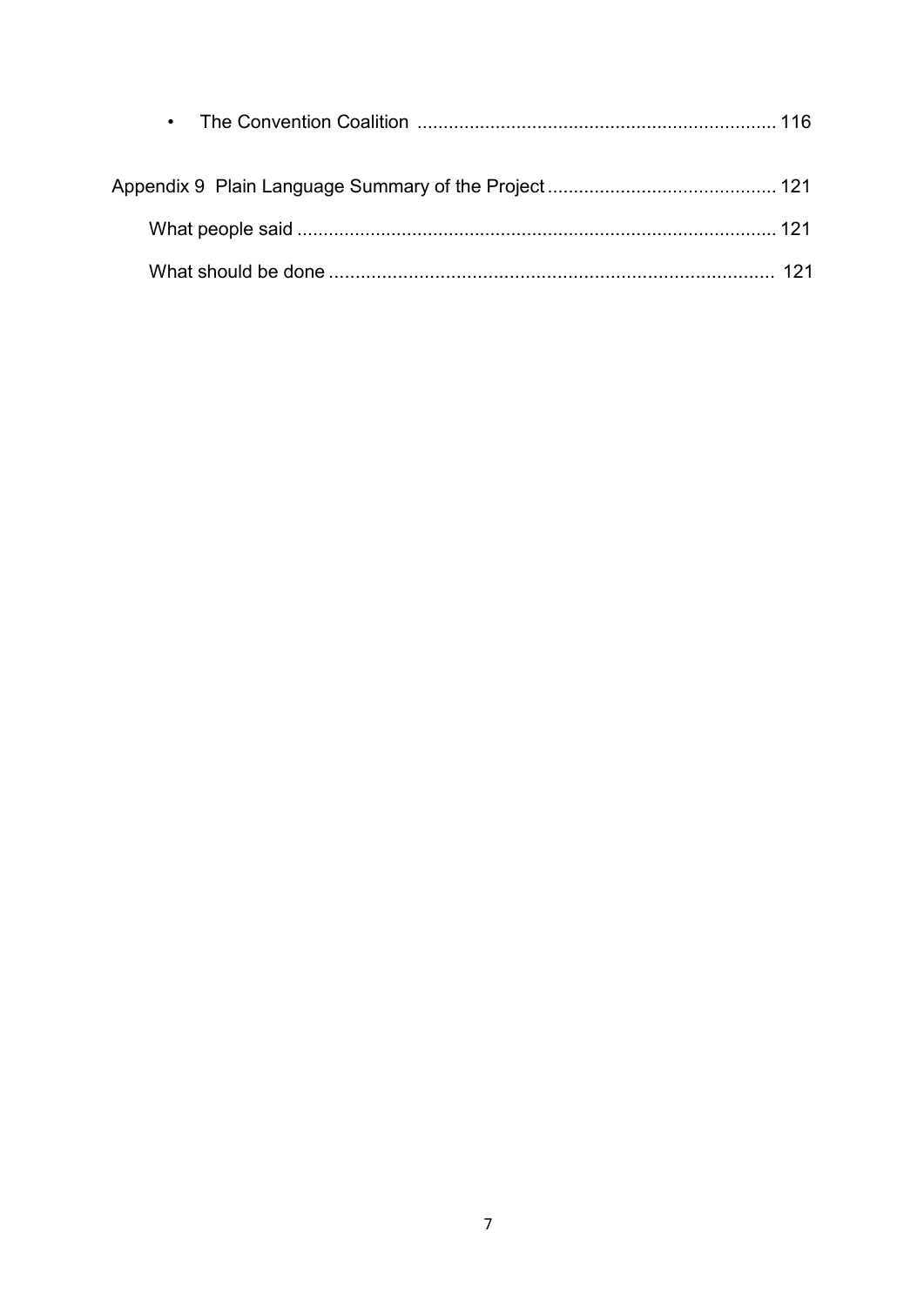- The Convention Coalition .................................................................... 116

Appendix 9 Plain Language Summary of the Project ........................................... 121

What people said .......................................................................................... 121

What should be done .................................................................................... 121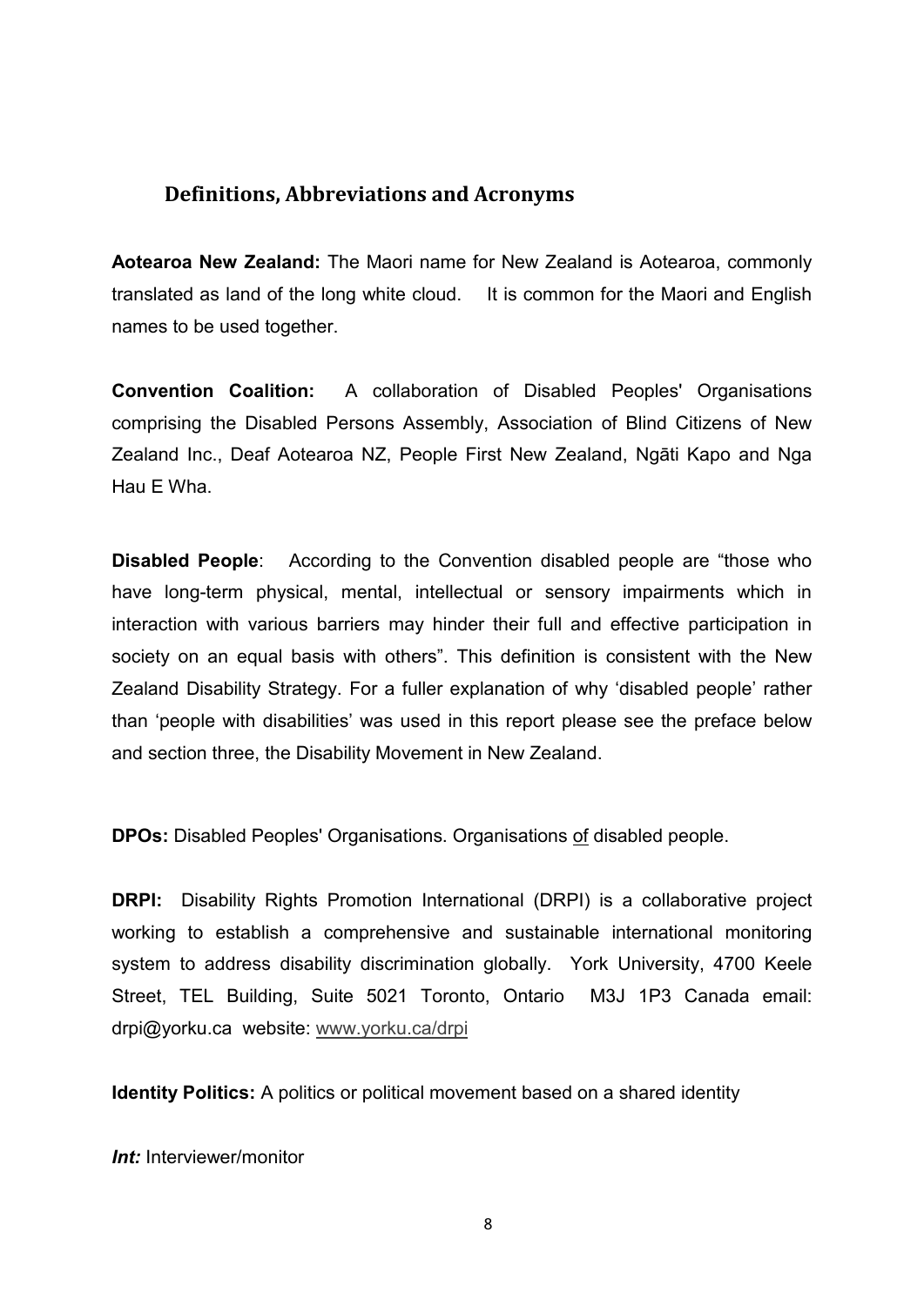## Definitions, Abbreviations and Acronyms

**Aotearoa New Zealand:** The Maori name for New Zealand is Aotearoa, commonly translated as land of the long white cloud. It is common for the Maori and English names to be used together.

**Convention Coalition:** A collaboration of Disabled Peoples' Organisations comprising the Disabled Persons Assembly, Association of Blind Citizens of New Zealand Inc., Deaf Aotearoa NZ, People First New Zealand, Ngāti Kapo and Nga Hau E Wha.

**Disabled People**: According to the Convention disabled people are "those who have long-term physical, mental, intellectual or sensory impairments which in interaction with various barriers may hinder their full and effective participation in society on an equal basis with others". This definition is consistent with the New Zealand Disability Strategy. For a fuller explanation of why 'disabled people' rather than 'people with disabilities' was used in this report please see the preface below and section three, the Disability Movement in New Zealand.

**DPOs:** Disabled Peoples' Organisations. Organisations <u>of</u> disabled people.

**DRPI:** Disability Rights Promotion International (DRPI) is a collaborative project working to establish a comprehensive and sustainable international monitoring system to address disability discrimination globally. York University, 4700 Keele Street, TEL Building, Suite 5021 Toronto, Ontario M3J 1P3 Canada email: drpi@yorku.ca website: www.yorku.ca/drpi

**Identity Politics:** A politics or political movement based on a shared identity

***Int:*** Interviewer/monitor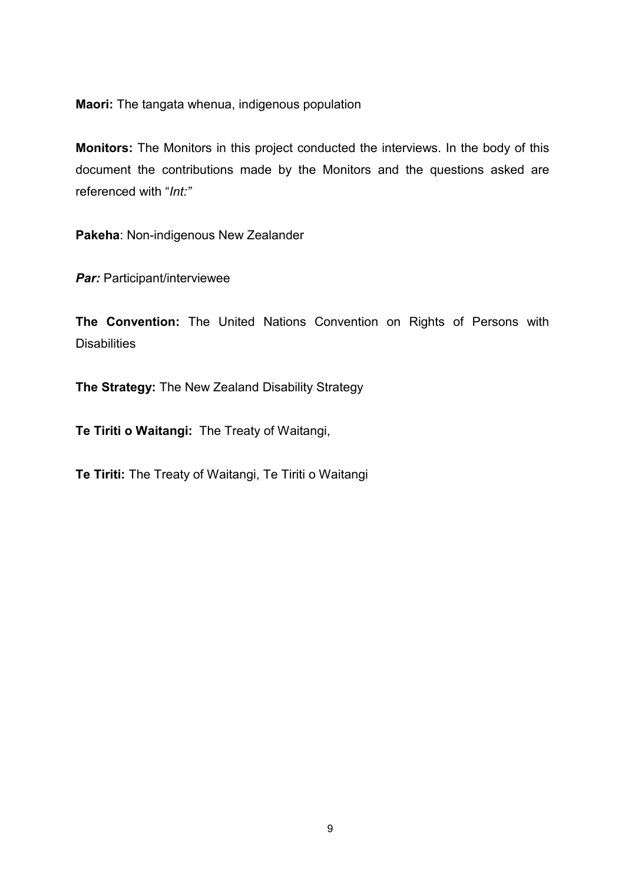**Maori:** The tangata whenua, indigenous population

**Monitors:** The Monitors in this project conducted the interviews. In the body of this document the contributions made by the Monitors and the questions asked are referenced with "*Int:"*

**Pakeha**: Non-indigenous New Zealander

***Par:*** Participant/interviewee

**The Convention:** The United Nations Convention on Rights of Persons with Disabilities

**The Strategy:** The New Zealand Disability Strategy

**Te Tiriti o Waitangi:** The Treaty of Waitangi,

**Te Tiriti:** The Treaty of Waitangi, Te Tiriti o Waitangi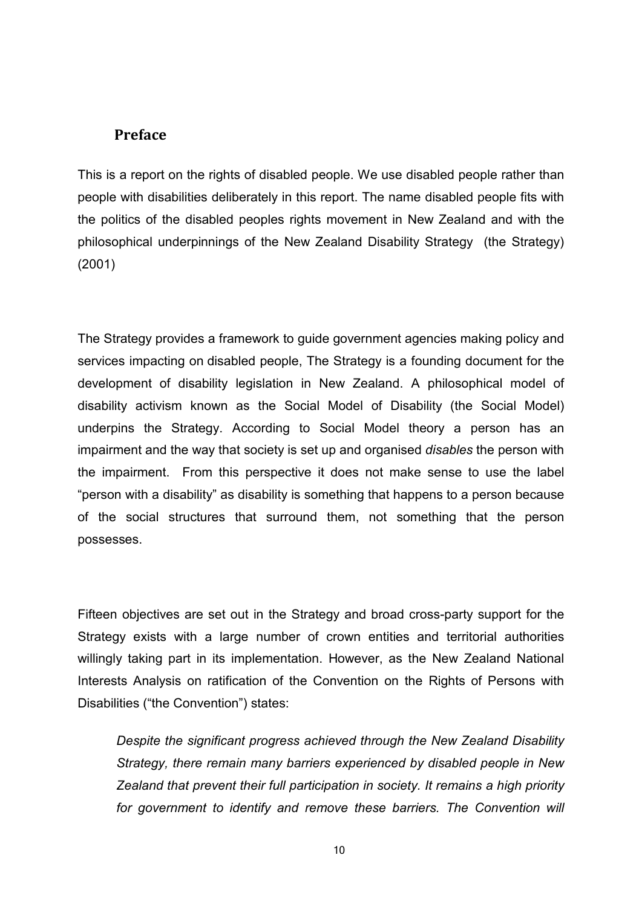## Preface

This is a report on the rights of disabled people. We use disabled people rather than people with disabilities deliberately in this report. The name disabled people fits with the politics of the disabled peoples rights movement in New Zealand and with the philosophical underpinnings of the New Zealand Disability Strategy (the Strategy) (2001)

The Strategy provides a framework to guide government agencies making policy and services impacting on disabled people, The Strategy is a founding document for the development of disability legislation in New Zealand. A philosophical model of disability activism known as the Social Model of Disability (the Social Model) underpins the Strategy. According to Social Model theory a person has an impairment and the way that society is set up and organised *disables* the person with the impairment. From this perspective it does not make sense to use the label "person with a disability" as disability is something that happens to a person because of the social structures that surround them, not something that the person possesses.

Fifteen objectives are set out in the Strategy and broad cross-party support for the Strategy exists with a large number of crown entities and territorial authorities willingly taking part in its implementation. However, as the New Zealand National Interests Analysis on ratification of the Convention on the Rights of Persons with Disabilities ("the Convention") states:

> *Despite the significant progress achieved through the New Zealand Disability Strategy, there remain many barriers experienced by disabled people in New Zealand that prevent their full participation in society. It remains a high priority for government to identify and remove these barriers. The Convention will*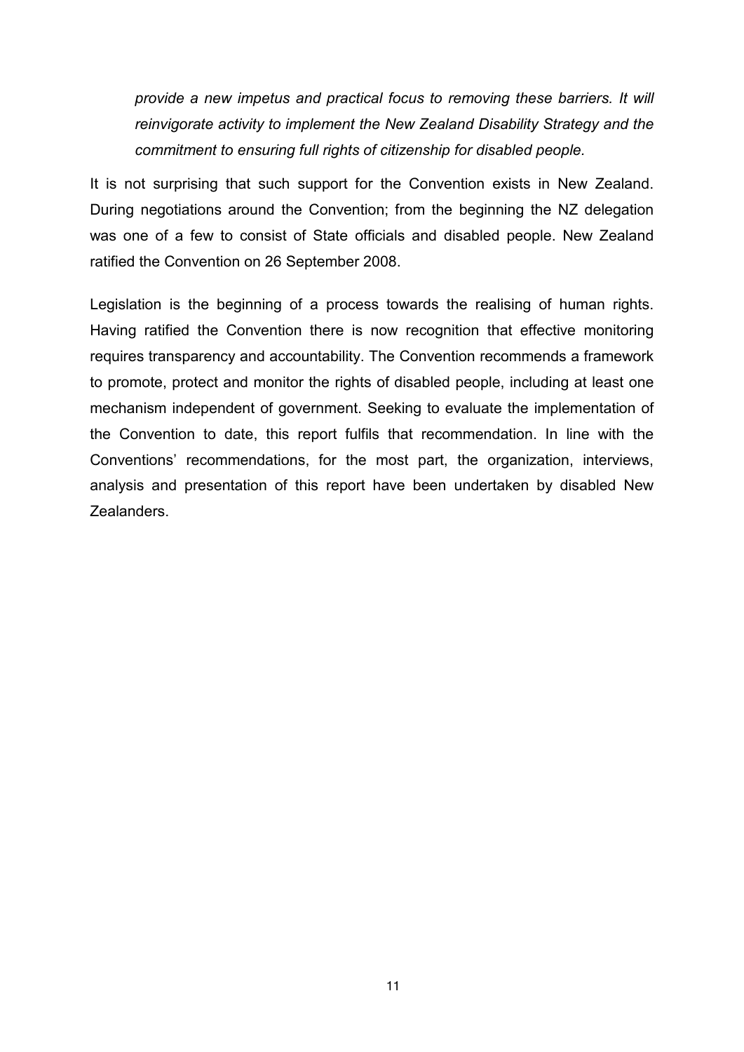*provide a new impetus and practical focus to removing these barriers. It will reinvigorate activity to implement the New Zealand Disability Strategy and the commitment to ensuring full rights of citizenship for disabled people.*

It is not surprising that such support for the Convention exists in New Zealand. During negotiations around the Convention; from the beginning the NZ delegation was one of a few to consist of State officials and disabled people. New Zealand ratified the Convention on 26 September 2008.

Legislation is the beginning of a process towards the realising of human rights. Having ratified the Convention there is now recognition that effective monitoring requires transparency and accountability. The Convention recommends a framework to promote, protect and monitor the rights of disabled people, including at least one mechanism independent of government. Seeking to evaluate the implementation of the Convention to date, this report fulfils that recommendation. In line with the Conventions' recommendations, for the most part, the organization, interviews, analysis and presentation of this report have been undertaken by disabled New Zealanders.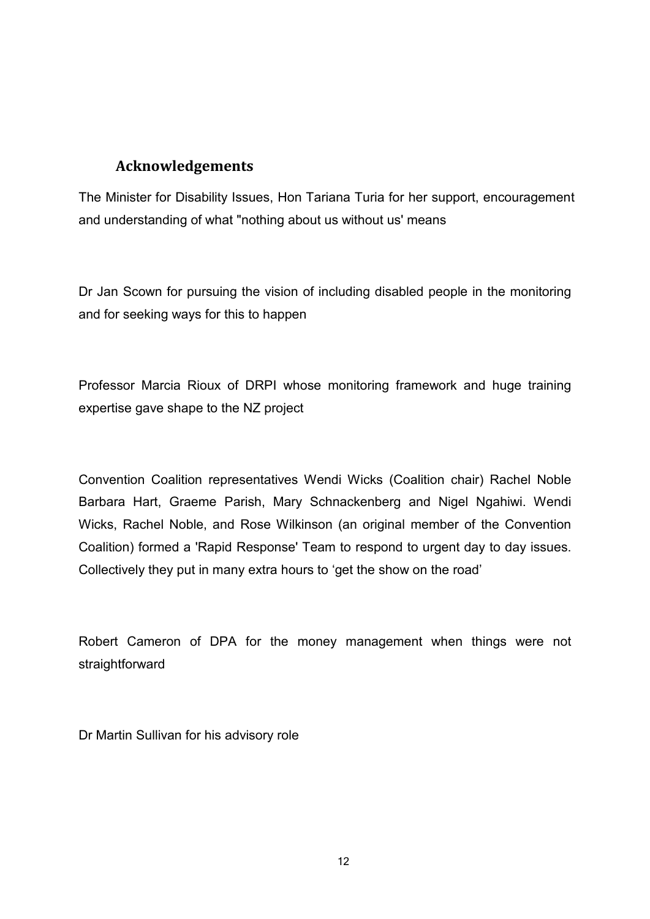## Acknowledgements

The Minister for Disability Issues, Hon Tariana Turia for her support, encouragement and understanding of what "nothing about us without us' means

Dr Jan Scown for pursuing the vision of including disabled people in the monitoring and for seeking ways for this to happen

Professor Marcia Rioux of DRPI whose monitoring framework and huge training expertise gave shape to the NZ project

Convention Coalition representatives Wendi Wicks (Coalition chair) Rachel Noble Barbara Hart, Graeme Parish, Mary Schnackenberg and Nigel Ngahiwi. Wendi Wicks, Rachel Noble, and Rose Wilkinson (an original member of the Convention Coalition) formed a 'Rapid Response' Team to respond to urgent day to day issues. Collectively they put in many extra hours to 'get the show on the road'

Robert Cameron of DPA for the money management when things were not straightforward

Dr Martin Sullivan for his advisory role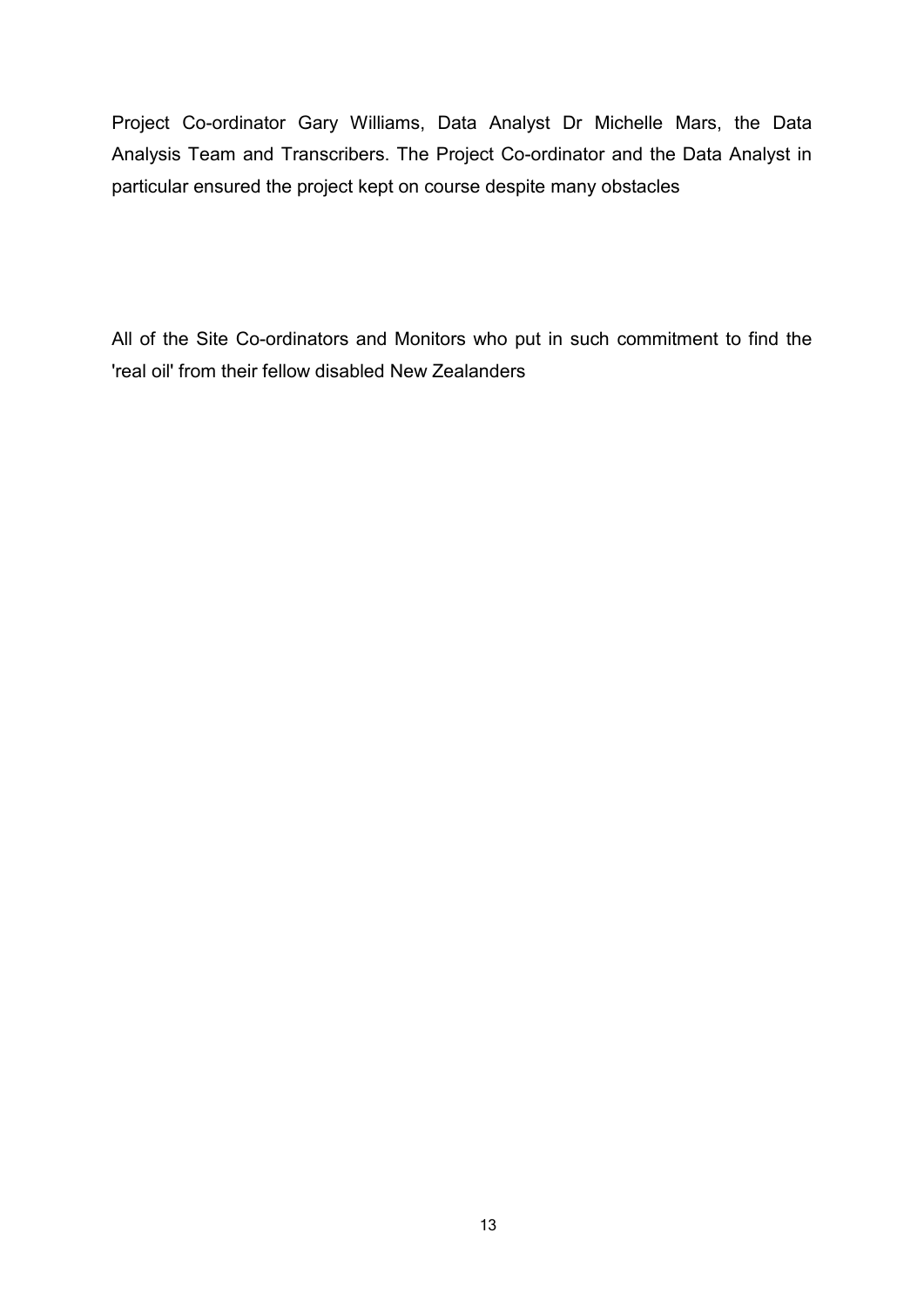Project Co-ordinator Gary Williams, Data Analyst Dr Michelle Mars, the Data Analysis Team and Transcribers. The Project Co-ordinator and the Data Analyst in particular ensured the project kept on course despite many obstacles

All of the Site Co-ordinators and Monitors who put in such commitment to find the 'real oil' from their fellow disabled New Zealanders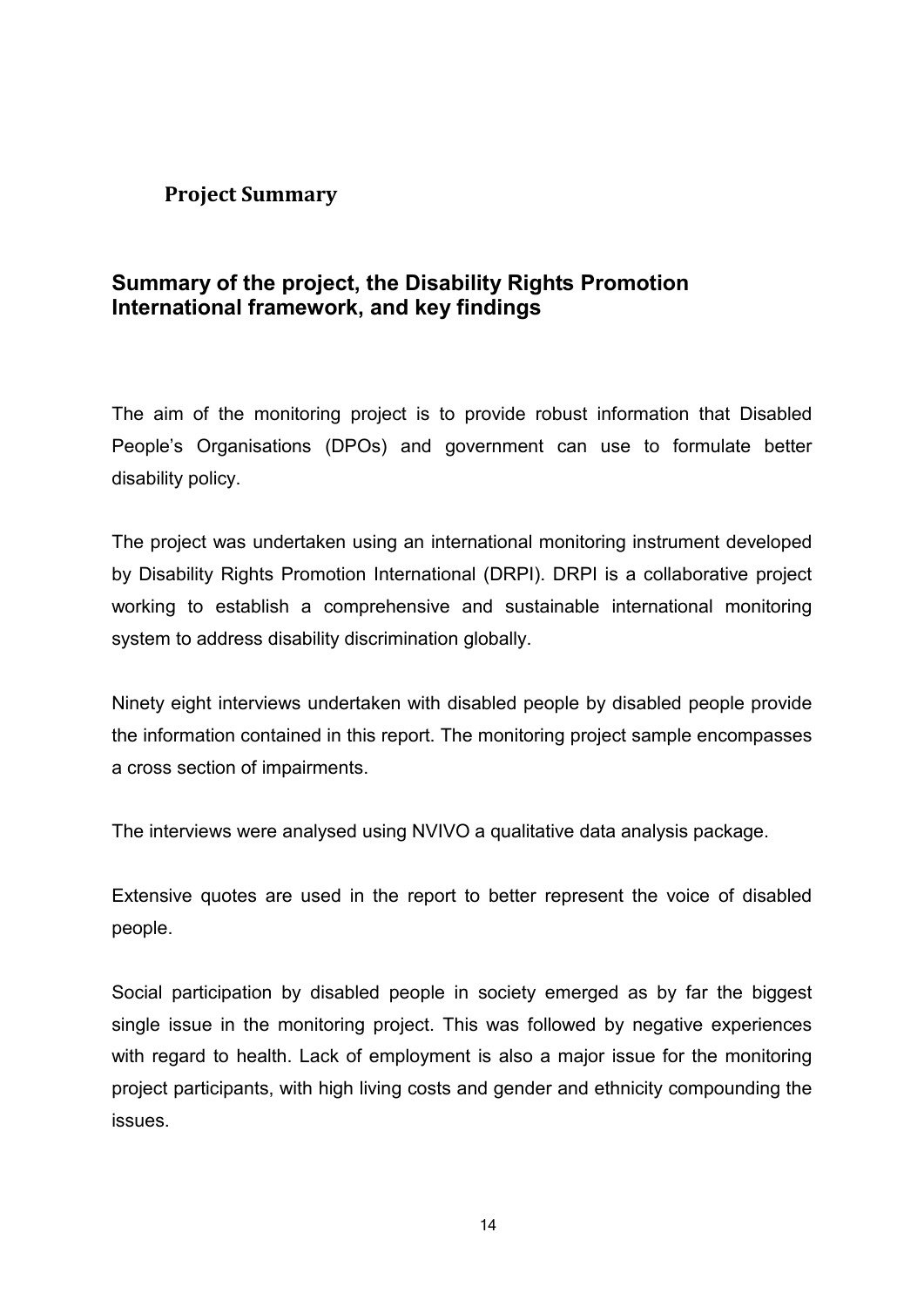# Project Summary

## Summary of the project, the Disability Rights Promotion International framework, and key findings

The aim of the monitoring project is to provide robust information that Disabled People's Organisations (DPOs) and government can use to formulate better disability policy.

The project was undertaken using an international monitoring instrument developed by Disability Rights Promotion International (DRPI). DRPI is a collaborative project working to establish a comprehensive and sustainable international monitoring system to address disability discrimination globally.

Ninety eight interviews undertaken with disabled people by disabled people provide the information contained in this report. The monitoring project sample encompasses a cross section of impairments.

The interviews were analysed using NVIVO a qualitative data analysis package.

Extensive quotes are used in the report to better represent the voice of disabled people.

Social participation by disabled people in society emerged as by far the biggest single issue in the monitoring project. This was followed by negative experiences with regard to health. Lack of employment is also a major issue for the monitoring project participants, with high living costs and gender and ethnicity compounding the issues.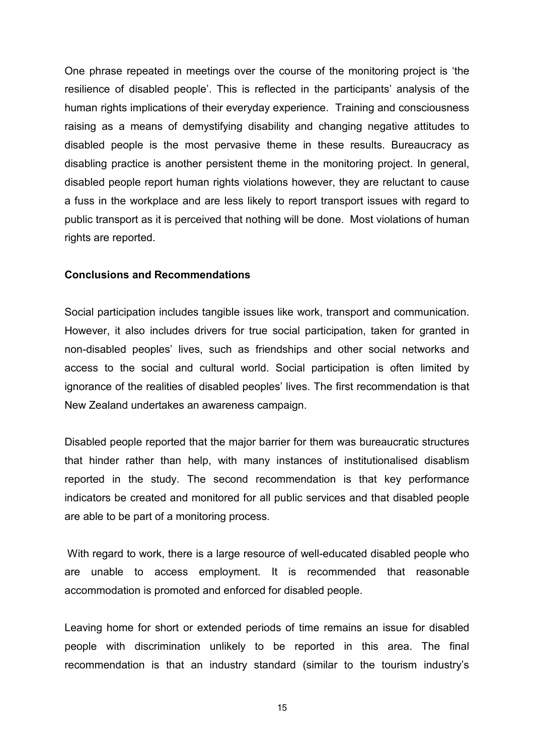One phrase repeated in meetings over the course of the monitoring project is 'the resilience of disabled people'. This is reflected in the participants' analysis of the human rights implications of their everyday experience. Training and consciousness raising as a means of demystifying disability and changing negative attitudes to disabled people is the most pervasive theme in these results. Bureaucracy as disabling practice is another persistent theme in the monitoring project. In general, disabled people report human rights violations however, they are reluctant to cause a fuss in the workplace and are less likely to report transport issues with regard to public transport as it is perceived that nothing will be done. Most violations of human rights are reported.

**Conclusions and Recommendations**

Social participation includes tangible issues like work, transport and communication. However, it also includes drivers for true social participation, taken for granted in non-disabled peoples' lives, such as friendships and other social networks and access to the social and cultural world. Social participation is often limited by ignorance of the realities of disabled peoples' lives. The first recommendation is that New Zealand undertakes an awareness campaign.

Disabled people reported that the major barrier for them was bureaucratic structures that hinder rather than help, with many instances of institutionalised disablism reported in the study. The second recommendation is that key performance indicators be created and monitored for all public services and that disabled people are able to be part of a monitoring process.

With regard to work, there is a large resource of well-educated disabled people who are unable to access employment. It is recommended that reasonable accommodation is promoted and enforced for disabled people.

Leaving home for short or extended periods of time remains an issue for disabled people with discrimination unlikely to be reported in this area. The final recommendation is that an industry standard (similar to the tourism industry's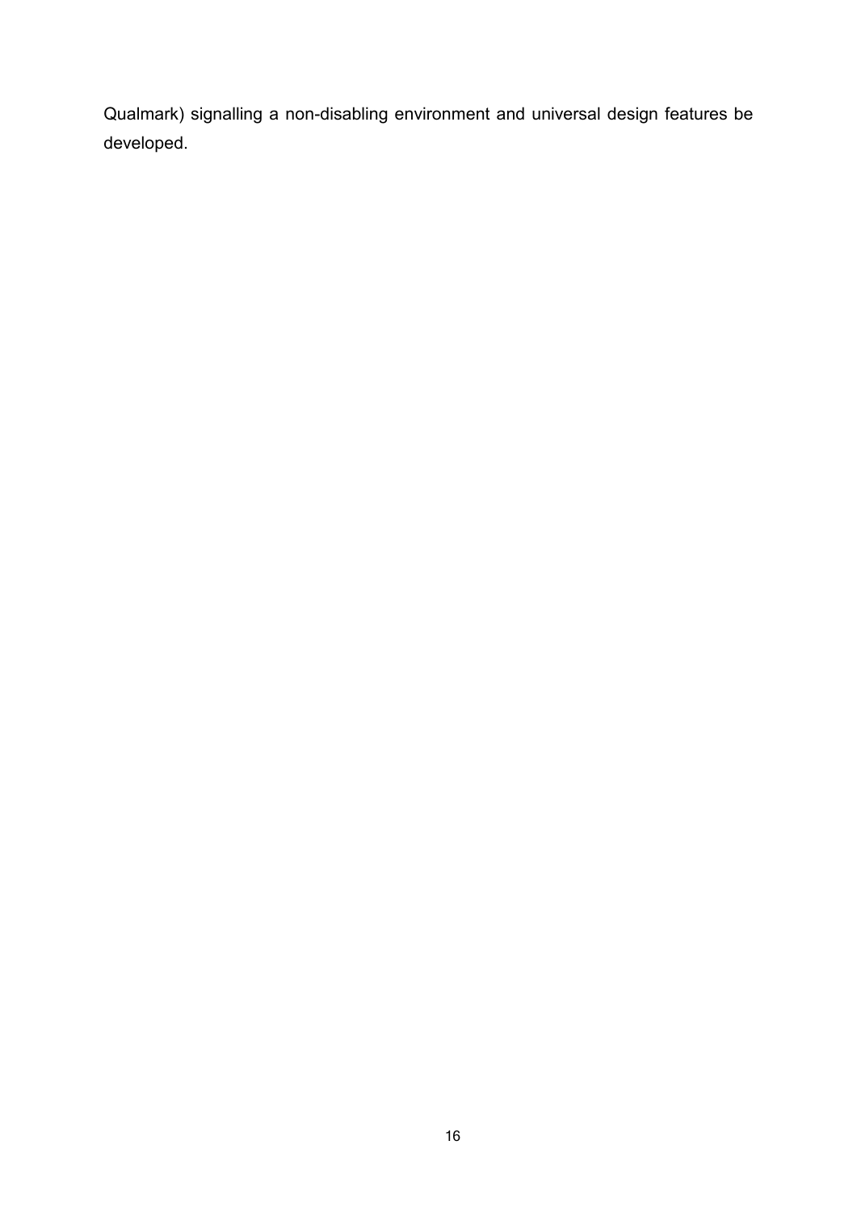Qualmark) signalling a non-disabling environment and universal design features be developed.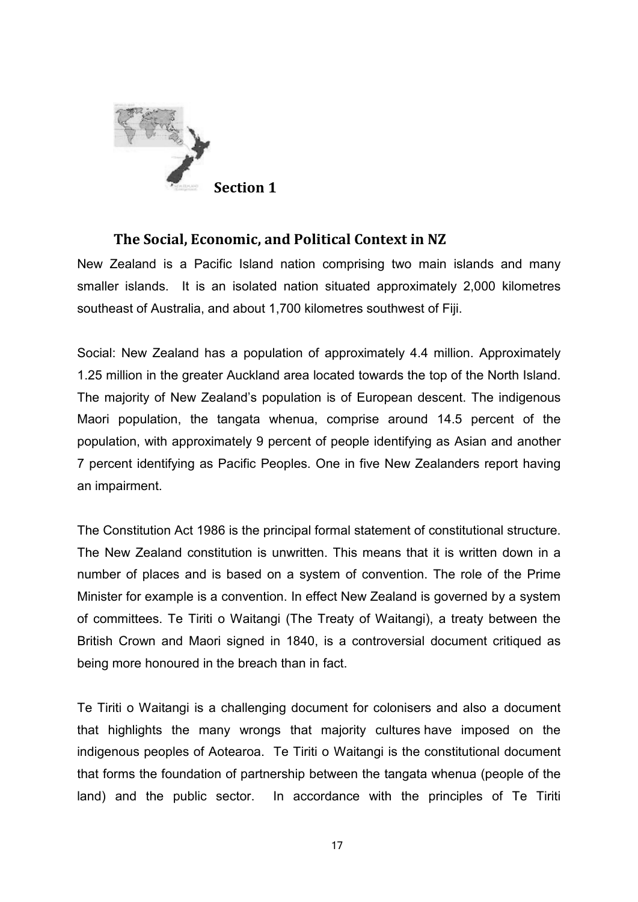# Section 1

## The Social, Economic, and Political Context in NZ

New Zealand is a Pacific Island nation comprising two main islands and many smaller islands. It is an isolated nation situated approximately 2,000 kilometres southeast of Australia, and about 1,700 kilometres southwest of Fiji.

Social: New Zealand has a population of approximately 4.4 million. Approximately 1.25 million in the greater Auckland area located towards the top of the North Island. The majority of New Zealand's population is of European descent. The indigenous Maori population, the tangata whenua, comprise around 14.5 percent of the population, with approximately 9 percent of people identifying as Asian and another 7 percent identifying as Pacific Peoples. One in five New Zealanders report having an impairment.

The Constitution Act 1986 is the principal formal statement of constitutional structure. The New Zealand constitution is unwritten. This means that it is written down in a number of places and is based on a system of convention. The role of the Prime Minister for example is a convention. In effect New Zealand is governed by a system of committees. Te Tiriti o Waitangi (The Treaty of Waitangi), a treaty between the British Crown and Maori signed in 1840, is a controversial document critiqued as being more honoured in the breach than in fact.

Te Tiriti o Waitangi is a challenging document for colonisers and also a document that highlights the many wrongs that majority cultures have imposed on the indigenous peoples of Aotearoa. Te Tiriti o Waitangi is the constitutional document that forms the foundation of partnership between the tangata whenua (people of the land) and the public sector. In accordance with the principles of Te Tiriti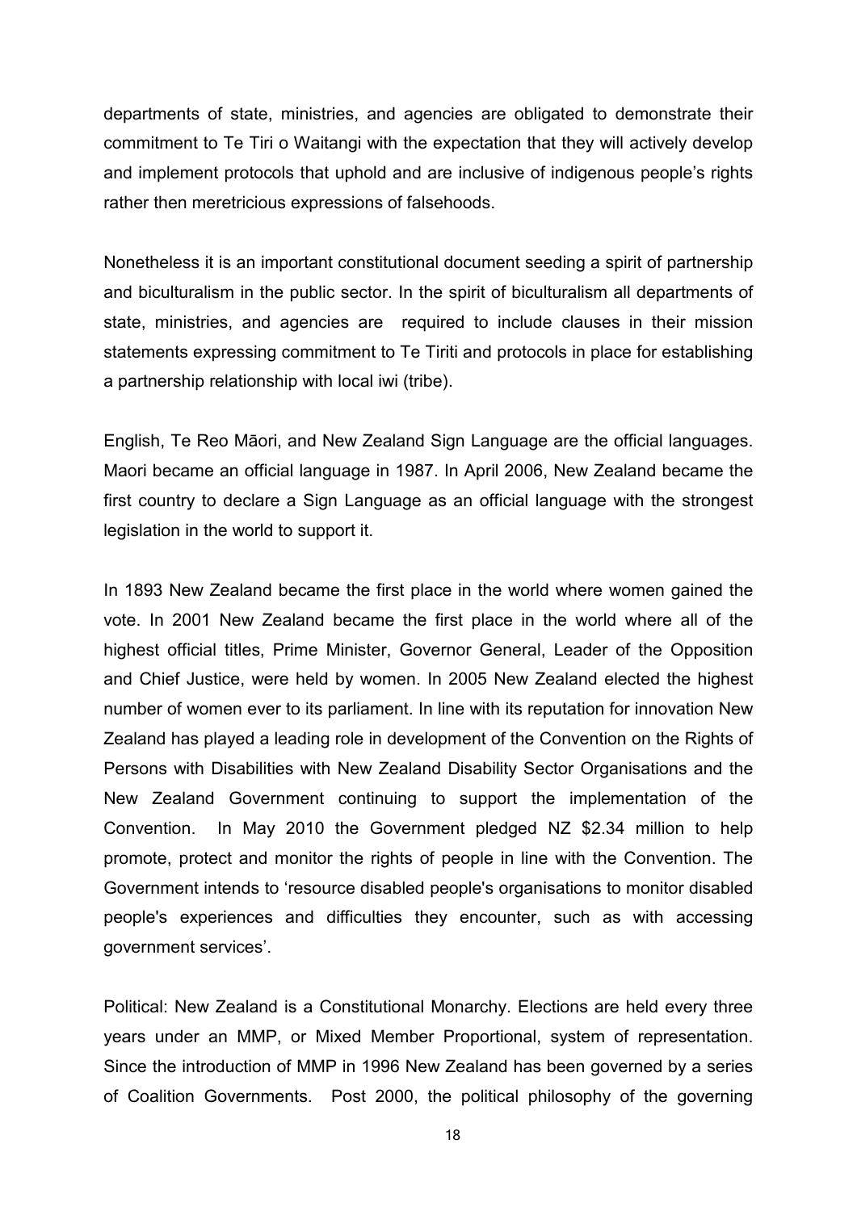departments of state, ministries, and agencies are obligated to demonstrate their commitment to Te Tiri o Waitangi with the expectation that they will actively develop and implement protocols that uphold and are inclusive of indigenous people's rights rather then meretricious expressions of falsehoods.

Nonetheless it is an important constitutional document seeding a spirit of partnership and biculturalism in the public sector. In the spirit of biculturalism all departments of state, ministries, and agencies are required to include clauses in their mission statements expressing commitment to Te Tiriti and protocols in place for establishing a partnership relationship with local iwi (tribe).

English, Te Reo Māori, and New Zealand Sign Language are the official languages. Maori became an official language in 1987. In April 2006, New Zealand became the first country to declare a Sign Language as an official language with the strongest legislation in the world to support it.

In 1893 New Zealand became the first place in the world where women gained the vote. In 2001 New Zealand became the first place in the world where all of the highest official titles, Prime Minister, Governor General, Leader of the Opposition and Chief Justice, were held by women. In 2005 New Zealand elected the highest number of women ever to its parliament. In line with its reputation for innovation New Zealand has played a leading role in development of the Convention on the Rights of Persons with Disabilities with New Zealand Disability Sector Organisations and the New Zealand Government continuing to support the implementation of the Convention. In May 2010 the Government pledged NZ $2.34 million to help promote, protect and monitor the rights of people in line with the Convention. The Government intends to 'resource disabled people's organisations to monitor disabled people's experiences and difficulties they encounter, such as with accessing government services'.

Political: New Zealand is a Constitutional Monarchy. Elections are held every three years under an MMP, or Mixed Member Proportional, system of representation. Since the introduction of MMP in 1996 New Zealand has been governed by a series of Coalition Governments. Post 2000, the political philosophy of the governing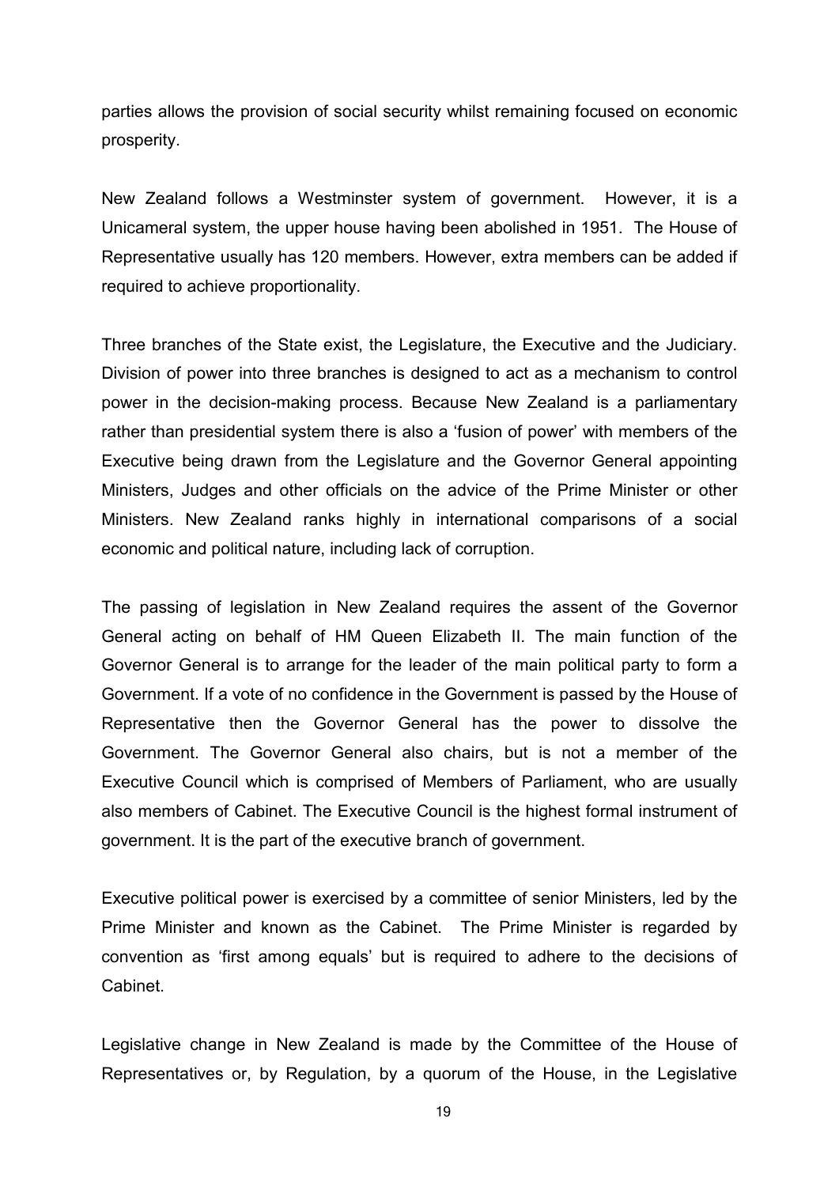parties allows the provision of social security whilst remaining focused on economic prosperity.

New Zealand follows a Westminster system of government. However, it is a Unicameral system, the upper house having been abolished in 1951. The House of Representative usually has 120 members. However, extra members can be added if required to achieve proportionality.

Three branches of the State exist, the Legislature, the Executive and the Judiciary. Division of power into three branches is designed to act as a mechanism to control power in the decision-making process. Because New Zealand is a parliamentary rather than presidential system there is also a 'fusion of power' with members of the Executive being drawn from the Legislature and the Governor General appointing Ministers, Judges and other officials on the advice of the Prime Minister or other Ministers. New Zealand ranks highly in international comparisons of a social economic and political nature, including lack of corruption.

The passing of legislation in New Zealand requires the assent of the Governor General acting on behalf of HM Queen Elizabeth II. The main function of the Governor General is to arrange for the leader of the main political party to form a Government. If a vote of no confidence in the Government is passed by the House of Representative then the Governor General has the power to dissolve the Government. The Governor General also chairs, but is not a member of the Executive Council which is comprised of Members of Parliament, who are usually also members of Cabinet. The Executive Council is the highest formal instrument of government. It is the part of the executive branch of government.

Executive political power is exercised by a committee of senior Ministers, led by the Prime Minister and known as the Cabinet. The Prime Minister is regarded by convention as 'first among equals' but is required to adhere to the decisions of Cabinet.

Legislative change in New Zealand is made by the Committee of the House of Representatives or, by Regulation, by a quorum of the House, in the Legislative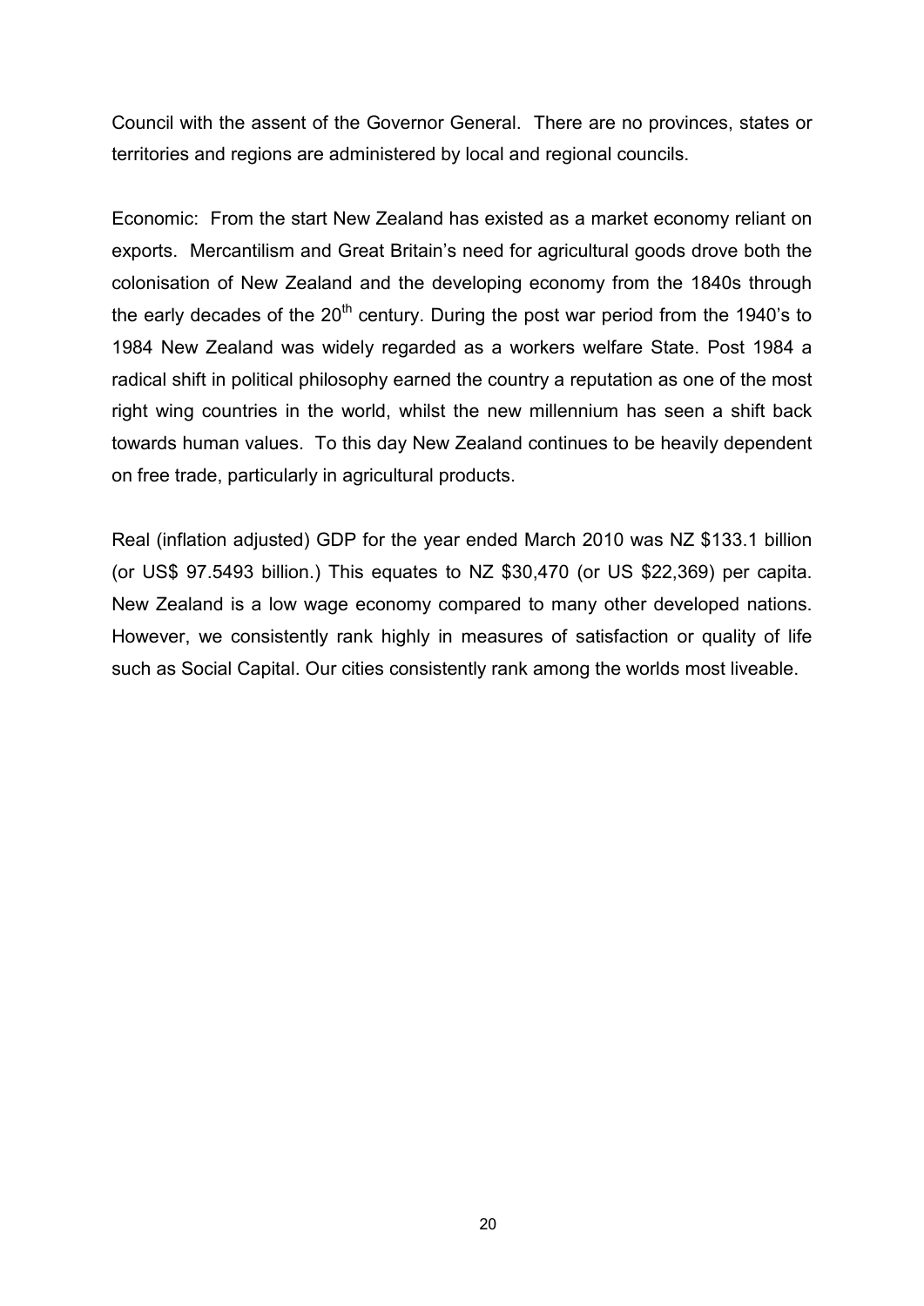Council with the assent of the Governor General. There are no provinces, states or territories and regions are administered by local and regional councils.

Economic: From the start New Zealand has existed as a market economy reliant on exports. Mercantilism and Great Britain's need for agricultural goods drove both the colonisation of New Zealand and the developing economy from the 1840s through the early decades of the 20$^{th}$ century. During the post war period from the 1940's to 1984 New Zealand was widely regarded as a workers welfare State. Post 1984 a radical shift in political philosophy earned the country a reputation as one of the most right wing countries in the world, whilst the new millennium has seen a shift back towards human values. To this day New Zealand continues to be heavily dependent on free trade, particularly in agricultural products.

Real (inflation adjusted) GDP for the year ended March 2010 was NZ $133.1 billion (or US$ 97.5493 billion.) This equates to NZ $30,470 (or US $22,369) per capita. New Zealand is a low wage economy compared to many other developed nations. However, we consistently rank highly in measures of satisfaction or quality of life such as Social Capital. Our cities consistently rank among the worlds most liveable.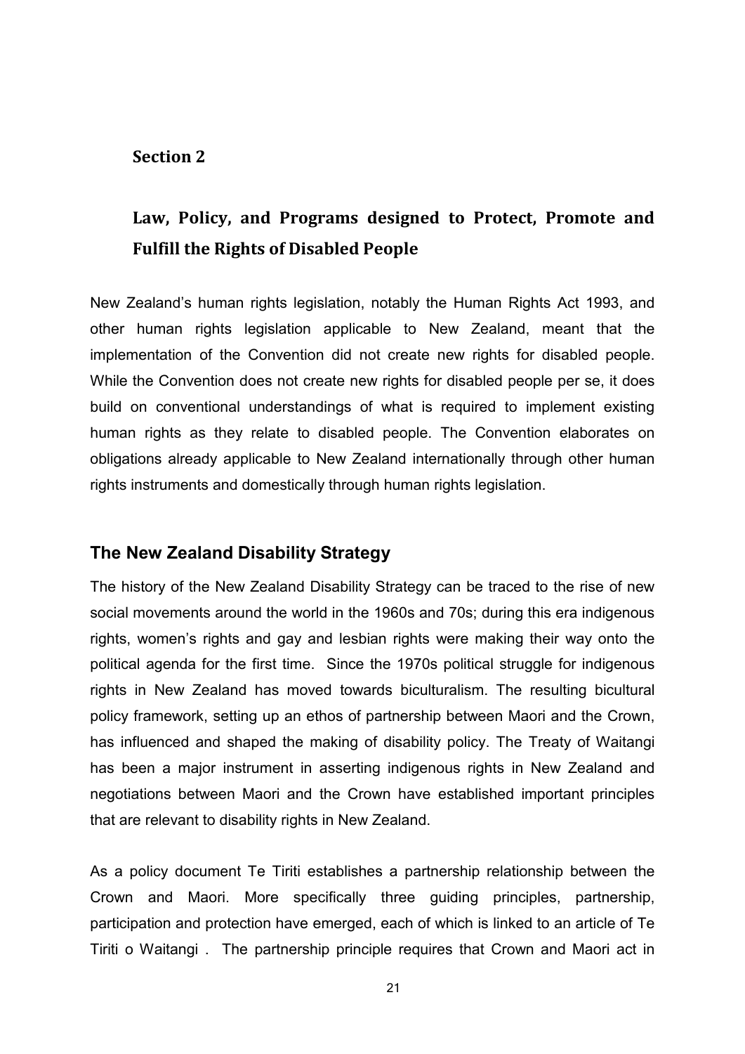## Section 2

## Law, Policy, and Programs designed to Protect, Promote and Fulfill the Rights of Disabled People

New Zealand's human rights legislation, notably the Human Rights Act 1993, and other human rights legislation applicable to New Zealand, meant that the implementation of the Convention did not create new rights for disabled people. While the Convention does not create new rights for disabled people per se, it does build on conventional understandings of what is required to implement existing human rights as they relate to disabled people. The Convention elaborates on obligations already applicable to New Zealand internationally through other human rights instruments and domestically through human rights legislation.

### The New Zealand Disability Strategy

The history of the New Zealand Disability Strategy can be traced to the rise of new social movements around the world in the 1960s and 70s; during this era indigenous rights, women's rights and gay and lesbian rights were making their way onto the political agenda for the first time. Since the 1970s political struggle for indigenous rights in New Zealand has moved towards biculturalism. The resulting bicultural policy framework, setting up an ethos of partnership between Maori and the Crown, has influenced and shaped the making of disability policy. The Treaty of Waitangi has been a major instrument in asserting indigenous rights in New Zealand and negotiations between Maori and the Crown have established important principles that are relevant to disability rights in New Zealand.

As a policy document Te Tiriti establishes a partnership relationship between the Crown and Maori. More specifically three guiding principles, partnership, participation and protection have emerged, each of which is linked to an article of Te Tiriti o Waitangi . The partnership principle requires that Crown and Maori act in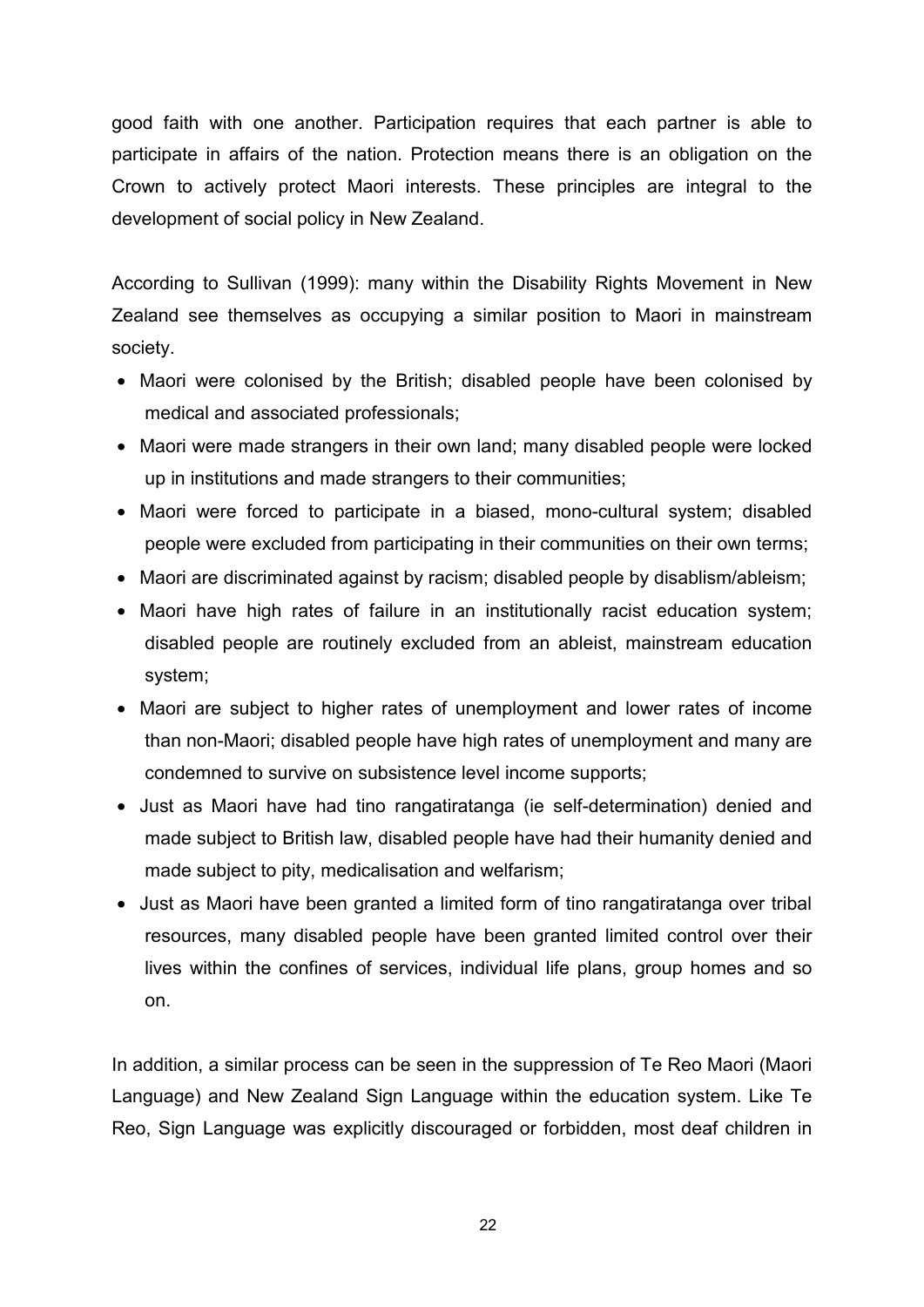good faith with one another. Participation requires that each partner is able to participate in affairs of the nation. Protection means there is an obligation on the Crown to actively protect Maori interests. These principles are integral to the development of social policy in New Zealand.

According to Sullivan (1999): many within the Disability Rights Movement in New Zealand see themselves as occupying a similar position to Maori in mainstream society.

- Maori were colonised by the British; disabled people have been colonised by medical and associated professionals;
- Maori were made strangers in their own land; many disabled people were locked up in institutions and made strangers to their communities;
- Maori were forced to participate in a biased, mono-cultural system; disabled people were excluded from participating in their communities on their own terms;
- Maori are discriminated against by racism; disabled people by disablism/ableism;
- Maori have high rates of failure in an institutionally racist education system; disabled people are routinely excluded from an ableist, mainstream education system;
- Maori are subject to higher rates of unemployment and lower rates of income than non-Maori; disabled people have high rates of unemployment and many are condemned to survive on subsistence level income supports;
- Just as Maori have had tino rangatiratanga (ie self-determination) denied and made subject to British law, disabled people have had their humanity denied and made subject to pity, medicalisation and welfarism;
- Just as Maori have been granted a limited form of tino rangatiratanga over tribal resources, many disabled people have been granted limited control over their lives within the confines of services, individual life plans, group homes and so on.

In addition, a similar process can be seen in the suppression of Te Reo Maori (Maori Language) and New Zealand Sign Language within the education system. Like Te Reo, Sign Language was explicitly discouraged or forbidden, most deaf children in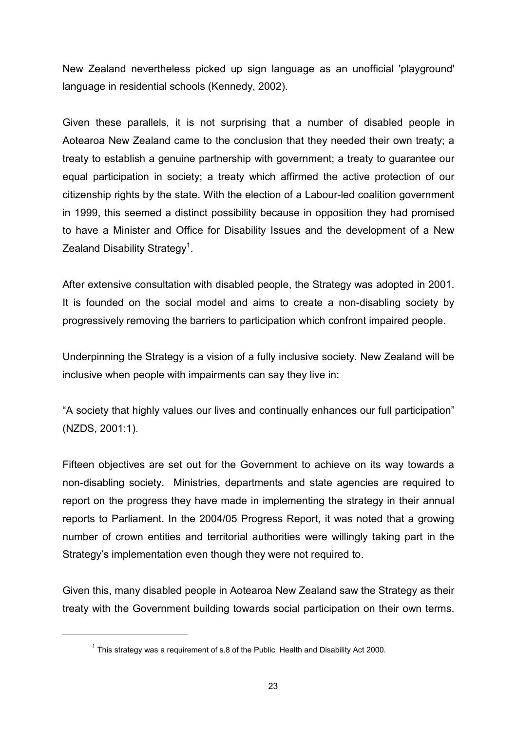New Zealand nevertheless picked up sign language as an unofficial 'playground' language in residential schools (Kennedy, 2002).

Given these parallels, it is not surprising that a number of disabled people in Aotearoa New Zealand came to the conclusion that they needed their own treaty; a treaty to establish a genuine partnership with government; a treaty to guarantee our equal participation in society; a treaty which affirmed the active protection of our citizenship rights by the state. With the election of a Labour-led coalition government in 1999, this seemed a distinct possibility because in opposition they had promised to have a Minister and Office for Disability Issues and the development of a New Zealand Disability Strategy[1].

After extensive consultation with disabled people, the Strategy was adopted in 2001. It is founded on the social model and aims to create a non-disabling society by progressively removing the barriers to participation which confront impaired people.

Underpinning the Strategy is a vision of a fully inclusive society. New Zealand will be inclusive when people with impairments can say they live in:

"A society that highly values our lives and continually enhances our full participation" (NZDS, 2001:1).

Fifteen objectives are set out for the Government to achieve on its way towards a non-disabling society. Ministries, departments and state agencies are required to report on the progress they have made in implementing the strategy in their annual reports to Parliament. In the 2004/05 Progress Report, it was noted that a growing number of crown entities and territorial authorities were willingly taking part in the Strategy's implementation even though they were not required to.

Given this, many disabled people in Aotearoa New Zealand saw the Strategy as their treaty with the Government building towards social participation on their own terms.

[1] This strategy was a requirement of s.8 of the Public Health and Disability Act 2000.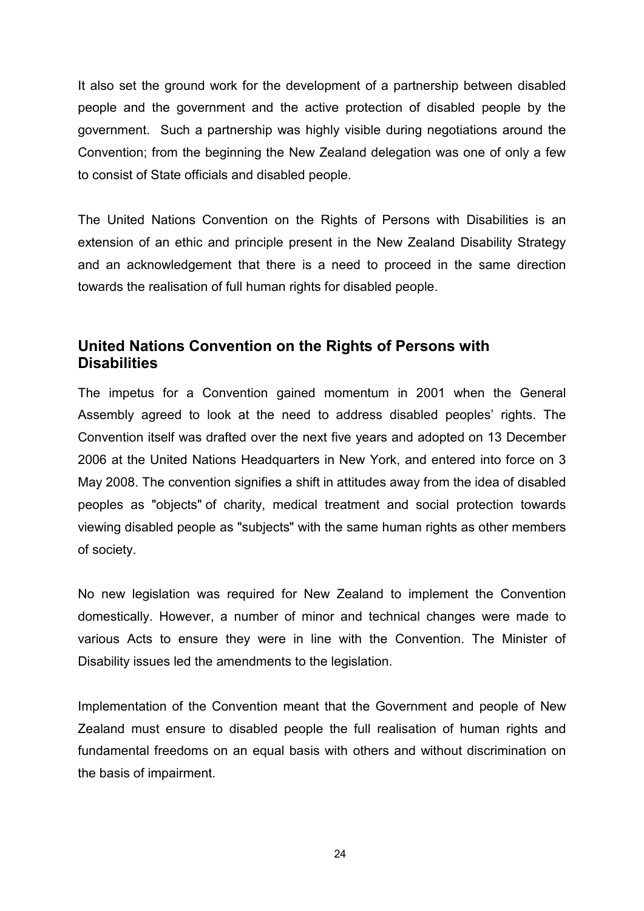It also set the ground work for the development of a partnership between disabled people and the government and the active protection of disabled people by the government. Such a partnership was highly visible during negotiations around the Convention; from the beginning the New Zealand delegation was one of only a few to consist of State officials and disabled people.

The United Nations Convention on the Rights of Persons with Disabilities is an extension of an ethic and principle present in the New Zealand Disability Strategy and an acknowledgement that there is a need to proceed in the same direction towards the realisation of full human rights for disabled people.

## United Nations Convention on the Rights of Persons with Disabilities

The impetus for a Convention gained momentum in 2001 when the General Assembly agreed to look at the need to address disabled peoples' rights. The Convention itself was drafted over the next five years and adopted on 13 December 2006 at the United Nations Headquarters in New York, and entered into force on 3 May 2008. The convention signifies a shift in attitudes away from the idea of disabled peoples as "objects" of charity, medical treatment and social protection towards viewing disabled people as "subjects" with the same human rights as other members of society.

No new legislation was required for New Zealand to implement the Convention domestically. However, a number of minor and technical changes were made to various Acts to ensure they were in line with the Convention. The Minister of Disability issues led the amendments to the legislation.

Implementation of the Convention meant that the Government and people of New Zealand must ensure to disabled people the full realisation of human rights and fundamental freedoms on an equal basis with others and without discrimination on the basis of impairment.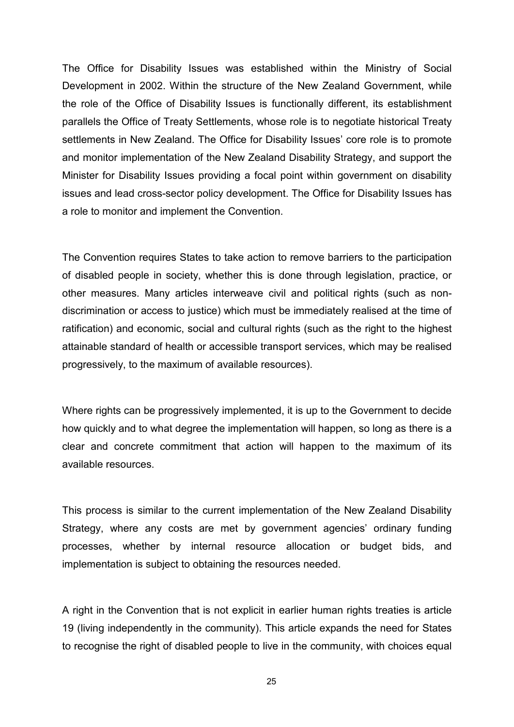The Office for Disability Issues was established within the Ministry of Social Development in 2002. Within the structure of the New Zealand Government, while the role of the Office of Disability Issues is functionally different, its establishment parallels the Office of Treaty Settlements, whose role is to negotiate historical Treaty settlements in New Zealand. The Office for Disability Issues' core role is to promote and monitor implementation of the New Zealand Disability Strategy, and support the Minister for Disability Issues providing a focal point within government on disability issues and lead cross-sector policy development. The Office for Disability Issues has a role to monitor and implement the Convention.

The Convention requires States to take action to remove barriers to the participation of disabled people in society, whether this is done through legislation, practice, or other measures. Many articles interweave civil and political rights (such as non-discrimination or access to justice) which must be immediately realised at the time of ratification) and economic, social and cultural rights (such as the right to the highest attainable standard of health or accessible transport services, which may be realised progressively, to the maximum of available resources).

Where rights can be progressively implemented, it is up to the Government to decide how quickly and to what degree the implementation will happen, so long as there is a clear and concrete commitment that action will happen to the maximum of its available resources.

This process is similar to the current implementation of the New Zealand Disability Strategy, where any costs are met by government agencies' ordinary funding processes, whether by internal resource allocation or budget bids, and implementation is subject to obtaining the resources needed.

A right in the Convention that is not explicit in earlier human rights treaties is article 19 (living independently in the community). This article expands the need for States to recognise the right of disabled people to live in the community, with choices equal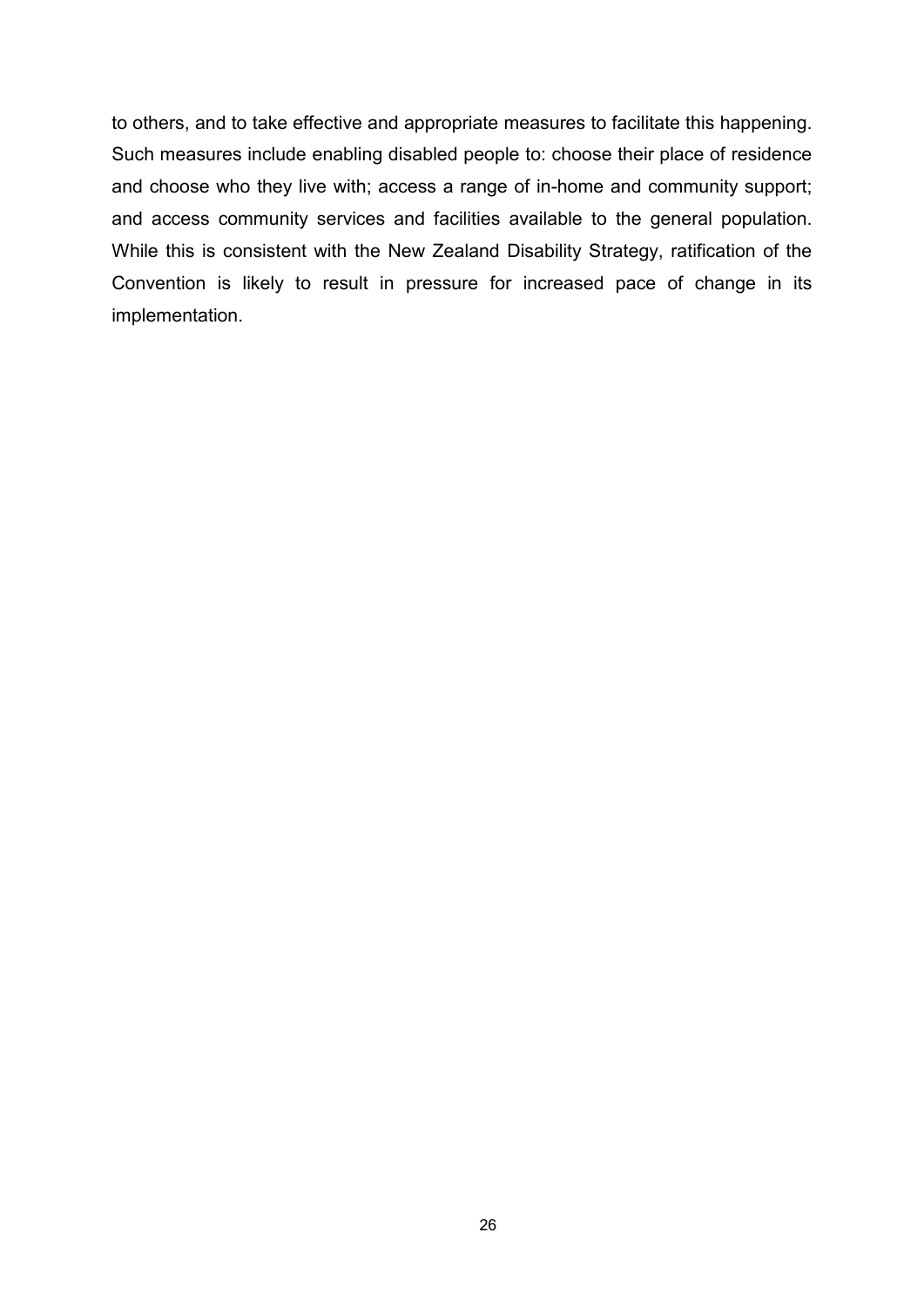to others, and to take effective and appropriate measures to facilitate this happening. Such measures include enabling disabled people to: choose their place of residence and choose who they live with; access a range of in-home and community support; and access community services and facilities available to the general population. While this is consistent with the New Zealand Disability Strategy, ratification of the Convention is likely to result in pressure for increased pace of change in its implementation.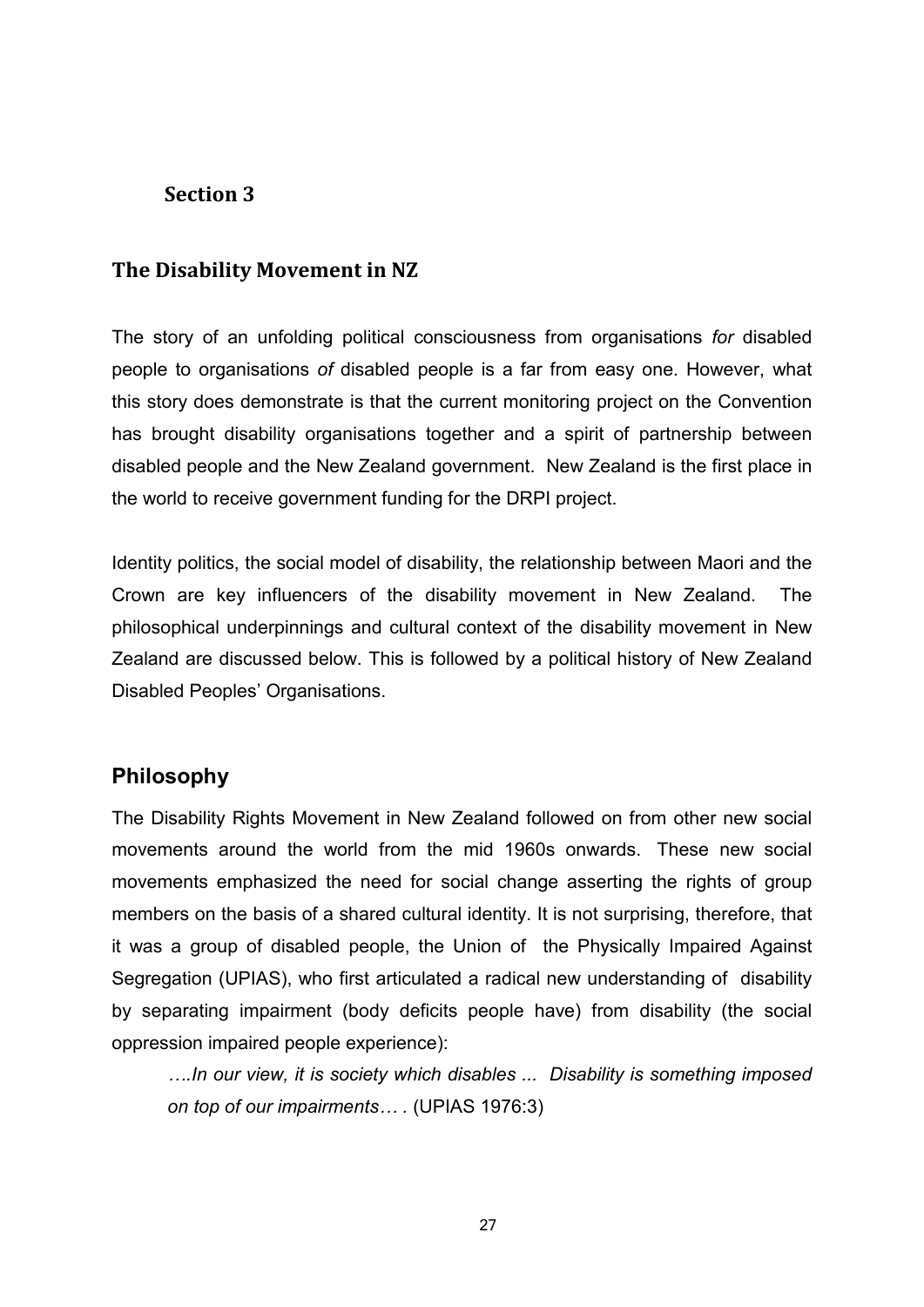# Section 3

## The Disability Movement in NZ

The story of an unfolding political consciousness from organisations *for* disabled people to organisations *of* disabled people is a far from easy one. However, what this story does demonstrate is that the current monitoring project on the Convention has brought disability organisations together and a spirit of partnership between disabled people and the New Zealand government. New Zealand is the first place in the world to receive government funding for the DRPI project.

Identity politics, the social model of disability, the relationship between Maori and the Crown are key influencers of the disability movement in New Zealand. The philosophical underpinnings and cultural context of the disability movement in New Zealand are discussed below. This is followed by a political history of New Zealand Disabled Peoples' Organisations.

## Philosophy

The Disability Rights Movement in New Zealand followed on from other new social movements around the world from the mid 1960s onwards. These new social movements emphasized the need for social change asserting the rights of group members on the basis of a shared cultural identity. It is not surprising, therefore, that it was a group of disabled people, the Union of the Physically Impaired Against Segregation (UPIAS), who first articulated a radical new understanding of disability by separating impairment (body deficits people have) from disability (the social oppression impaired people experience):

> *….In our view, it is society which disables ... Disability is something imposed on top of our impairments… .* (UPIAS 1976:3)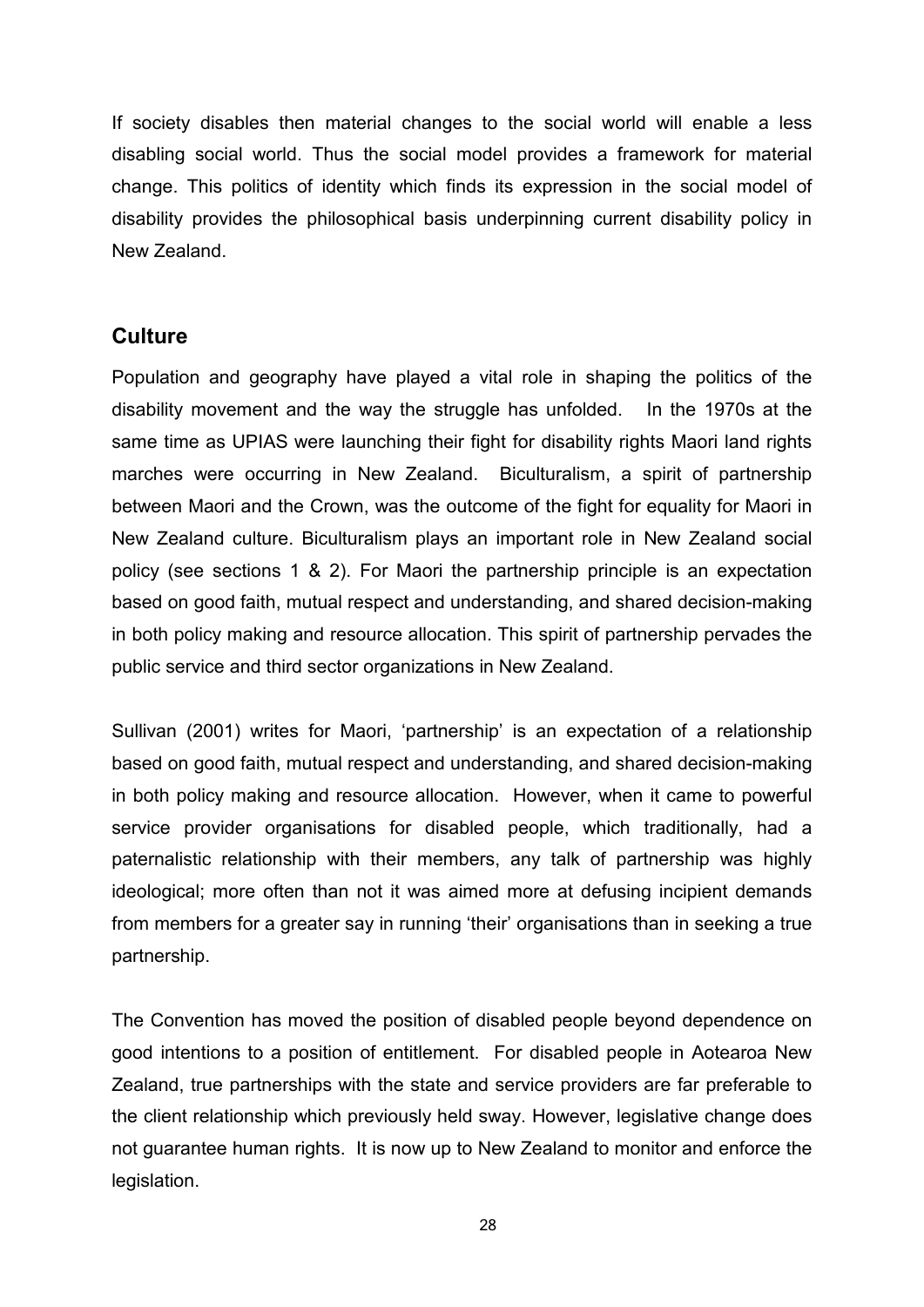If society disables then material changes to the social world will enable a less disabling social world. Thus the social model provides a framework for material change. This politics of identity which finds its expression in the social model of disability provides the philosophical basis underpinning current disability policy in New Zealand.

## Culture

Population and geography have played a vital role in shaping the politics of the disability movement and the way the struggle has unfolded. In the 1970s at the same time as UPIAS were launching their fight for disability rights Maori land rights marches were occurring in New Zealand. Biculturalism, a spirit of partnership between Maori and the Crown, was the outcome of the fight for equality for Maori in New Zealand culture. Biculturalism plays an important role in New Zealand social policy (see sections 1 & 2). For Maori the partnership principle is an expectation based on good faith, mutual respect and understanding, and shared decision-making in both policy making and resource allocation. This spirit of partnership pervades the public service and third sector organizations in New Zealand.

Sullivan (2001) writes for Maori, 'partnership' is an expectation of a relationship based on good faith, mutual respect and understanding, and shared decision-making in both policy making and resource allocation. However, when it came to powerful service provider organisations for disabled people, which traditionally, had a paternalistic relationship with their members, any talk of partnership was highly ideological; more often than not it was aimed more at defusing incipient demands from members for a greater say in running 'their' organisations than in seeking a true partnership.

The Convention has moved the position of disabled people beyond dependence on good intentions to a position of entitlement. For disabled people in Aotearoa New Zealand, true partnerships with the state and service providers are far preferable to the client relationship which previously held sway. However, legislative change does not guarantee human rights. It is now up to New Zealand to monitor and enforce the legislation.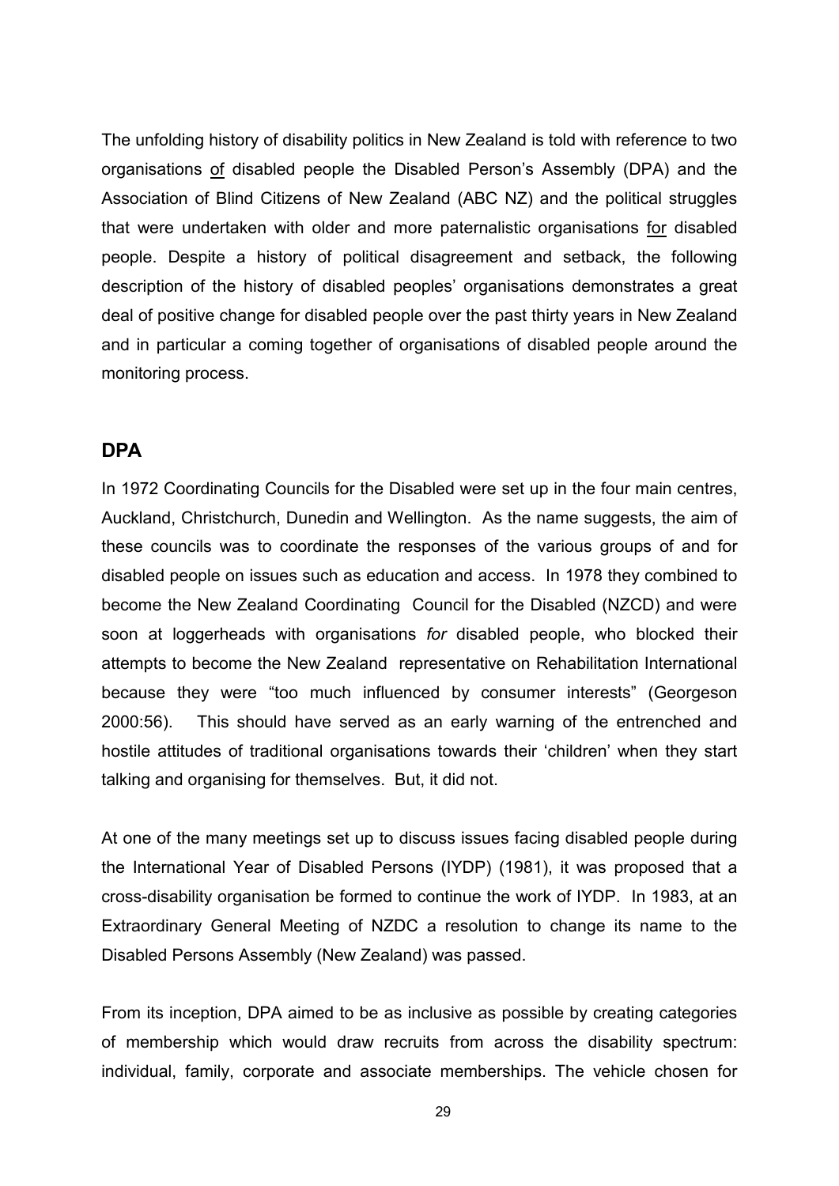The unfolding history of disability politics in New Zealand is told with reference to two organisations of disabled people the Disabled Person's Assembly (DPA) and the Association of Blind Citizens of New Zealand (ABC NZ) and the political struggles that were undertaken with older and more paternalistic organisations for disabled people. Despite a history of political disagreement and setback, the following description of the history of disabled peoples' organisations demonstrates a great deal of positive change for disabled people over the past thirty years in New Zealand and in particular a coming together of organisations of disabled people around the monitoring process.

## DPA

In 1972 Coordinating Councils for the Disabled were set up in the four main centres, Auckland, Christchurch, Dunedin and Wellington. As the name suggests, the aim of these councils was to coordinate the responses of the various groups of and for disabled people on issues such as education and access. In 1978 they combined to become the New Zealand Coordinating Council for the Disabled (NZCD) and were soon at loggerheads with organisations *for* disabled people, who blocked their attempts to become the New Zealand representative on Rehabilitation International because they were "too much influenced by consumer interests" (Georgeson 2000:56). This should have served as an early warning of the entrenched and hostile attitudes of traditional organisations towards their 'children' when they start talking and organising for themselves. But, it did not.

At one of the many meetings set up to discuss issues facing disabled people during the International Year of Disabled Persons (IYDP) (1981), it was proposed that a cross-disability organisation be formed to continue the work of IYDP. In 1983, at an Extraordinary General Meeting of NZDC a resolution to change its name to the Disabled Persons Assembly (New Zealand) was passed.

From its inception, DPA aimed to be as inclusive as possible by creating categories of membership which would draw recruits from across the disability spectrum: individual, family, corporate and associate memberships. The vehicle chosen for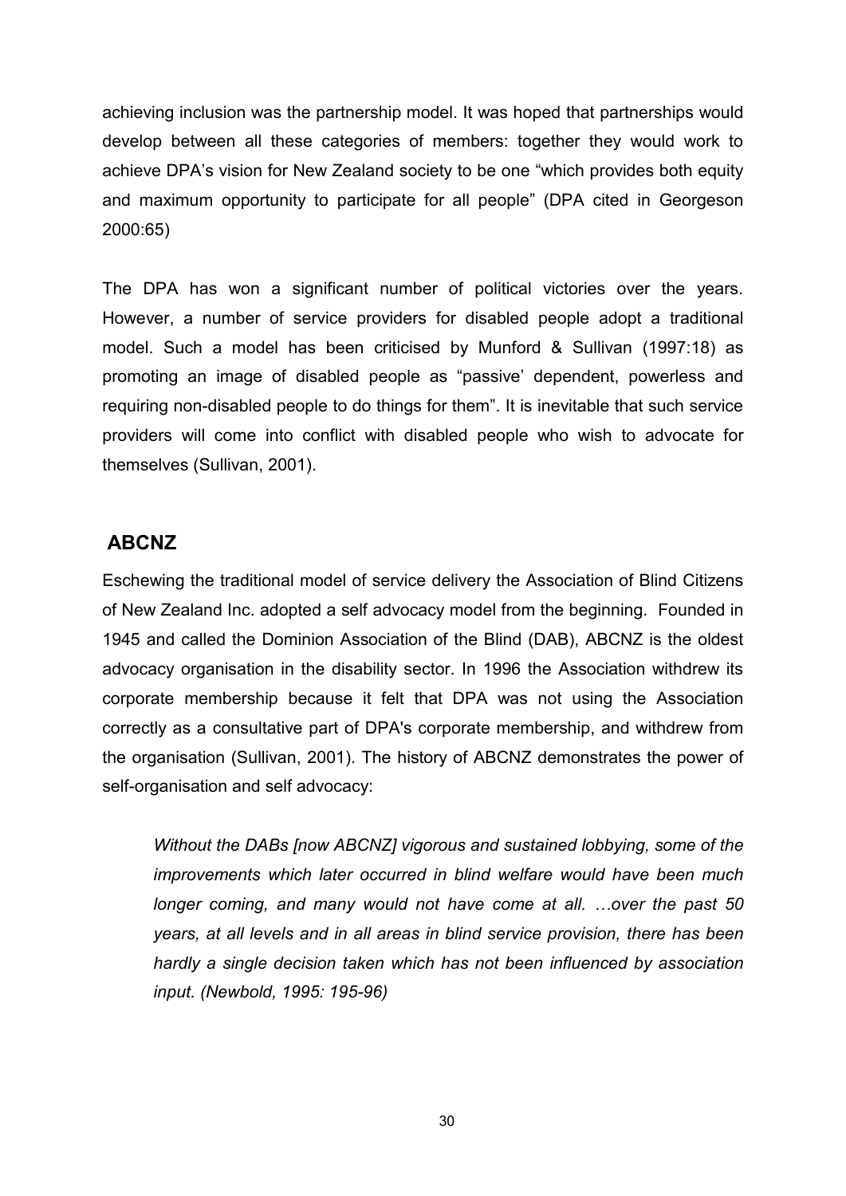achieving inclusion was the partnership model. It was hoped that partnerships would develop between all these categories of members: together they would work to achieve DPA's vision for New Zealand society to be one "which provides both equity and maximum opportunity to participate for all people" (DPA cited in Georgeson 2000:65)

The DPA has won a significant number of political victories over the years. However, a number of service providers for disabled people adopt a traditional model. Such a model has been criticised by Munford & Sullivan (1997:18) as promoting an image of disabled people as "passive' dependent, powerless and requiring non-disabled people to do things for them". It is inevitable that such service providers will come into conflict with disabled people who wish to advocate for themselves (Sullivan, 2001).

## ABCNZ

Eschewing the traditional model of service delivery the Association of Blind Citizens of New Zealand Inc. adopted a self advocacy model from the beginning. Founded in 1945 and called the Dominion Association of the Blind (DAB), ABCNZ is the oldest advocacy organisation in the disability sector. In 1996 the Association withdrew its corporate membership because it felt that DPA was not using the Association correctly as a consultative part of DPA's corporate membership, and withdrew from the organisation (Sullivan, 2001). The history of ABCNZ demonstrates the power of self-organisation and self advocacy:

> *Without the DABs [now ABCNZ] vigorous and sustained lobbying, some of the improvements which later occurred in blind welfare would have been much longer coming, and many would not have come at all. …over the past 50 years, at all levels and in all areas in blind service provision, there has been hardly a single decision taken which has not been influenced by association input. (Newbold, 1995: 195-96)*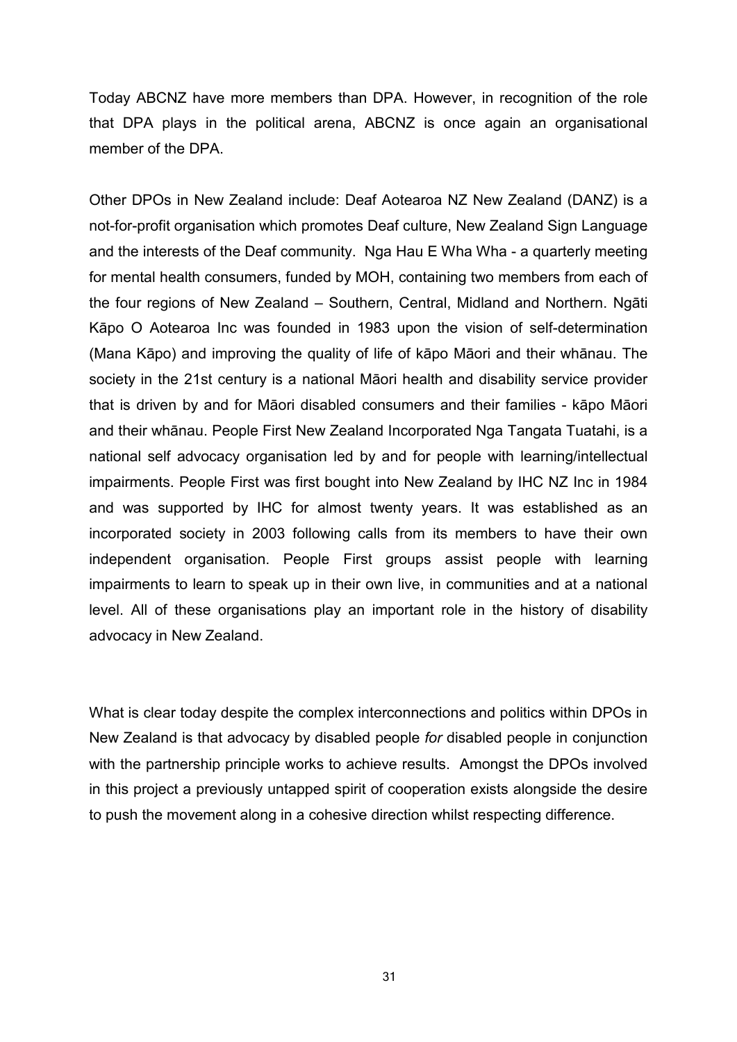Today ABCNZ have more members than DPA. However, in recognition of the role that DPA plays in the political arena, ABCNZ is once again an organisational member of the DPA.

Other DPOs in New Zealand include: Deaf Aotearoa NZ New Zealand (DANZ) is a not-for-profit organisation which promotes Deaf culture, New Zealand Sign Language and the interests of the Deaf community. Nga Hau E Wha Wha - a quarterly meeting for mental health consumers, funded by MOH, containing two members from each of the four regions of New Zealand – Southern, Central, Midland and Northern. Ngāti Kāpo O Aotearoa Inc was founded in 1983 upon the vision of self-determination (Mana Kāpo) and improving the quality of life of kāpo Māori and their whānau. The society in the 21st century is a national Māori health and disability service provider that is driven by and for Māori disabled consumers and their families - kāpo Māori and their whānau. People First New Zealand Incorporated Nga Tangata Tuatahi, is a national self advocacy organisation led by and for people with learning/intellectual impairments. People First was first bought into New Zealand by IHC NZ Inc in 1984 and was supported by IHC for almost twenty years. It was established as an incorporated society in 2003 following calls from its members to have their own independent organisation. People First groups assist people with learning impairments to learn to speak up in their own live, in communities and at a national level. All of these organisations play an important role in the history of disability advocacy in New Zealand.

What is clear today despite the complex interconnections and politics within DPOs in New Zealand is that advocacy by disabled people *for* disabled people in conjunction with the partnership principle works to achieve results. Amongst the DPOs involved in this project a previously untapped spirit of cooperation exists alongside the desire to push the movement along in a cohesive direction whilst respecting difference.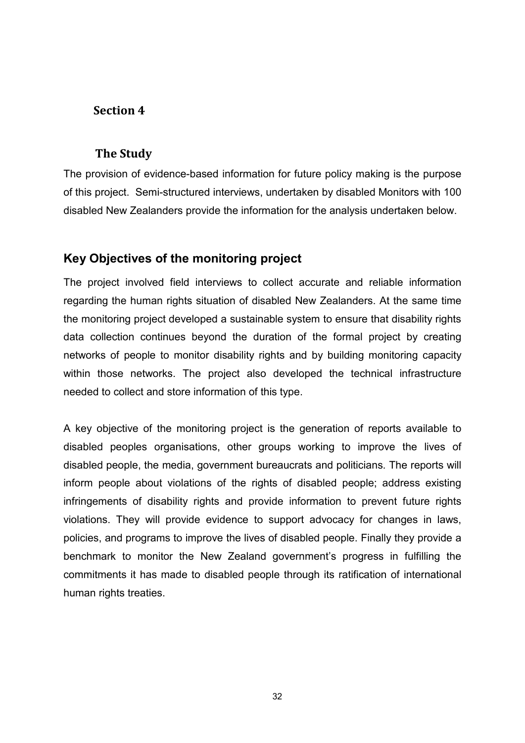# Section 4

## The Study

The provision of evidence-based information for future policy making is the purpose of this project. Semi-structured interviews, undertaken by disabled Monitors with 100 disabled New Zealanders provide the information for the analysis undertaken below.

### Key Objectives of the monitoring project

The project involved field interviews to collect accurate and reliable information regarding the human rights situation of disabled New Zealanders. At the same time the monitoring project developed a sustainable system to ensure that disability rights data collection continues beyond the duration of the formal project by creating networks of people to monitor disability rights and by building monitoring capacity within those networks. The project also developed the technical infrastructure needed to collect and store information of this type.

A key objective of the monitoring project is the generation of reports available to disabled peoples organisations, other groups working to improve the lives of disabled people, the media, government bureaucrats and politicians. The reports will inform people about violations of the rights of disabled people; address existing infringements of disability rights and provide information to prevent future rights violations. They will provide evidence to support advocacy for changes in laws, policies, and programs to improve the lives of disabled people. Finally they provide a benchmark to monitor the New Zealand government's progress in fulfilling the commitments it has made to disabled people through its ratification of international human rights treaties.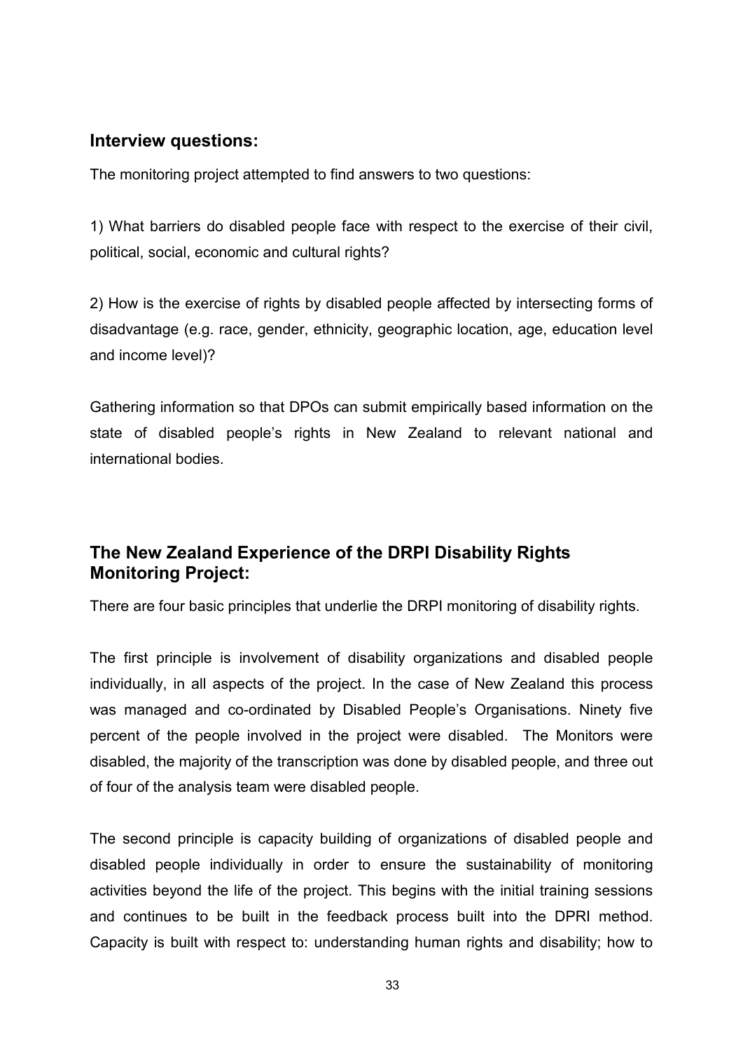## Interview questions:

The monitoring project attempted to find answers to two questions:

1) What barriers do disabled people face with respect to the exercise of their civil, political, social, economic and cultural rights?

2) How is the exercise of rights by disabled people affected by intersecting forms of disadvantage (e.g. race, gender, ethnicity, geographic location, age, education level and income level)?

Gathering information so that DPOs can submit empirically based information on the state of disabled people's rights in New Zealand to relevant national and international bodies.

## The New Zealand Experience of the DRPI Disability Rights Monitoring Project:

There are four basic principles that underlie the DRPI monitoring of disability rights.

The first principle is involvement of disability organizations and disabled people individually, in all aspects of the project. In the case of New Zealand this process was managed and co-ordinated by Disabled People's Organisations. Ninety five percent of the people involved in the project were disabled. The Monitors were disabled, the majority of the transcription was done by disabled people, and three out of four of the analysis team were disabled people.

The second principle is capacity building of organizations of disabled people and disabled people individually in order to ensure the sustainability of monitoring activities beyond the life of the project. This begins with the initial training sessions and continues to be built in the feedback process built into the DPRI method. Capacity is built with respect to: understanding human rights and disability; how to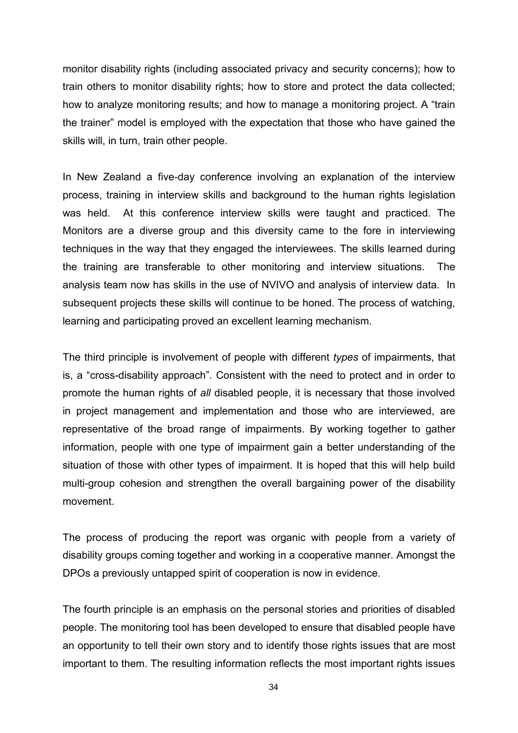monitor disability rights (including associated privacy and security concerns); how to train others to monitor disability rights; how to store and protect the data collected; how to analyze monitoring results; and how to manage a monitoring project. A "train the trainer" model is employed with the expectation that those who have gained the skills will, in turn, train other people.

In New Zealand a five-day conference involving an explanation of the interview process, training in interview skills and background to the human rights legislation was held. At this conference interview skills were taught and practiced. The Monitors are a diverse group and this diversity came to the fore in interviewing techniques in the way that they engaged the interviewees. The skills learned during the training are transferable to other monitoring and interview situations. The analysis team now has skills in the use of NVIVO and analysis of interview data. In subsequent projects these skills will continue to be honed. The process of watching, learning and participating proved an excellent learning mechanism.

The third principle is involvement of people with different *types* of impairments, that is, a "cross-disability approach". Consistent with the need to protect and in order to promote the human rights of *all* disabled people, it is necessary that those involved in project management and implementation and those who are interviewed, are representative of the broad range of impairments. By working together to gather information, people with one type of impairment gain a better understanding of the situation of those with other types of impairment. It is hoped that this will help build multi-group cohesion and strengthen the overall bargaining power of the disability movement.

The process of producing the report was organic with people from a variety of disability groups coming together and working in a cooperative manner. Amongst the DPOs a previously untapped spirit of cooperation is now in evidence.

The fourth principle is an emphasis on the personal stories and priorities of disabled people. The monitoring tool has been developed to ensure that disabled people have an opportunity to tell their own story and to identify those rights issues that are most important to them. The resulting information reflects the most important rights issues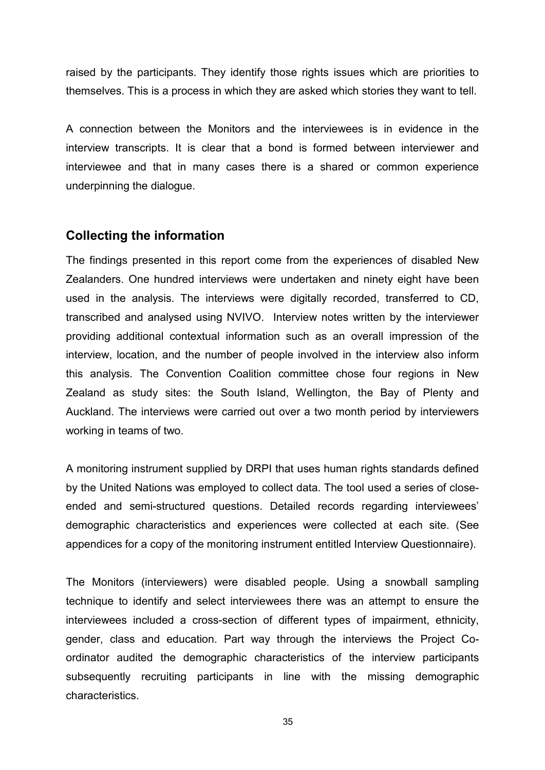raised by the participants. They identify those rights issues which are priorities to themselves. This is a process in which they are asked which stories they want to tell.

A connection between the Monitors and the interviewees is in evidence in the interview transcripts. It is clear that a bond is formed between interviewer and interviewee and that in many cases there is a shared or common experience underpinning the dialogue.

## Collecting the information

The findings presented in this report come from the experiences of disabled New Zealanders. One hundred interviews were undertaken and ninety eight have been used in the analysis. The interviews were digitally recorded, transferred to CD, transcribed and analysed using NVIVO. Interview notes written by the interviewer providing additional contextual information such as an overall impression of the interview, location, and the number of people involved in the interview also inform this analysis. The Convention Coalition committee chose four regions in New Zealand as study sites: the South Island, Wellington, the Bay of Plenty and Auckland. The interviews were carried out over a two month period by interviewers working in teams of two.

A monitoring instrument supplied by DRPI that uses human rights standards defined by the United Nations was employed to collect data. The tool used a series of close-ended and semi-structured questions. Detailed records regarding interviewees' demographic characteristics and experiences were collected at each site. (See appendices for a copy of the monitoring instrument entitled Interview Questionnaire).

The Monitors (interviewers) were disabled people. Using a snowball sampling technique to identify and select interviewees there was an attempt to ensure the interviewees included a cross-section of different types of impairment, ethnicity, gender, class and education. Part way through the interviews the Project Co-ordinator audited the demographic characteristics of the interview participants subsequently recruiting participants in line with the missing demographic characteristics.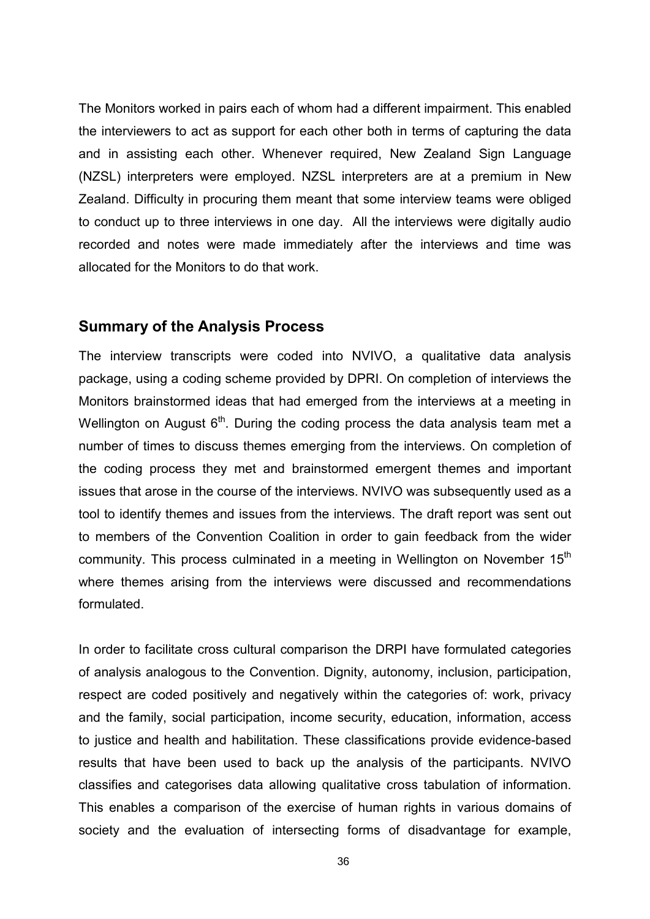The Monitors worked in pairs each of whom had a different impairment. This enabled the interviewers to act as support for each other both in terms of capturing the data and in assisting each other. Whenever required, New Zealand Sign Language (NZSL) interpreters were employed. NZSL interpreters are at a premium in New Zealand. Difficulty in procuring them meant that some interview teams were obliged to conduct up to three interviews in one day. All the interviews were digitally audio recorded and notes were made immediately after the interviews and time was allocated for the Monitors to do that work.

## Summary of the Analysis Process

The interview transcripts were coded into NVIVO, a qualitative data analysis package, using a coding scheme provided by DPRI. On completion of interviews the Monitors brainstormed ideas that had emerged from the interviews at a meeting in Wellington on August 6th. During the coding process the data analysis team met a number of times to discuss themes emerging from the interviews. On completion of the coding process they met and brainstormed emergent themes and important issues that arose in the course of the interviews. NVIVO was subsequently used as a tool to identify themes and issues from the interviews. The draft report was sent out to members of the Convention Coalition in order to gain feedback from the wider community. This process culminated in a meeting in Wellington on November 15th where themes arising from the interviews were discussed and recommendations formulated.

In order to facilitate cross cultural comparison the DRPI have formulated categories of analysis analogous to the Convention. Dignity, autonomy, inclusion, participation, respect are coded positively and negatively within the categories of: work, privacy and the family, social participation, income security, education, information, access to justice and health and habilitation. These classifications provide evidence-based results that have been used to back up the analysis of the participants. NVIVO classifies and categorises data allowing qualitative cross tabulation of information. This enables a comparison of the exercise of human rights in various domains of society and the evaluation of intersecting forms of disadvantage for example,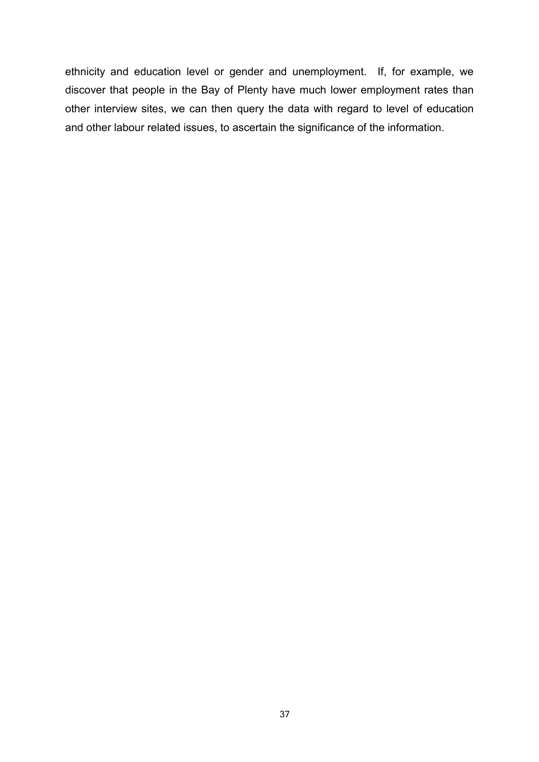ethnicity and education level or gender and unemployment. If, for example, we discover that people in the Bay of Plenty have much lower employment rates than other interview sites, we can then query the data with regard to level of education and other labour related issues, to ascertain the significance of the information.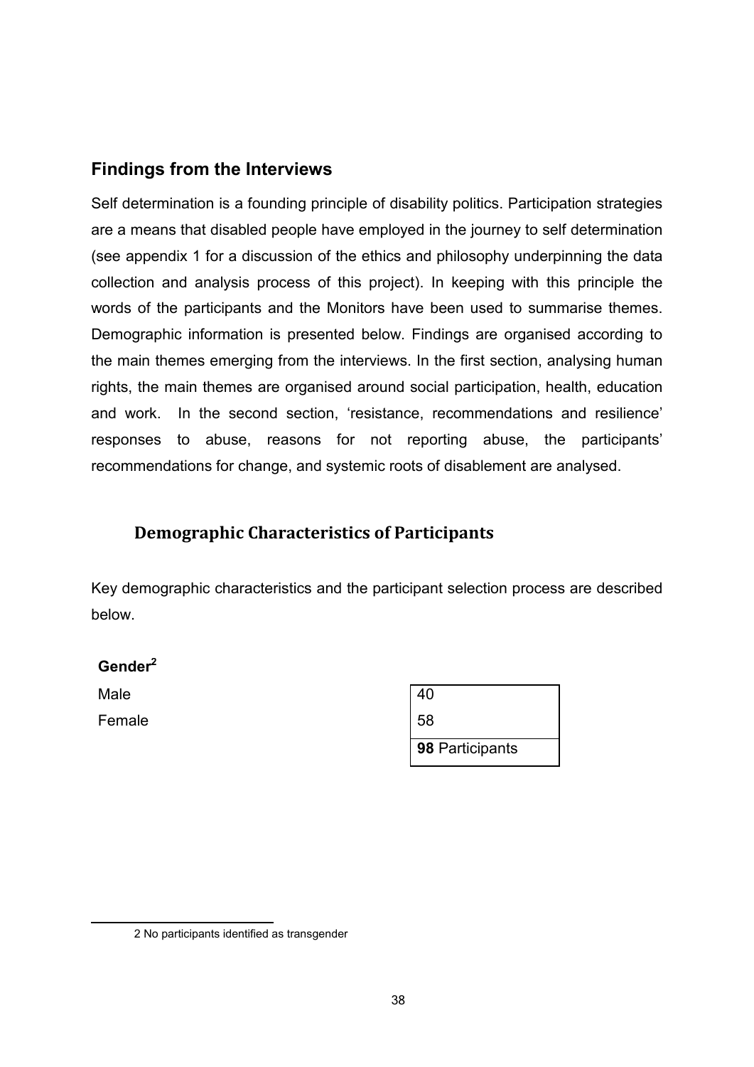## Findings from the Interviews

Self determination is a founding principle of disability politics. Participation strategies are a means that disabled people have employed in the journey to self determination (see appendix 1 for a discussion of the ethics and philosophy underpinning the data collection and analysis process of this project). In keeping with this principle the words of the participants and the Monitors have been used to summarise themes. Demographic information is presented below. Findings are organised according to the main themes emerging from the interviews. In the first section, analysing human rights, the main themes are organised around social participation, health, education and work. In the second section, 'resistance, recommendations and resilience' responses to abuse, reasons for not reporting abuse, the participants' recommendations for change, and systemic roots of disablement are analysed.

### Demographic Characteristics of Participants

Key demographic characteristics and the participant selection process are described below.

**Gender**[2]

| | |
|---|---|
| Male | 40 |
| Female | 58 |
| | **98** Participants |

2 No participants identified as transgender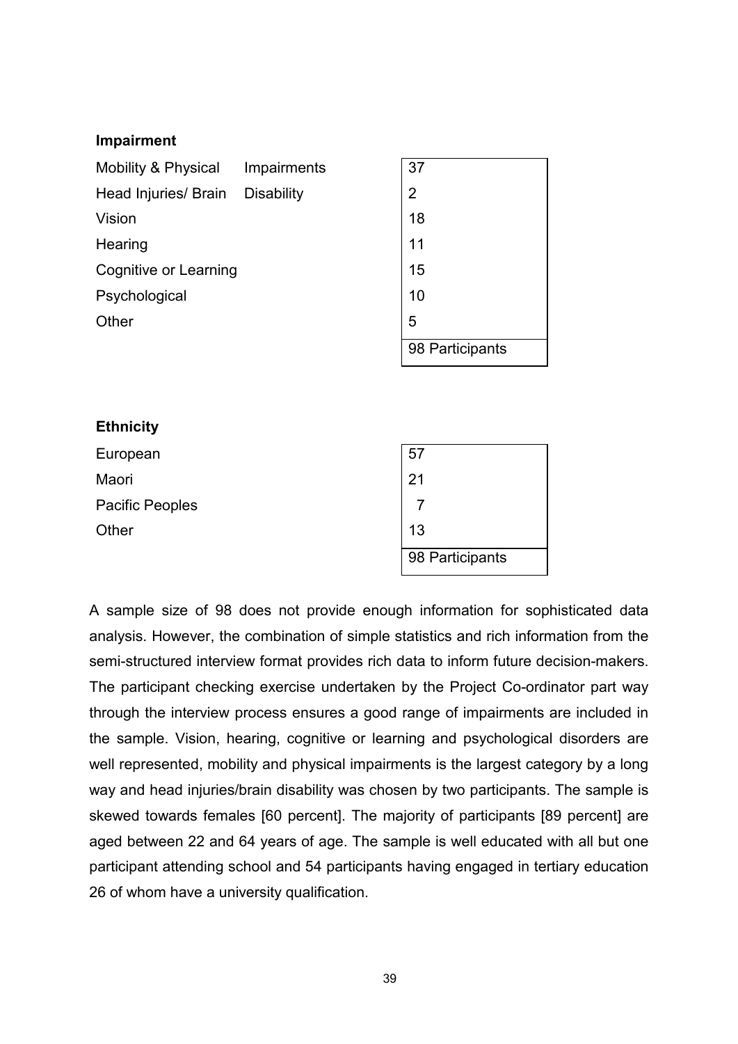**Impairment**

| | |
|---|---|
| Mobility & Physical Impairments | 37 |
| Head Injuries/ Brain Disability | 2 |
| Vision | 18 |
| Hearing | 11 |
| Cognitive or Learning | 15 |
| Psychological | 10 |
| Other | 5 |
| | 98 Participants |

**Ethnicity**

| | |
|---|---|
| European | 57 |
| Maori | 21 |
| Pacific Peoples | 7 |
| Other | 13 |
| | 98 Participants |

A sample size of 98 does not provide enough information for sophisticated data analysis. However, the combination of simple statistics and rich information from the semi-structured interview format provides rich data to inform future decision-makers. The participant checking exercise undertaken by the Project Co-ordinator part way through the interview process ensures a good range of impairments are included in the sample. Vision, hearing, cognitive or learning and psychological disorders are well represented, mobility and physical impairments is the largest category by a long way and head injuries/brain disability was chosen by two participants. The sample is skewed towards females [60 percent]. The majority of participants [89 percent] are aged between 22 and 64 years of age. The sample is well educated with all but one participant attending school and 54 participants having engaged in tertiary education 26 of whom have a university qualification.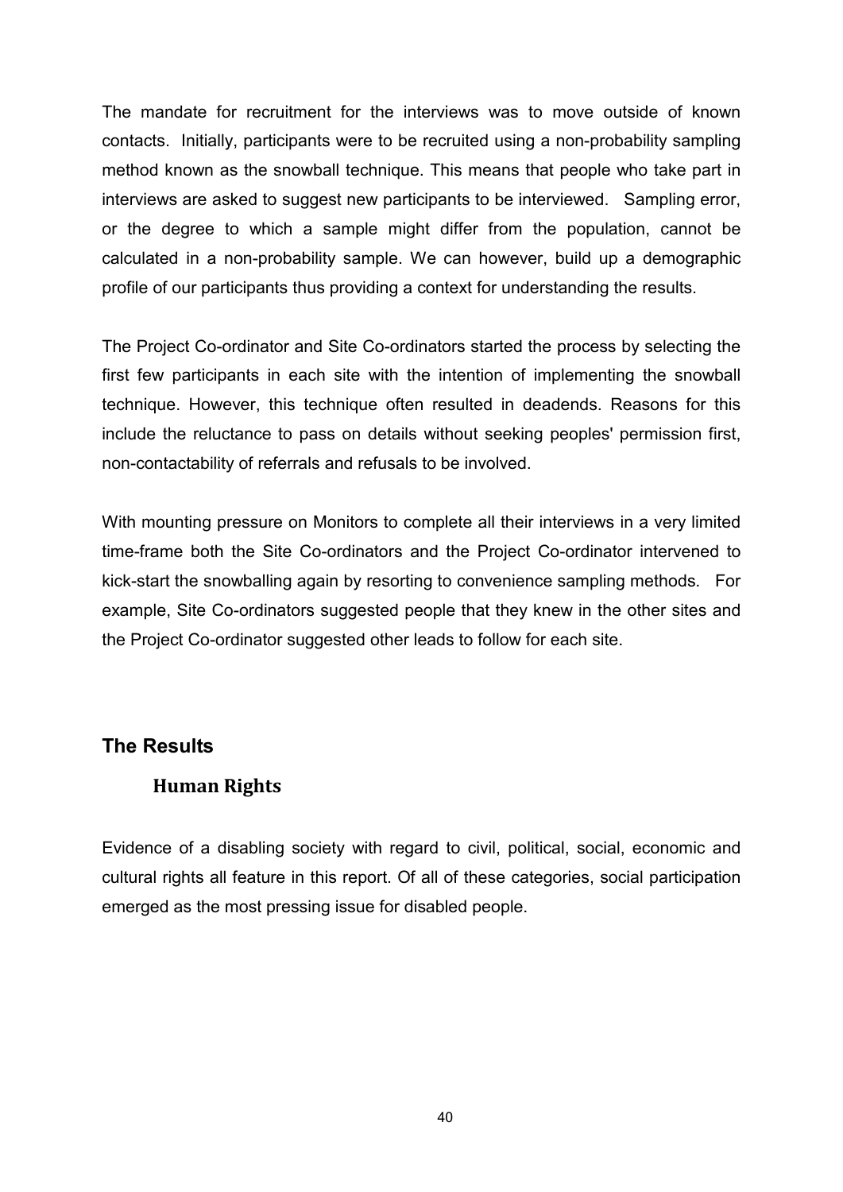The mandate for recruitment for the interviews was to move outside of known contacts. Initially, participants were to be recruited using a non-probability sampling method known as the snowball technique. This means that people who take part in interviews are asked to suggest new participants to be interviewed. Sampling error, or the degree to which a sample might differ from the population, cannot be calculated in a non-probability sample. We can however, build up a demographic profile of our participants thus providing a context for understanding the results.

The Project Co-ordinator and Site Co-ordinators started the process by selecting the first few participants in each site with the intention of implementing the snowball technique. However, this technique often resulted in deadends. Reasons for this include the reluctance to pass on details without seeking peoples' permission first, non-contactability of referrals and refusals to be involved.

With mounting pressure on Monitors to complete all their interviews in a very limited time-frame both the Site Co-ordinators and the Project Co-ordinator intervened to kick-start the snowballing again by resorting to convenience sampling methods. For example, Site Co-ordinators suggested people that they knew in the other sites and the Project Co-ordinator suggested other leads to follow for each site.

## The Results

### Human Rights

Evidence of a disabling society with regard to civil, political, social, economic and cultural rights all feature in this report. Of all of these categories, social participation emerged as the most pressing issue for disabled people.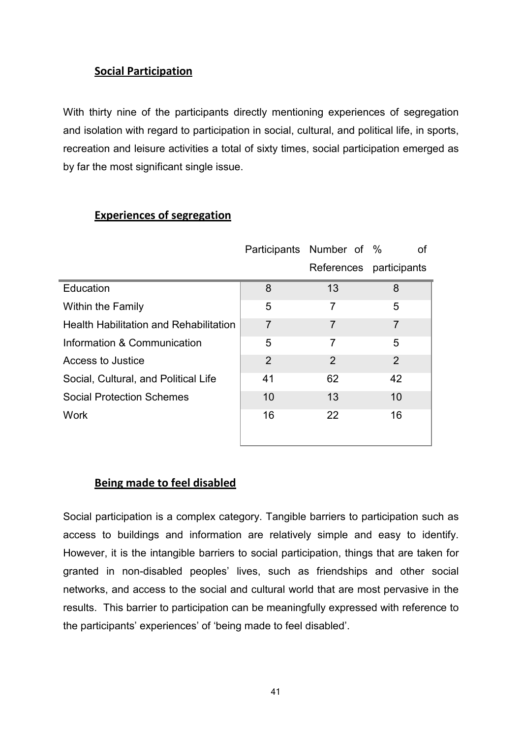## Social Participation

With thirty nine of the participants directly mentioning experiences of segregation and isolation with regard to participation in social, cultural, and political life, in sports, recreation and leisure activities a total of sixty times, social participation emerged as by far the most significant single issue.

## Experiences of segregation

| | Participants | Number of References | % of participants |
|---|---|---|---|
| Education | 8 | 13 | 8 |
| Within the Family | 5 | 7 | 5 |
| Health Habilitation and Rehabilitation | 7 | 7 | 7 |
| Information & Communication | 5 | 7 | 5 |
| Access to Justice | 2 | 2 | 2 |
| Social, Cultural, and Political Life | 41 | 62 | 42 |
| Social Protection Schemes | 10 | 13 | 10 |
| Work | 16 | 22 | 16 |

## Being made to feel disabled

Social participation is a complex category. Tangible barriers to participation such as access to buildings and information are relatively simple and easy to identify. However, it is the intangible barriers to social participation, things that are taken for granted in non-disabled peoples' lives, such as friendships and other social networks, and access to the social and cultural world that are most pervasive in the results. This barrier to participation can be meaningfully expressed with reference to the participants' experiences' of 'being made to feel disabled'.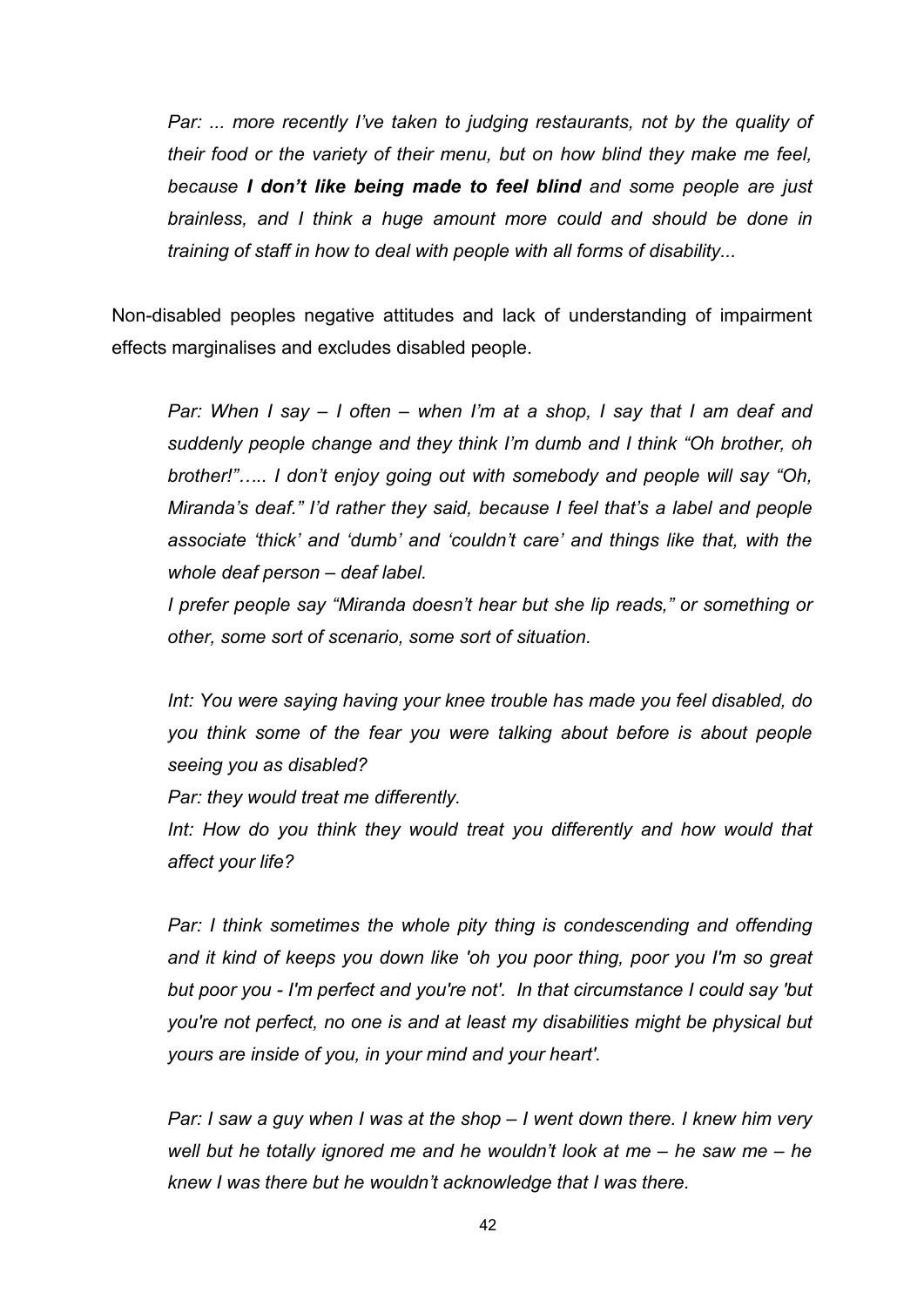*Par: ... more recently I've taken to judging restaurants, not by the quality of their food or the variety of their menu, but on how blind they make me feel, because **I don't like being made to feel blind** and some people are just brainless, and I think a huge amount more could and should be done in training of staff in how to deal with people with all forms of disability...*

Non-disabled peoples negative attitudes and lack of understanding of impairment effects marginalises and excludes disabled people.

*Par: When I say – I often – when I'm at a shop, I say that I am deaf and suddenly people change and they think I'm dumb and I think "Oh brother, oh brother!"….. I don't enjoy going out with somebody and people will say "Oh, Miranda's deaf." I'd rather they said, because I feel that's a label and people associate 'thick' and 'dumb' and 'couldn't care' and things like that, with the whole deaf person – deaf label.*

*I prefer people say "Miranda doesn't hear but she lip reads," or something or other, some sort of scenario, some sort of situation.*

*Int: You were saying having your knee trouble has made you feel disabled, do you think some of the fear you were talking about before is about people seeing you as disabled?*

*Par: they would treat me differently.*

*Int: How do you think they would treat you differently and how would that affect your life?*

*Par: I think sometimes the whole pity thing is condescending and offending and it kind of keeps you down like 'oh you poor thing, poor you I'm so great but poor you - I'm perfect and you're not'. In that circumstance I could say 'but you're not perfect, no one is and at least my disabilities might be physical but yours are inside of you, in your mind and your heart'.*

*Par: I saw a guy when I was at the shop – I went down there. I knew him very well but he totally ignored me and he wouldn't look at me – he saw me – he knew I was there but he wouldn't acknowledge that I was there.*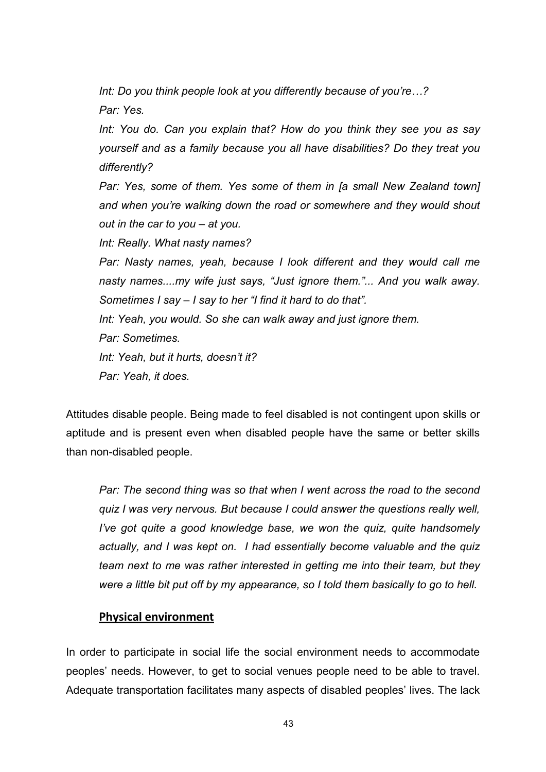*Int: Do you think people look at you differently because of you're…?*

*Par: Yes.*

*Int: You do. Can you explain that? How do you think they see you as say yourself and as a family because you all have disabilities? Do they treat you differently?*

*Par: Yes, some of them. Yes some of them in [a small New Zealand town] and when you're walking down the road or somewhere and they would shout out in the car to you – at you.*

*Int: Really. What nasty names?*

*Par: Nasty names, yeah, because I look different and they would call me nasty names....my wife just says, "Just ignore them."... And you walk away. Sometimes I say – I say to her "I find it hard to do that".*

*Int: Yeah, you would. So she can walk away and just ignore them.*

*Par: Sometimes.*

*Int: Yeah, but it hurts, doesn't it?*

*Par: Yeah, it does.*

Attitudes disable people. Being made to feel disabled is not contingent upon skills or aptitude and is present even when disabled people have the same or better skills than non-disabled people.

*Par: The second thing was so that when I went across the road to the second quiz I was very nervous. But because I could answer the questions really well, I've got quite a good knowledge base, we won the quiz, quite handsomely actually, and I was kept on. I had essentially become valuable and the quiz team next to me was rather interested in getting me into their team, but they were a little bit put off by my appearance, so I told them basically to go to hell.*

## Physical environment

In order to participate in social life the social environment needs to accommodate peoples' needs. However, to get to social venues people need to be able to travel. Adequate transportation facilitates many aspects of disabled peoples' lives. The lack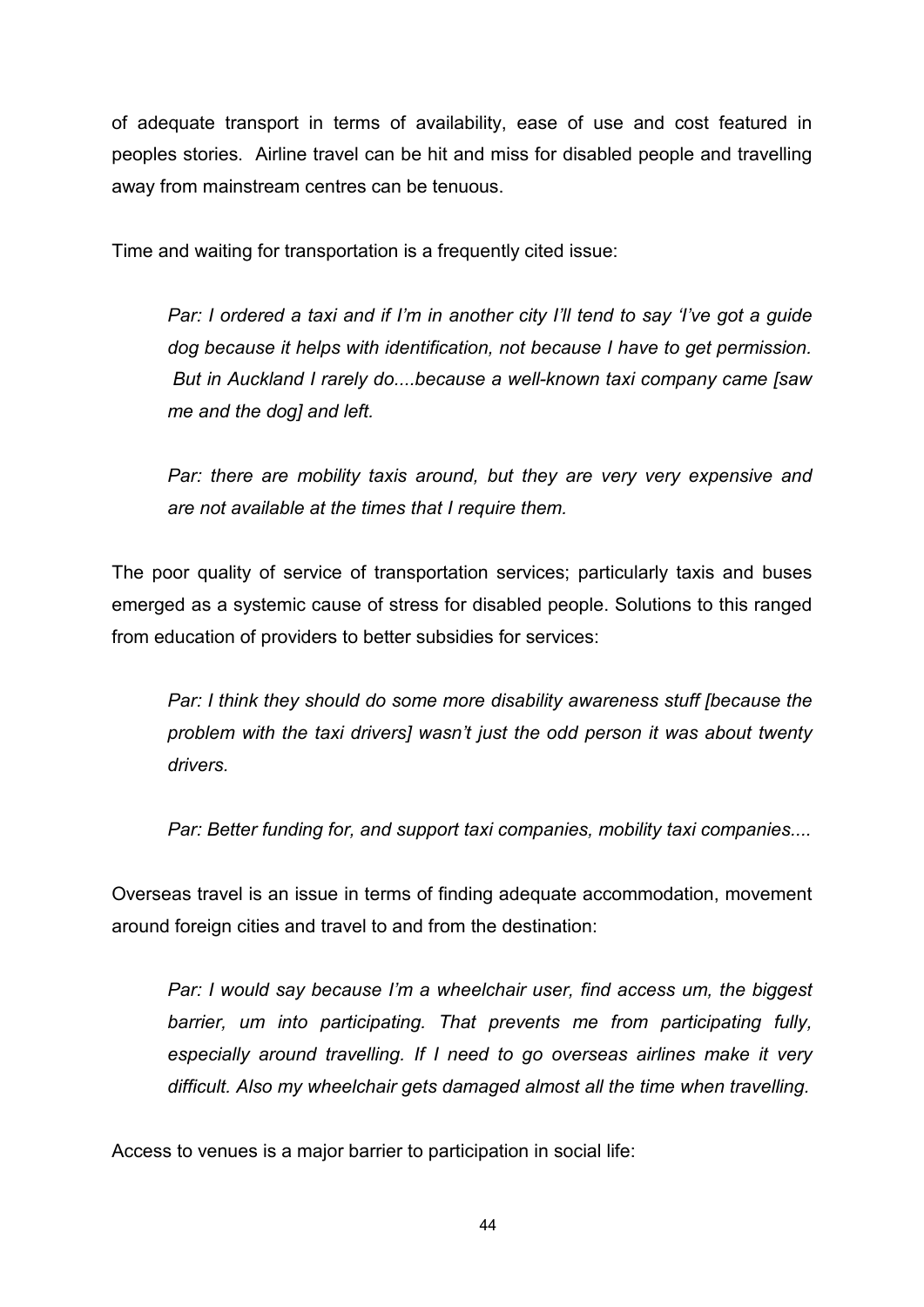of adequate transport in terms of availability, ease of use and cost featured in peoples stories. Airline travel can be hit and miss for disabled people and travelling away from mainstream centres can be tenuous.

Time and waiting for transportation is a frequently cited issue:

> *Par: I ordered a taxi and if I'm in another city I'll tend to say 'I've got a guide dog because it helps with identification, not because I have to get permission. But in Auckland I rarely do....because a well-known taxi company came [saw me and the dog] and left.*

> *Par: there are mobility taxis around, but they are very very expensive and are not available at the times that I require them.*

The poor quality of service of transportation services; particularly taxis and buses emerged as a systemic cause of stress for disabled people. Solutions to this ranged from education of providers to better subsidies for services:

> *Par: I think they should do some more disability awareness stuff [because the problem with the taxi drivers] wasn't just the odd person it was about twenty drivers.*

> *Par: Better funding for, and support taxi companies, mobility taxi companies....*

Overseas travel is an issue in terms of finding adequate accommodation, movement around foreign cities and travel to and from the destination:

> *Par: I would say because I'm a wheelchair user, find access um, the biggest barrier, um into participating. That prevents me from participating fully, especially around travelling. If I need to go overseas airlines make it very difficult. Also my wheelchair gets damaged almost all the time when travelling.*

Access to venues is a major barrier to participation in social life: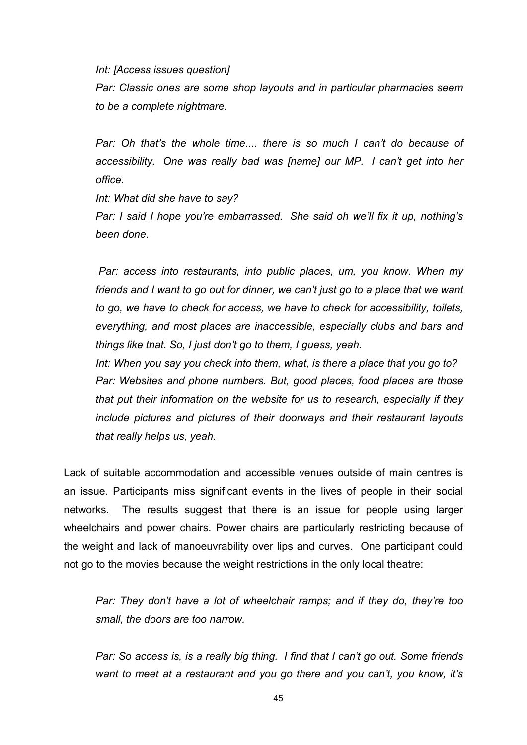*Int: [Access issues question]*

*Par: Classic ones are some shop layouts and in particular pharmacies seem to be a complete nightmare.*

*Par: Oh that's the whole time.... there is so much I can't do because of accessibility. One was really bad was [name] our MP. I can't get into her office.*

*Int: What did she have to say?*

*Par: I said I hope you're embarrassed. She said oh we'll fix it up, nothing's been done.*

*Par: access into restaurants, into public places, um, you know. When my friends and I want to go out for dinner, we can't just go to a place that we want to go, we have to check for access, we have to check for accessibility, toilets, everything, and most places are inaccessible, especially clubs and bars and things like that. So, I just don't go to them, I guess, yeah.*

*Int: When you say you check into them, what, is there a place that you go to?*

*Par: Websites and phone numbers. But, good places, food places are those that put their information on the website for us to research, especially if they include pictures and pictures of their doorways and their restaurant layouts that really helps us, yeah.*

Lack of suitable accommodation and accessible venues outside of main centres is an issue. Participants miss significant events in the lives of people in their social networks. The results suggest that there is an issue for people using larger wheelchairs and power chairs. Power chairs are particularly restricting because of the weight and lack of manoeuvrability over lips and curves. One participant could not go to the movies because the weight restrictions in the only local theatre:

*Par: They don't have a lot of wheelchair ramps; and if they do, they're too small, the doors are too narrow.*

*Par: So access is, is a really big thing. I find that I can't go out. Some friends want to meet at a restaurant and you go there and you can't, you know, it's*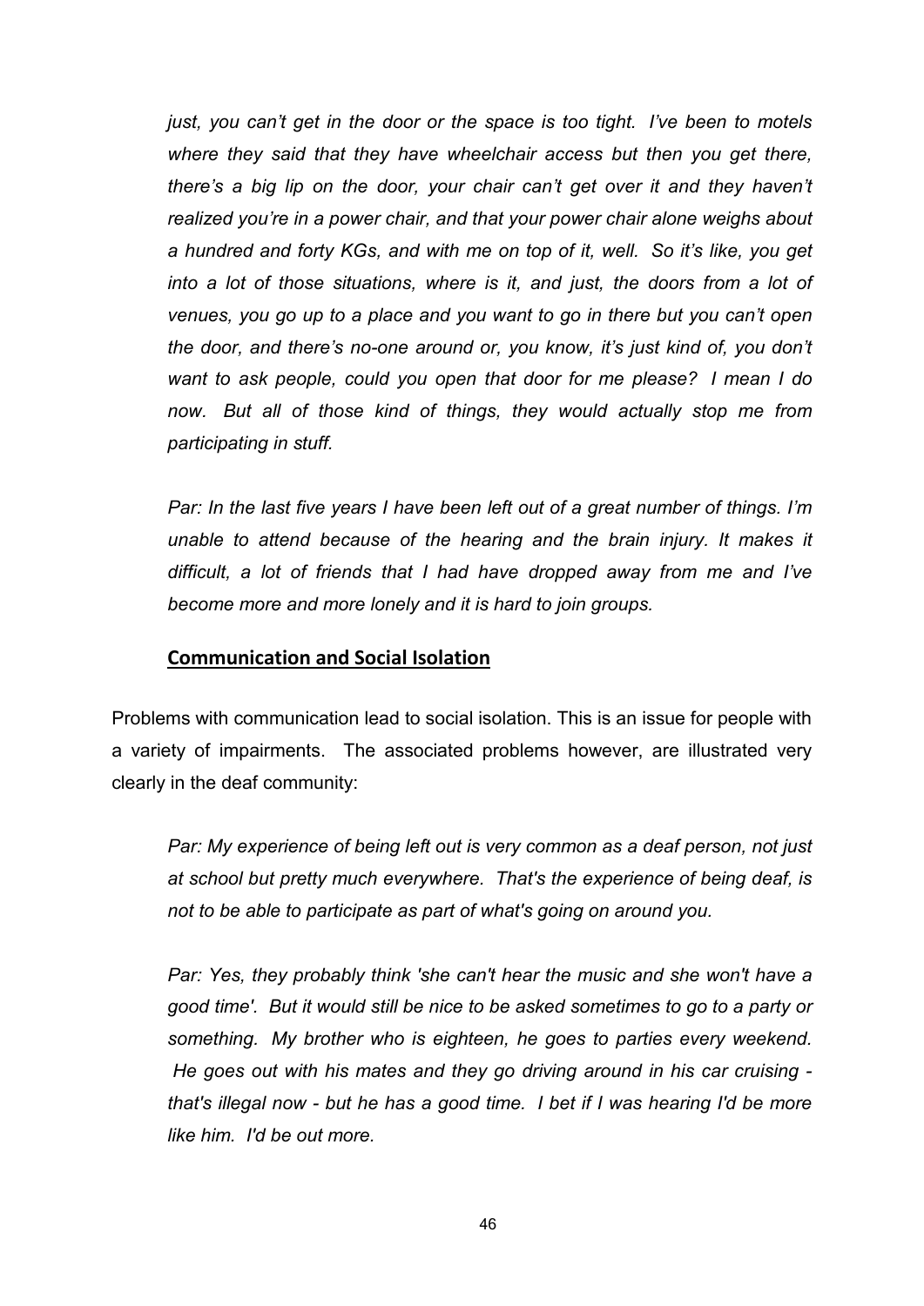*just, you can't get in the door or the space is too tight. I've been to motels where they said that they have wheelchair access but then you get there, there's a big lip on the door, your chair can't get over it and they haven't realized you're in a power chair, and that your power chair alone weighs about a hundred and forty KGs, and with me on top of it, well. So it's like, you get into a lot of those situations, where is it, and just, the doors from a lot of venues, you go up to a place and you want to go in there but you can't open the door, and there's no-one around or, you know, it's just kind of, you don't want to ask people, could you open that door for me please? I mean I do now. But all of those kind of things, they would actually stop me from participating in stuff.*

*Par: In the last five years I have been left out of a great number of things. I'm unable to attend because of the hearing and the brain injury. It makes it difficult, a lot of friends that I had have dropped away from me and I've become more and more lonely and it is hard to join groups.*

## Communication and Social Isolation

Problems with communication lead to social isolation. This is an issue for people with a variety of impairments. The associated problems however, are illustrated very clearly in the deaf community:

*Par: My experience of being left out is very common as a deaf person, not just at school but pretty much everywhere. That's the experience of being deaf, is not to be able to participate as part of what's going on around you.*

*Par: Yes, they probably think 'she can't hear the music and she won't have a good time'. But it would still be nice to be asked sometimes to go to a party or something. My brother who is eighteen, he goes to parties every weekend. He goes out with his mates and they go driving around in his car cruising - that's illegal now - but he has a good time. I bet if I was hearing I'd be more like him. I'd be out more.*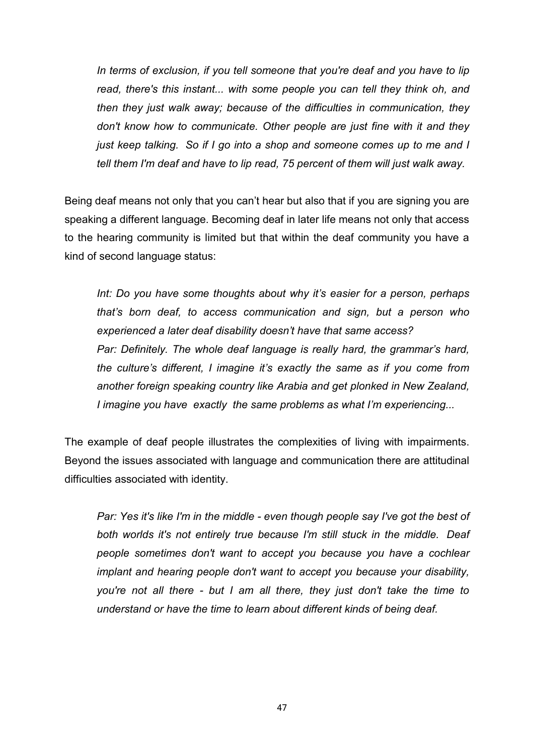*In terms of exclusion, if you tell someone that you're deaf and you have to lip read, there's this instant... with some people you can tell they think oh, and then they just walk away; because of the difficulties in communication, they don't know how to communicate. Other people are just fine with it and they just keep talking. So if I go into a shop and someone comes up to me and I tell them I'm deaf and have to lip read, 75 percent of them will just walk away.*

Being deaf means not only that you can't hear but also that if you are signing you are speaking a different language. Becoming deaf in later life means not only that access to the hearing community is limited but that within the deaf community you have a kind of second language status:

*Int: Do you have some thoughts about why it's easier for a person, perhaps that's born deaf, to access communication and sign, but a person who experienced a later deaf disability doesn't have that same access?*
*Par: Definitely. The whole deaf language is really hard, the grammar's hard, the culture's different, I imagine it's exactly the same as if you come from another foreign speaking country like Arabia and get plonked in New Zealand, I imagine you have exactly the same problems as what I'm experiencing...*

The example of deaf people illustrates the complexities of living with impairments. Beyond the issues associated with language and communication there are attitudinal difficulties associated with identity.

*Par: Yes it's like I'm in the middle - even though people say I've got the best of both worlds it's not entirely true because I'm still stuck in the middle. Deaf people sometimes don't want to accept you because you have a cochlear implant and hearing people don't want to accept you because your disability, you're not all there - but I am all there, they just don't take the time to understand or have the time to learn about different kinds of being deaf.*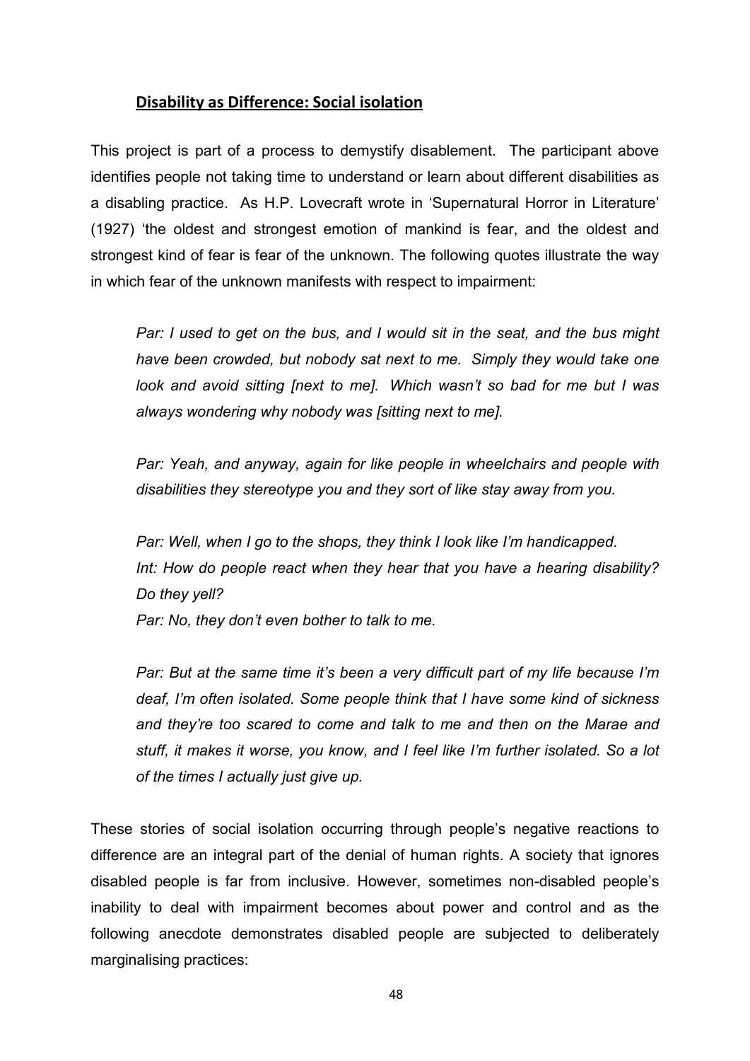## Disability as Difference: Social isolation

This project is part of a process to demystify disablement. The participant above identifies people not taking time to understand or learn about different disabilities as a disabling practice. As H.P. Lovecraft wrote in 'Supernatural Horror in Literature' (1927) 'the oldest and strongest emotion of mankind is fear, and the oldest and strongest kind of fear is fear of the unknown. The following quotes illustrate the way in which fear of the unknown manifests with respect to impairment:

> *Par: I used to get on the bus, and I would sit in the seat, and the bus might have been crowded, but nobody sat next to me. Simply they would take one look and avoid sitting [next to me]. Which wasn't so bad for me but I was always wondering why nobody was [sitting next to me].*
>
> *Par: Yeah, and anyway, again for like people in wheelchairs and people with disabilities they stereotype you and they sort of like stay away from you.*
>
> *Par: Well, when I go to the shops, they think I look like I'm handicapped.*
> *Int: How do people react when they hear that you have a hearing disability? Do they yell?*
> *Par: No, they don't even bother to talk to me.*
>
> *Par: But at the same time it's been a very difficult part of my life because I'm deaf, I'm often isolated. Some people think that I have some kind of sickness and they're too scared to come and talk to me and then on the Marae and stuff, it makes it worse, you know, and I feel like I'm further isolated. So a lot of the times I actually just give up.*

These stories of social isolation occurring through people's negative reactions to difference are an integral part of the denial of human rights. A society that ignores disabled people is far from inclusive. However, sometimes non-disabled people's inability to deal with impairment becomes about power and control and as the following anecdote demonstrates disabled people are subjected to deliberately marginalising practices: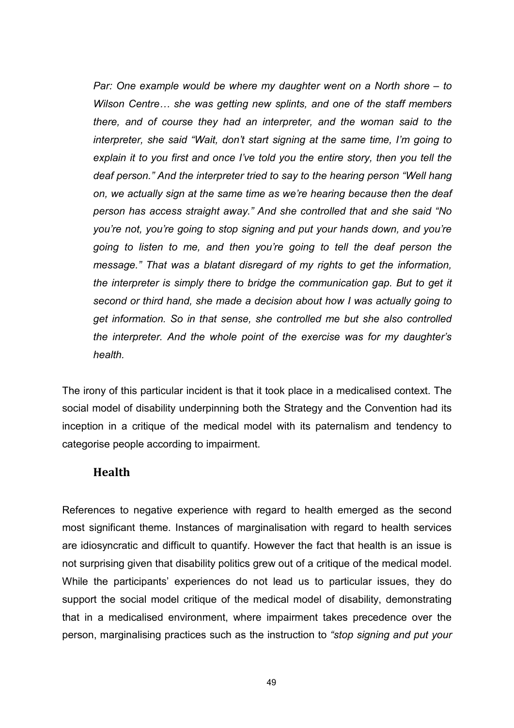*Par: One example would be where my daughter went on a North shore – to Wilson Centre… she was getting new splints, and one of the staff members there, and of course they had an interpreter, and the woman said to the interpreter, she said "Wait, don't start signing at the same time, I'm going to explain it to you first and once I've told you the entire story, then you tell the deaf person." And the interpreter tried to say to the hearing person "Well hang on, we actually sign at the same time as we're hearing because then the deaf person has access straight away." And she controlled that and she said "No you're not, you're going to stop signing and put your hands down, and you're going to listen to me, and then you're going to tell the deaf person the message." That was a blatant disregard of my rights to get the information, the interpreter is simply there to bridge the communication gap. But to get it second or third hand, she made a decision about how I was actually going to get information. So in that sense, she controlled me but she also controlled the interpreter. And the whole point of the exercise was for my daughter's health.*

The irony of this particular incident is that it took place in a medicalised context. The social model of disability underpinning both the Strategy and the Convention had its inception in a critique of the medical model with its paternalism and tendency to categorise people according to impairment.

### Health

References to negative experience with regard to health emerged as the second most significant theme. Instances of marginalisation with regard to health services are idiosyncratic and difficult to quantify. However the fact that health is an issue is not surprising given that disability politics grew out of a critique of the medical model. While the participants' experiences do not lead us to particular issues, they do support the social model critique of the medical model of disability, demonstrating that in a medicalised environment, where impairment takes precedence over the person, marginalising practices such as the instruction to *"stop signing and put your*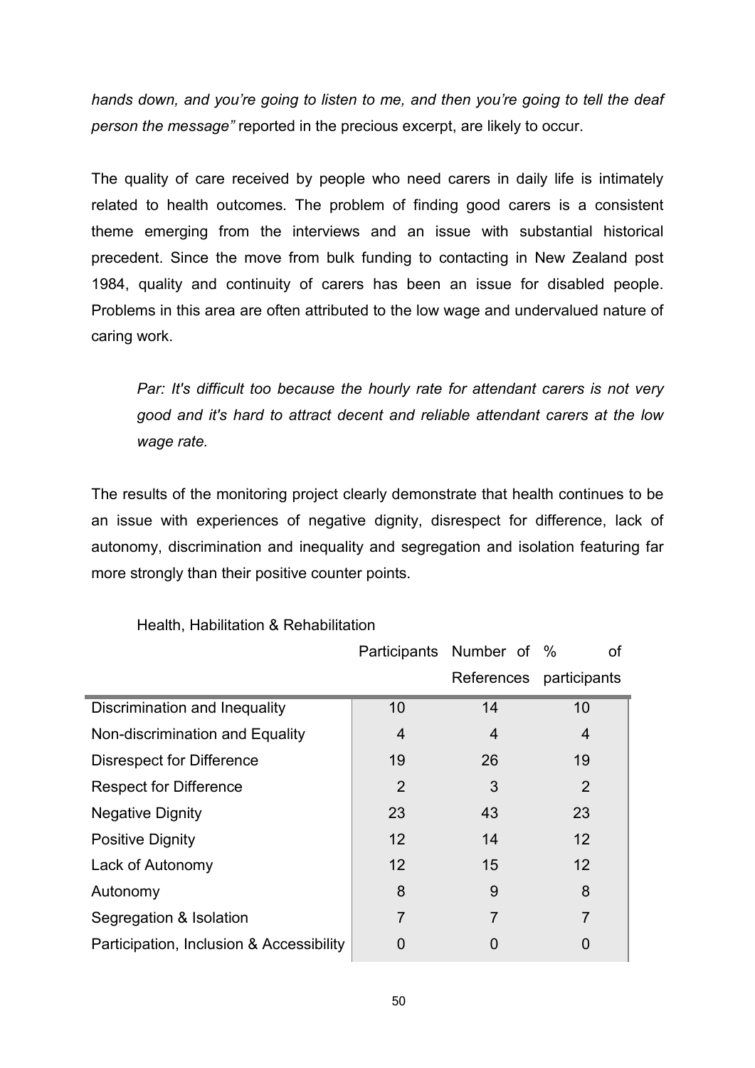*hands down, and you're going to listen to me, and then you're going to tell the deaf person the message"* reported in the precious excerpt, are likely to occur.

The quality of care received by people who need carers in daily life is intimately related to health outcomes. The problem of finding good carers is a consistent theme emerging from the interviews and an issue with substantial historical precedent. Since the move from bulk funding to contacting in New Zealand post 1984, quality and continuity of carers has been an issue for disabled people. Problems in this area are often attributed to the low wage and undervalued nature of caring work.

> *Par: It's difficult too because the hourly rate for attendant carers is not very good and it's hard to attract decent and reliable attendant carers at the low wage rate.*

The results of the monitoring project clearly demonstrate that health continues to be an issue with experiences of negative dignity, disrespect for difference, lack of autonomy, discrimination and inequality and segregation and isolation featuring far more strongly than their positive counter points.

Health, Habilitation & Rehabilitation

| | Participants | Number of References | % of participants |
|---|---|---|---|
| Discrimination and Inequality | 10 | 14 | 10 |
| Non-discrimination and Equality | 4 | 4 | 4 |
| Disrespect for Difference | 19 | 26 | 19 |
| Respect for Difference | 2 | 3 | 2 |
| Negative Dignity | 23 | 43 | 23 |
| Positive Dignity | 12 | 14 | 12 |
| Lack of Autonomy | 12 | 15 | 12 |
| Autonomy | 8 | 9 | 8 |
| Segregation & Isolation | 7 | 7 | 7 |
| Participation, Inclusion & Accessibility | 0 | 0 | 0 |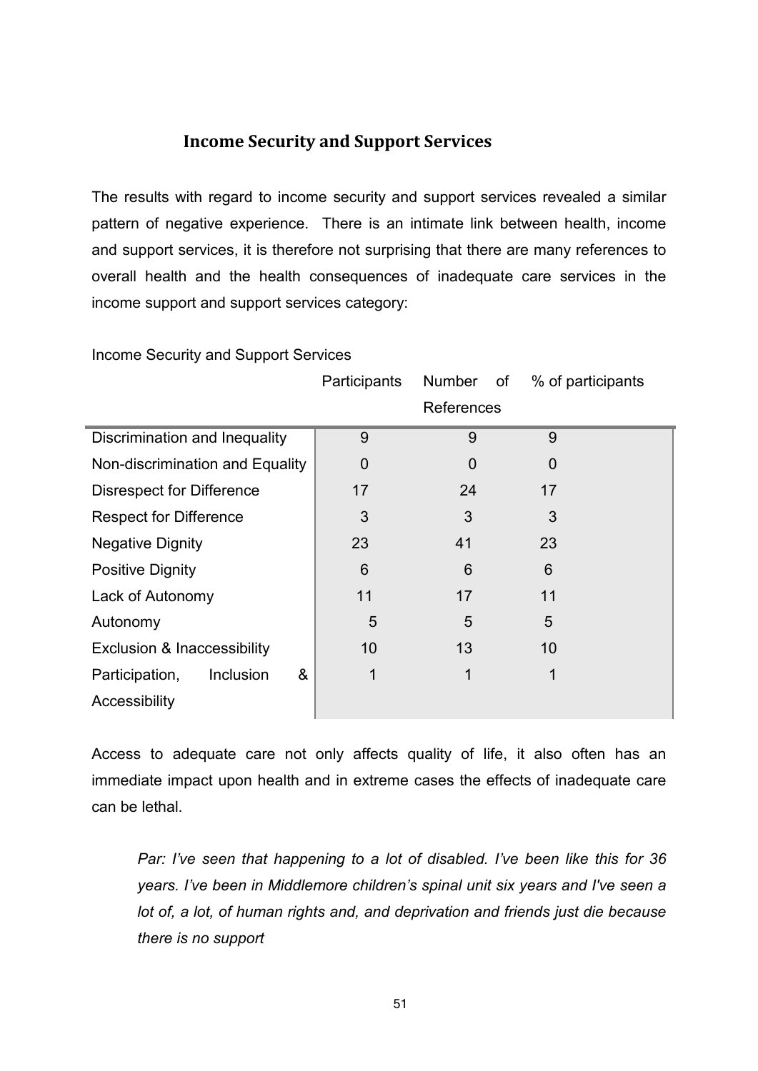## Income Security and Support Services

The results with regard to income security and support services revealed a similar pattern of negative experience. There is an intimate link between health, income and support services, it is therefore not surprising that there are many references to overall health and the health consequences of inadequate care services in the income support and support services category:

Income Security and Support Services

| | Participants | Number of References | % of participants |
|---|---|---|---|
| Discrimination and Inequality | 9 | 9 | 9 |
| Non-discrimination and Equality | 0 | 0 | 0 |
| Disrespect for Difference | 17 | 24 | 17 |
| Respect for Difference | 3 | 3 | 3 |
| Negative Dignity | 23 | 41 | 23 |
| Positive Dignity | 6 | 6 | 6 |
| Lack of Autonomy | 11 | 17 | 11 |
| Autonomy | 5 | 5 | 5 |
| Exclusion & Inaccessibility | 10 | 13 | 10 |
| Participation, Inclusion & Accessibility | 1 | 1 | 1 |

Access to adequate care not only affects quality of life, it also often has an immediate impact upon health and in extreme cases the effects of inadequate care can be lethal.

> *Par: I've seen that happening to a lot of disabled. I've been like this for 36 years. I've been in Middlemore children's spinal unit six years and I've seen a lot of, a lot, of human rights and, and deprivation and friends just die because there is no support*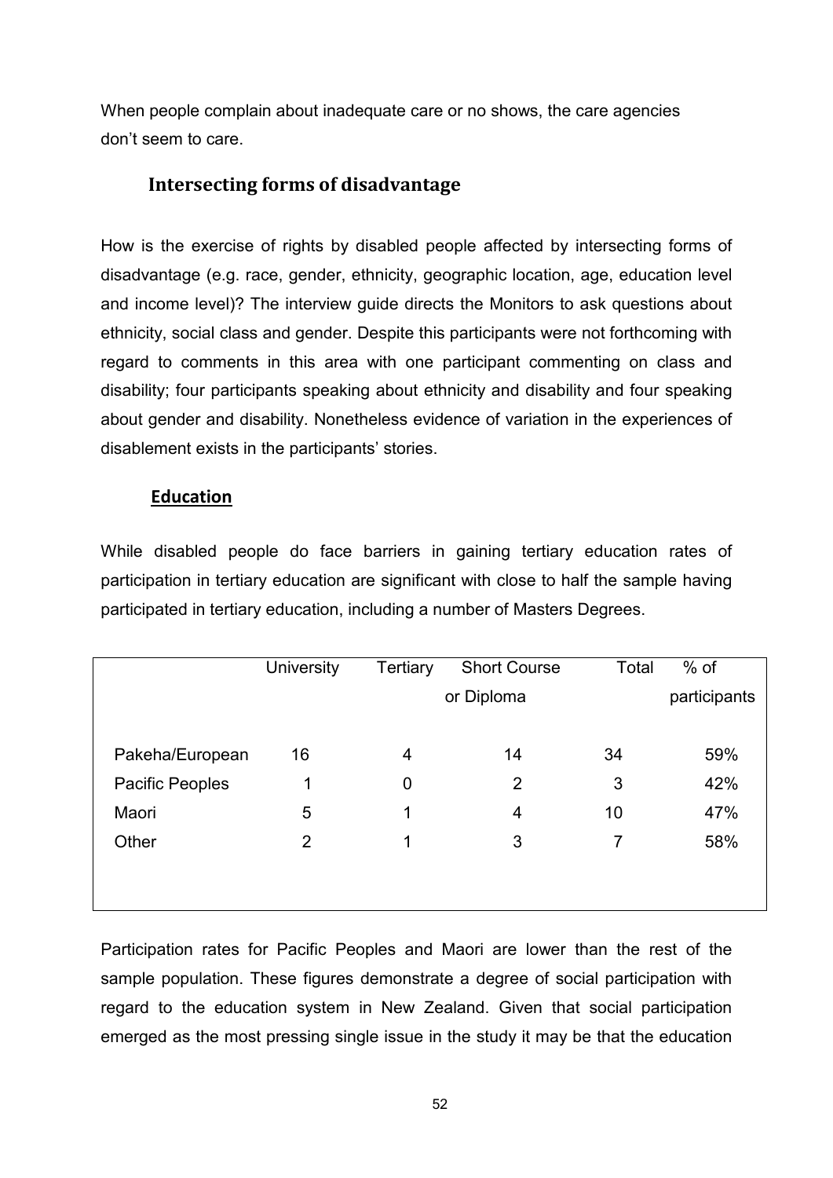When people complain about inadequate care or no shows, the care agencies don't seem to care.

## Intersecting forms of disadvantage

How is the exercise of rights by disabled people affected by intersecting forms of disadvantage (e.g. race, gender, ethnicity, geographic location, age, education level and income level)? The interview guide directs the Monitors to ask questions about ethnicity, social class and gender. Despite this participants were not forthcoming with regard to comments in this area with one participant commenting on class and disability; four participants speaking about ethnicity and disability and four speaking about gender and disability. Nonetheless evidence of variation in the experiences of disablement exists in the participants' stories.

### Education

While disabled people do face barriers in gaining tertiary education rates of participation in tertiary education are significant with close to half the sample having participated in tertiary education, including a number of Masters Degrees.

| | University | Tertiary | Short Course or Diploma | Total | % of participants |
|---|---|---|---|---|---|
| Pakeha/European | 16 | 4 | 14 | 34 | 59% |
| Pacific Peoples | 1 | 0 | 2 | 3 | 42% |
| Maori | 5 | 1 | 4 | 10 | 47% |
| Other | 2 | 1 | 3 | 7 | 58% |

Participation rates for Pacific Peoples and Maori are lower than the rest of the sample population. These figures demonstrate a degree of social participation with regard to the education system in New Zealand. Given that social participation emerged as the most pressing single issue in the study it may be that the education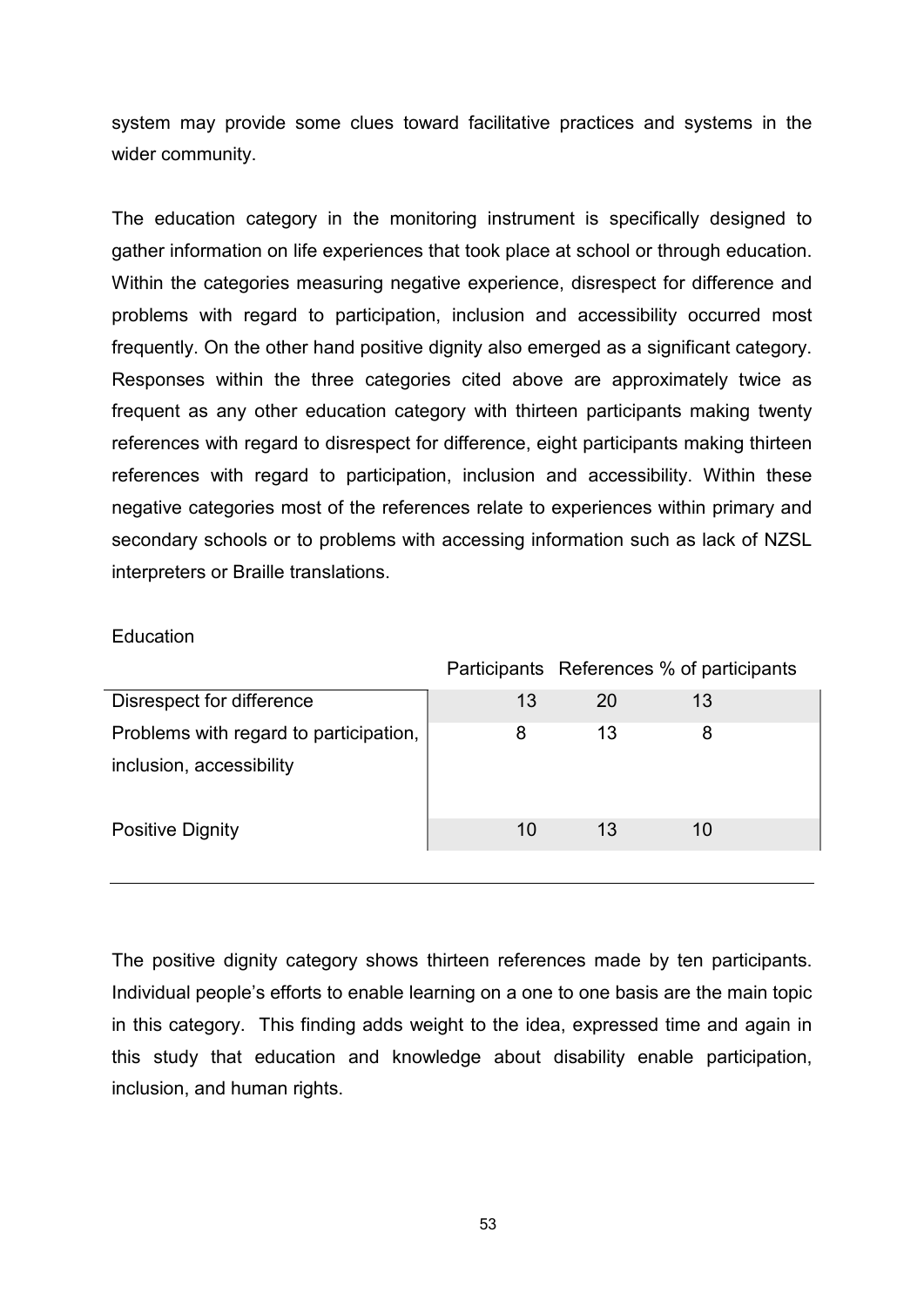system may provide some clues toward facilitative practices and systems in the wider community.

The education category in the monitoring instrument is specifically designed to gather information on life experiences that took place at school or through education. Within the categories measuring negative experience, disrespect for difference and problems with regard to participation, inclusion and accessibility occurred most frequently. On the other hand positive dignity also emerged as a significant category. Responses within the three categories cited above are approximately twice as frequent as any other education category with thirteen participants making twenty references with regard to disrespect for difference, eight participants making thirteen references with regard to participation, inclusion and accessibility. Within these negative categories most of the references relate to experiences within primary and secondary schools or to problems with accessing information such as lack of NZSL interpreters or Braille translations.

Education

| | Participants | References | % of participants |
|---|---|---|---|
| Disrespect for difference | 13 | 20 | 13 |
| Problems with regard to participation, inclusion, accessibility | 8 | 13 | 8 |
| Positive Dignity | 10 | 13 | 10 |

The positive dignity category shows thirteen references made by ten participants. Individual people's efforts to enable learning on a one to one basis are the main topic in this category. This finding adds weight to the idea, expressed time and again in this study that education and knowledge about disability enable participation, inclusion, and human rights.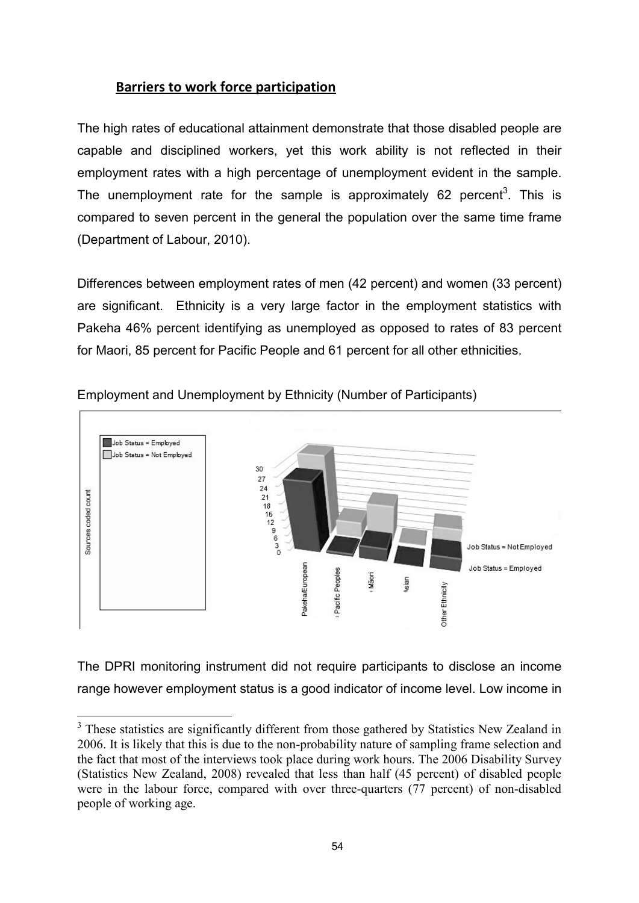## Barriers to work force participation

The high rates of educational attainment demonstrate that those disabled people are capable and disciplined workers, yet this work ability is not reflected in their employment rates with a high percentage of unemployment evident in the sample. The unemployment rate for the sample is approximately 62 percent[3]. This is compared to seven percent in the general the population over the same time frame (Department of Labour, 2010).

Differences between employment rates of men (42 percent) and women (33 percent) are significant. Ethnicity is a very large factor in the employment statistics with Pakeha 46% percent identifying as unemployed as opposed to rates of 83 percent for Maori, 85 percent for Pacific People and 61 percent for all other ethnicities.

Employment and Unemployment by Ethnicity (Number of Participants)

The DPRI monitoring instrument did not require participants to disclose an income range however employment status is a good indicator of income level. Low income in

[3] These statistics are significantly different from those gathered by Statistics New Zealand in 2006. It is likely that this is due to the non-probability nature of sampling frame selection and the fact that most of the interviews took place during work hours. The 2006 Disability Survey (Statistics New Zealand, 2008) revealed that less than half (45 percent) of disabled people were in the labour force, compared with over three-quarters (77 percent) of non-disabled people of working age.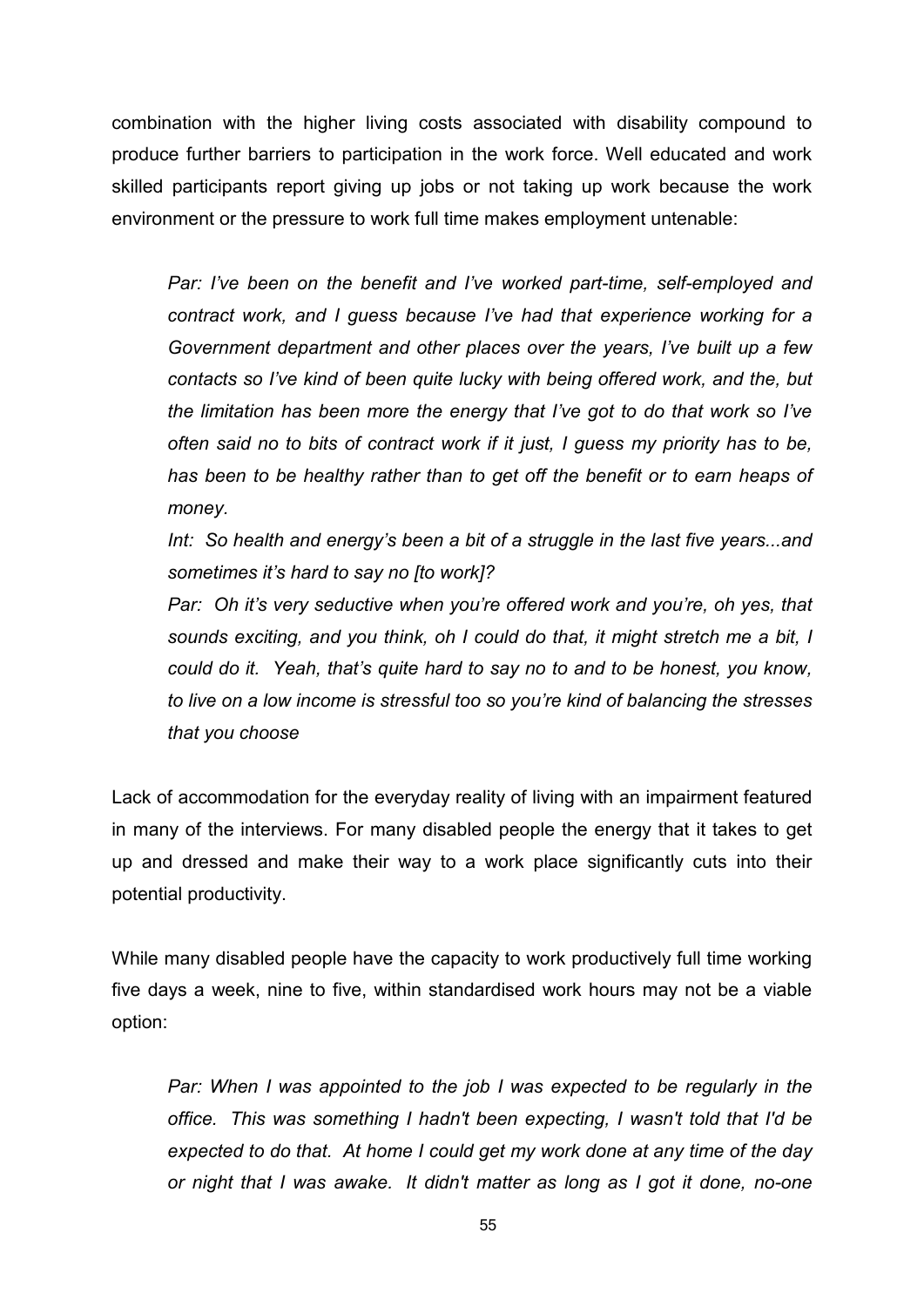combination with the higher living costs associated with disability compound to produce further barriers to participation in the work force. Well educated and work skilled participants report giving up jobs or not taking up work because the work environment or the pressure to work full time makes employment untenable:

> *Par: I've been on the benefit and I've worked part-time, self-employed and contract work, and I guess because I've had that experience working for a Government department and other places over the years, I've built up a few contacts so I've kind of been quite lucky with being offered work, and the, but the limitation has been more the energy that I've got to do that work so I've often said no to bits of contract work if it just, I guess my priority has to be, has been to be healthy rather than to get off the benefit or to earn heaps of money.*
>
> *Int: So health and energy's been a bit of a struggle in the last five years...and sometimes it's hard to say no [to work]?*
>
> *Par: Oh it's very seductive when you're offered work and you're, oh yes, that sounds exciting, and you think, oh I could do that, it might stretch me a bit, I could do it. Yeah, that's quite hard to say no to and to be honest, you know, to live on a low income is stressful too so you're kind of balancing the stresses that you choose*

Lack of accommodation for the everyday reality of living with an impairment featured in many of the interviews. For many disabled people the energy that it takes to get up and dressed and make their way to a work place significantly cuts into their potential productivity.

While many disabled people have the capacity to work productively full time working five days a week, nine to five, within standardised work hours may not be a viable option:

> *Par: When I was appointed to the job I was expected to be regularly in the office. This was something I hadn't been expecting, I wasn't told that I'd be expected to do that. At home I could get my work done at any time of the day or night that I was awake. It didn't matter as long as I got it done, no-one*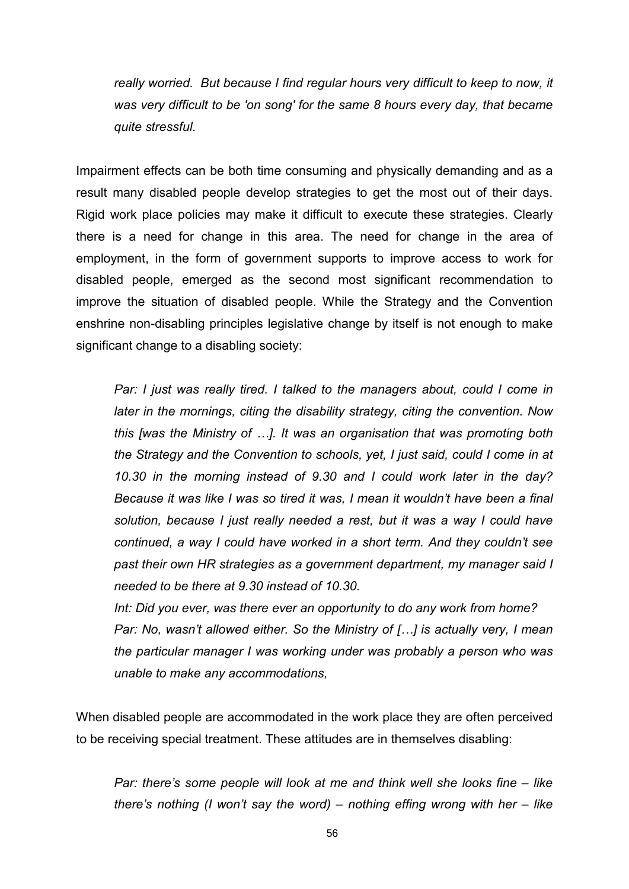*really worried. But because I find regular hours very difficult to keep to now, it was very difficult to be 'on song' for the same 8 hours every day, that became quite stressful.*

Impairment effects can be both time consuming and physically demanding and as a result many disabled people develop strategies to get the most out of their days. Rigid work place policies may make it difficult to execute these strategies. Clearly there is a need for change in this area. The need for change in the area of employment, in the form of government supports to improve access to work for disabled people, emerged as the second most significant recommendation to improve the situation of disabled people. While the Strategy and the Convention enshrine non-disabling principles legislative change by itself is not enough to make significant change to a disabling society:

> *Par: I just was really tired. I talked to the managers about, could I come in later in the mornings, citing the disability strategy, citing the convention. Now this [was the Ministry of …]. It was an organisation that was promoting both the Strategy and the Convention to schools, yet, I just said, could I come in at 10.30 in the morning instead of 9.30 and I could work later in the day? Because it was like I was so tired it was, I mean it wouldn't have been a final solution, because I just really needed a rest, but it was a way I could have continued, a way I could have worked in a short term. And they couldn't see past their own HR strategies as a government department, my manager said I needed to be there at 9.30 instead of 10.30.*
>
> *Int: Did you ever, was there ever an opportunity to do any work from home?*
>
> *Par: No, wasn't allowed either. So the Ministry of […] is actually very, I mean the particular manager I was working under was probably a person who was unable to make any accommodations,*

When disabled people are accommodated in the work place they are often perceived to be receiving special treatment. These attitudes are in themselves disabling:

> *Par: there's some people will look at me and think well she looks fine – like there's nothing (I won't say the word) – nothing effing wrong with her – like*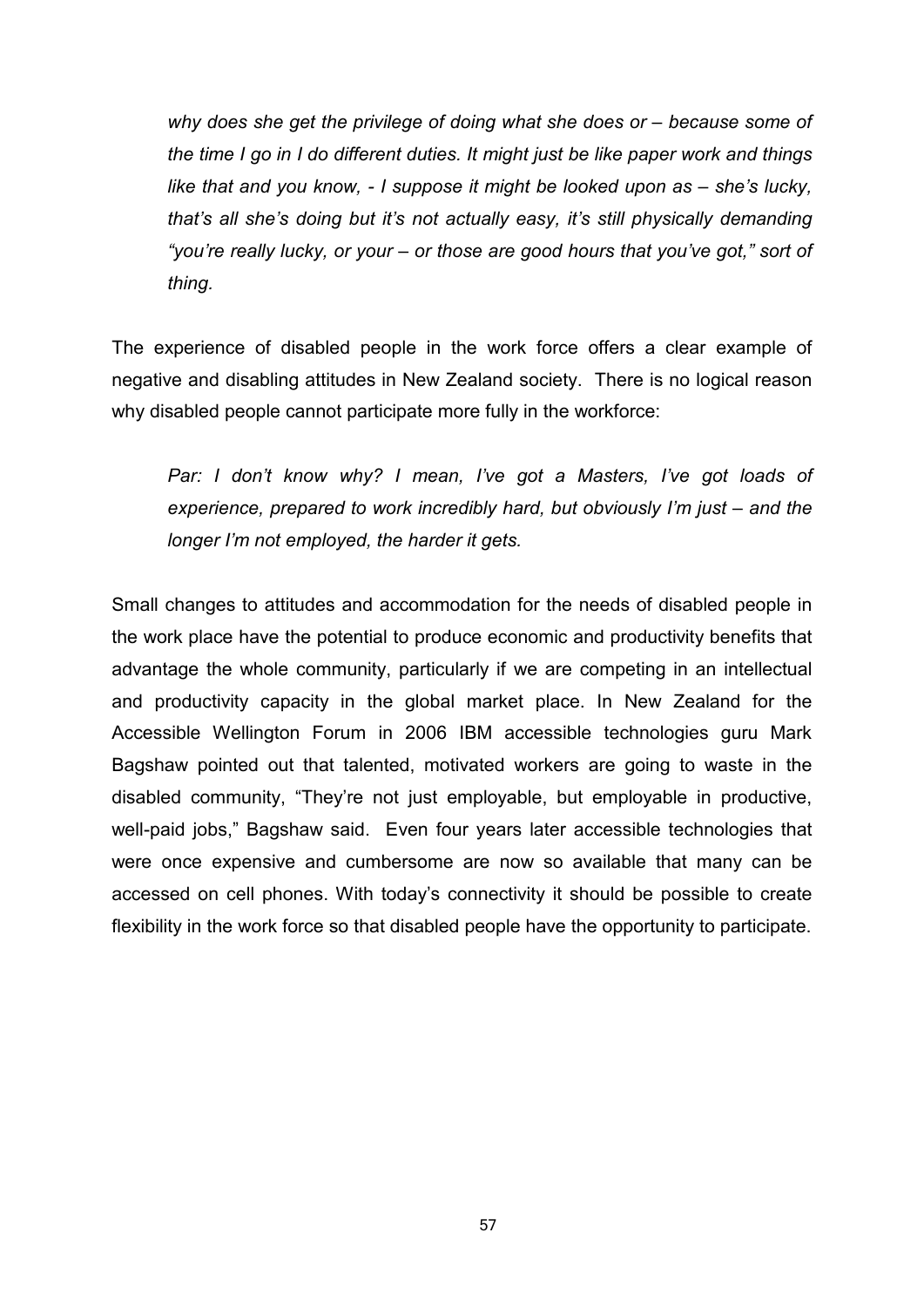*why does she get the privilege of doing what she does or – because some of the time I go in I do different duties. It might just be like paper work and things like that and you know, - I suppose it might be looked upon as – she's lucky, that's all she's doing but it's not actually easy, it's still physically demanding "you're really lucky, or your – or those are good hours that you've got," sort of thing.*

The experience of disabled people in the work force offers a clear example of negative and disabling attitudes in New Zealand society. There is no logical reason why disabled people cannot participate more fully in the workforce:

*Par: I don't know why? I mean, I've got a Masters, I've got loads of experience, prepared to work incredibly hard, but obviously I'm just – and the longer I'm not employed, the harder it gets.*

Small changes to attitudes and accommodation for the needs of disabled people in the work place have the potential to produce economic and productivity benefits that advantage the whole community, particularly if we are competing in an intellectual and productivity capacity in the global market place. In New Zealand for the Accessible Wellington Forum in 2006 IBM accessible technologies guru Mark Bagshaw pointed out that talented, motivated workers are going to waste in the disabled community, "They're not just employable, but employable in productive, well-paid jobs," Bagshaw said. Even four years later accessible technologies that were once expensive and cumbersome are now so available that many can be accessed on cell phones. With today's connectivity it should be possible to create flexibility in the work force so that disabled people have the opportunity to participate.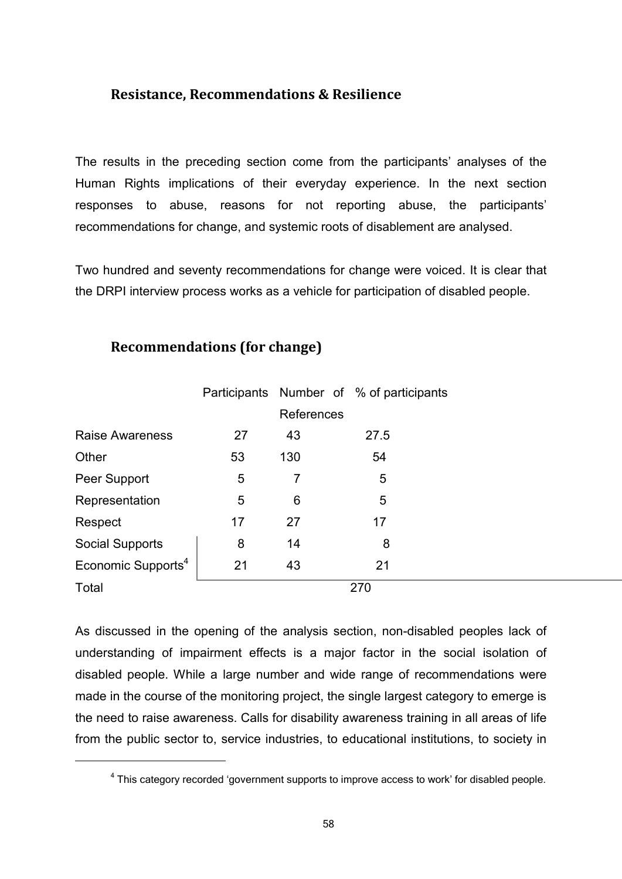## Resistance, Recommendations & Resilience

The results in the preceding section come from the participants' analyses of the Human Rights implications of their everyday experience. In the next section responses to abuse, reasons for not reporting abuse, the participants' recommendations for change, and systemic roots of disablement are analysed.

Two hundred and seventy recommendations for change were voiced. It is clear that the DRPI interview process works as a vehicle for participation of disabled people.

### Recommendations (for change)

| | Participants | Number of References | % of participants |
|---|---|---|---|
| Raise Awareness | 27 | 43 | 27.5 |
| Other | 53 | 130 | 54 |
| Peer Support | 5 | 7 | 5 |
| Representation | 5 | 6 | 5 |
| Respect | 17 | 27 | 17 |
| Social Supports | 8 | 14 | 8 |
| Economic Supports[4] | 21 | 43 | 21 |
| Total | | | 270 |

As discussed in the opening of the analysis section, non-disabled peoples lack of understanding of impairment effects is a major factor in the social isolation of disabled people. While a large number and wide range of recommendations were made in the course of the monitoring project, the single largest category to emerge is the need to raise awareness. Calls for disability awareness training in all areas of life from the public sector to, service industries, to educational institutions, to society in

[4] This category recorded 'government supports to improve access to work' for disabled people.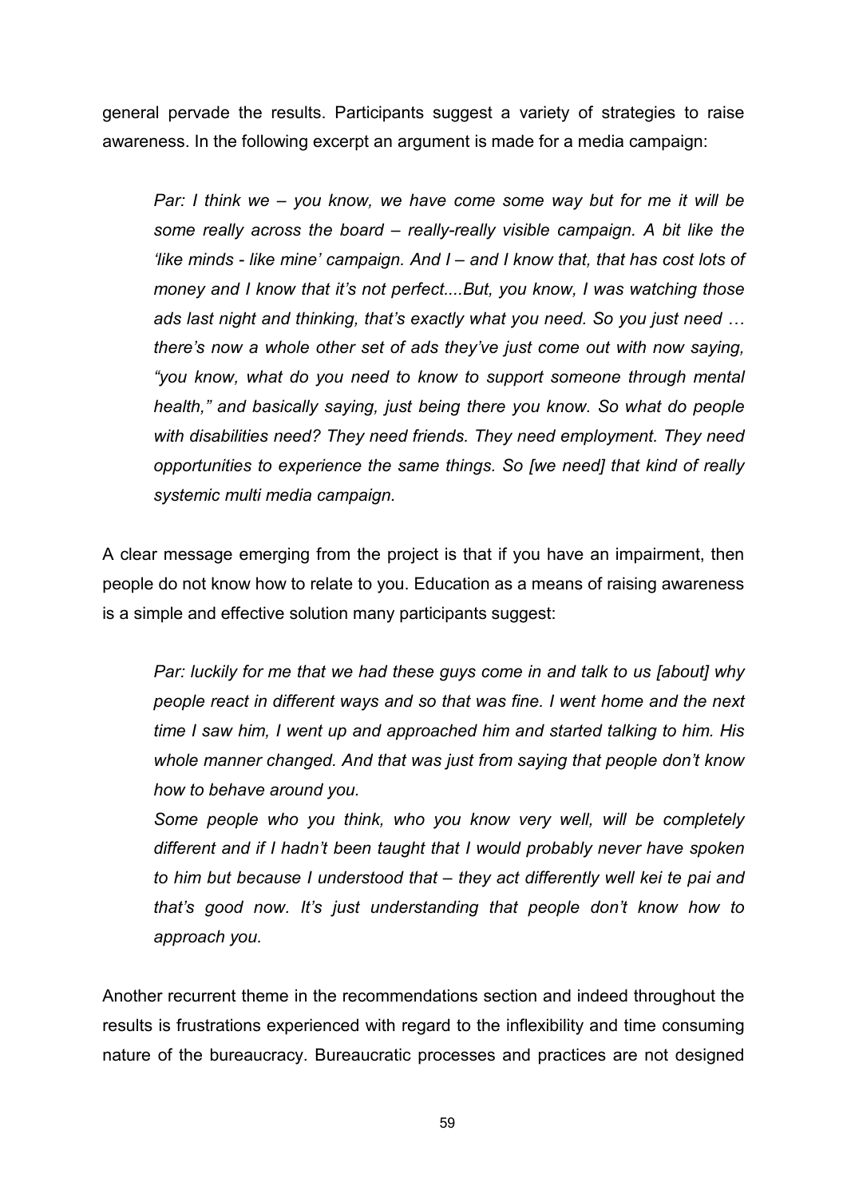general pervade the results. Participants suggest a variety of strategies to raise awareness. In the following excerpt an argument is made for a media campaign:

> *Par: I think we – you know, we have come some way but for me it will be some really across the board – really-really visible campaign. A bit like the 'like minds - like mine' campaign. And I – and I know that, that has cost lots of money and I know that it's not perfect....But, you know, I was watching those ads last night and thinking, that's exactly what you need. So you just need … there's now a whole other set of ads they've just come out with now saying, "you know, what do you need to know to support someone through mental health," and basically saying, just being there you know. So what do people with disabilities need? They need friends. They need employment. They need opportunities to experience the same things. So [we need] that kind of really systemic multi media campaign.*

A clear message emerging from the project is that if you have an impairment, then people do not know how to relate to you. Education as a means of raising awareness is a simple and effective solution many participants suggest:

> *Par: luckily for me that we had these guys come in and talk to us [about] why people react in different ways and so that was fine. I went home and the next time I saw him, I went up and approached him and started talking to him. His whole manner changed. And that was just from saying that people don't know how to behave around you.*
>
> *Some people who you think, who you know very well, will be completely different and if I hadn't been taught that I would probably never have spoken to him but because I understood that – they act differently well kei te pai and that's good now. It's just understanding that people don't know how to approach you.*

Another recurrent theme in the recommendations section and indeed throughout the results is frustrations experienced with regard to the inflexibility and time consuming nature of the bureaucracy. Bureaucratic processes and practices are not designed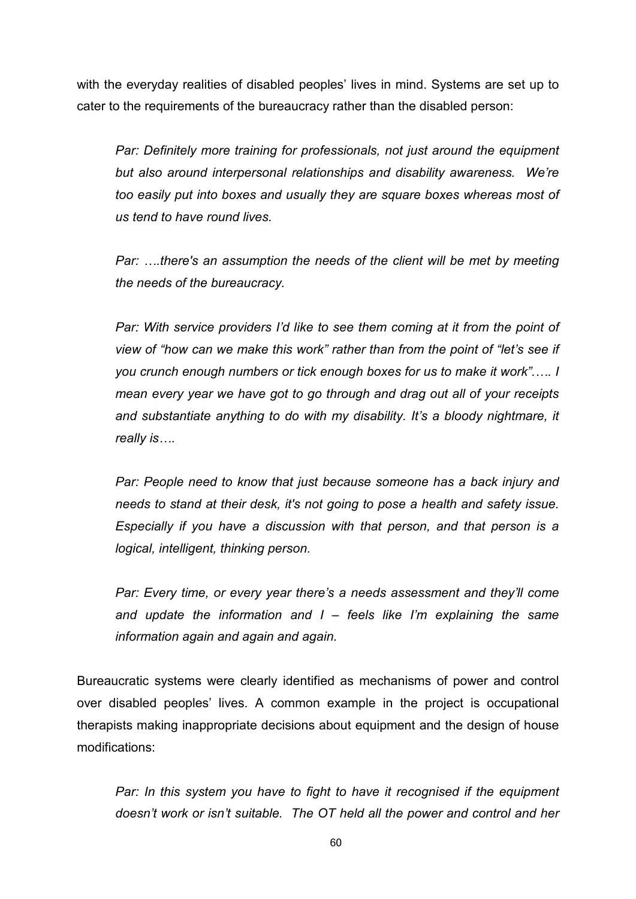with the everyday realities of disabled peoples' lives in mind. Systems are set up to cater to the requirements of the bureaucracy rather than the disabled person:

> *Par: Definitely more training for professionals, not just around the equipment but also around interpersonal relationships and disability awareness. We're too easily put into boxes and usually they are square boxes whereas most of us tend to have round lives.*
>
> *Par: ….there's an assumption the needs of the client will be met by meeting the needs of the bureaucracy.*
>
> *Par: With service providers I'd like to see them coming at it from the point of view of "how can we make this work" rather than from the point of "let's see if you crunch enough numbers or tick enough boxes for us to make it work"….. I mean every year we have got to go through and drag out all of your receipts and substantiate anything to do with my disability. It's a bloody nightmare, it really is….*
>
> *Par: People need to know that just because someone has a back injury and needs to stand at their desk, it's not going to pose a health and safety issue. Especially if you have a discussion with that person, and that person is a logical, intelligent, thinking person.*
>
> *Par: Every time, or every year there's a needs assessment and they'll come and update the information and I – feels like I'm explaining the same information again and again and again.*

Bureaucratic systems were clearly identified as mechanisms of power and control over disabled peoples' lives. A common example in the project is occupational therapists making inappropriate decisions about equipment and the design of house modifications:

> *Par: In this system you have to fight to have it recognised if the equipment doesn't work or isn't suitable. The OT held all the power and control and her*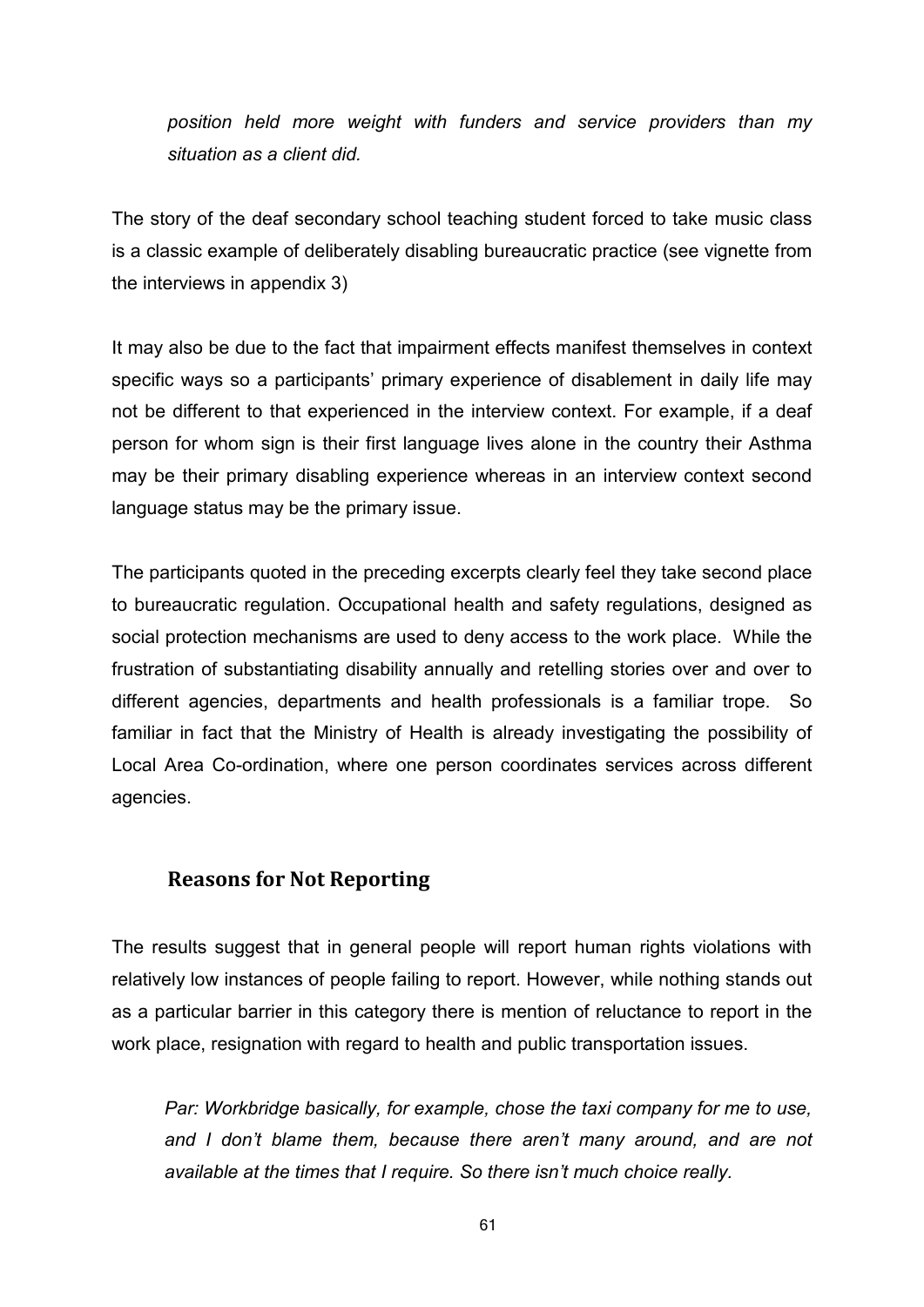*position held more weight with funders and service providers than my situation as a client did.*

The story of the deaf secondary school teaching student forced to take music class is a classic example of deliberately disabling bureaucratic practice (see vignette from the interviews in appendix 3)

It may also be due to the fact that impairment effects manifest themselves in context specific ways so a participants' primary experience of disablement in daily life may not be different to that experienced in the interview context. For example, if a deaf person for whom sign is their first language lives alone in the country their Asthma may be their primary disabling experience whereas in an interview context second language status may be the primary issue.

The participants quoted in the preceding excerpts clearly feel they take second place to bureaucratic regulation. Occupational health and safety regulations, designed as social protection mechanisms are used to deny access to the work place. While the frustration of substantiating disability annually and retelling stories over and over to different agencies, departments and health professionals is a familiar trope. So familiar in fact that the Ministry of Health is already investigating the possibility of Local Area Co-ordination, where one person coordinates services across different agencies.

### Reasons for Not Reporting

The results suggest that in general people will report human rights violations with relatively low instances of people failing to report. However, while nothing stands out as a particular barrier in this category there is mention of reluctance to report in the work place, resignation with regard to health and public transportation issues.

*Par: Workbridge basically, for example, chose the taxi company for me to use, and I don't blame them, because there aren't many around, and are not available at the times that I require. So there isn't much choice really.*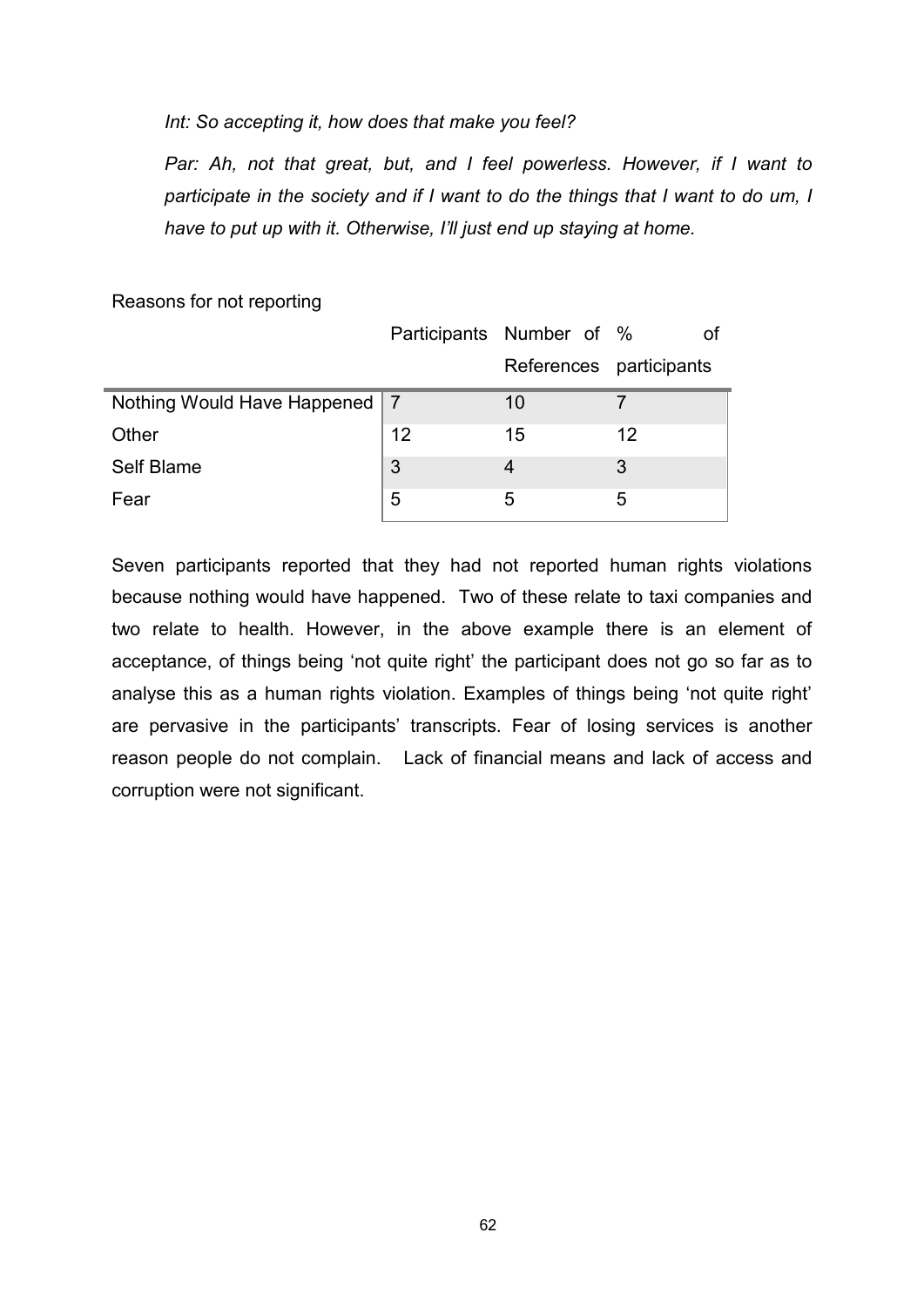*Int: So accepting it, how does that make you feel?*

*Par: Ah, not that great, but, and I feel powerless. However, if I want to participate in the society and if I want to do the things that I want to do um, I have to put up with it. Otherwise, I'll just end up staying at home.*

Reasons for not reporting

| | Participants | Number of References | % of participants |
|---|---|---|---|
| Nothing Would Have Happened | 7 | 10 | 7 |
| Other | 12 | 15 | 12 |
| Self Blame | 3 | 4 | 3 |
| Fear | 5 | 5 | 5 |

Seven participants reported that they had not reported human rights violations because nothing would have happened. Two of these relate to taxi companies and two relate to health. However, in the above example there is an element of acceptance, of things being 'not quite right' the participant does not go so far as to analyse this as a human rights violation. Examples of things being 'not quite right' are pervasive in the participants' transcripts. Fear of losing services is another reason people do not complain. Lack of financial means and lack of access and corruption were not significant.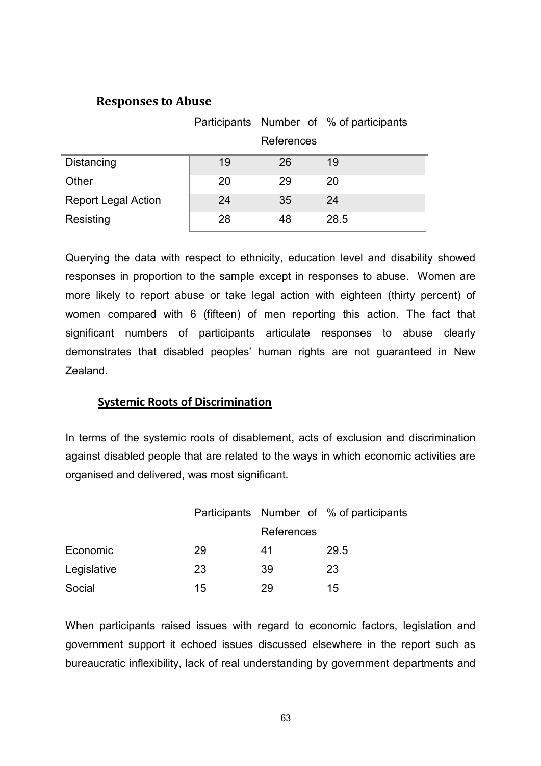## Responses to Abuse

| | Participants | Number of References | % of participants |
|---|---|---|---|
| Distancing | 19 | 26 | 19 |
| Other | 20 | 29 | 20 |
| Report Legal Action | 24 | 35 | 24 |
| Resisting | 28 | 48 | 28.5 |

Querying the data with respect to ethnicity, education level and disability showed responses in proportion to the sample except in responses to abuse. Women are more likely to report abuse or take legal action with eighteen (thirty percent) of women compared with 6 (fifteen) of men reporting this action. The fact that significant numbers of participants articulate responses to abuse clearly demonstrates that disabled peoples' human rights are not guaranteed in New Zealand.

## Systemic Roots of Discrimination

In terms of the systemic roots of disablement, acts of exclusion and discrimination against disabled people that are related to the ways in which economic activities are organised and delivered, was most significant.

| | Participants | Number of References | % of participants |
|---|---|---|---|
| Economic | 29 | 41 | 29.5 |
| Legislative | 23 | 39 | 23 |
| Social | 15 | 29 | 15 |

When participants raised issues with regard to economic factors, legislation and government support it echoed issues discussed elsewhere in the report such as bureaucratic inflexibility, lack of real understanding by government departments and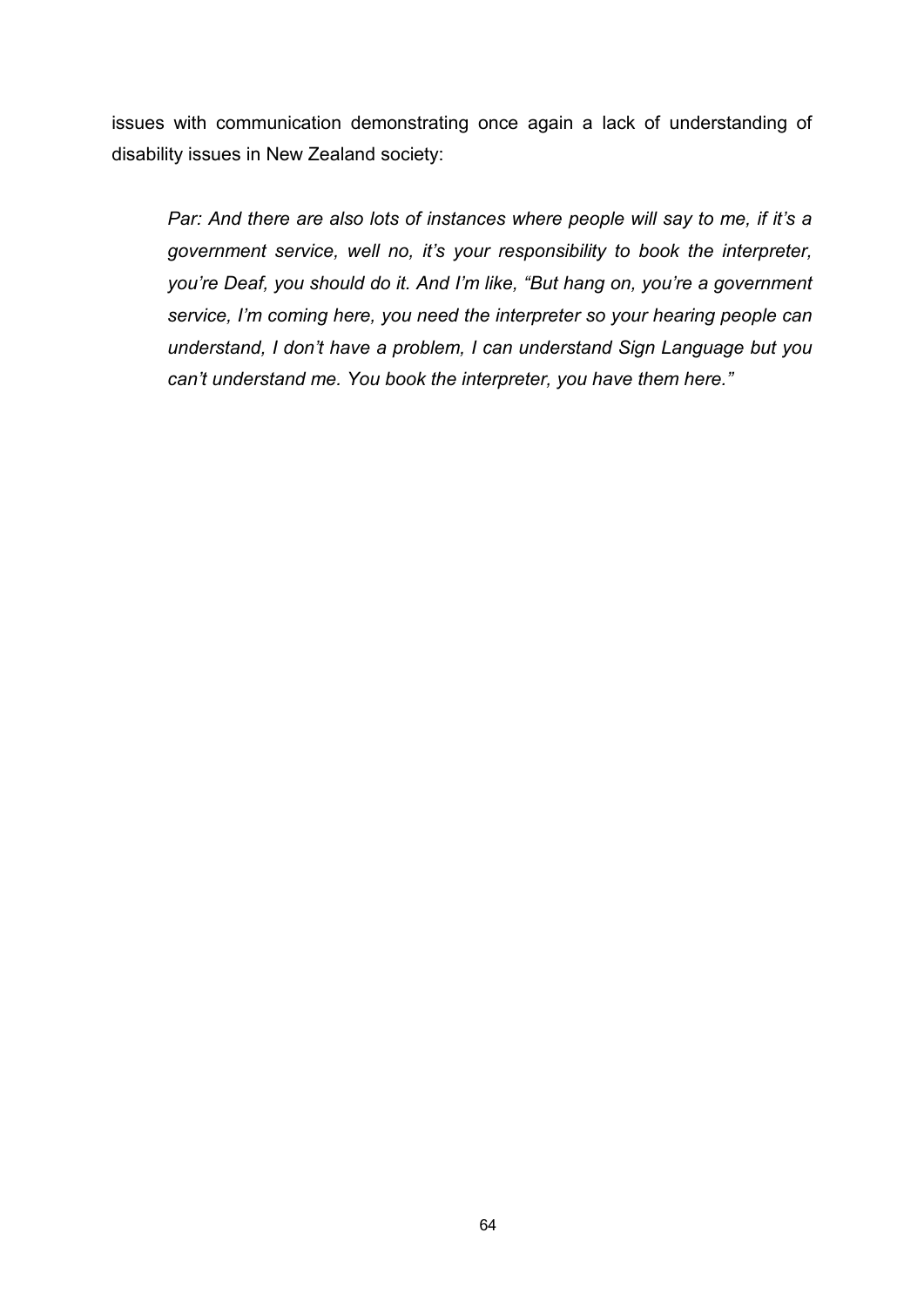issues with communication demonstrating once again a lack of understanding of disability issues in New Zealand society:

> *Par: And there are also lots of instances where people will say to me, if it's a government service, well no, it's your responsibility to book the interpreter, you're Deaf, you should do it. And I'm like, "But hang on, you're a government service, I'm coming here, you need the interpreter so your hearing people can understand, I don't have a problem, I can understand Sign Language but you can't understand me. You book the interpreter, you have them here."*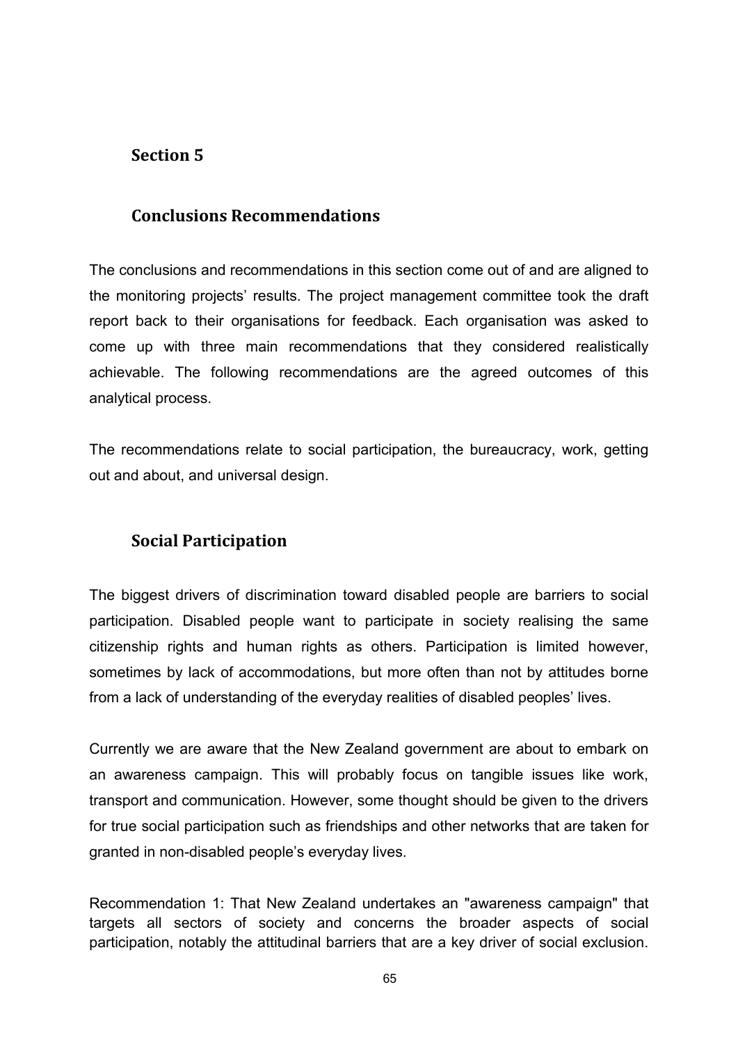# Section 5

## Conclusions Recommendations

The conclusions and recommendations in this section come out of and are aligned to the monitoring projects' results. The project management committee took the draft report back to their organisations for feedback. Each organisation was asked to come up with three main recommendations that they considered realistically achievable. The following recommendations are the agreed outcomes of this analytical process.

The recommendations relate to social participation, the bureaucracy, work, getting out and about, and universal design.

## Social Participation

The biggest drivers of discrimination toward disabled people are barriers to social participation. Disabled people want to participate in society realising the same citizenship rights and human rights as others. Participation is limited however, sometimes by lack of accommodations, but more often than not by attitudes borne from a lack of understanding of the everyday realities of disabled peoples' lives.

Currently we are aware that the New Zealand government are about to embark on an awareness campaign. This will probably focus on tangible issues like work, transport and communication. However, some thought should be given to the drivers for true social participation such as friendships and other networks that are taken for granted in non-disabled people's everyday lives.

Recommendation 1: That New Zealand undertakes an "awareness campaign" that targets all sectors of society and concerns the broader aspects of social participation, notably the attitudinal barriers that are a key driver of social exclusion.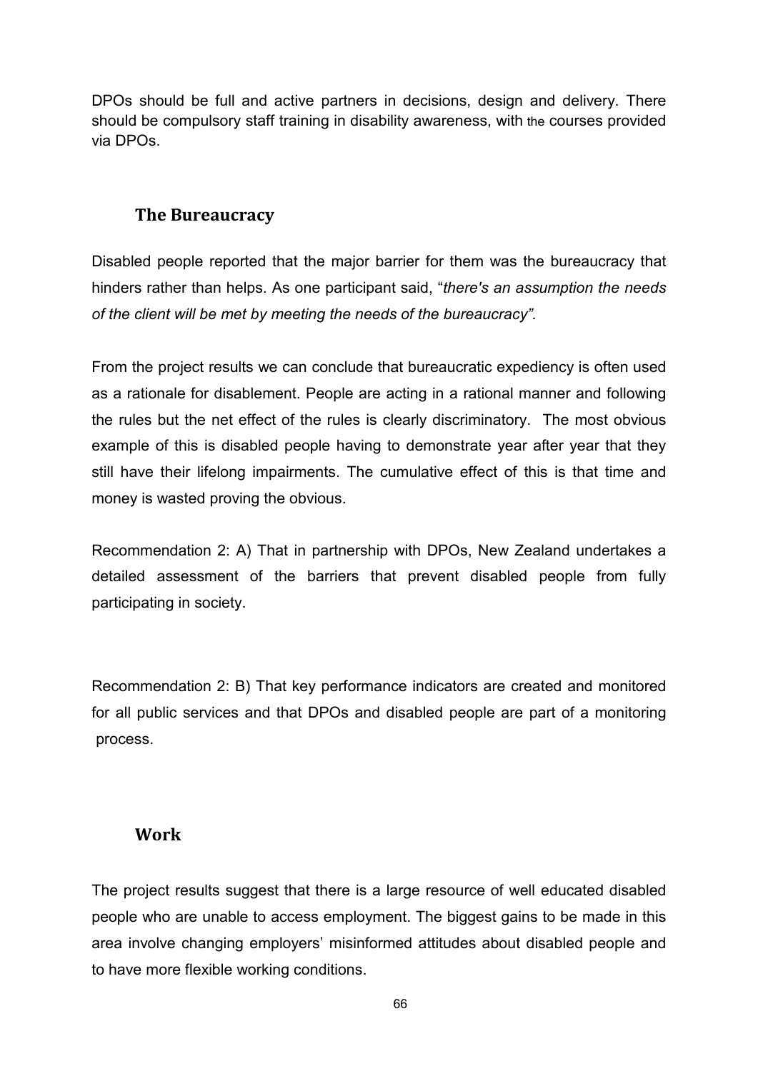DPOs should be full and active partners in decisions, design and delivery. There should be compulsory staff training in disability awareness, with the courses provided via DPOs.

### The Bureaucracy

Disabled people reported that the major barrier for them was the bureaucracy that hinders rather than helps. As one participant said, "*there's an assumption the needs of the client will be met by meeting the needs of the bureaucracy".*

From the project results we can conclude that bureaucratic expediency is often used as a rationale for disablement. People are acting in a rational manner and following the rules but the net effect of the rules is clearly discriminatory. The most obvious example of this is disabled people having to demonstrate year after year that they still have their lifelong impairments. The cumulative effect of this is that time and money is wasted proving the obvious.

Recommendation 2: A) That in partnership with DPOs, New Zealand undertakes a detailed assessment of the barriers that prevent disabled people from fully participating in society.

Recommendation 2: B) That key performance indicators are created and monitored for all public services and that DPOs and disabled people are part of a monitoring process.

### Work

The project results suggest that there is a large resource of well educated disabled people who are unable to access employment. The biggest gains to be made in this area involve changing employers' misinformed attitudes about disabled people and to have more flexible working conditions.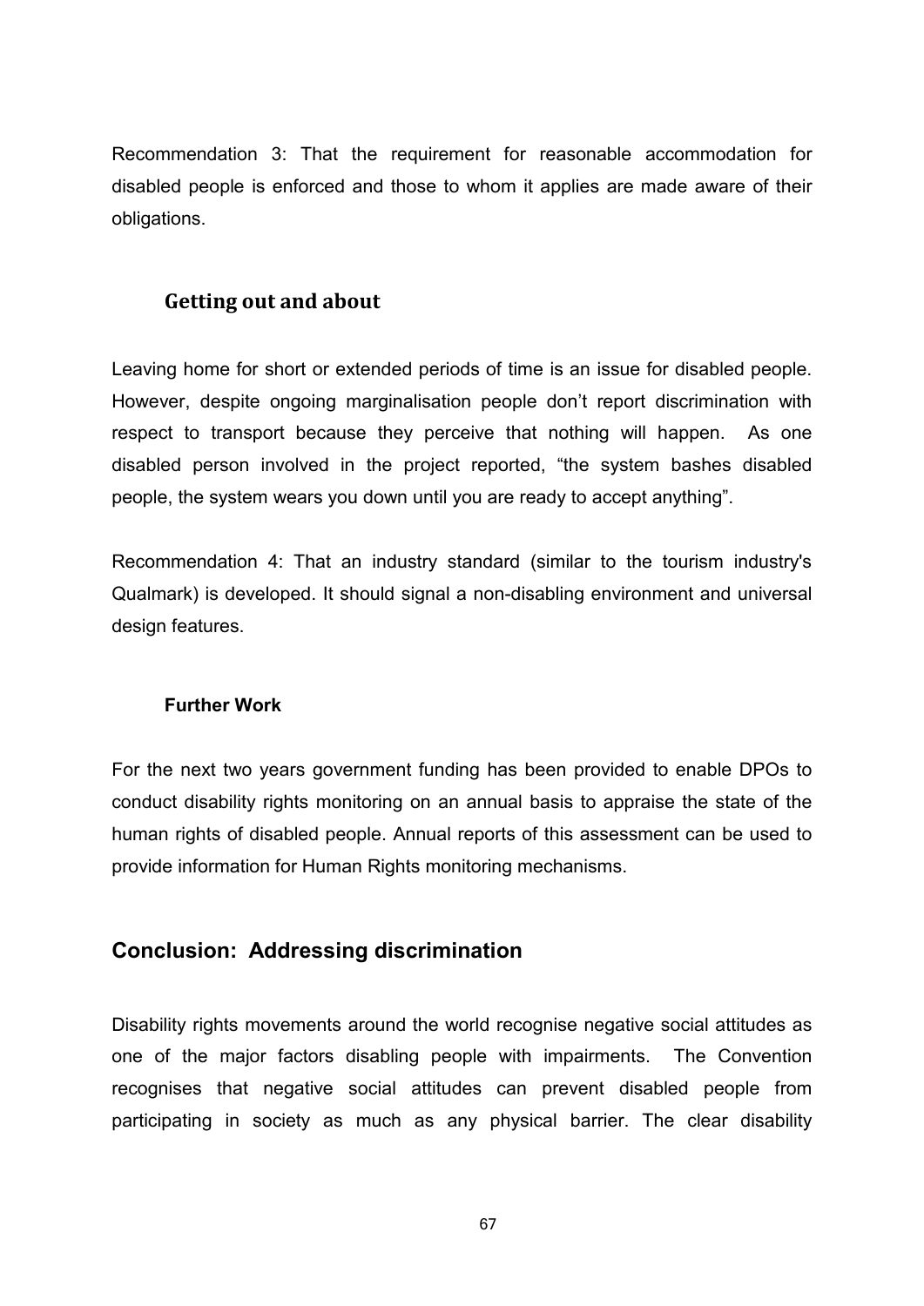Recommendation 3: That the requirement for reasonable accommodation for disabled people is enforced and those to whom it applies are made aware of their obligations.

### Getting out and about

Leaving home for short or extended periods of time is an issue for disabled people. However, despite ongoing marginalisation people don't report discrimination with respect to transport because they perceive that nothing will happen. As one disabled person involved in the project reported, "the system bashes disabled people, the system wears you down until you are ready to accept anything".

Recommendation 4: That an industry standard (similar to the tourism industry's Qualmark) is developed. It should signal a non-disabling environment and universal design features.

#### Further Work

For the next two years government funding has been provided to enable DPOs to conduct disability rights monitoring on an annual basis to appraise the state of the human rights of disabled people. Annual reports of this assessment can be used to provide information for Human Rights monitoring mechanisms.

## Conclusion: Addressing discrimination

Disability rights movements around the world recognise negative social attitudes as one of the major factors disabling people with impairments. The Convention recognises that negative social attitudes can prevent disabled people from participating in society as much as any physical barrier. The clear disability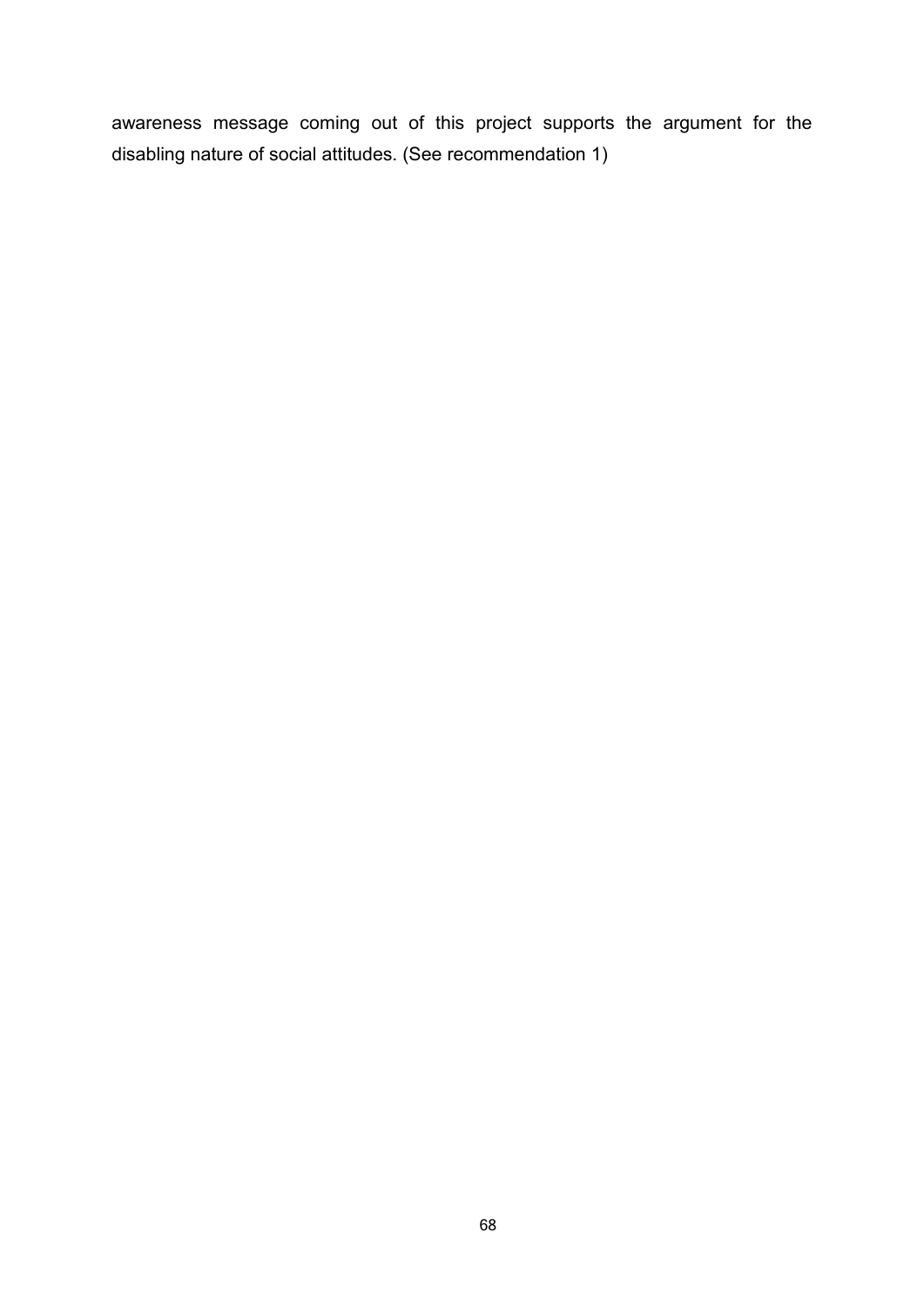awareness message coming out of this project supports the argument for the disabling nature of social attitudes. (See recommendation 1)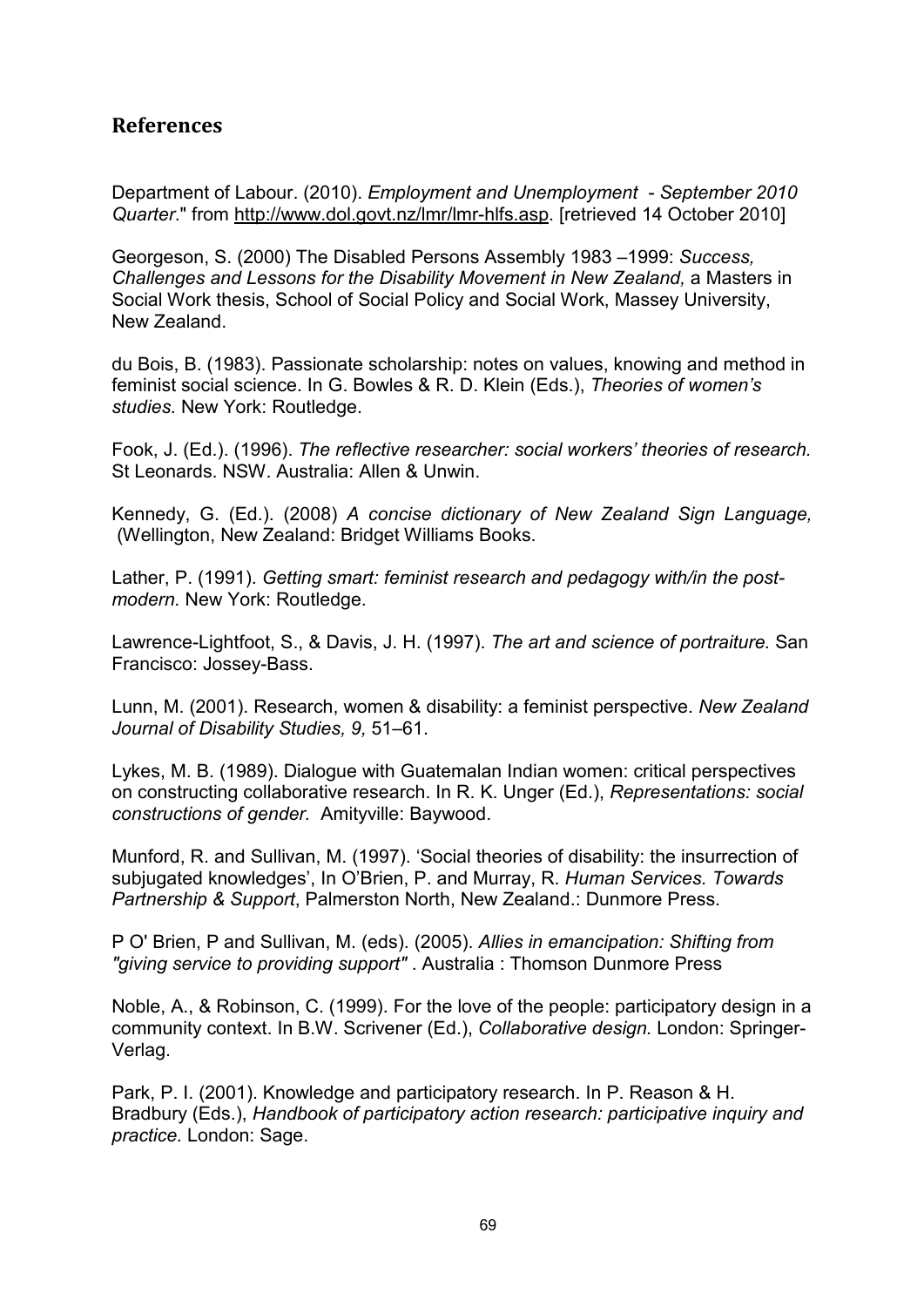## References

Department of Labour. (2010). *Employment and Unemployment - September 2010 Quarter*." from http://www.dol.govt.nz/lmr/lmr-hlfs.asp. [retrieved 14 October 2010]

Georgeson, S. (2000) The Disabled Persons Assembly 1983 –1999: *Success, Challenges and Lessons for the Disability Movement in New Zealand,* a Masters in Social Work thesis, School of Social Policy and Social Work, Massey University, New Zealand.

du Bois, B. (1983). Passionate scholarship: notes on values, knowing and method in feminist social science. In G. Bowles & R. D. Klein (Eds.), *Theories of women's studies.* New York: Routledge.

Fook, J. (Ed.). (1996). *The reflective researcher: social workers' theories of research.* St Leonards. NSW. Australia: Allen & Unwin.

Kennedy, G. (Ed.). (2008) *A concise dictionary of New Zealand Sign Language,* (Wellington, New Zealand: Bridget Williams Books.

Lather, P. (1991). *Getting smart: feminist research and pedagogy with/in the post-modern.* New York: Routledge.

Lawrence-Lightfoot, S., & Davis, J. H. (1997). *The art and science of portraiture.* San Francisco: Jossey-Bass.

Lunn, M. (2001). Research, women & disability: a feminist perspective. *New Zealand Journal of Disability Studies, 9,* 51–61.

Lykes, M. B. (1989). Dialogue with Guatemalan Indian women: critical perspectives on constructing collaborative research. In R. K. Unger (Ed.), *Representations: social constructions of gender.* Amityville: Baywood.

Munford, R. and Sullivan, M. (1997). 'Social theories of disability: the insurrection of subjugated knowledges', In O'Brien, P. and Murray, R. *Human Services. Towards Partnership & Support*, Palmerston North, New Zealand.: Dunmore Press.

P O' Brien, P and Sullivan, M. (eds). (2005). *Allies in emancipation: Shifting from "giving service to providing support"* . Australia : Thomson Dunmore Press

Noble, A., & Robinson, C. (1999). For the love of the people: participatory design in a community context. In B.W. Scrivener (Ed.), *Collaborative design.* London: Springer-Verlag.

Park, P. I. (2001). Knowledge and participatory research. In P. Reason & H. Bradbury (Eds.), *Handbook of participatory action research: participative inquiry and practice.* London: Sage.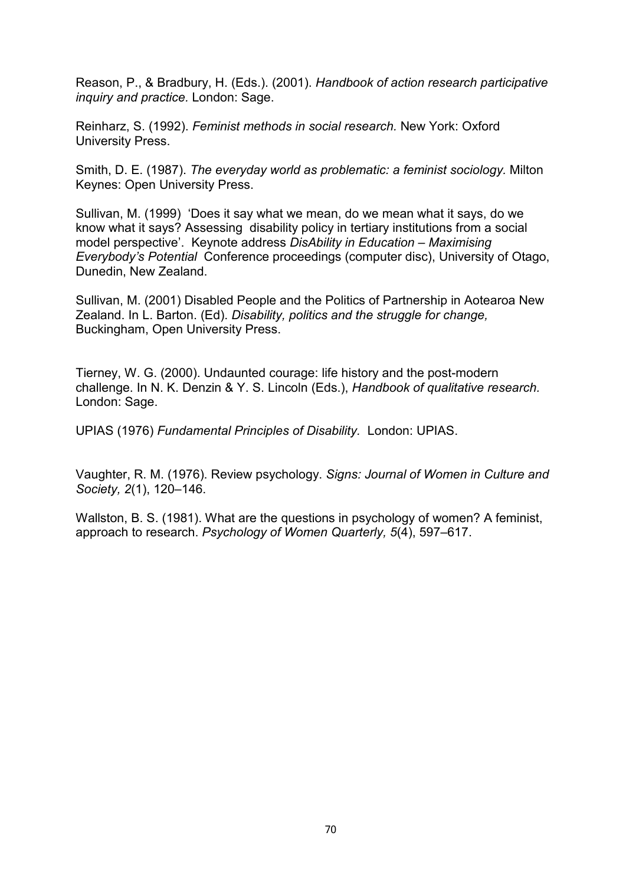Reason, P., & Bradbury, H. (Eds.). (2001). *Handbook of action research participative inquiry and practice.* London: Sage.

Reinharz, S. (1992). *Feminist methods in social research.* New York: Oxford University Press.

Smith, D. E. (1987). *The everyday world as problematic: a feminist sociology.* Milton Keynes: Open University Press.

Sullivan, M. (1999) 'Does it say what we mean, do we mean what it says, do we know what it says? Assessing disability policy in tertiary institutions from a social model perspective'. Keynote address *DisAbility in Education – Maximising Everybody's Potential* Conference proceedings (computer disc), University of Otago, Dunedin, New Zealand.

Sullivan, M. (2001) Disabled People and the Politics of Partnership in Aotearoa New Zealand. In L. Barton. (Ed). *Disability, politics and the struggle for change,* Buckingham, Open University Press.

Tierney, W. G. (2000). Undaunted courage: life history and the post-modern challenge. In N. K. Denzin & Y. S. Lincoln (Eds.), *Handbook of qualitative research.* London: Sage.

UPIAS (1976) *Fundamental Principles of Disability.* London: UPIAS.

Vaughter, R. M. (1976). Review psychology. *Signs: Journal of Women in Culture and Society, 2*(1), 120–146.

Wallston, B. S. (1981). What are the questions in psychology of women? A feminist, approach to research. *Psychology of Women Quarterly, 5*(4), 597–617.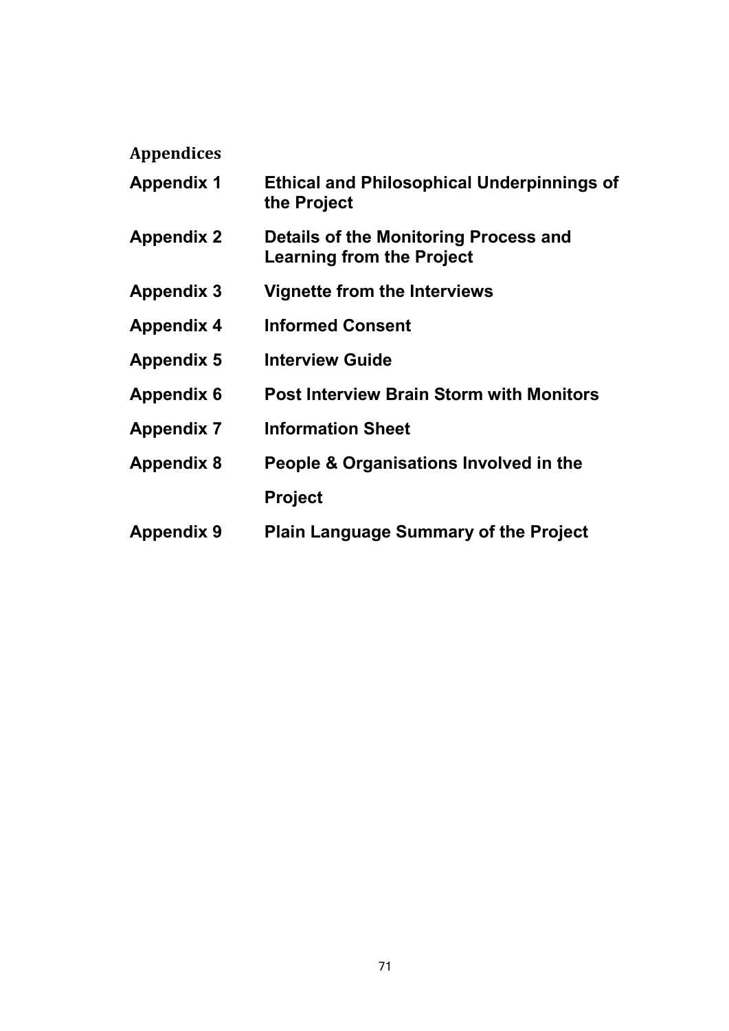## Appendices

| | |
|---|---|
| **Appendix 1** | **Ethical and Philosophical Underpinnings of the Project** |
| **Appendix 2** | **Details of the Monitoring Process and Learning from the Project** |
| **Appendix 3** | **Vignette from the Interviews** |
| **Appendix 4** | **Informed Consent** |
| **Appendix 5** | **Interview Guide** |
| **Appendix 6** | **Post Interview Brain Storm with Monitors** |
| **Appendix 7** | **Information Sheet** |
| **Appendix 8** | **People & Organisations Involved in the Project** |
| **Appendix 9** | **Plain Language Summary of the Project** |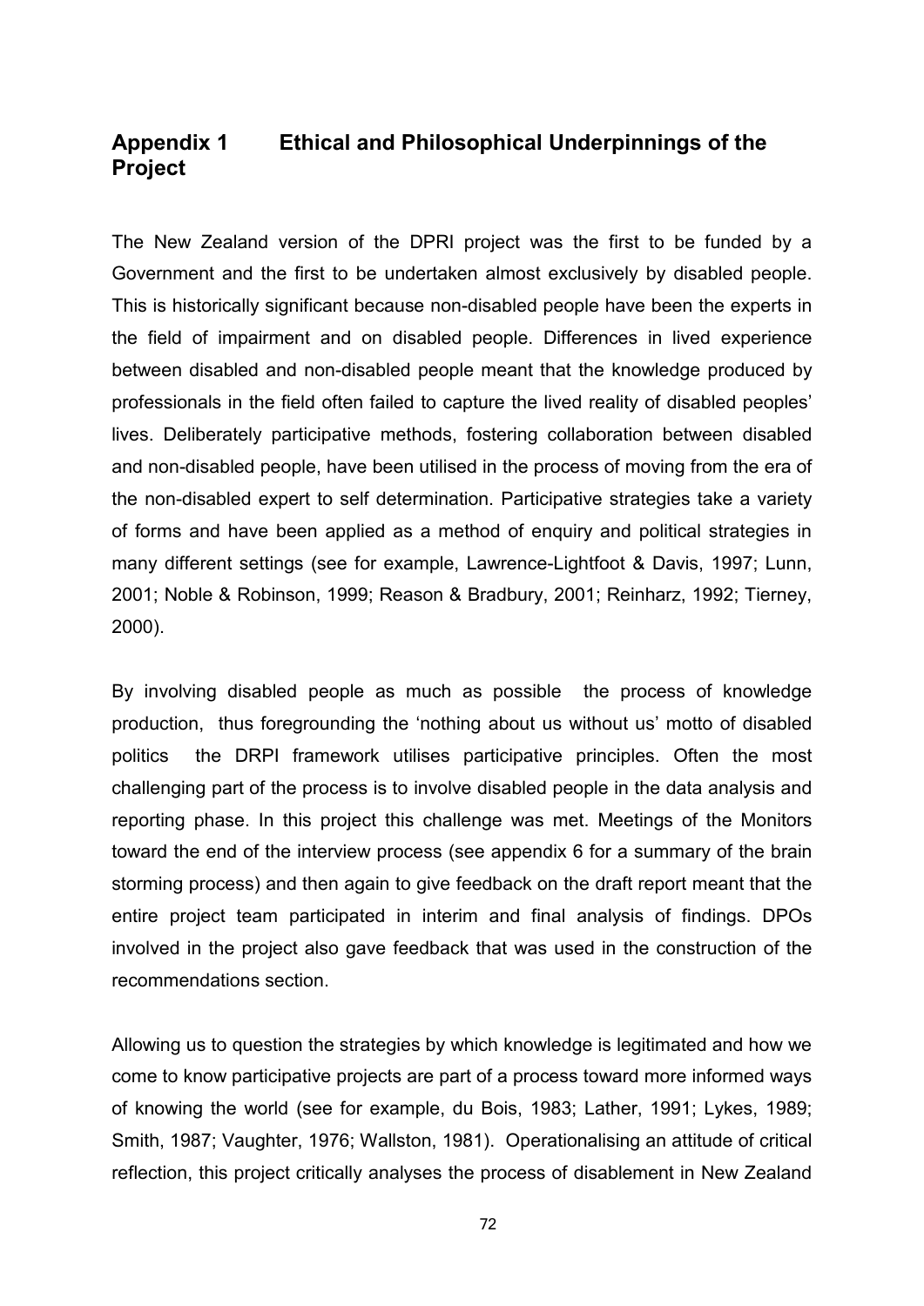# Appendix 1 Ethical and Philosophical Underpinnings of the Project

The New Zealand version of the DPRI project was the first to be funded by a Government and the first to be undertaken almost exclusively by disabled people. This is historically significant because non-disabled people have been the experts in the field of impairment and on disabled people. Differences in lived experience between disabled and non-disabled people meant that the knowledge produced by professionals in the field often failed to capture the lived reality of disabled peoples' lives. Deliberately participative methods, fostering collaboration between disabled and non-disabled people, have been utilised in the process of moving from the era of the non-disabled expert to self determination. Participative strategies take a variety of forms and have been applied as a method of enquiry and political strategies in many different settings (see for example, Lawrence-Lightfoot & Davis, 1997; Lunn, 2001; Noble & Robinson, 1999; Reason & Bradbury, 2001; Reinharz, 1992; Tierney, 2000).

By involving disabled people as much as possible the process of knowledge production, thus foregrounding the 'nothing about us without us' motto of disabled politics the DRPI framework utilises participative principles. Often the most challenging part of the process is to involve disabled people in the data analysis and reporting phase. In this project this challenge was met. Meetings of the Monitors toward the end of the interview process (see appendix 6 for a summary of the brain storming process) and then again to give feedback on the draft report meant that the entire project team participated in interim and final analysis of findings. DPOs involved in the project also gave feedback that was used in the construction of the recommendations section.

Allowing us to question the strategies by which knowledge is legitimated and how we come to know participative projects are part of a process toward more informed ways of knowing the world (see for example, du Bois, 1983; Lather, 1991; Lykes, 1989; Smith, 1987; Vaughter, 1976; Wallston, 1981). Operationalising an attitude of critical reflection, this project critically analyses the process of disablement in New Zealand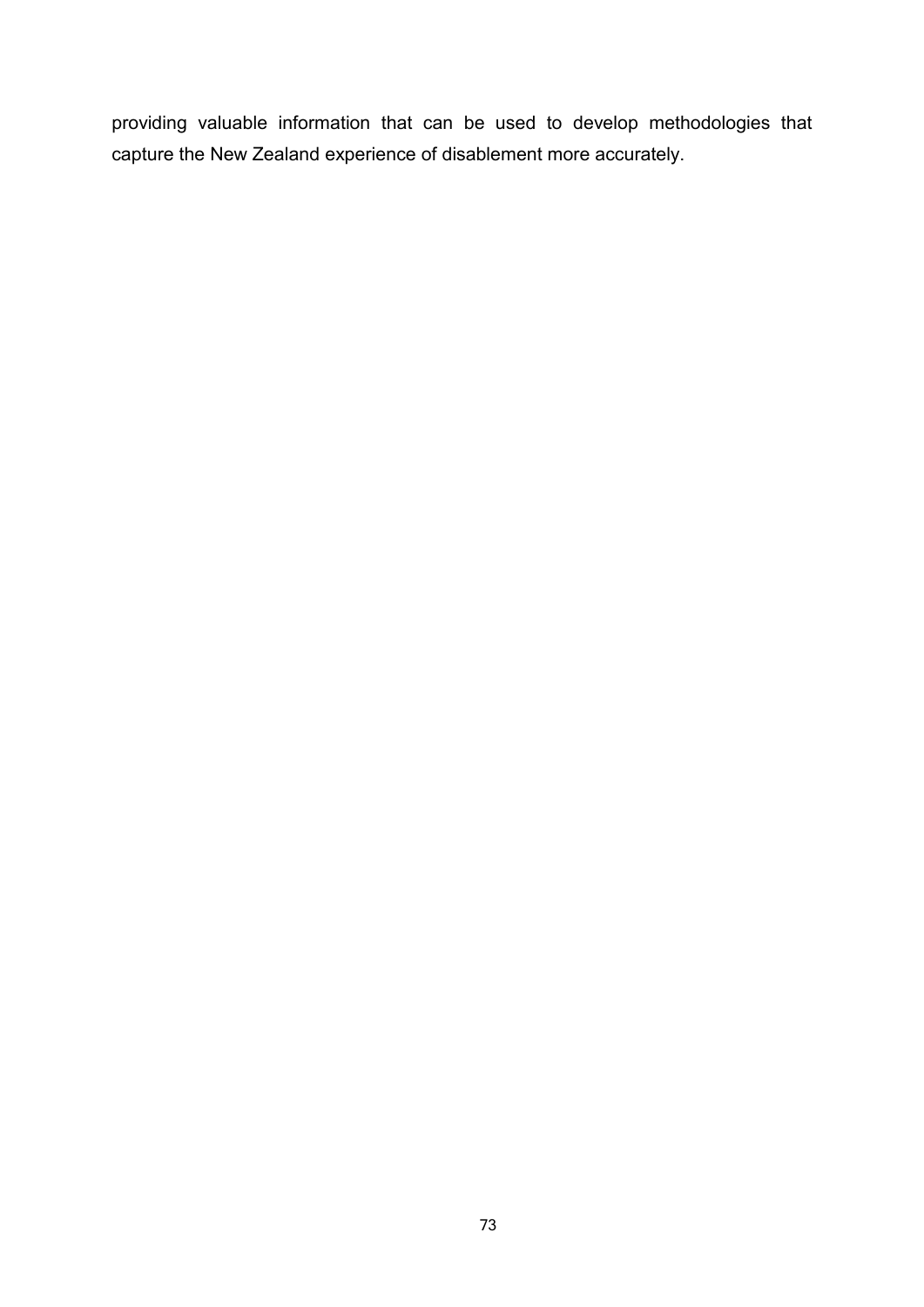providing valuable information that can be used to develop methodologies that capture the New Zealand experience of disablement more accurately.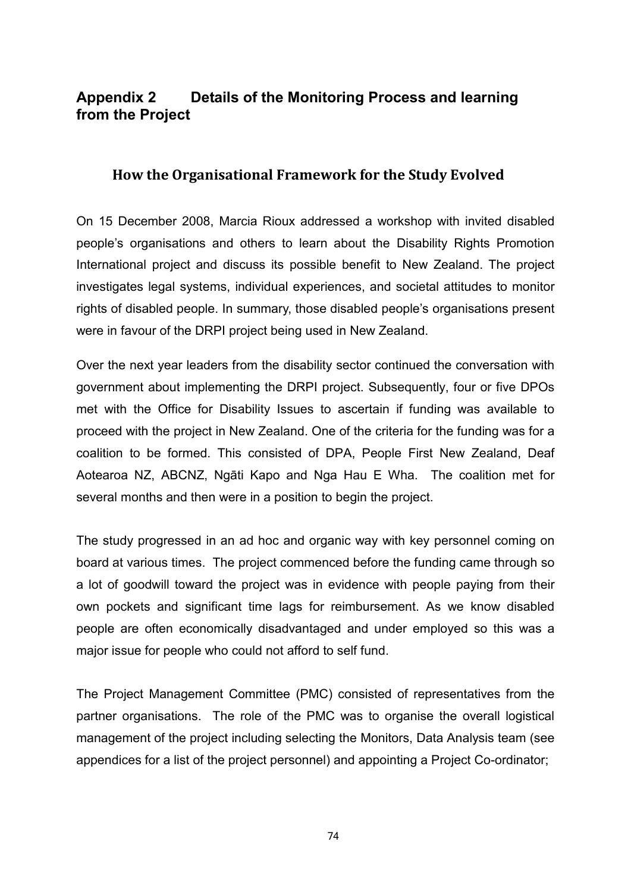# Appendix 2 Details of the Monitoring Process and learning from the Project

## How the Organisational Framework for the Study Evolved

On 15 December 2008, Marcia Rioux addressed a workshop with invited disabled people's organisations and others to learn about the Disability Rights Promotion International project and discuss its possible benefit to New Zealand. The project investigates legal systems, individual experiences, and societal attitudes to monitor rights of disabled people. In summary, those disabled people's organisations present were in favour of the DRPI project being used in New Zealand.

Over the next year leaders from the disability sector continued the conversation with government about implementing the DRPI project. Subsequently, four or five DPOs met with the Office for Disability Issues to ascertain if funding was available to proceed with the project in New Zealand. One of the criteria for the funding was for a coalition to be formed. This consisted of DPA, People First New Zealand, Deaf Aotearoa NZ, ABCNZ, Ngāti Kapo and Nga Hau E Wha. The coalition met for several months and then were in a position to begin the project.

The study progressed in an ad hoc and organic way with key personnel coming on board at various times. The project commenced before the funding came through so a lot of goodwill toward the project was in evidence with people paying from their own pockets and significant time lags for reimbursement. As we know disabled people are often economically disadvantaged and under employed so this was a major issue for people who could not afford to self fund.

The Project Management Committee (PMC) consisted of representatives from the partner organisations. The role of the PMC was to organise the overall logistical management of the project including selecting the Monitors, Data Analysis team (see appendices for a list of the project personnel) and appointing a Project Co-ordinator;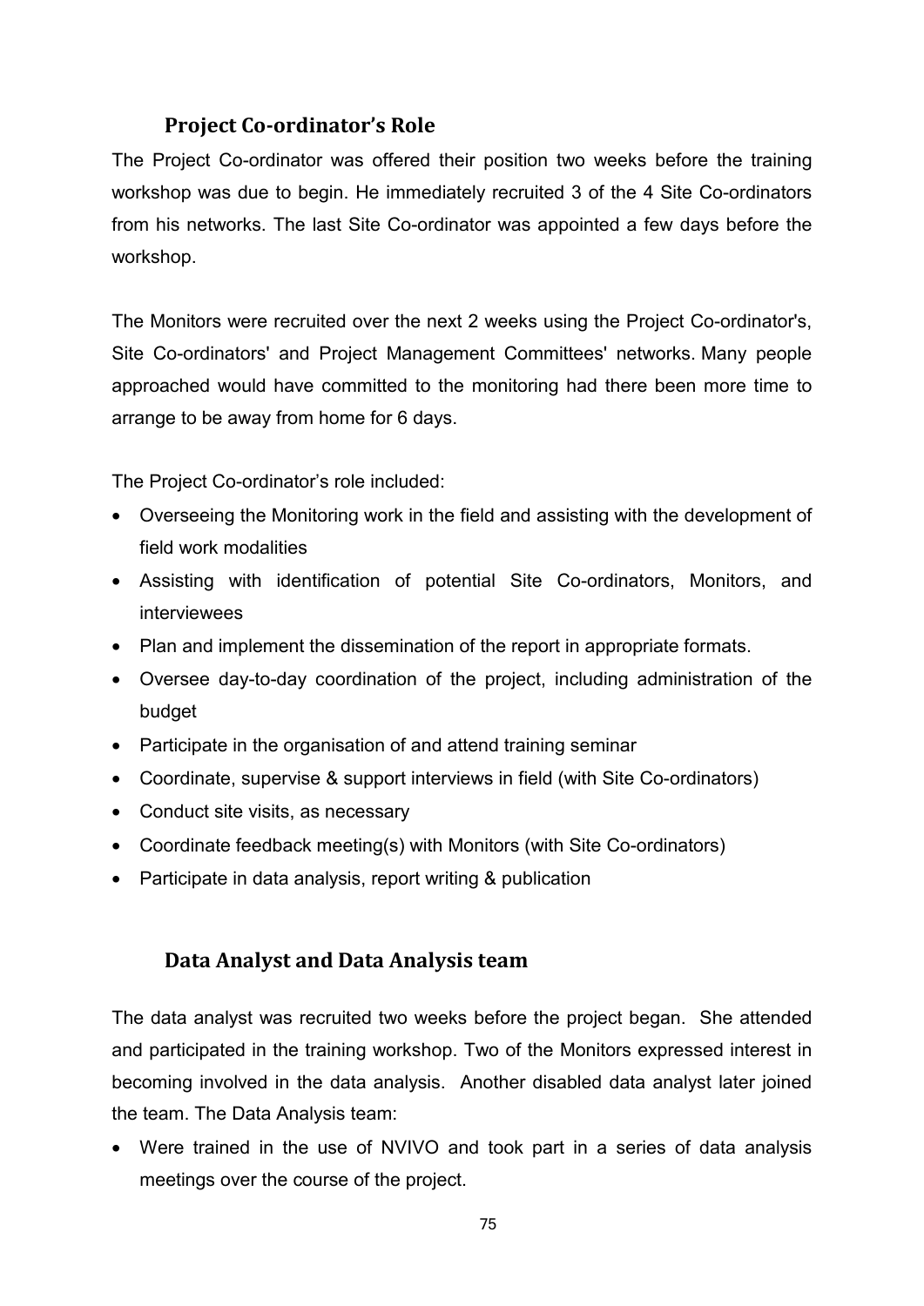### Project Co-ordinator's Role

The Project Co-ordinator was offered their position two weeks before the training workshop was due to begin. He immediately recruited 3 of the 4 Site Co-ordinators from his networks. The last Site Co-ordinator was appointed a few days before the workshop.

The Monitors were recruited over the next 2 weeks using the Project Co-ordinator's, Site Co-ordinators' and Project Management Committees' networks. Many people approached would have committed to the monitoring had there been more time to arrange to be away from home for 6 days.

The Project Co-ordinator's role included:

- Overseeing the Monitoring work in the field and assisting with the development of field work modalities
- Assisting with identification of potential Site Co-ordinators, Monitors, and interviewees
- Plan and implement the dissemination of the report in appropriate formats.
- Oversee day-to-day coordination of the project, including administration of the budget
- Participate in the organisation of and attend training seminar
- Coordinate, supervise & support interviews in field (with Site Co-ordinators)
- Conduct site visits, as necessary
- Coordinate feedback meeting(s) with Monitors (with Site Co-ordinators)
- Participate in data analysis, report writing & publication

### Data Analyst and Data Analysis team

The data analyst was recruited two weeks before the project began. She attended and participated in the training workshop. Two of the Monitors expressed interest in becoming involved in the data analysis. Another disabled data analyst later joined the team. The Data Analysis team:

- Were trained in the use of NVIVO and took part in a series of data analysis meetings over the course of the project.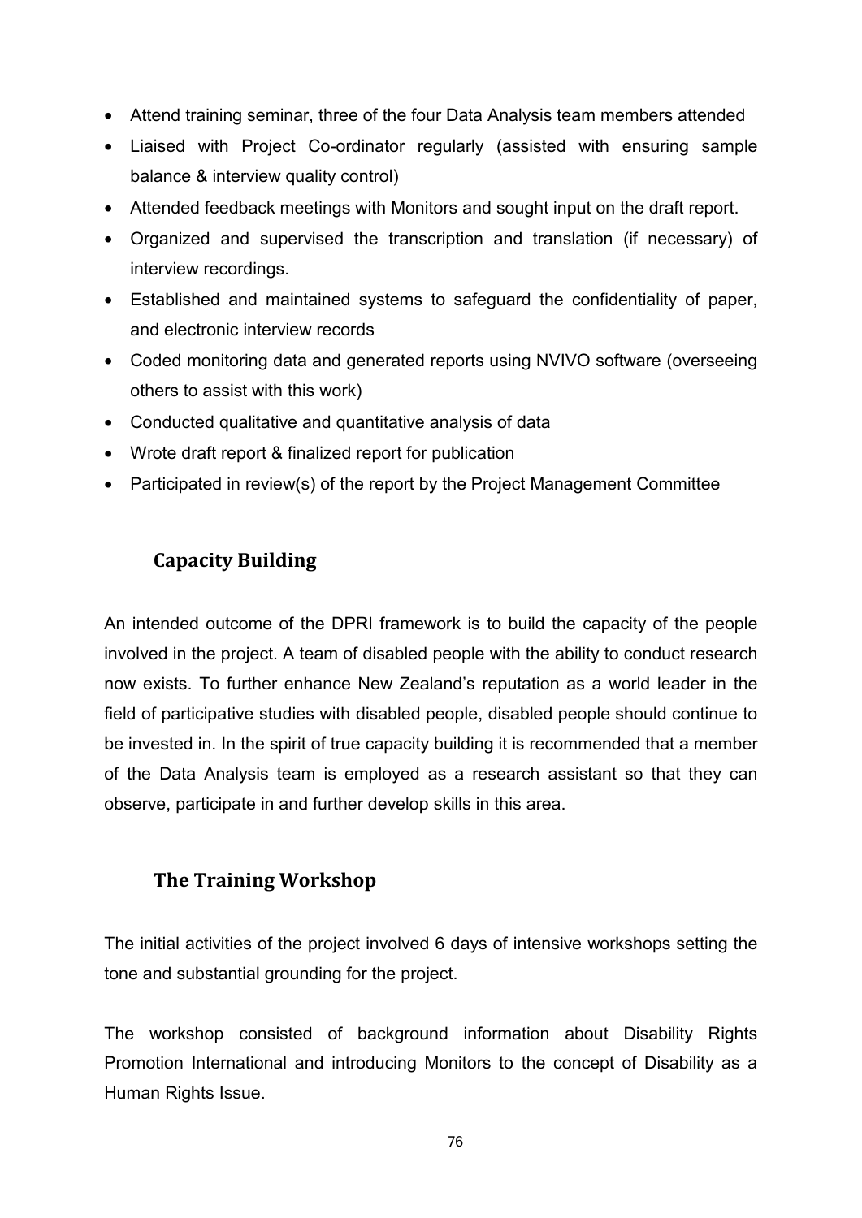- Attend training seminar, three of the four Data Analysis team members attended
- Liaised with Project Co-ordinator regularly (assisted with ensuring sample balance & interview quality control)
- Attended feedback meetings with Monitors and sought input on the draft report.
- Organized and supervised the transcription and translation (if necessary) of interview recordings.
- Established and maintained systems to safeguard the confidentiality of paper, and electronic interview records
- Coded monitoring data and generated reports using NVIVO software (overseeing others to assist with this work)
- Conducted qualitative and quantitative analysis of data
- Wrote draft report & finalized report for publication
- Participated in review(s) of the report by the Project Management Committee

## Capacity Building

An intended outcome of the DPRI framework is to build the capacity of the people involved in the project. A team of disabled people with the ability to conduct research now exists. To further enhance New Zealand's reputation as a world leader in the field of participative studies with disabled people, disabled people should continue to be invested in. In the spirit of true capacity building it is recommended that a member of the Data Analysis team is employed as a research assistant so that they can observe, participate in and further develop skills in this area.

## The Training Workshop

The initial activities of the project involved 6 days of intensive workshops setting the tone and substantial grounding for the project.

The workshop consisted of background information about Disability Rights Promotion International and introducing Monitors to the concept of Disability as a Human Rights Issue.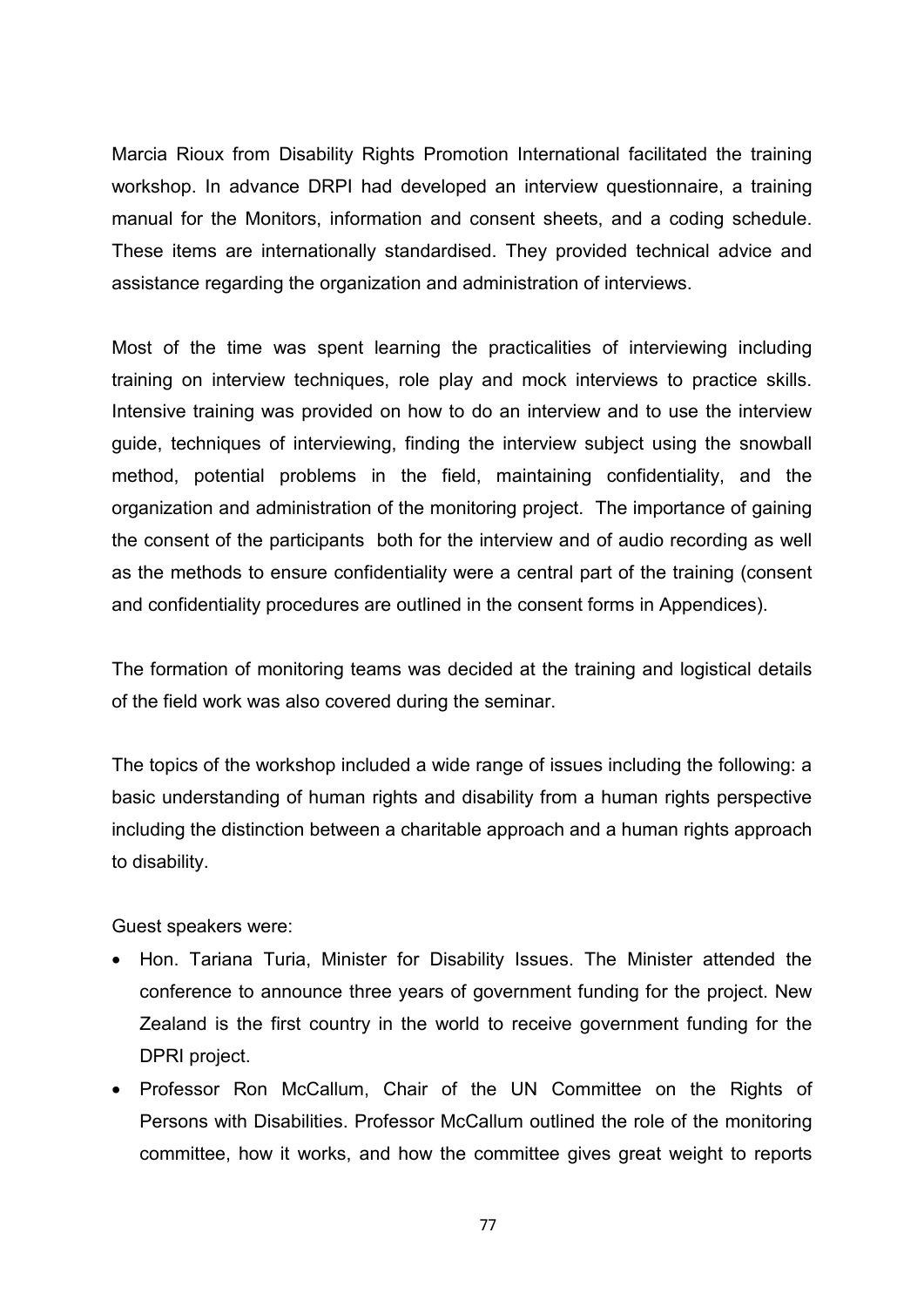Marcia Rioux from Disability Rights Promotion International facilitated the training workshop. In advance DRPI had developed an interview questionnaire, a training manual for the Monitors, information and consent sheets, and a coding schedule. These items are internationally standardised. They provided technical advice and assistance regarding the organization and administration of interviews.

Most of the time was spent learning the practicalities of interviewing including training on interview techniques, role play and mock interviews to practice skills. Intensive training was provided on how to do an interview and to use the interview guide, techniques of interviewing, finding the interview subject using the snowball method, potential problems in the field, maintaining confidentiality, and the organization and administration of the monitoring project. The importance of gaining the consent of the participants both for the interview and of audio recording as well as the methods to ensure confidentiality were a central part of the training (consent and confidentiality procedures are outlined in the consent forms in Appendices).

The formation of monitoring teams was decided at the training and logistical details of the field work was also covered during the seminar.

The topics of the workshop included a wide range of issues including the following: a basic understanding of human rights and disability from a human rights perspective including the distinction between a charitable approach and a human rights approach to disability.

Guest speakers were:

- Hon. Tariana Turia, Minister for Disability Issues. The Minister attended the conference to announce three years of government funding for the project. New Zealand is the first country in the world to receive government funding for the DPRI project.
- Professor Ron McCallum, Chair of the UN Committee on the Rights of Persons with Disabilities. Professor McCallum outlined the role of the monitoring committee, how it works, and how the committee gives great weight to reports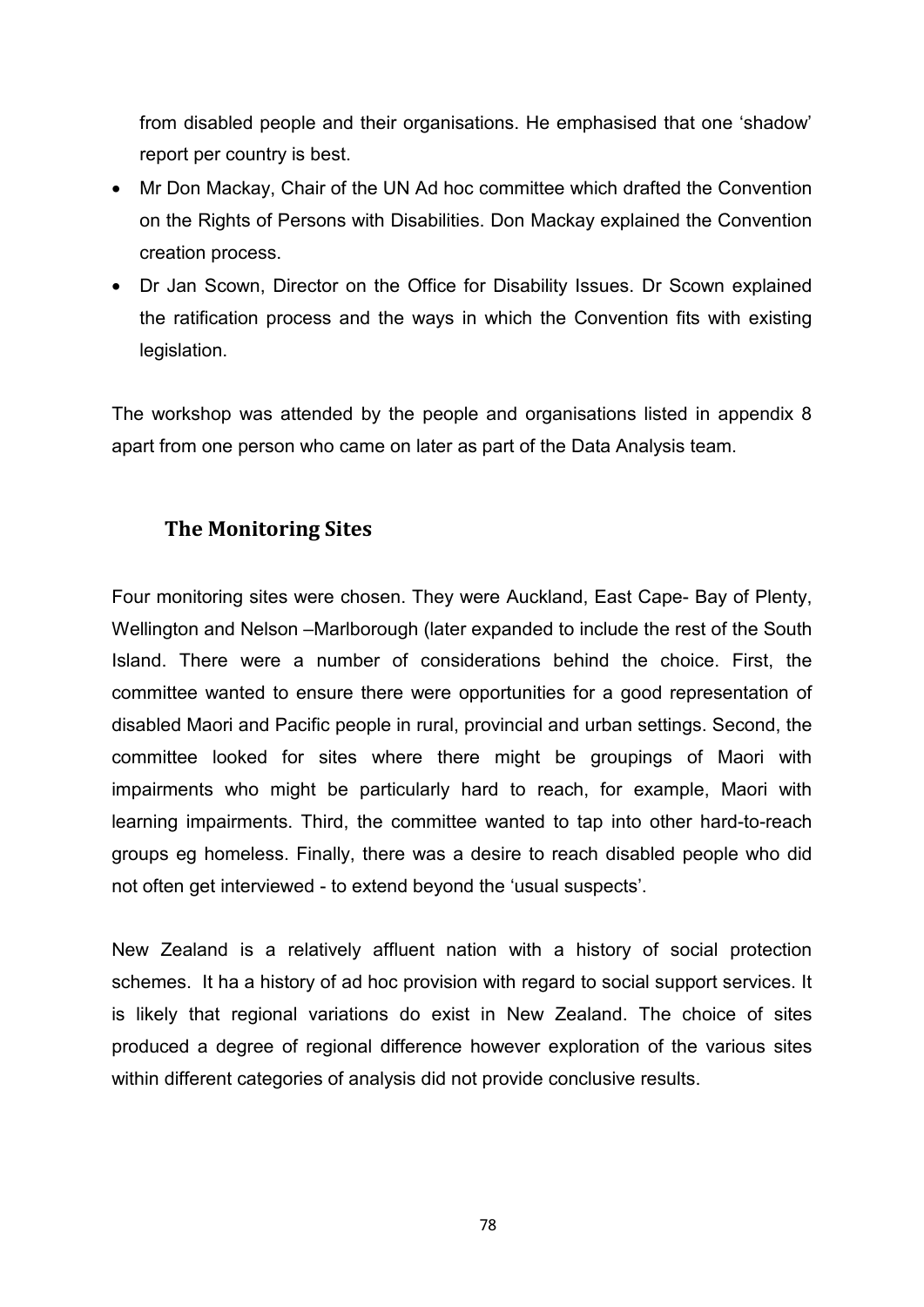from disabled people and their organisations. He emphasised that one 'shadow' report per country is best.

- Mr Don Mackay, Chair of the UN Ad hoc committee which drafted the Convention on the Rights of Persons with Disabilities. Don Mackay explained the Convention creation process.
- Dr Jan Scown, Director on the Office for Disability Issues. Dr Scown explained the ratification process and the ways in which the Convention fits with existing legislation.

The workshop was attended by the people and organisations listed in appendix 8 apart from one person who came on later as part of the Data Analysis team.

## The Monitoring Sites

Four monitoring sites were chosen. They were Auckland, East Cape- Bay of Plenty, Wellington and Nelson –Marlborough (later expanded to include the rest of the South Island. There were a number of considerations behind the choice. First, the committee wanted to ensure there were opportunities for a good representation of disabled Maori and Pacific people in rural, provincial and urban settings. Second, the committee looked for sites where there might be groupings of Maori with impairments who might be particularly hard to reach, for example, Maori with learning impairments. Third, the committee wanted to tap into other hard-to-reach groups eg homeless. Finally, there was a desire to reach disabled people who did not often get interviewed - to extend beyond the 'usual suspects'.

New Zealand is a relatively affluent nation with a history of social protection schemes. It ha a history of ad hoc provision with regard to social support services. It is likely that regional variations do exist in New Zealand. The choice of sites produced a degree of regional difference however exploration of the various sites within different categories of analysis did not provide conclusive results.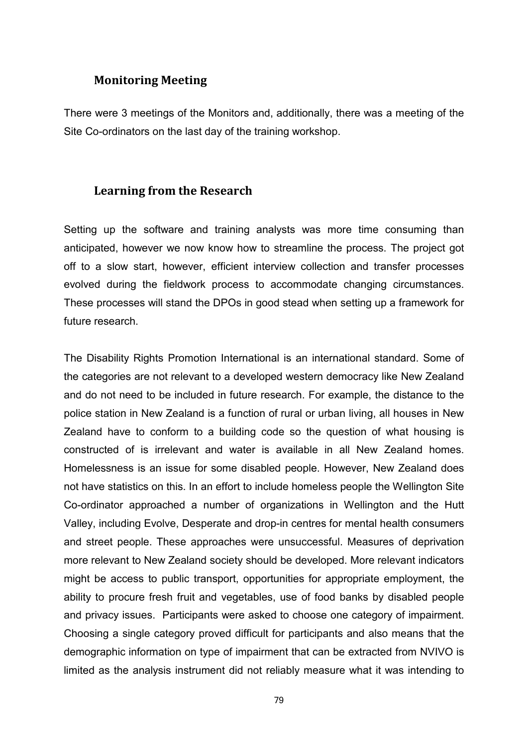## Monitoring Meeting

There were 3 meetings of the Monitors and, additionally, there was a meeting of the Site Co-ordinators on the last day of the training workshop.

## Learning from the Research

Setting up the software and training analysts was more time consuming than anticipated, however we now know how to streamline the process. The project got off to a slow start, however, efficient interview collection and transfer processes evolved during the fieldwork process to accommodate changing circumstances. These processes will stand the DPOs in good stead when setting up a framework for future research.

The Disability Rights Promotion International is an international standard. Some of the categories are not relevant to a developed western democracy like New Zealand and do not need to be included in future research. For example, the distance to the police station in New Zealand is a function of rural or urban living, all houses in New Zealand have to conform to a building code so the question of what housing is constructed of is irrelevant and water is available in all New Zealand homes. Homelessness is an issue for some disabled people. However, New Zealand does not have statistics on this. In an effort to include homeless people the Wellington Site Co-ordinator approached a number of organizations in Wellington and the Hutt Valley, including Evolve, Desperate and drop-in centres for mental health consumers and street people. These approaches were unsuccessful. Measures of deprivation more relevant to New Zealand society should be developed. More relevant indicators might be access to public transport, opportunities for appropriate employment, the ability to procure fresh fruit and vegetables, use of food banks by disabled people and privacy issues. Participants were asked to choose one category of impairment. Choosing a single category proved difficult for participants and also means that the demographic information on type of impairment that can be extracted from NVIVO is limited as the analysis instrument did not reliably measure what it was intending to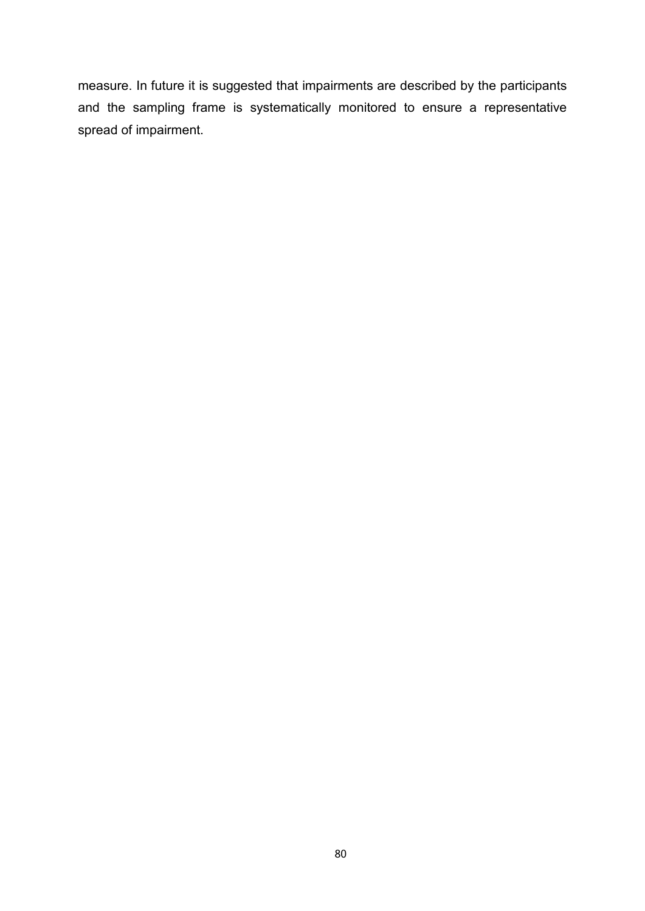measure. In future it is suggested that impairments are described by the participants and the sampling frame is systematically monitored to ensure a representative spread of impairment.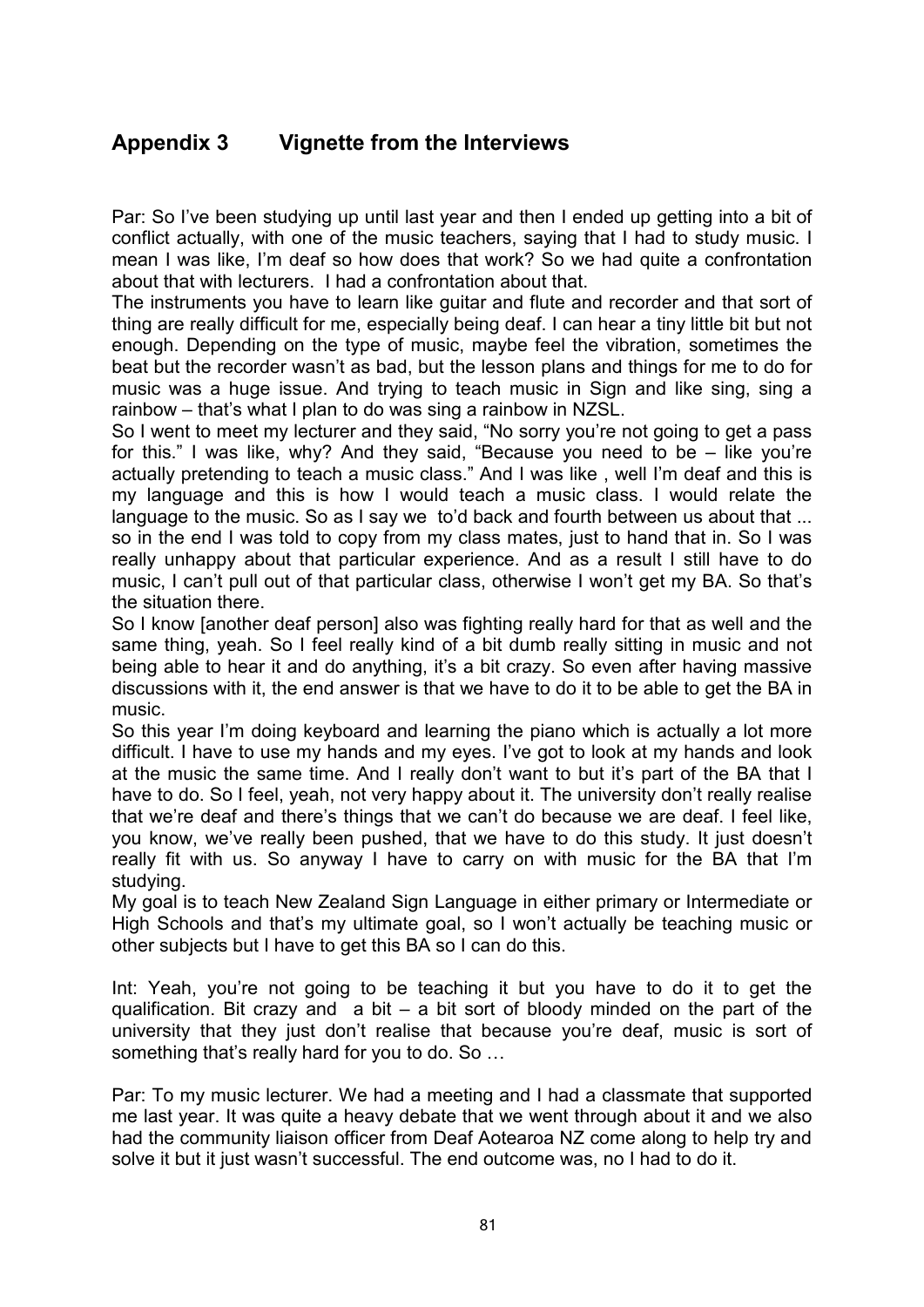## Appendix 3 Vignette from the Interviews

Par: So I've been studying up until last year and then I ended up getting into a bit of conflict actually, with one of the music teachers, saying that I had to study music. I mean I was like, I'm deaf so how does that work? So we had quite a confrontation about that with lecturers. I had a confrontation about that.

The instruments you have to learn like guitar and flute and recorder and that sort of thing are really difficult for me, especially being deaf. I can hear a tiny little bit but not enough. Depending on the type of music, maybe feel the vibration, sometimes the beat but the recorder wasn't as bad, but the lesson plans and things for me to do for music was a huge issue. And trying to teach music in Sign and like sing, sing a rainbow – that's what I plan to do was sing a rainbow in NZSL.

So I went to meet my lecturer and they said, "No sorry you're not going to get a pass for this." I was like, why? And they said, "Because you need to be – like you're actually pretending to teach a music class." And I was like , well I'm deaf and this is my language and this is how I would teach a music class. I would relate the language to the music. So as I say we to'd back and fourth between us about that ... so in the end I was told to copy from my class mates, just to hand that in. So I was really unhappy about that particular experience. And as a result I still have to do music, I can't pull out of that particular class, otherwise I won't get my BA. So that's the situation there.

So I know [another deaf person] also was fighting really hard for that as well and the same thing, yeah. So I feel really kind of a bit dumb really sitting in music and not being able to hear it and do anything, it's a bit crazy. So even after having massive discussions with it, the end answer is that we have to do it to be able to get the BA in music.

So this year I'm doing keyboard and learning the piano which is actually a lot more difficult. I have to use my hands and my eyes. I've got to look at my hands and look at the music the same time. And I really don't want to but it's part of the BA that I have to do. So I feel, yeah, not very happy about it. The university don't really realise that we're deaf and there's things that we can't do because we are deaf. I feel like, you know, we've really been pushed, that we have to do this study. It just doesn't really fit with us. So anyway I have to carry on with music for the BA that I'm studying.

My goal is to teach New Zealand Sign Language in either primary or Intermediate or High Schools and that's my ultimate goal, so I won't actually be teaching music or other subjects but I have to get this BA so I can do this.

Int: Yeah, you're not going to be teaching it but you have to do it to get the qualification. Bit crazy and a bit – a bit sort of bloody minded on the part of the university that they just don't realise that because you're deaf, music is sort of something that's really hard for you to do. So …

Par: To my music lecturer. We had a meeting and I had a classmate that supported me last year. It was quite a heavy debate that we went through about it and we also had the community liaison officer from Deaf Aotearoa NZ come along to help try and solve it but it just wasn't successful. The end outcome was, no I had to do it.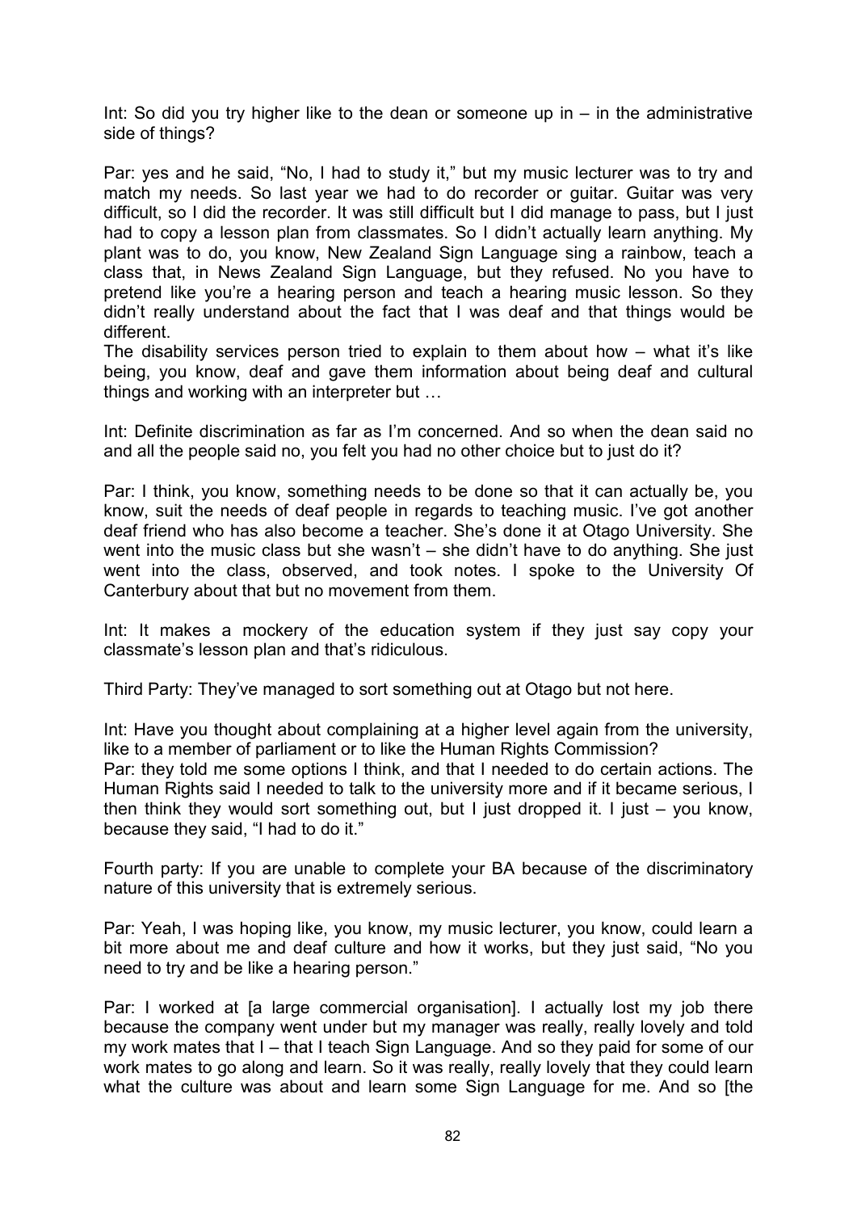Int: So did you try higher like to the dean or someone up in – in the administrative side of things?

Par: yes and he said, "No, I had to study it," but my music lecturer was to try and match my needs. So last year we had to do recorder or guitar. Guitar was very difficult, so I did the recorder. It was still difficult but I did manage to pass, but I just had to copy a lesson plan from classmates. So I didn't actually learn anything. My plant was to do, you know, New Zealand Sign Language sing a rainbow, teach a class that, in News Zealand Sign Language, but they refused. No you have to pretend like you're a hearing person and teach a hearing music lesson. So they didn't really understand about the fact that I was deaf and that things would be different.
The disability services person tried to explain to them about how – what it's like being, you know, deaf and gave them information about being deaf and cultural things and working with an interpreter but …

Int: Definite discrimination as far as I'm concerned. And so when the dean said no and all the people said no, you felt you had no other choice but to just do it?

Par: I think, you know, something needs to be done so that it can actually be, you know, suit the needs of deaf people in regards to teaching music. I've got another deaf friend who has also become a teacher. She's done it at Otago University. She went into the music class but she wasn't – she didn't have to do anything. She just went into the class, observed, and took notes. I spoke to the University Of Canterbury about that but no movement from them.

Int: It makes a mockery of the education system if they just say copy your classmate's lesson plan and that's ridiculous.

Third Party: They've managed to sort something out at Otago but not here.

Int: Have you thought about complaining at a higher level again from the university, like to a member of parliament or to like the Human Rights Commission?
Par: they told me some options I think, and that I needed to do certain actions. The Human Rights said I needed to talk to the university more and if it became serious, I then think they would sort something out, but I just dropped it. I just – you know, because they said, "I had to do it."

Fourth party: If you are unable to complete your BA because of the discriminatory nature of this university that is extremely serious.

Par: Yeah, I was hoping like, you know, my music lecturer, you know, could learn a bit more about me and deaf culture and how it works, but they just said, "No you need to try and be like a hearing person."

Par: I worked at [a large commercial organisation]. I actually lost my job there because the company went under but my manager was really, really lovely and told my work mates that I – that I teach Sign Language. And so they paid for some of our work mates to go along and learn. So it was really, really lovely that they could learn what the culture was about and learn some Sign Language for me. And so [the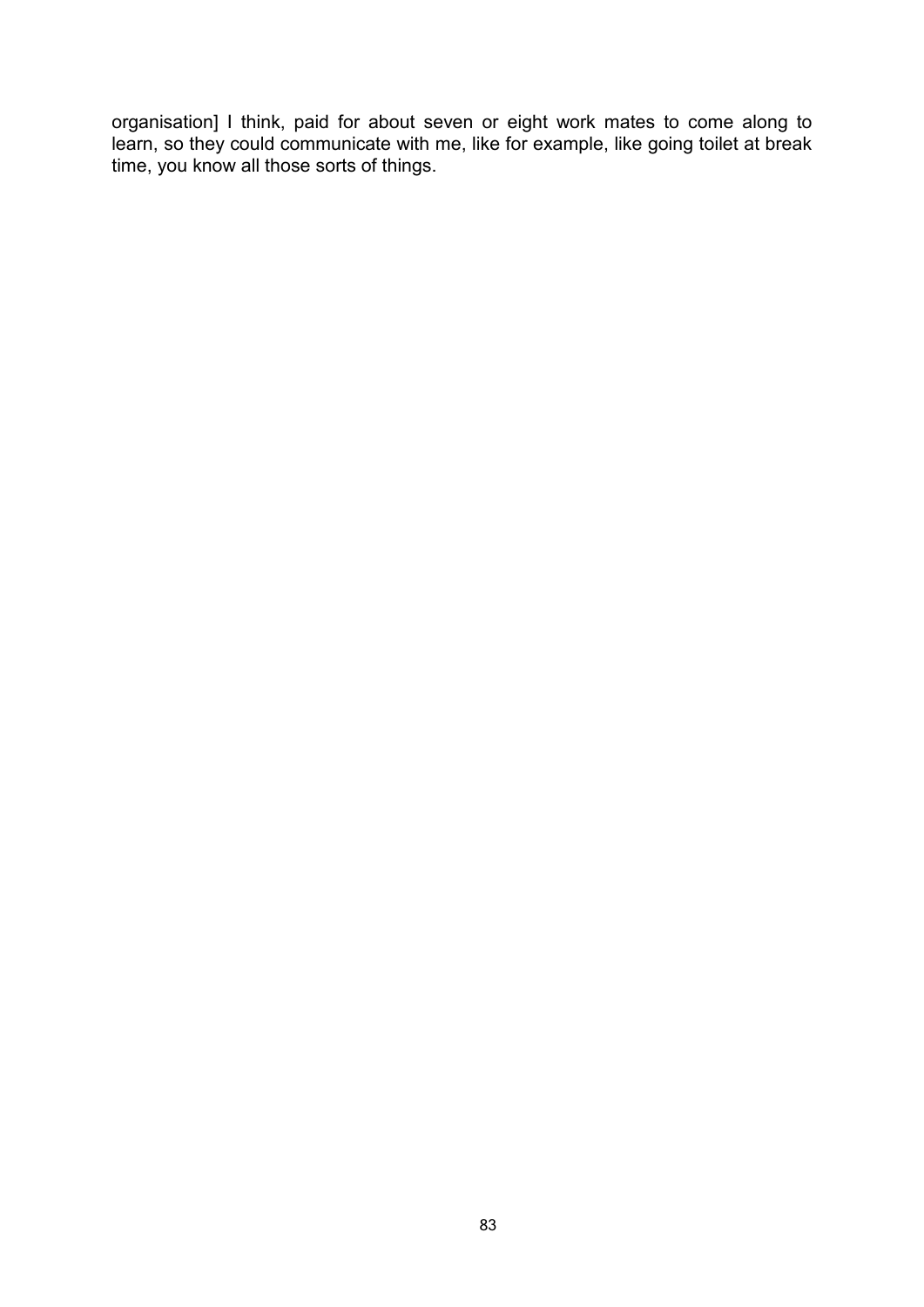organisation] I think, paid for about seven or eight work mates to come along to learn, so they could communicate with me, like for example, like going toilet at break time, you know all those sorts of things.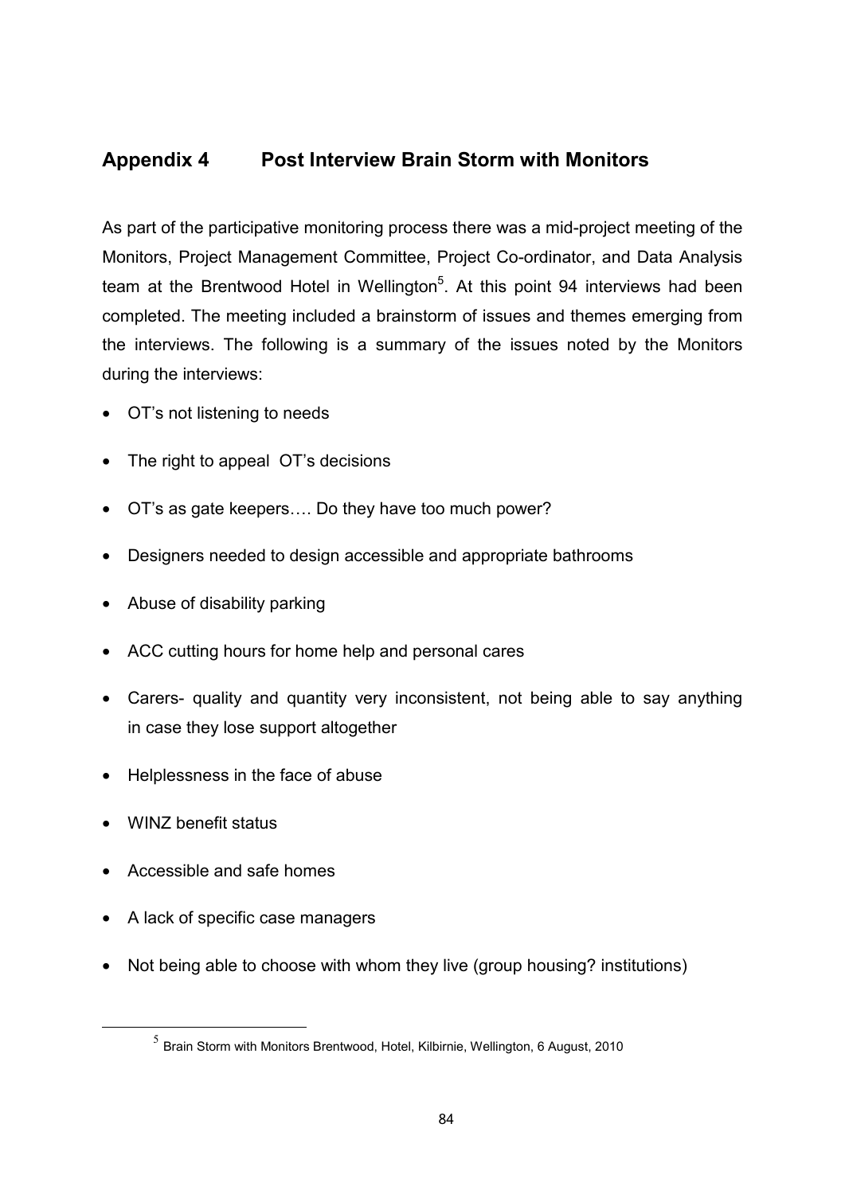## Appendix 4 Post Interview Brain Storm with Monitors

As part of the participative monitoring process there was a mid-project meeting of the Monitors, Project Management Committee, Project Co-ordinator, and Data Analysis team at the Brentwood Hotel in Wellington[5]. At this point 94 interviews had been completed. The meeting included a brainstorm of issues and themes emerging from the interviews. The following is a summary of the issues noted by the Monitors during the interviews:

- OT's not listening to needs
- The right to appeal OT's decisions
- OT's as gate keepers…. Do they have too much power?
- Designers needed to design accessible and appropriate bathrooms
- Abuse of disability parking
- ACC cutting hours for home help and personal cares
- Carers- quality and quantity very inconsistent, not being able to say anything in case they lose support altogether
- Helplessness in the face of abuse
- WINZ benefit status
- Accessible and safe homes
- A lack of specific case managers
- Not being able to choose with whom they live (group housing? institutions)

[5] Brain Storm with Monitors Brentwood, Hotel, Kilbirnie, Wellington, 6 August, 2010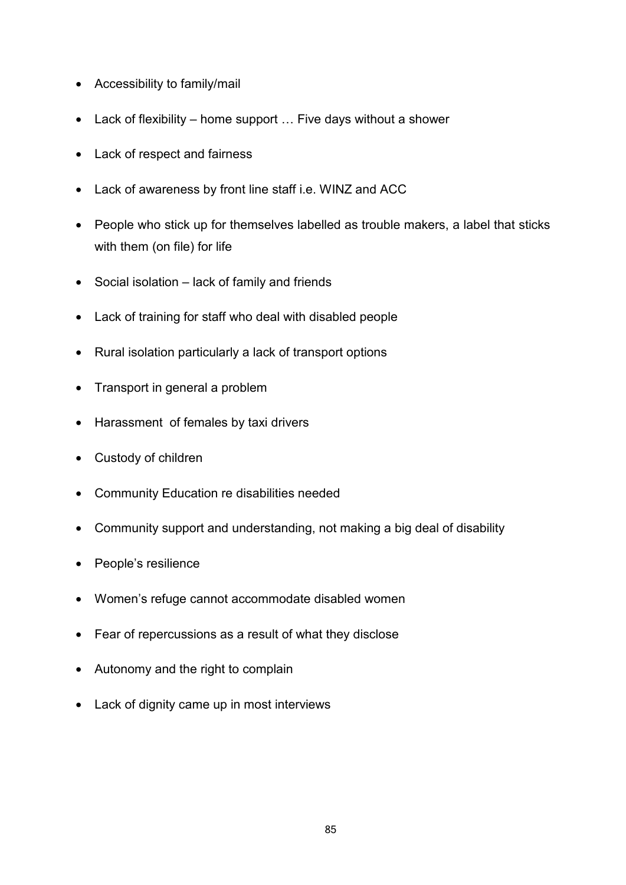- Accessibility to family/mail
- Lack of flexibility – home support … Five days without a shower
- Lack of respect and fairness
- Lack of awareness by front line staff i.e. WINZ and ACC
- People who stick up for themselves labelled as trouble makers, a label that sticks with them (on file) for life
- Social isolation – lack of family and friends
- Lack of training for staff who deal with disabled people
- Rural isolation particularly a lack of transport options
- Transport in general a problem
- Harassment of females by taxi drivers
- Custody of children
- Community Education re disabilities needed
- Community support and understanding, not making a big deal of disability
- People's resilience
- Women's refuge cannot accommodate disabled women
- Fear of repercussions as a result of what they disclose
- Autonomy and the right to complain
- Lack of dignity came up in most interviews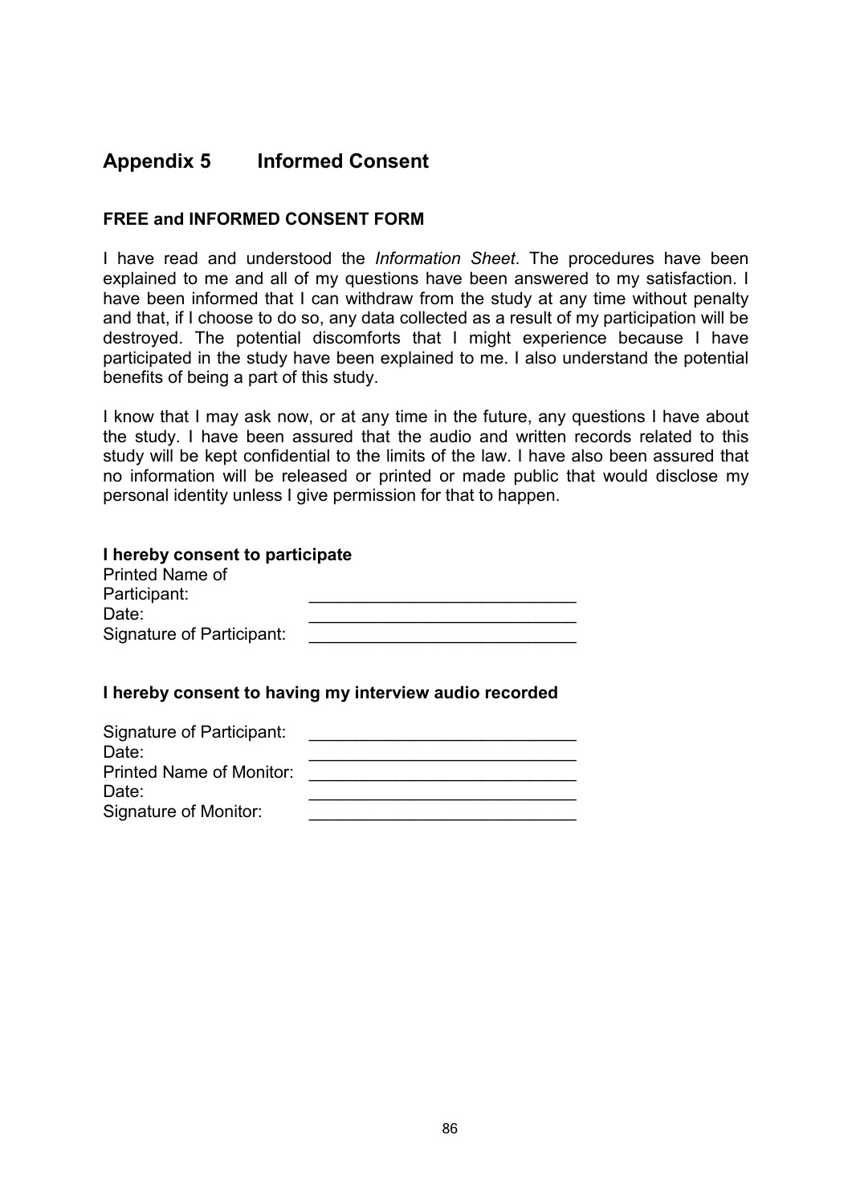## Appendix 5 Informed Consent

### FREE and INFORMED CONSENT FORM

I have read and understood the *Information Sheet*. The procedures have been explained to me and all of my questions have been answered to my satisfaction. I have been informed that I can withdraw from the study at any time without penalty and that, if I choose to do so, any data collected as a result of my participation will be destroyed. The potential discomforts that I might experience because I have participated in the study have been explained to me. I also understand the potential benefits of being a part of this study.

I know that I may ask now, or at any time in the future, any questions I have about the study. I have been assured that the audio and written records related to this study will be kept confidential to the limits of the law. I have also been assured that no information will be released or printed or made public that would disclose my personal identity unless I give permission for that to happen.

**I hereby consent to participate**

Printed Name of Participant: ____________________________

Date: ____________________________

Signature of Participant: ____________________________

**I hereby consent to having my interview audio recorded**

Signature of Participant: ____________________________

Date: ____________________________

Printed Name of Monitor: ____________________________

Date: ____________________________

Signature of Monitor: ____________________________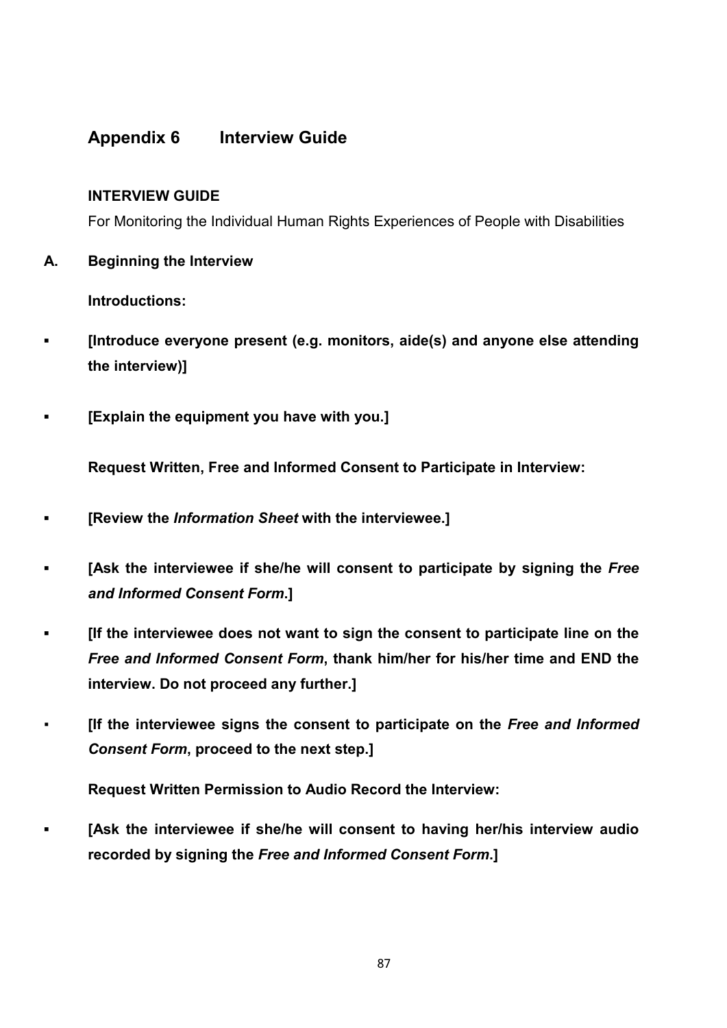## Appendix 6 Interview Guide

**INTERVIEW GUIDE**

For Monitoring the Individual Human Rights Experiences of People with Disabilities

### A. Beginning the Interview

**Introductions:**

- **[Introduce everyone present (e.g. monitors, aide(s) and anyone else attending the interview)]**

- **[Explain the equipment you have with you.]**

**Request Written, Free and Informed Consent to Participate in Interview:**

- **[Review the *Information Sheet* with the interviewee.]**

- **[Ask the interviewee if she/he will consent to participate by signing the *Free and Informed Consent Form*.]**

- **[If the interviewee does not want to sign the consent to participate line on the *Free and Informed Consent Form*, thank him/her for his/her time and END the interview. Do not proceed any further.]**

- **[If the interviewee signs the consent to participate on the *Free and Informed Consent Form*, proceed to the next step.]**

**Request Written Permission to Audio Record the Interview:**

- **[Ask the interviewee if she/he will consent to having her/his interview audio recorded by signing the *Free and Informed Consent Form*.]**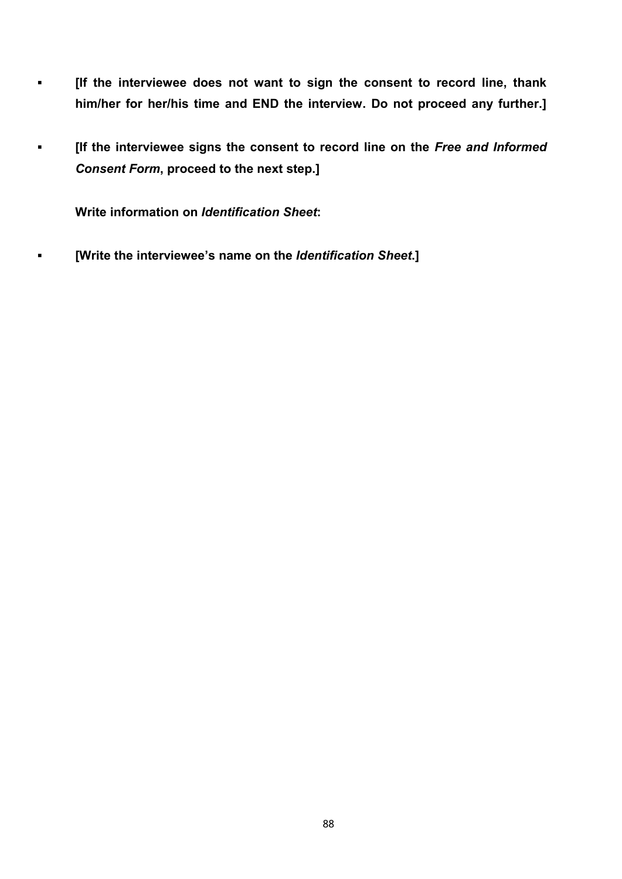- **[If the interviewee does not want to sign the consent to record line, thank him/her for her/his time and END the interview. Do not proceed any further.]**

- **[If the interviewee signs the consent to record line on the *Free and Informed Consent Form*, proceed to the next step.]**

  **Write information on *Identification Sheet*:**

- **[Write the interviewee's name on the *Identification Sheet*.]**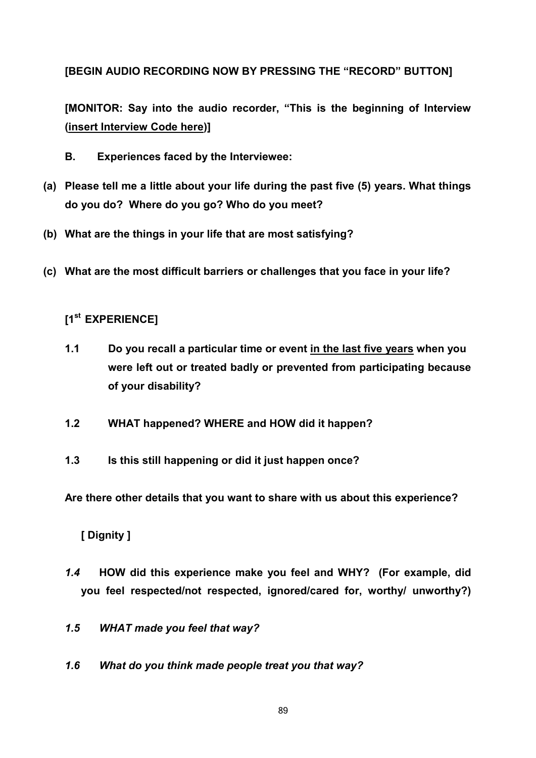**[BEGIN AUDIO RECORDING NOW BY PRESSING THE "RECORD" BUTTON]**

**[MONITOR: Say into the audio recorder, "This is the beginning of Interview (<u>insert Interview Code here</u>)]**

**B. Experiences faced by the Interviewee:**

**(a) Please tell me a little about your life during the past five (5) years. What things do you do? Where do you go? Who do you meet?**

**(b) What are the things in your life that are most satisfying?**

**(c) What are the most difficult barriers or challenges that you face in your life?**

**[1st EXPERIENCE]**

**1.1 Do you recall a particular time or event <u>in the last five years</u> when you were left out or treated badly or prevented from participating because of your disability?**

**1.2 WHAT happened? WHERE and HOW did it happen?**

**1.3 Is this still happening or did it just happen once?**

**Are there other details that you want to share with us about this experience?**

**[ Dignity ]**

***1.4*** **HOW did this experience make you feel and WHY? (For example, did you feel respected/not respected, ignored/cared for, worthy/ unworthy?)**

***1.5 WHAT made you feel that way?***

***1.6 What do you think made people treat you that way?***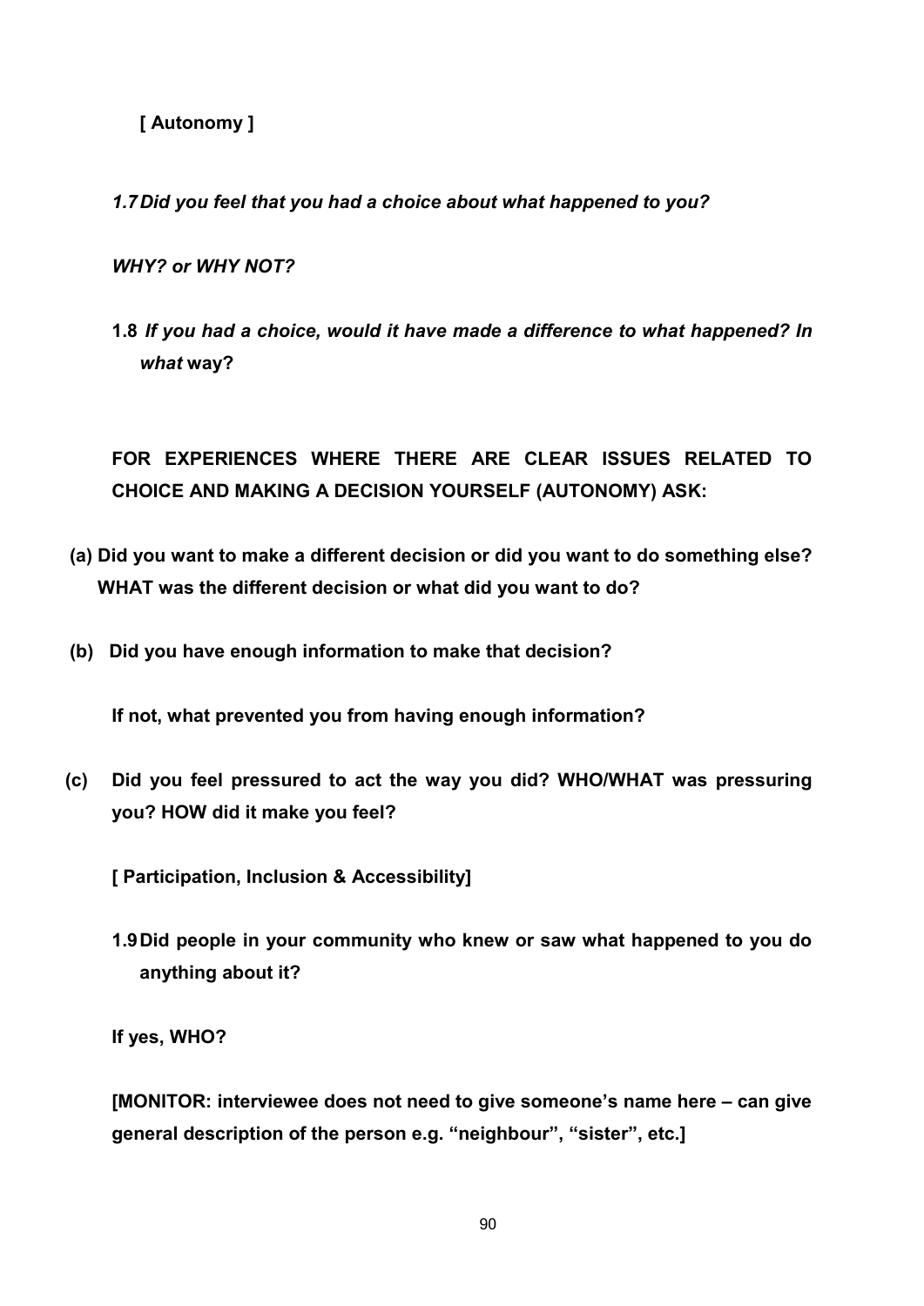**[ Autonomy ]**

***1.7 Did you feel that you had a choice about what happened to you?***

***WHY? or WHY NOT?***

**1.8** ***If you had a choice, would it have made a difference to what happened? In what*** **way?**

**FOR EXPERIENCES WHERE THERE ARE CLEAR ISSUES RELATED TO CHOICE AND MAKING A DECISION YOURSELF (AUTONOMY) ASK:**

**(a) Did you want to make a different decision or did you want to do something else? WHAT was the different decision or what did you want to do?**

**(b) Did you have enough information to make that decision?**

**If not, what prevented you from having enough information?**

**(c) Did you feel pressured to act the way you did? WHO/WHAT was pressuring you? HOW did it make you feel?**

**[ Participation, Inclusion & Accessibility]**

**1.9 Did people in your community who knew or saw what happened to you do anything about it?**

**If yes, WHO?**

**[MONITOR: interviewee does not need to give someone's name here – can give general description of the person e.g. "neighbour", "sister", etc.]**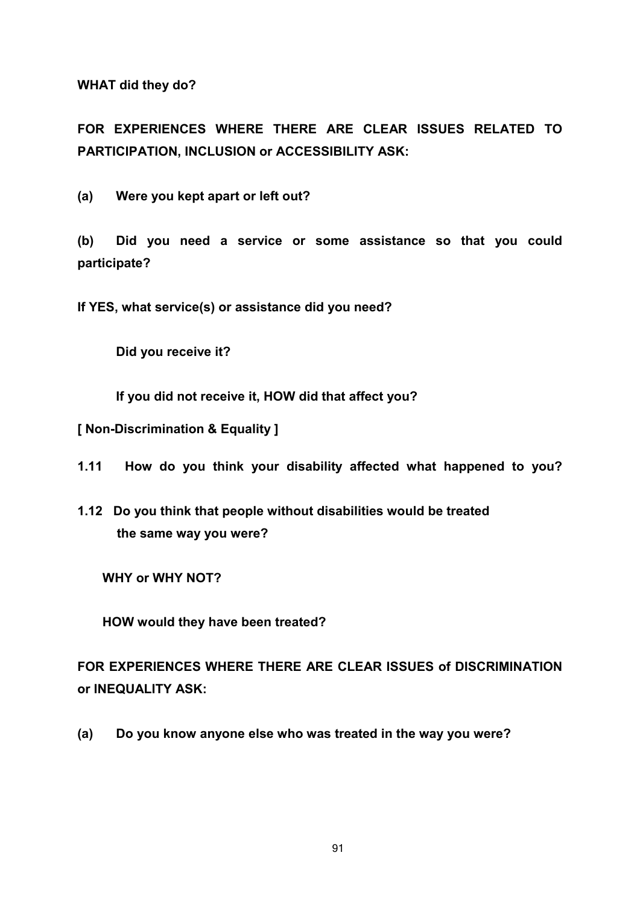**WHAT did they do?**

**FOR EXPERIENCES WHERE THERE ARE CLEAR ISSUES RELATED TO PARTICIPATION, INCLUSION or ACCESSIBILITY ASK:**

**(a) Were you kept apart or left out?**

**(b) Did you need a service or some assistance so that you could participate?**

**If YES, what service(s) or assistance did you need?**

**Did you receive it?**

**If you did not receive it, HOW did that affect you?**

**[ Non-Discrimination & Equality ]**

**1.11 How do you think your disability affected what happened to you?**

**1.12 Do you think that people without disabilities would be treated the same way you were?**

**WHY or WHY NOT?**

**HOW would they have been treated?**

**FOR EXPERIENCES WHERE THERE ARE CLEAR ISSUES of DISCRIMINATION or INEQUALITY ASK:**

**(a) Do you know anyone else who was treated in the way you were?**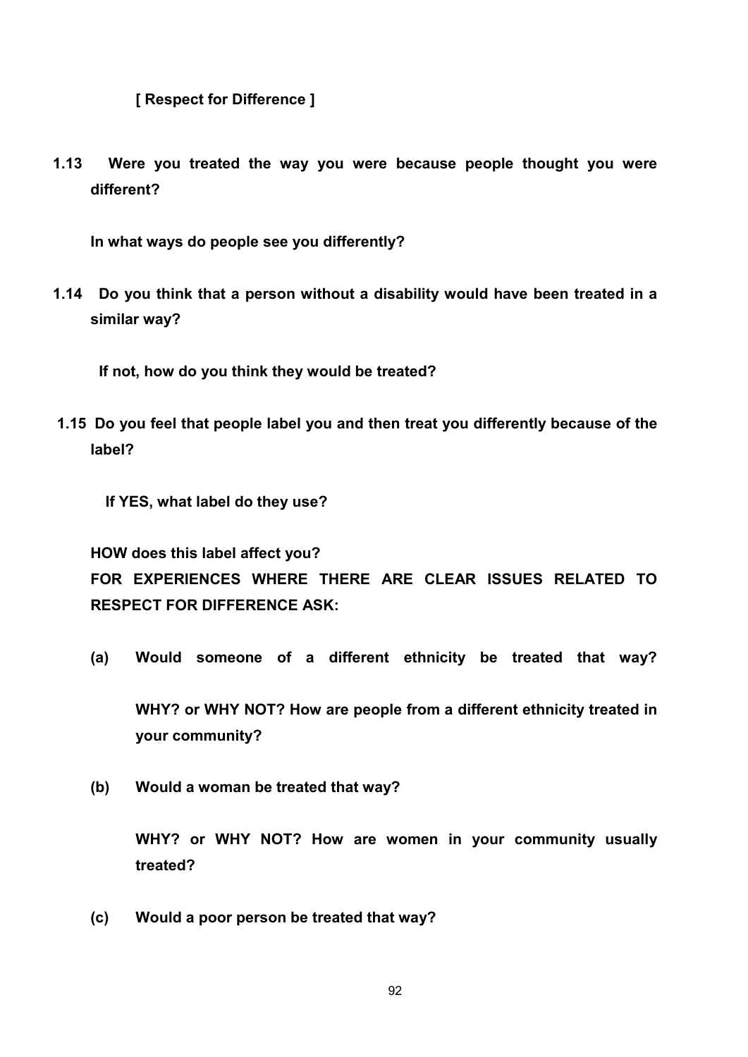**[ Respect for Difference ]**

**1.13 Were you treated the way you were because people thought you were different?**

**In what ways do people see you differently?**

**1.14 Do you think that a person without a disability would have been treated in a similar way?**

**If not, how do you think they would be treated?**

**1.15 Do you feel that people label you and then treat you differently because of the label?**

**If YES, what label do they use?**

**HOW does this label affect you?**

**FOR EXPERIENCES WHERE THERE ARE CLEAR ISSUES RELATED TO RESPECT FOR DIFFERENCE ASK:**

**(a) Would someone of a different ethnicity be treated that way?**

**WHY? or WHY NOT? How are people from a different ethnicity treated in your community?**

**(b) Would a woman be treated that way?**

**WHY? or WHY NOT? How are women in your community usually treated?**

**(c) Would a poor person be treated that way?**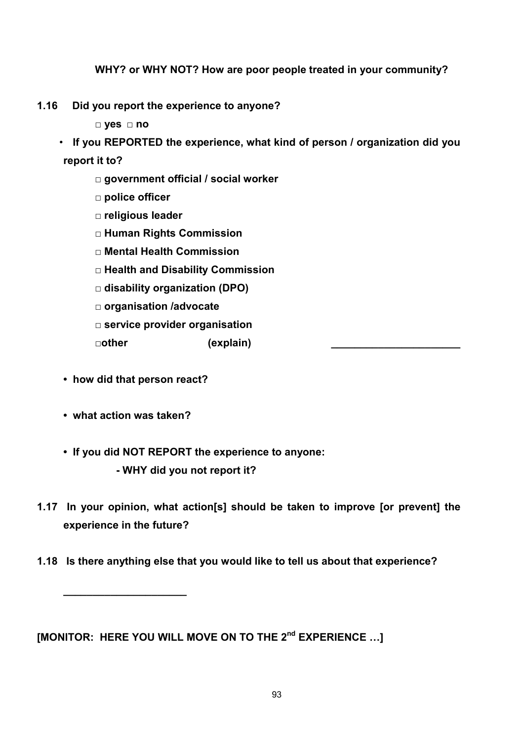**WHY? or WHY NOT? How are poor people treated in your community?**

**1.16 Did you report the experience to anyone?**

□ **yes** □ **no**

- **If you REPORTED the experience, what kind of person / organization did you report it to?**

  □ **government official / social worker**

  □ **police officer**

  □ **religious leader**

  □ **Human Rights Commission**

  □ **Mental Health Commission**

  □ **Health and Disability Commission**

  □ **disability organization (DPO)**

  □ **organisation /advocate**

  □ **service provider organisation**

  □**other (explain) ______________________**

- **how did that person react?**

- **what action was taken?**

- **If you did NOT REPORT the experience to anyone:**

  **- WHY did you not report it?**

**1.17 In your opinion, what action[s] should be taken to improve [or prevent] the experience in the future?**

**1.18 Is there anything else that you would like to tell us about that experience?**

**_____________________**

**[MONITOR: HERE YOU WILL MOVE ON TO THE 2nd EXPERIENCE …]**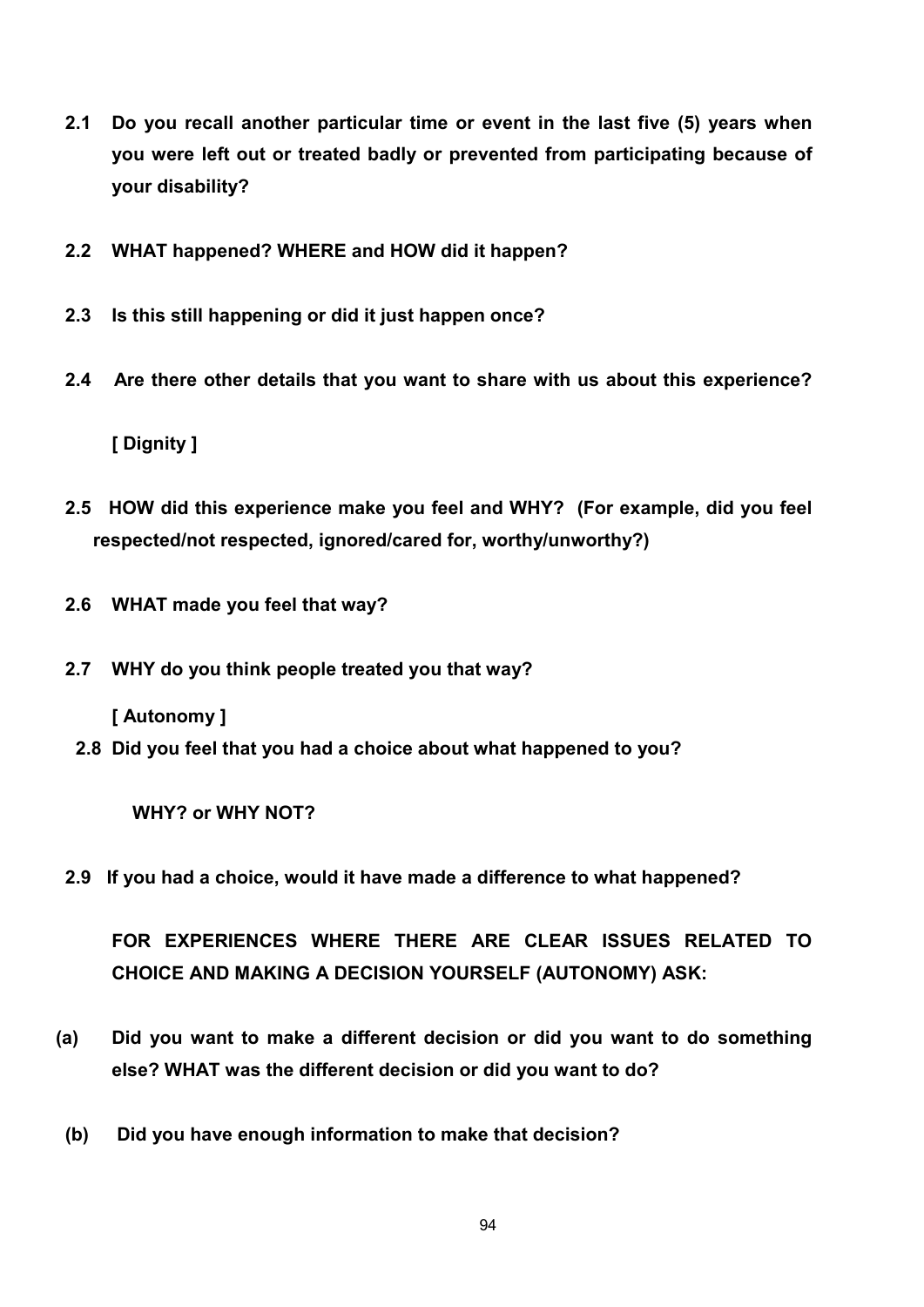**2.1 Do you recall another particular time or event in the last five (5) years when you were left out or treated badly or prevented from participating because of your disability?**

**2.2 WHAT happened? WHERE and HOW did it happen?**

**2.3 Is this still happening or did it just happen once?**

**2.4 Are there other details that you want to share with us about this experience?**

**[ Dignity ]**

**2.5 HOW did this experience make you feel and WHY? (For example, did you feel respected/not respected, ignored/cared for, worthy/unworthy?)**

**2.6 WHAT made you feel that way?**

**2.7 WHY do you think people treated you that way?**

**[ Autonomy ]**

**2.8 Did you feel that you had a choice about what happened to you?**

**WHY? or WHY NOT?**

**2.9 If you had a choice, would it have made a difference to what happened?**

**FOR EXPERIENCES WHERE THERE ARE CLEAR ISSUES RELATED TO CHOICE AND MAKING A DECISION YOURSELF (AUTONOMY) ASK:**

**(a) Did you want to make a different decision or did you want to do something else? WHAT was the different decision or did you want to do?**

**(b) Did you have enough information to make that decision?**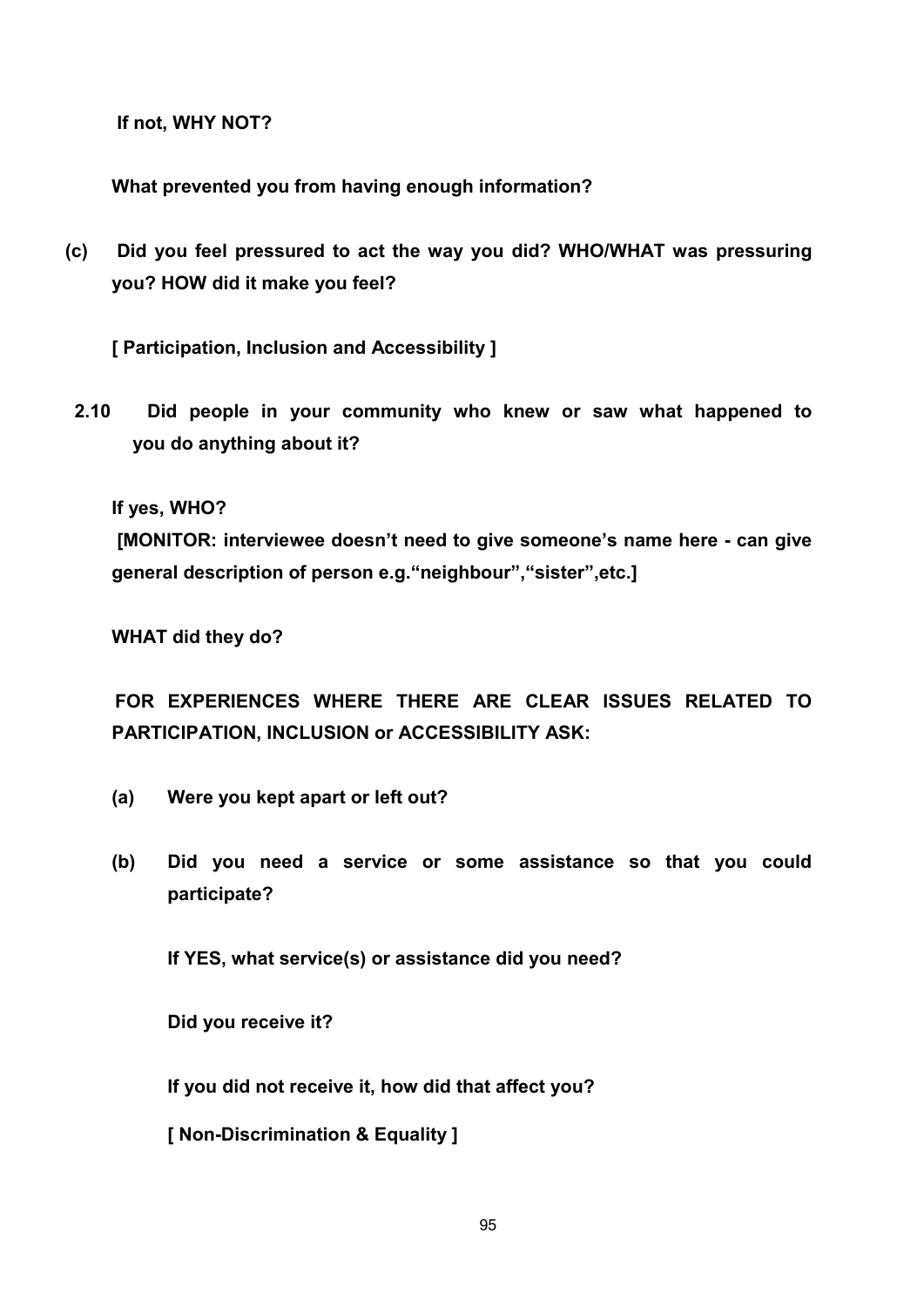**If not, WHY NOT?**

**What prevented you from having enough information?**

**(c) Did you feel pressured to act the way you did? WHO/WHAT was pressuring you? HOW did it make you feel?**

**[ Participation, Inclusion and Accessibility ]**

**2.10 Did people in your community who knew or saw what happened to you do anything about it?**

**If yes, WHO?**

**[MONITOR: interviewee doesn't need to give someone's name here - can give general description of person e.g."neighbour","sister",etc.]**

**WHAT did they do?**

**FOR EXPERIENCES WHERE THERE ARE CLEAR ISSUES RELATED TO PARTICIPATION, INCLUSION or ACCESSIBILITY ASK:**

**(a) Were you kept apart or left out?**

**(b) Did you need a service or some assistance so that you could participate?**

**If YES, what service(s) or assistance did you need?**

**Did you receive it?**

**If you did not receive it, how did that affect you?**

**[ Non-Discrimination & Equality ]**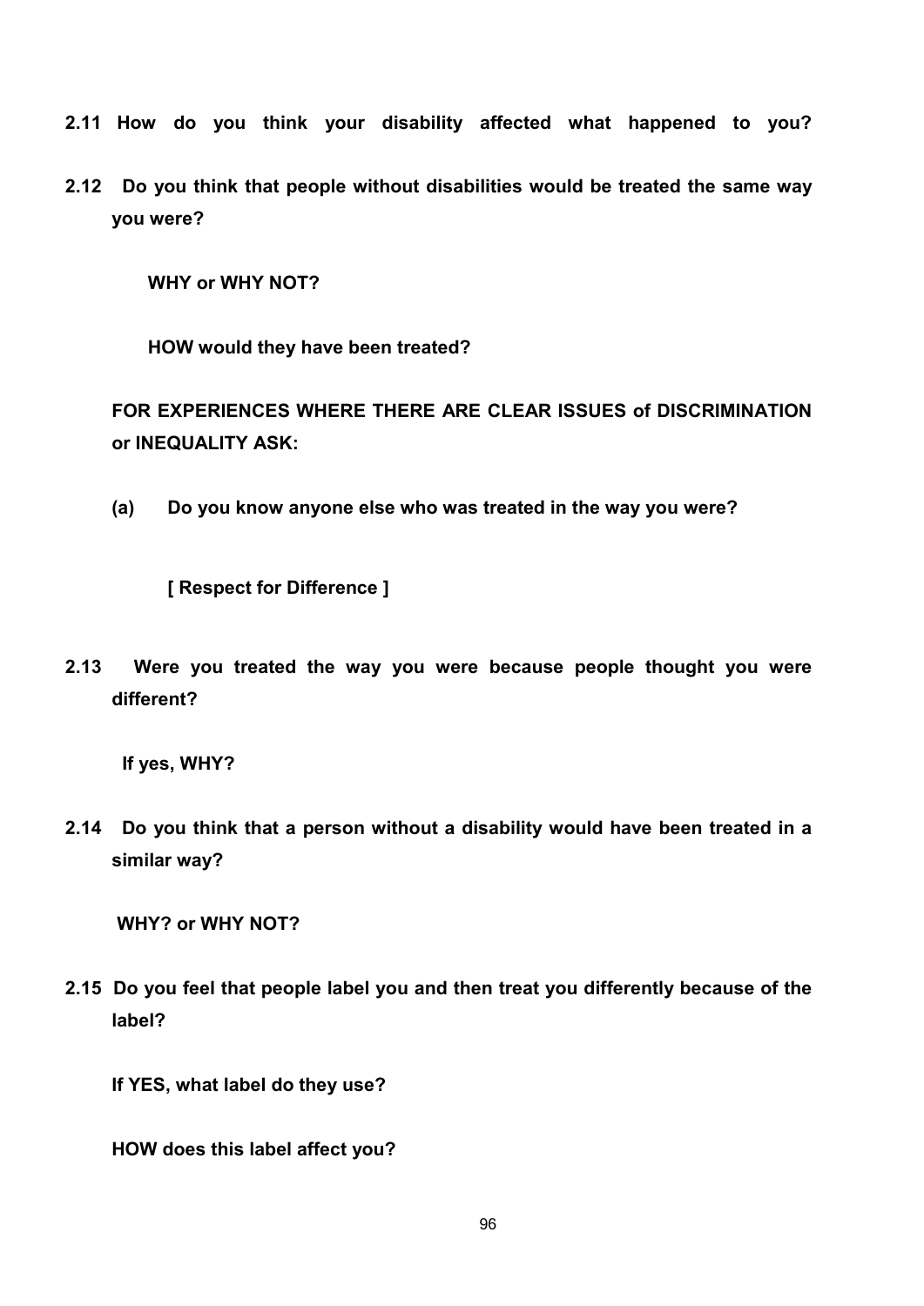**2.11 How do you think your disability affected what happened to you?**

**2.12 Do you think that people without disabilities would be treated the same way you were?**

**WHY or WHY NOT?**

**HOW would they have been treated?**

**FOR EXPERIENCES WHERE THERE ARE CLEAR ISSUES of DISCRIMINATION or INEQUALITY ASK:**

**(a) Do you know anyone else who was treated in the way you were?**

**[ Respect for Difference ]**

**2.13 Were you treated the way you were because people thought you were different?**

**If yes, WHY?**

**2.14 Do you think that a person without a disability would have been treated in a similar way?**

**WHY? or WHY NOT?**

**2.15 Do you feel that people label you and then treat you differently because of the label?**

**If YES, what label do they use?**

**HOW does this label affect you?**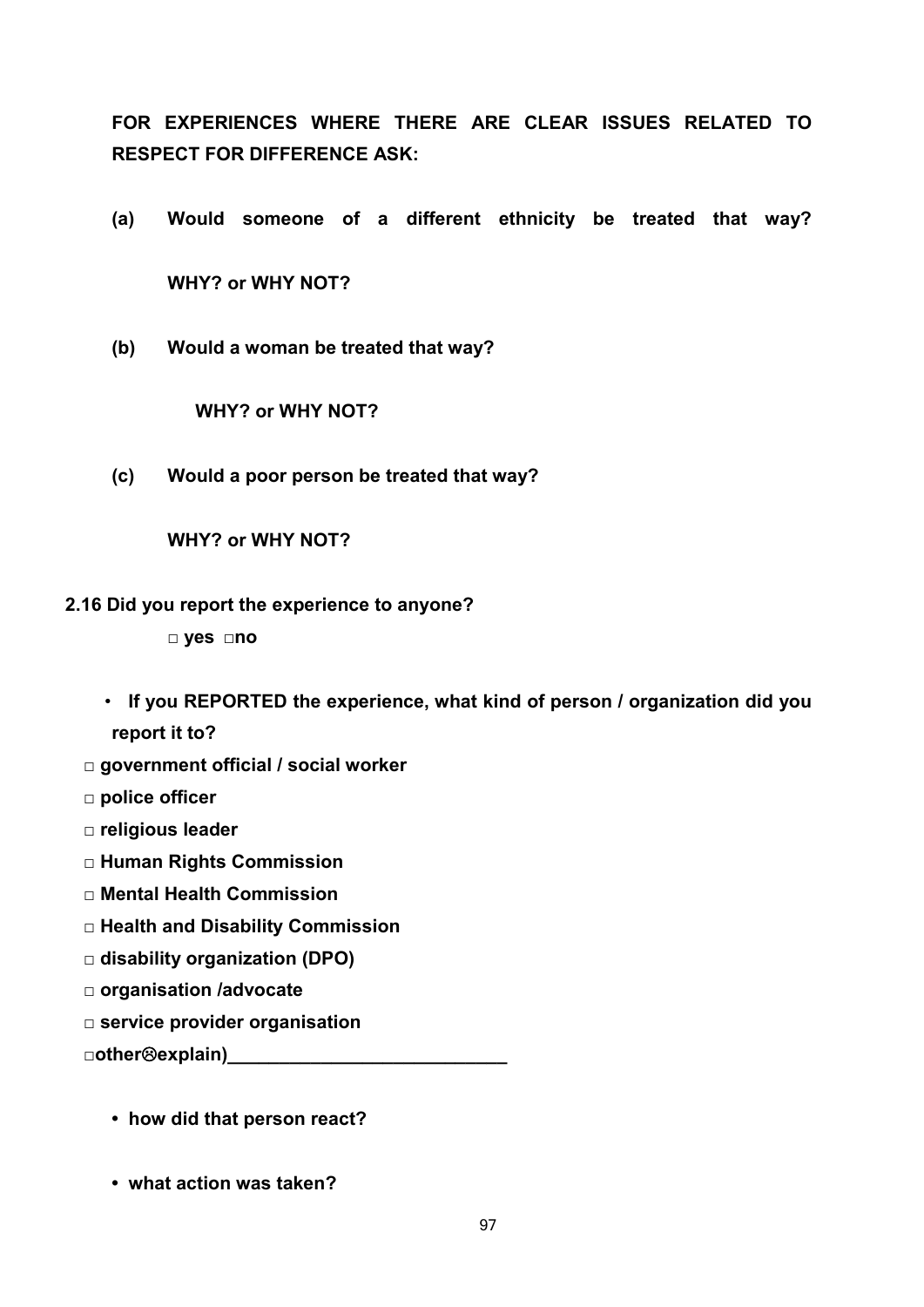**FOR EXPERIENCES WHERE THERE ARE CLEAR ISSUES RELATED TO RESPECT FOR DIFFERENCE ASK:**

**(a) Would someone of a different ethnicity be treated that way?**

**WHY? or WHY NOT?**

**(b) Would a woman be treated that way?**

**WHY? or WHY NOT?**

**(c) Would a poor person be treated that way?**

**WHY? or WHY NOT?**

**2.16 Did you report the experience to anyone?**

**□ yes □no**

- **If you REPORTED the experience, what kind of person / organization did you report it to?**

**□ government official / social worker**

**□ police officer**

**□ religious leader**

**□ Human Rights Commission**

**□ Mental Health Commission**

**□ Health and Disability Commission**

**□ disability organization (DPO)**

**□ organisation /advocate**

**□ service provider organisation**

**□other☹explain)___________________________**

- **how did that person react?**

- **what action was taken?**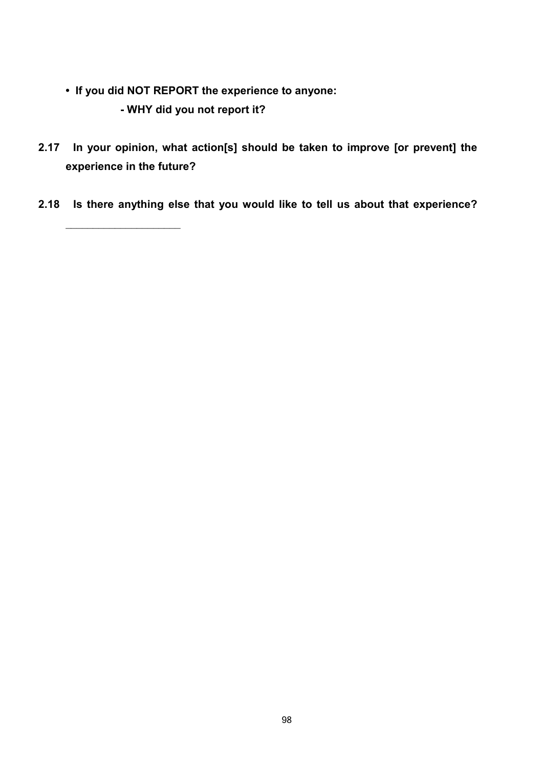- **If you did NOT REPORT the experience to anyone:**

  **- WHY did you not report it?**

**2.17 In your opinion, what action[s] should be taken to improve [or prevent] the experience in the future?**

**2.18 Is there anything else that you would like to tell us about that experience?**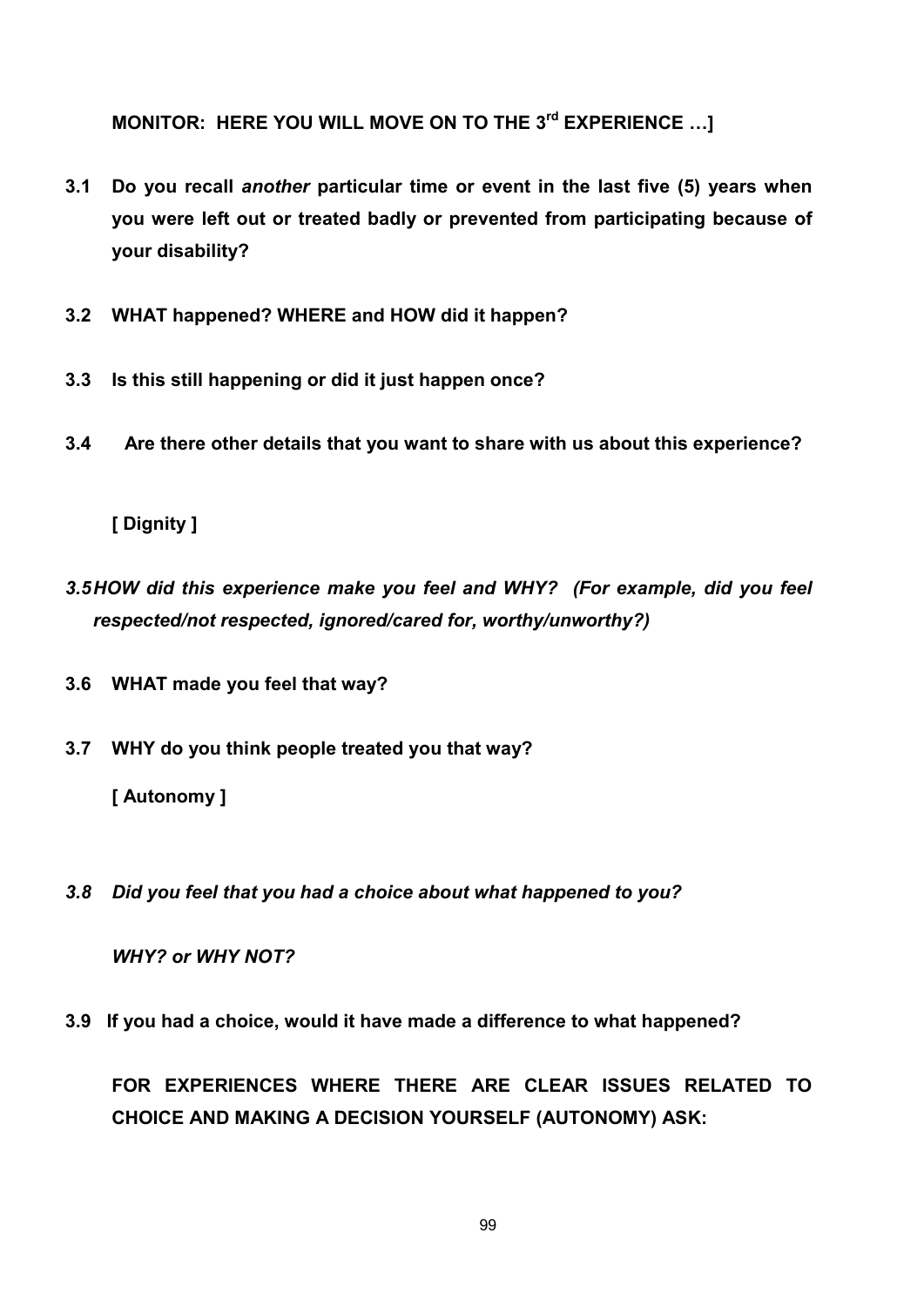**MONITOR: HERE YOU WILL MOVE ON TO THE 3rd EXPERIENCE …]**

**3.1 Do you recall *another* particular time or event in the last five (5) years when you were left out or treated badly or prevented from participating because of your disability?**

**3.2 WHAT happened? WHERE and HOW did it happen?**

**3.3 Is this still happening or did it just happen once?**

**3.4 Are there other details that you want to share with us about this experience?**

**[ Dignity ]**

***3.5 HOW did this experience make you feel and WHY? (For example, did you feel respected/not respected, ignored/cared for, worthy/unworthy?)***

**3.6 WHAT made you feel that way?**

**3.7 WHY do you think people treated you that way?**

**[ Autonomy ]**

***3.8 Did you feel that you had a choice about what happened to you?***

***WHY? or WHY NOT?***

**3.9 If you had a choice, would it have made a difference to what happened?**

**FOR EXPERIENCES WHERE THERE ARE CLEAR ISSUES RELATED TO CHOICE AND MAKING A DECISION YOURSELF (AUTONOMY) ASK:**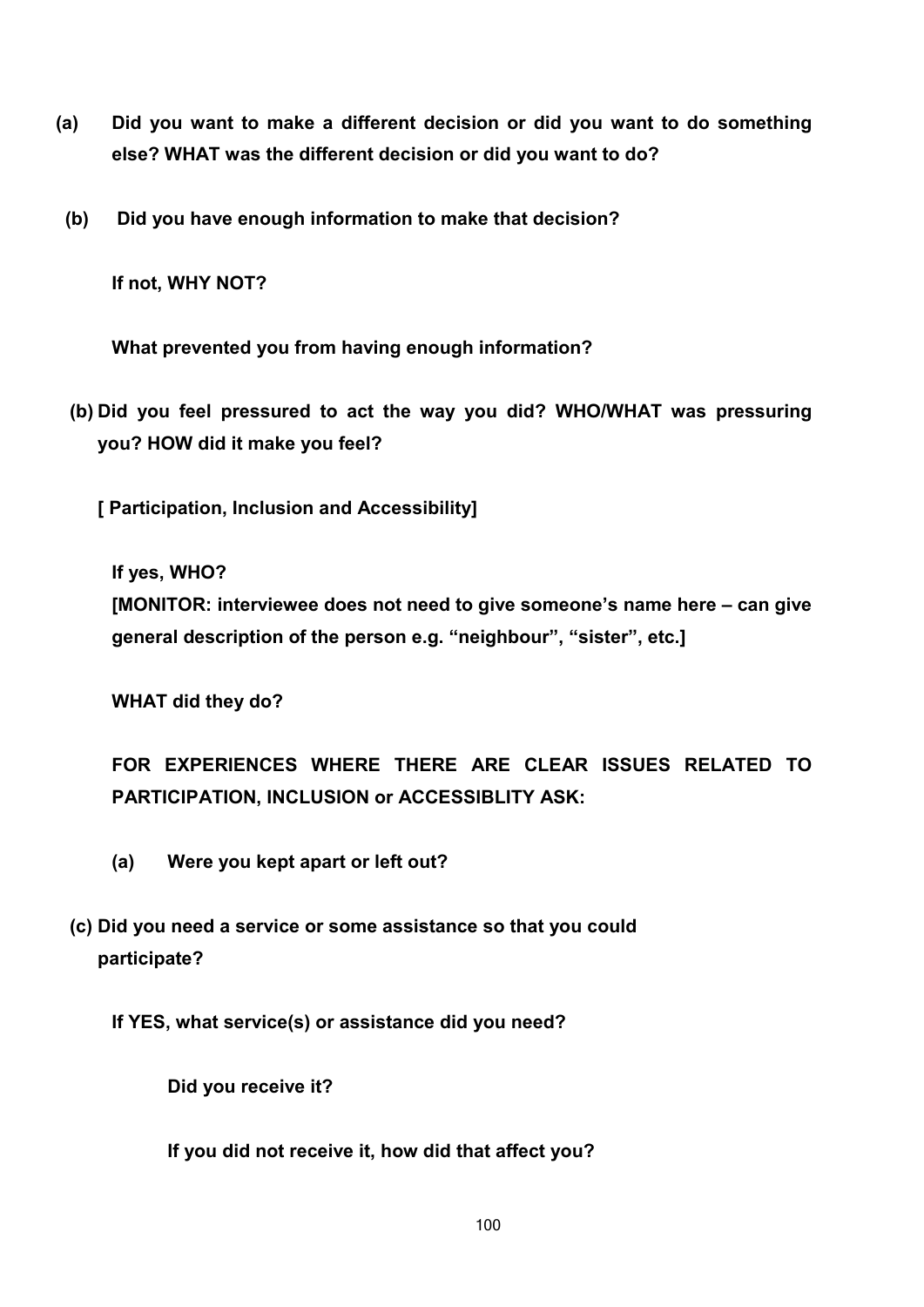**(a) Did you want to make a different decision or did you want to do something else? WHAT was the different decision or did you want to do?**

**(b) Did you have enough information to make that decision?**

**If not, WHY NOT?**

**What prevented you from having enough information?**

**(b) Did you feel pressured to act the way you did? WHO/WHAT was pressuring you? HOW did it make you feel?**

**[ Participation, Inclusion and Accessibility]**

**If yes, WHO?**
**[MONITOR: interviewee does not need to give someone's name here – can give general description of the person e.g. "neighbour", "sister", etc.]**

**WHAT did they do?**

**FOR EXPERIENCES WHERE THERE ARE CLEAR ISSUES RELATED TO PARTICIPATION, INCLUSION or ACCESSIBLITY ASK:**

**(a) Were you kept apart or left out?**

**(c) Did you need a service or some assistance so that you could participate?**

**If YES, what service(s) or assistance did you need?**

**Did you receive it?**

**If you did not receive it, how did that affect you?**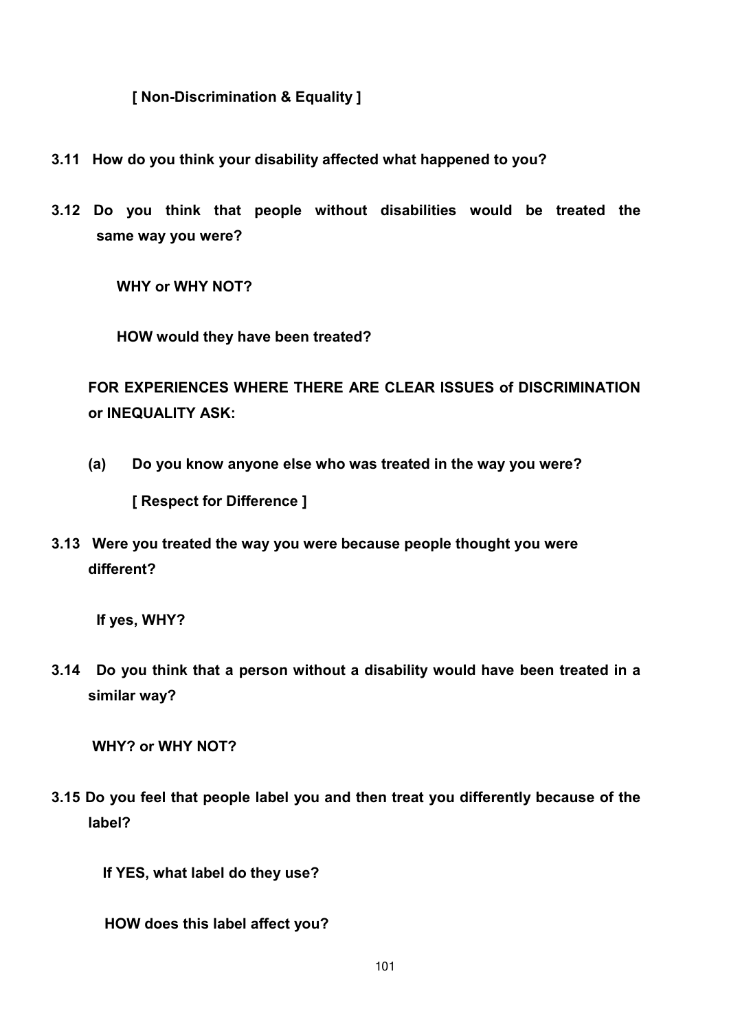**[ Non-Discrimination & Equality ]**

**3.11 How do you think your disability affected what happened to you?**

**3.12 Do you think that people without disabilities would be treated the same way you were?**

**WHY or WHY NOT?**

**HOW would they have been treated?**

**FOR EXPERIENCES WHERE THERE ARE CLEAR ISSUES of DISCRIMINATION or INEQUALITY ASK:**

**(a) Do you know anyone else who was treated in the way you were?**

**[ Respect for Difference ]**

**3.13 Were you treated the way you were because people thought you were different?**

**If yes, WHY?**

**3.14 Do you think that a person without a disability would have been treated in a similar way?**

**WHY? or WHY NOT?**

**3.15 Do you feel that people label you and then treat you differently because of the label?**

**If YES, what label do they use?**

**HOW does this label affect you?**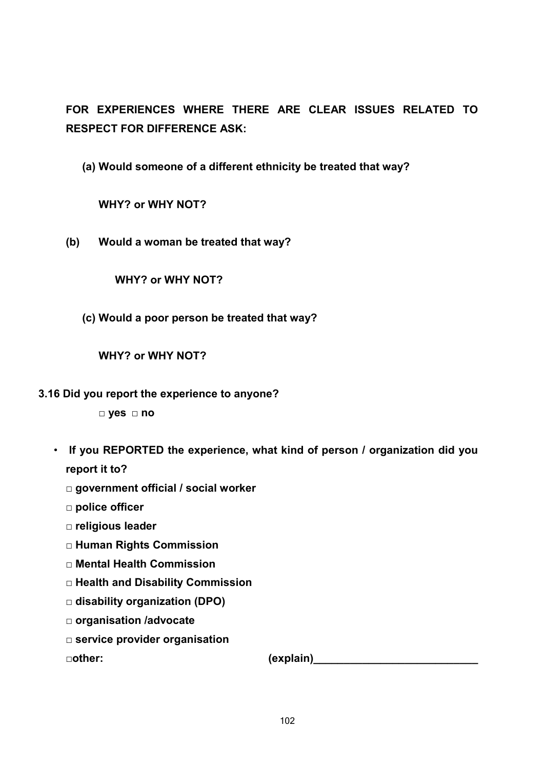**FOR EXPERIENCES WHERE THERE ARE CLEAR ISSUES RELATED TO RESPECT FOR DIFFERENCE ASK:**

**(a) Would someone of a different ethnicity be treated that way?**

**WHY? or WHY NOT?**

**(b) Would a woman be treated that way?**

**WHY? or WHY NOT?**

**(c) Would a poor person be treated that way?**

**WHY? or WHY NOT?**

**3.16 Did you report the experience to anyone?**

**□ yes □ no**

- **If you REPORTED the experience, what kind of person / organization did you report it to?**

  **□ government official / social worker**

  **□ police officer**

  **□ religious leader**

  **□ Human Rights Commission**

  **□ Mental Health Commission**

  **□ Health and Disability Commission**

  **□ disability organization (DPO)**

  **□ organisation /advocate**

  **□ service provider organisation**

  **□other: (explain)___________________________**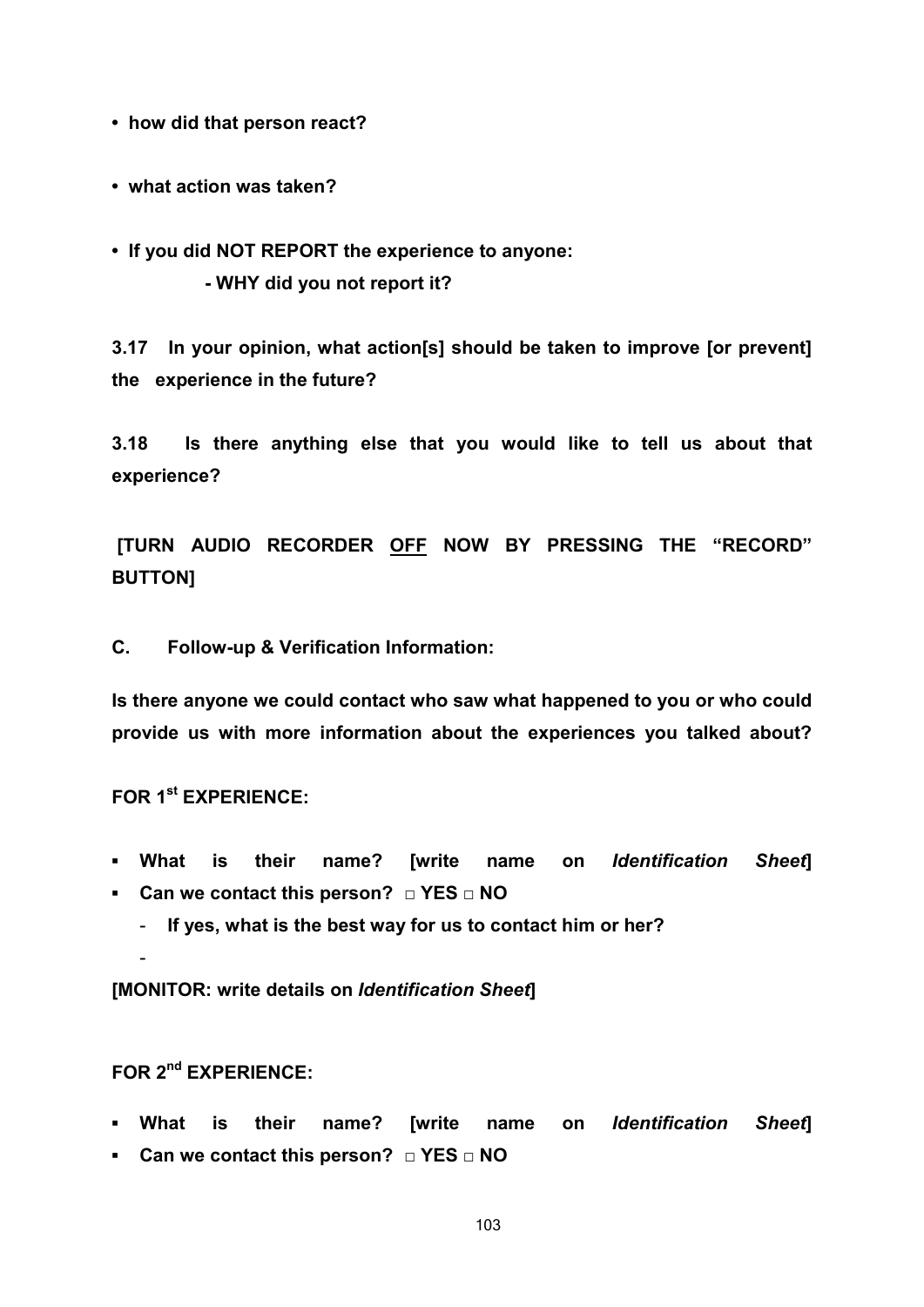- **how did that person react?**

- **what action was taken?**

- **If you did NOT REPORT the experience to anyone:**
  - **WHY did you not report it?**

**3.17 In your opinion, what action[s] should be taken to improve [or prevent] the experience in the future?**

**3.18 Is there anything else that you would like to tell us about that experience?**

**[TURN AUDIO RECORDER <u>OFF</u> NOW BY PRESSING THE "RECORD" BUTTON]**

**C. Follow-up & Verification Information:**

**Is there anyone we could contact who saw what happened to you or who could provide us with more information about the experiences you talked about?**

**FOR 1st EXPERIENCE:**

- **What is their name? [write name on *Identification Sheet*]**
- **Can we contact this person? □ YES □ NO**
  - **If yes, what is the best way for us to contact him or her?**
  - 

**[MONITOR: write details on *Identification Sheet*]**

**FOR 2nd EXPERIENCE:**

- **What is their name? [write name on *Identification Sheet*]**
- **Can we contact this person? □ YES □ NO**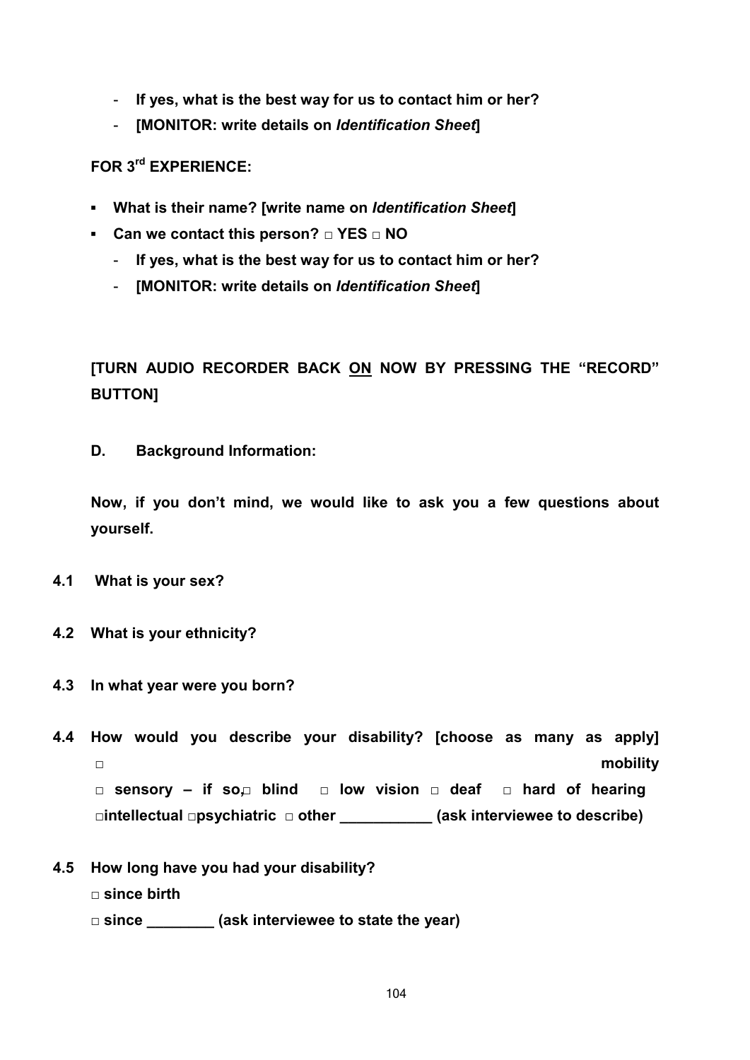- **If yes, what is the best way for us to contact him or her?**
- **[MONITOR: write details on *Identification Sheet*]**

**FOR 3rd EXPERIENCE:**

- **What is their name? [write name on *Identification Sheet*]**
- **Can we contact this person? □ YES □ NO**
  - **If yes, what is the best way for us to contact him or her?**
  - **[MONITOR: write details on *Identification Sheet*]**

**[TURN AUDIO RECORDER BACK <u>ON</u> NOW BY PRESSING THE "RECORD" BUTTON]**

**D. Background Information:**

**Now, if you don't mind, we would like to ask you a few questions about yourself.**

**4.1 What is your sex?**

**4.2 What is your ethnicity?**

**4.3 In what year were you born?**

**4.4 How would you describe your disability? [choose as many as apply]**
**□ mobility**
**□ sensory – if so, □ blind □ low vision □ deaf □ hard of hearing**
**□intellectual □psychiatric □ other ___________ (ask interviewee to describe)**

**4.5 How long have you had your disability?**
**□ since birth**
**□ since ________ (ask interviewee to state the year)**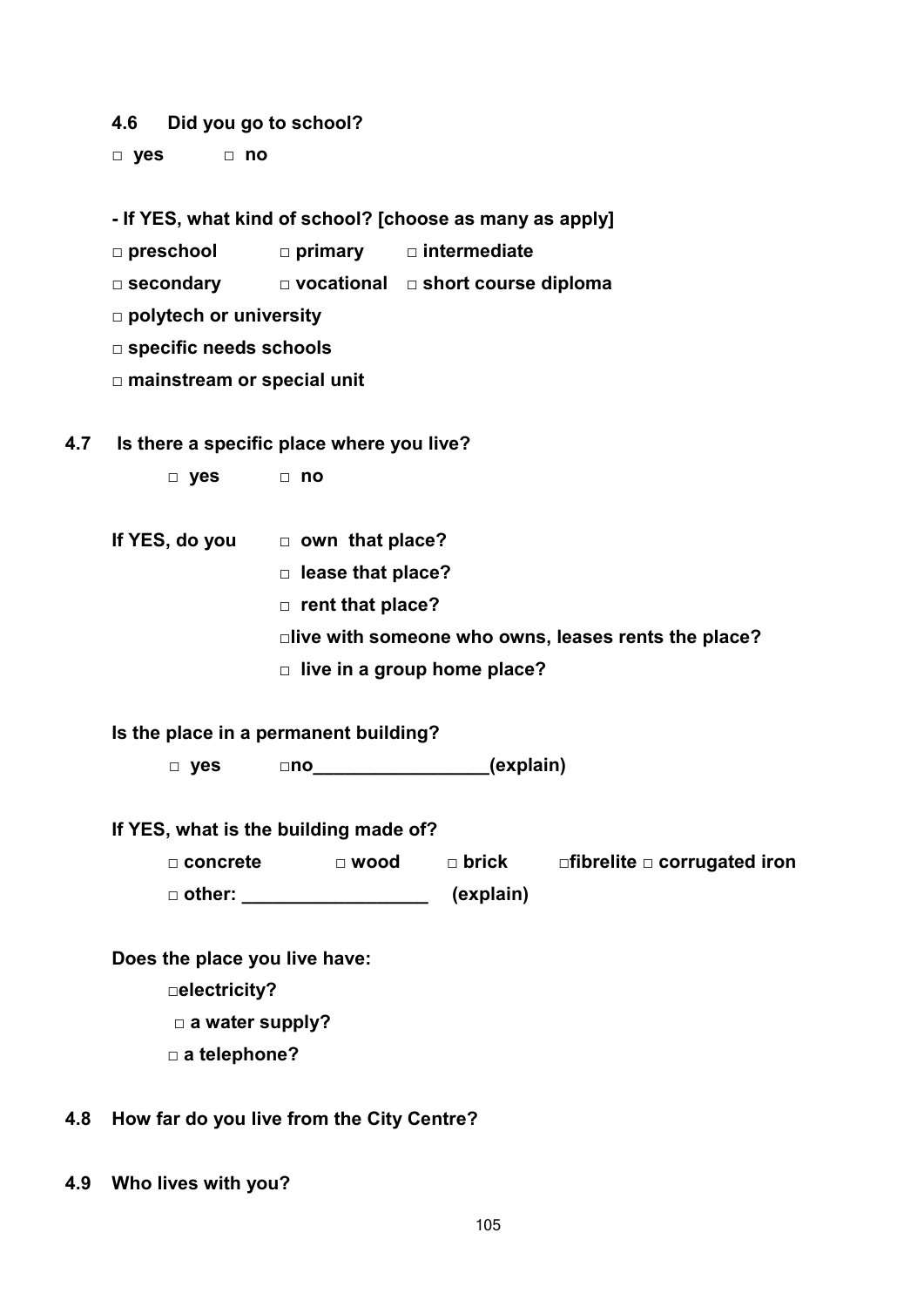**4.6 Did you go to school?**

**□ yes □ no**

**- If YES, what kind of school? [choose as many as apply]**

**□ preschool □ primary □ intermediate**

**□ secondary □ vocational □ short course diploma**

**□ polytech or university**

**□ specific needs schools**

**□ mainstream or special unit**

**4.7 Is there a specific place where you live?**

**□ yes □ no**

**If YES, do you □ own that place?**

**□ lease that place?**

**□ rent that place?**

**□live with someone who owns, leases rents the place?**

**□ live in a group home place?**

**Is the place in a permanent building?**

**□ yes □no_________________(explain)**

**If YES, what is the building made of?**

**□ concrete □ wood □ brick □fibrelite □ corrugated iron**

**□ other: __________________ (explain)**

**Does the place you live have:**

**□electricity?**

**□ a water supply?**

**□ a telephone?**

**4.8 How far do you live from the City Centre?**

**4.9 Who lives with you?**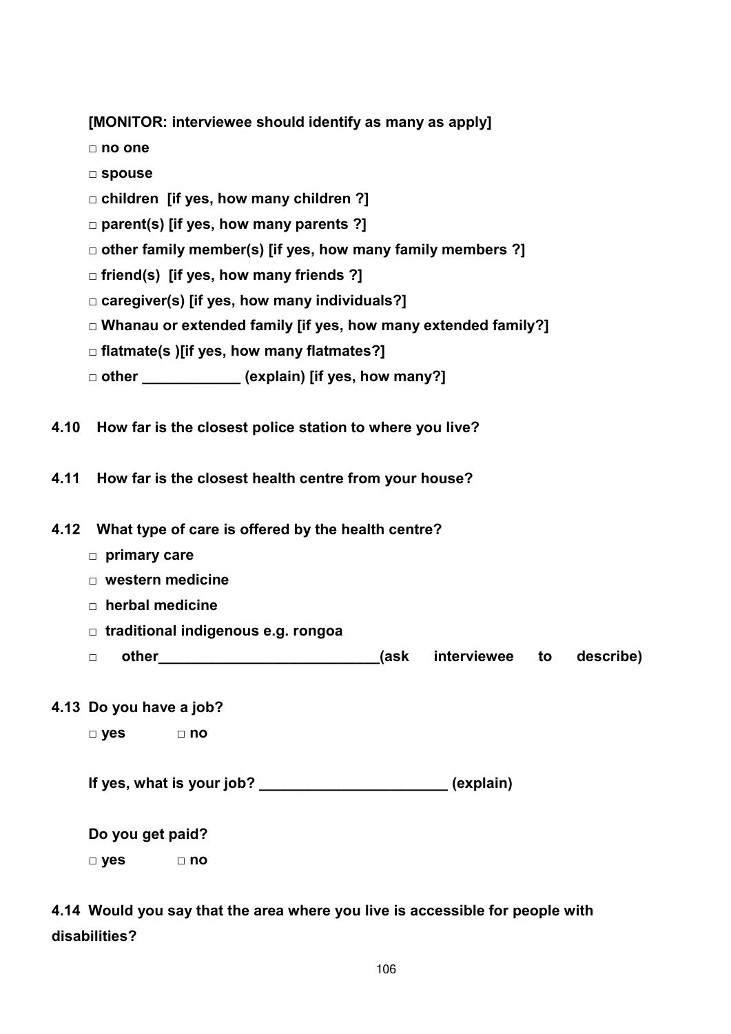**[MONITOR: interviewee should identify as many as apply]**

**□ no one**

**□ spouse**

**□ children [if yes, how many children ?]**

**□ parent(s) [if yes, how many parents ?]**

**□ other family member(s) [if yes, how many family members ?]**

**□ friend(s) [if yes, how many friends ?]**

**□ caregiver(s) [if yes, how many individuals?]**

**□ Whanau or extended family [if yes, how many extended family?]**

**□ flatmate(s )[if yes, how many flatmates?]**

**□ other ____________ (explain) [if yes, how many?]**

**4.10 How far is the closest police station to where you live?**

**4.11 How far is the closest health centre from your house?**

**4.12 What type of care is offered by the health centre?**

**□ primary care**

**□ western medicine**

**□ herbal medicine**

**□ traditional indigenous e.g. rongoa**

**□ other___________________________(ask interviewee to describe)**

**4.13 Do you have a job?**

**□ yes □ no**

**If yes, what is your job? _______________________ (explain)**

**Do you get paid?**

**□ yes □ no**

**4.14 Would you say that the area where you live is accessible for people with disabilities?**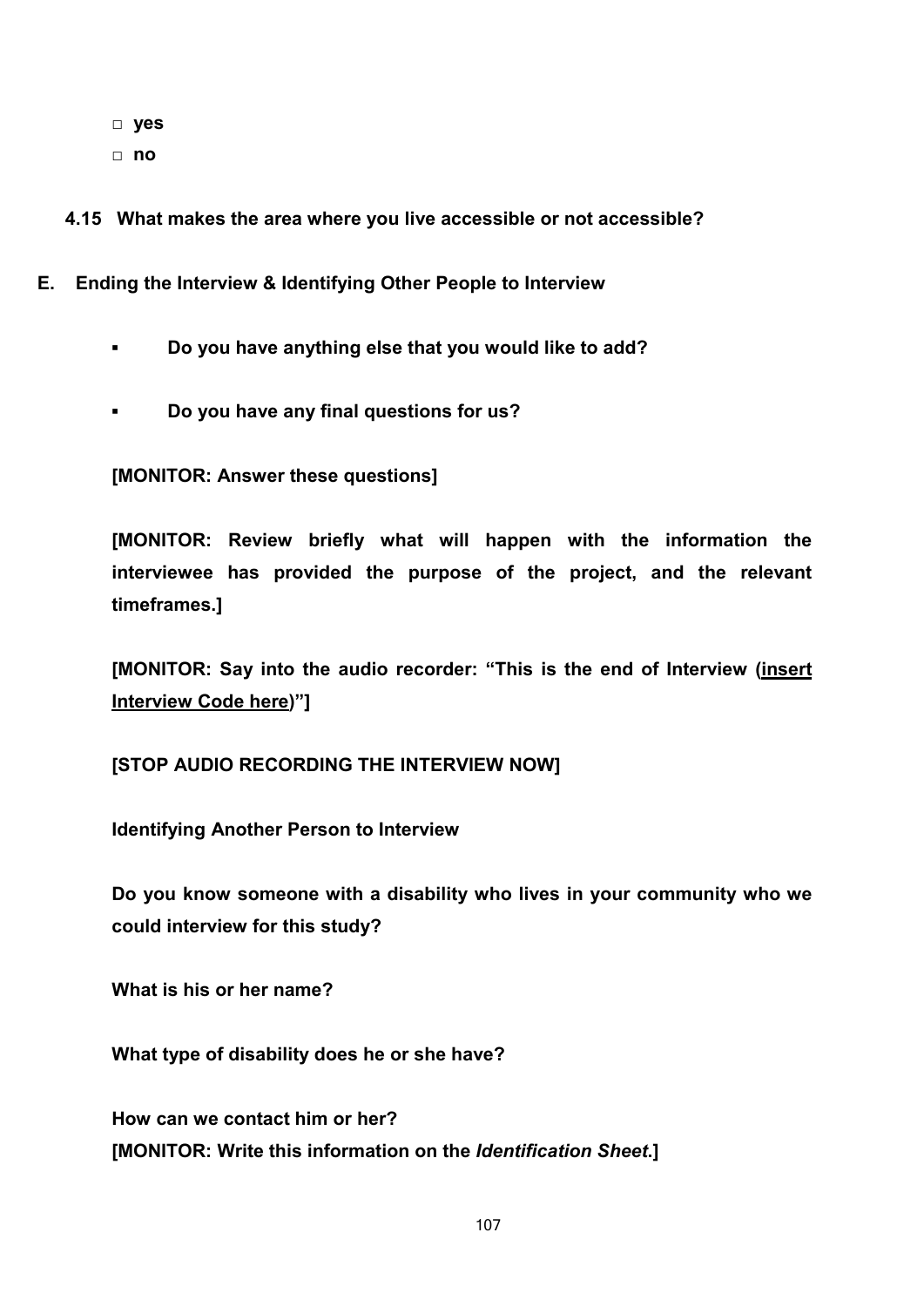□ **yes**

□ **no**

**4.15 What makes the area where you live accessible or not accessible?**

## E. Ending the Interview & Identifying Other People to Interview

- **Do you have anything else that you would like to add?**
- **Do you have any final questions for us?**

**[MONITOR: Answer these questions]**

**[MONITOR: Review briefly what will happen with the information the interviewee has provided the purpose of the project, and the relevant timeframes.]**

**[MONITOR: Say into the audio recorder: "This is the end of Interview (<u>insert Interview Code here</u>)"]**

**[STOP AUDIO RECORDING THE INTERVIEW NOW]**

**Identifying Another Person to Interview**

**Do you know someone with a disability who lives in your community who we could interview for this study?**

**What is his or her name?**

**What type of disability does he or she have?**

**How can we contact him or her?**
**[MONITOR: Write this information on the *Identification Sheet*.]**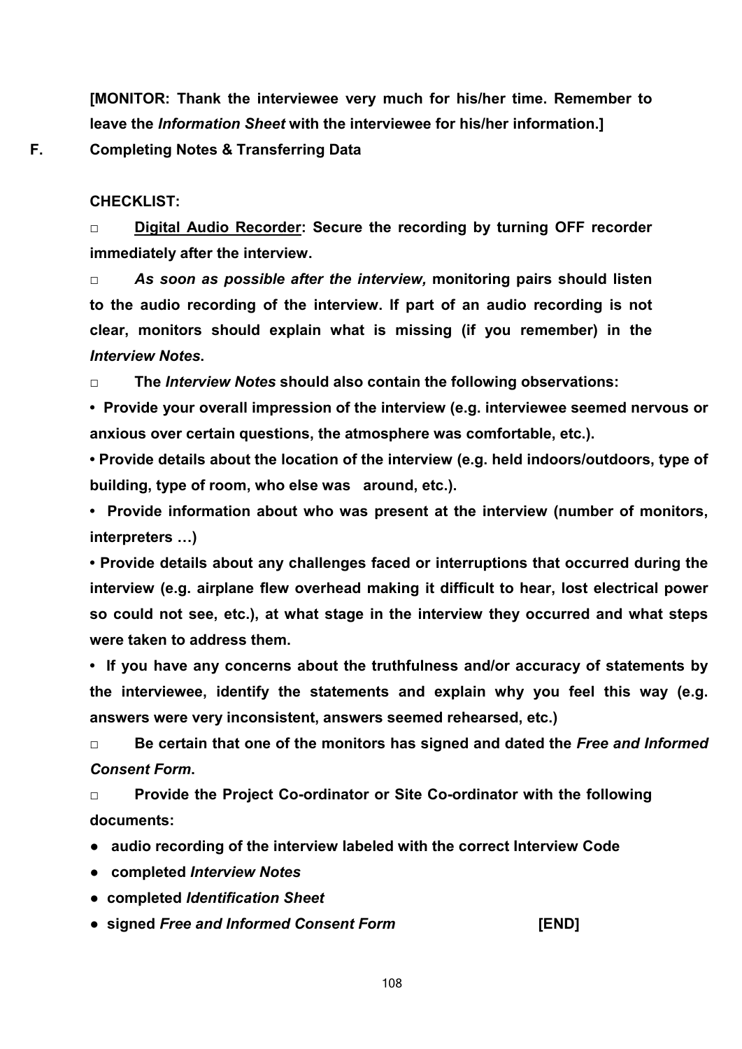**[MONITOR: Thank the interviewee very much for his/her time. Remember to leave the *Information Sheet* with the interviewee for his/her information.]**

## F. Completing Notes & Transferring Data

**CHECKLIST:**

□ **<u>Digital Audio Recorder</u>: Secure the recording by turning OFF recorder immediately after the interview.**

□ ***As soon as possible after the interview,* monitoring pairs should listen to the audio recording of the interview. If part of an audio recording is not clear, monitors should explain what is missing (if you remember) in the *Interview Notes*.**

□ **The *Interview Notes* should also contain the following observations:**

- **Provide your overall impression of the interview (e.g. interviewee seemed nervous or anxious over certain questions, the atmosphere was comfortable, etc.).**
- **Provide details about the location of the interview (e.g. held indoors/outdoors, type of building, type of room, who else was around, etc.).**
- **Provide information about who was present at the interview (number of monitors, interpreters …)**
- **Provide details about any challenges faced or interruptions that occurred during the interview (e.g. airplane flew overhead making it difficult to hear, lost electrical power so could not see, etc.), at what stage in the interview they occurred and what steps were taken to address them.**
- **If you have any concerns about the truthfulness and/or accuracy of statements by the interviewee, identify the statements and explain why you feel this way (e.g. answers were very inconsistent, answers seemed rehearsed, etc.)**

□ **Be certain that one of the monitors has signed and dated the *Free and Informed Consent Form*.**

□ **Provide the Project Co-ordinator or Site Co-ordinator with the following documents:**

- **audio recording of the interview labeled with the correct Interview Code**
- **completed *Interview Notes***
- **completed *Identification Sheet***
- **signed *Free and Informed Consent Form*** **[END]**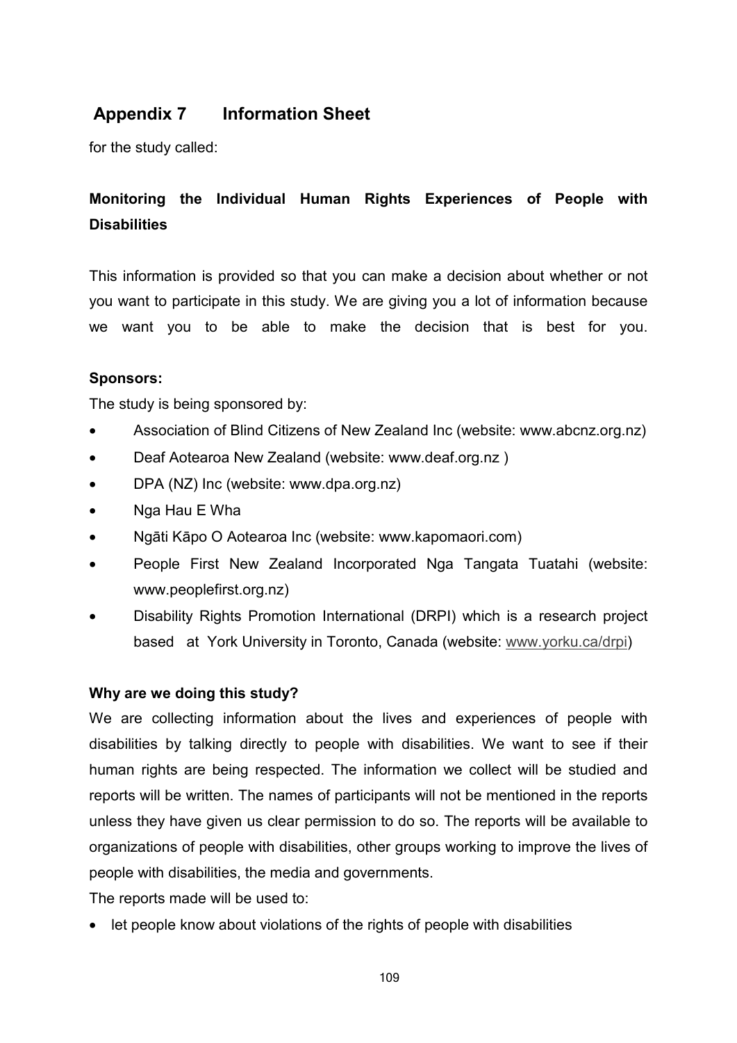## Appendix 7 Information Sheet

for the study called:

**Monitoring the Individual Human Rights Experiences of People with Disabilities**

This information is provided so that you can make a decision about whether or not you want to participate in this study. We are giving you a lot of information because we want you to be able to make the decision that is best for you.

**Sponsors:**

The study is being sponsored by:

- Association of Blind Citizens of New Zealand Inc (website: www.abcnz.org.nz)
- Deaf Aotearoa New Zealand (website: www.deaf.org.nz )
- DPA (NZ) Inc (website: www.dpa.org.nz)
- Nga Hau E Wha
- Ngāti Kāpo O Aotearoa Inc (website: www.kapomaori.com)
- People First New Zealand Incorporated Nga Tangata Tuatahi (website: www.peoplefirst.org.nz)
- Disability Rights Promotion International (DRPI) which is a research project based at York University in Toronto, Canada (website: www.yorku.ca/drpi)

**Why are we doing this study?**

We are collecting information about the lives and experiences of people with disabilities by talking directly to people with disabilities. We want to see if their human rights are being respected. The information we collect will be studied and reports will be written. The names of participants will not be mentioned in the reports unless they have given us clear permission to do so. The reports will be available to organizations of people with disabilities, other groups working to improve the lives of people with disabilities, the media and governments.

The reports made will be used to:

- let people know about violations of the rights of people with disabilities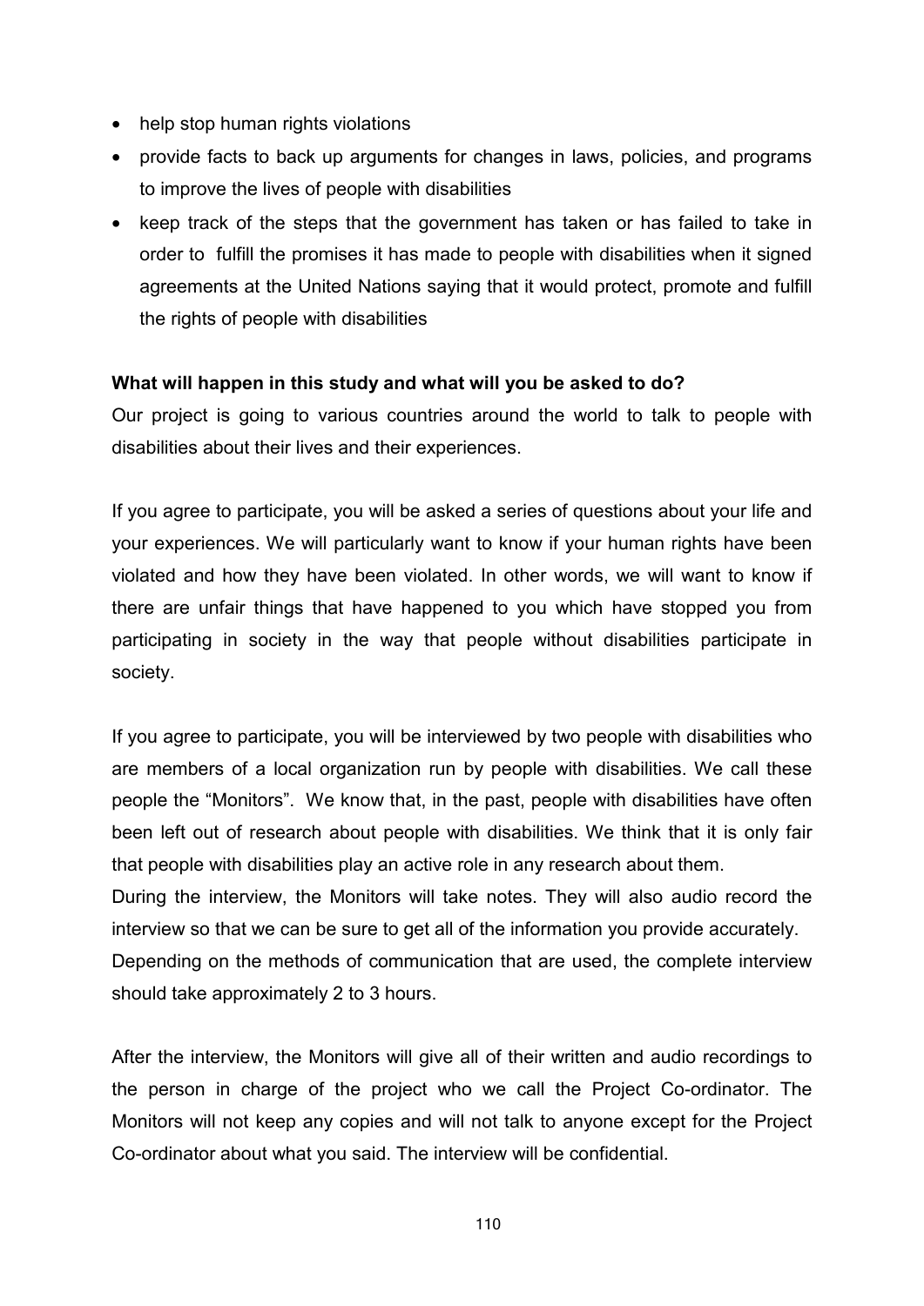- help stop human rights violations
- provide facts to back up arguments for changes in laws, policies, and programs to improve the lives of people with disabilities
- keep track of the steps that the government has taken or has failed to take in order to fulfill the promises it has made to people with disabilities when it signed agreements at the United Nations saying that it would protect, promote and fulfill the rights of people with disabilities

**What will happen in this study and what will you be asked to do?**

Our project is going to various countries around the world to talk to people with disabilities about their lives and their experiences.

If you agree to participate, you will be asked a series of questions about your life and your experiences. We will particularly want to know if your human rights have been violated and how they have been violated. In other words, we will want to know if there are unfair things that have happened to you which have stopped you from participating in society in the way that people without disabilities participate in society.

If you agree to participate, you will be interviewed by two people with disabilities who are members of a local organization run by people with disabilities. We call these people the "Monitors". We know that, in the past, people with disabilities have often been left out of research about people with disabilities. We think that it is only fair that people with disabilities play an active role in any research about them.

During the interview, the Monitors will take notes. They will also audio record the interview so that we can be sure to get all of the information you provide accurately.

Depending on the methods of communication that are used, the complete interview should take approximately 2 to 3 hours.

After the interview, the Monitors will give all of their written and audio recordings to the person in charge of the project who we call the Project Co-ordinator. The Monitors will not keep any copies and will not talk to anyone except for the Project Co-ordinator about what you said. The interview will be confidential.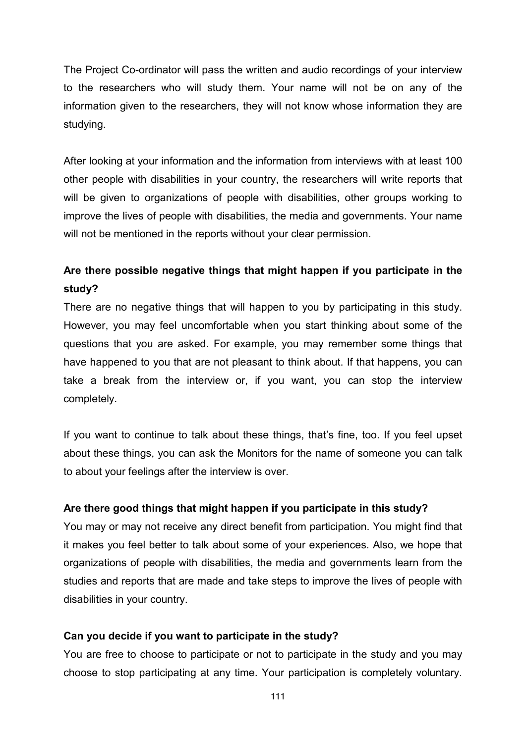The Project Co-ordinator will pass the written and audio recordings of your interview to the researchers who will study them. Your name will not be on any of the information given to the researchers, they will not know whose information they are studying.

After looking at your information and the information from interviews with at least 100 other people with disabilities in your country, the researchers will write reports that will be given to organizations of people with disabilities, other groups working to improve the lives of people with disabilities, the media and governments. Your name will not be mentioned in the reports without your clear permission.

**Are there possible negative things that might happen if you participate in the study?**

There are no negative things that will happen to you by participating in this study. However, you may feel uncomfortable when you start thinking about some of the questions that you are asked. For example, you may remember some things that have happened to you that are not pleasant to think about. If that happens, you can take a break from the interview or, if you want, you can stop the interview completely.

If you want to continue to talk about these things, that's fine, too. If you feel upset about these things, you can ask the Monitors for the name of someone you can talk to about your feelings after the interview is over.

**Are there good things that might happen if you participate in this study?**

You may or may not receive any direct benefit from participation. You might find that it makes you feel better to talk about some of your experiences. Also, we hope that organizations of people with disabilities, the media and governments learn from the studies and reports that are made and take steps to improve the lives of people with disabilities in your country.

**Can you decide if you want to participate in the study?**

You are free to choose to participate or not to participate in the study and you may choose to stop participating at any time. Your participation is completely voluntary.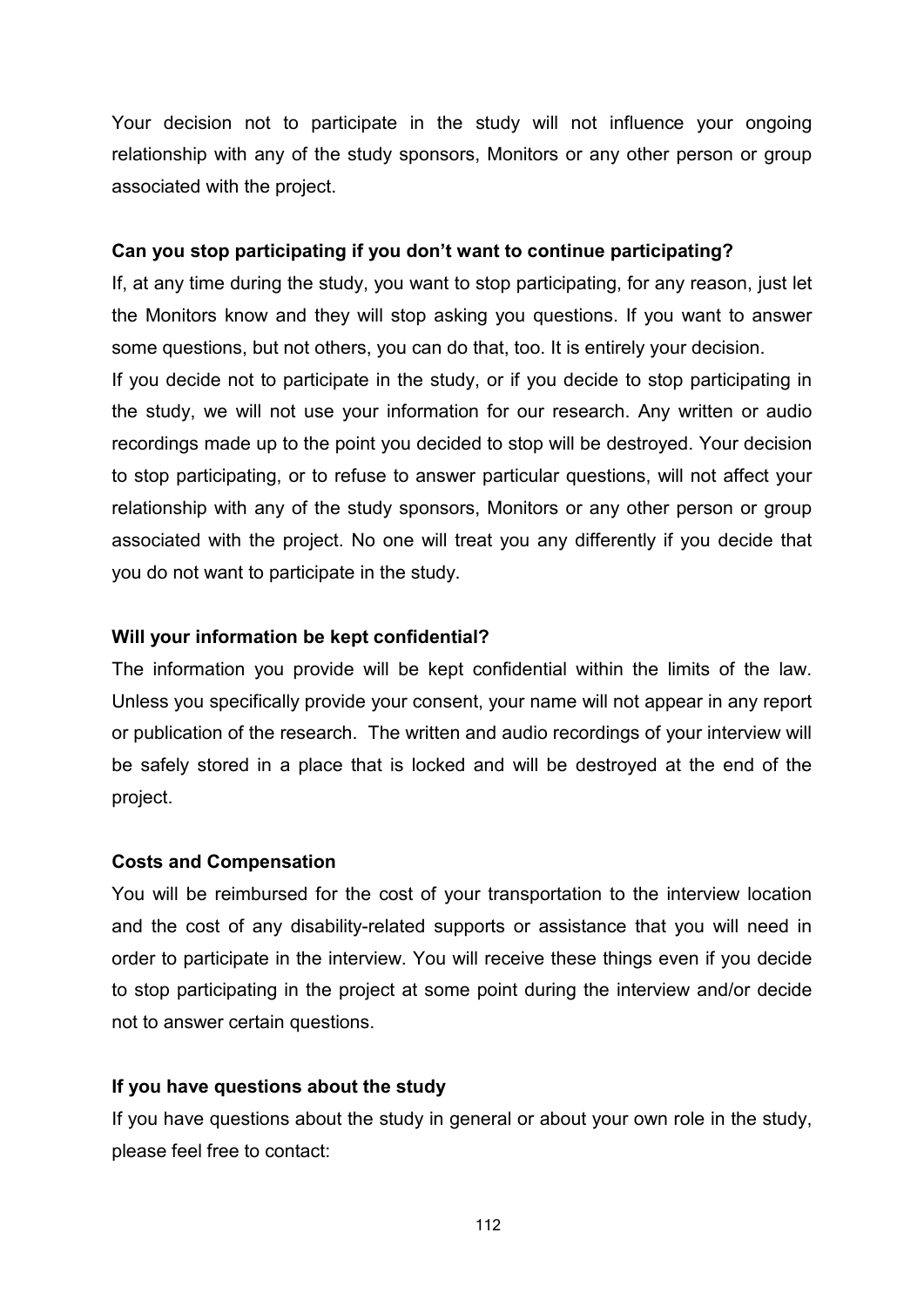Your decision not to participate in the study will not influence your ongoing relationship with any of the study sponsors, Monitors or any other person or group associated with the project.

**Can you stop participating if you don't want to continue participating?**

If, at any time during the study, you want to stop participating, for any reason, just let the Monitors know and they will stop asking you questions. If you want to answer some questions, but not others, you can do that, too. It is entirely your decision.

If you decide not to participate in the study, or if you decide to stop participating in the study, we will not use your information for our research. Any written or audio recordings made up to the point you decided to stop will be destroyed. Your decision to stop participating, or to refuse to answer particular questions, will not affect your relationship with any of the study sponsors, Monitors or any other person or group associated with the project. No one will treat you any differently if you decide that you do not want to participate in the study.

**Will your information be kept confidential?**

The information you provide will be kept confidential within the limits of the law. Unless you specifically provide your consent, your name will not appear in any report or publication of the research. The written and audio recordings of your interview will be safely stored in a place that is locked and will be destroyed at the end of the project.

**Costs and Compensation**

You will be reimbursed for the cost of your transportation to the interview location and the cost of any disability-related supports or assistance that you will need in order to participate in the interview. You will receive these things even if you decide to stop participating in the project at some point during the interview and/or decide not to answer certain questions.

**If you have questions about the study**

If you have questions about the study in general or about your own role in the study, please feel free to contact: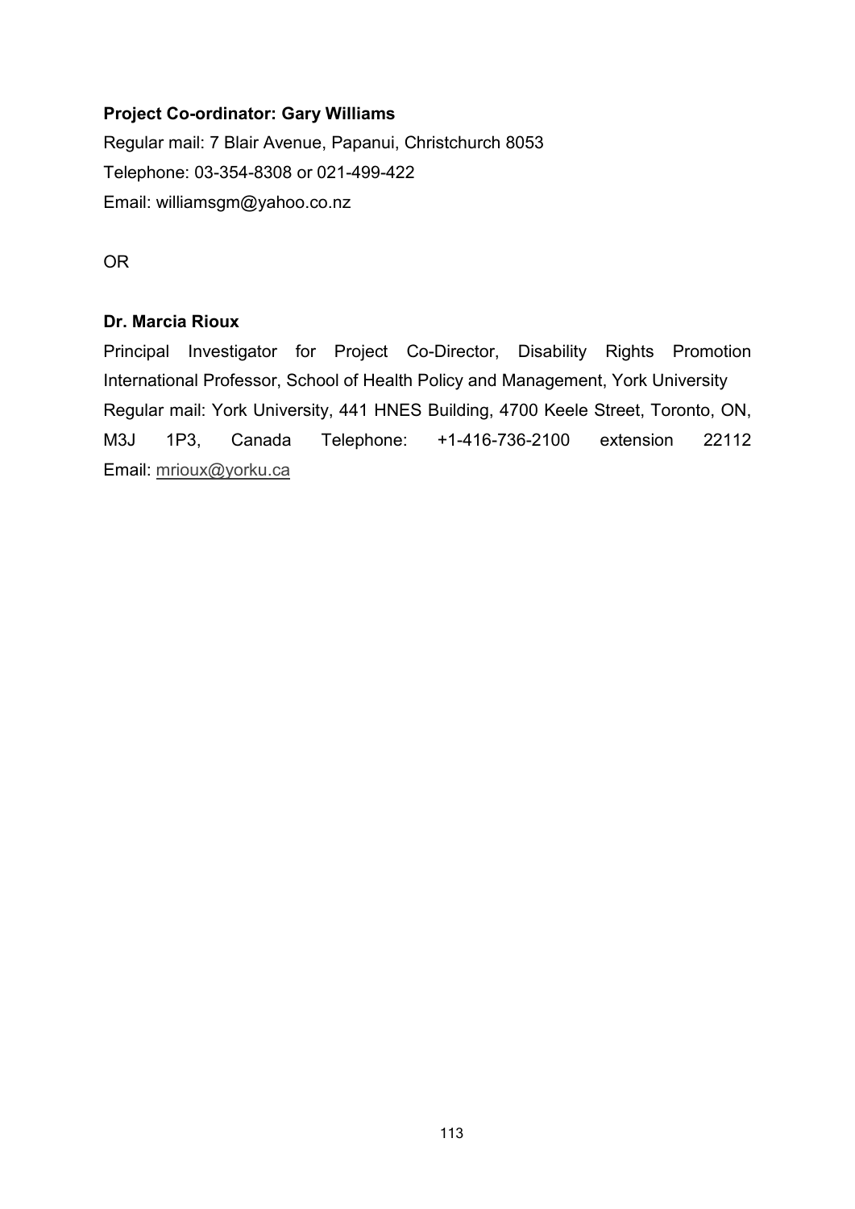**Project Co-ordinator: Gary Williams**

Regular mail: 7 Blair Avenue, Papanui, Christchurch 8053

Telephone: 03-354-8308 or 021-499-422

Email: williamsgm@yahoo.co.nz

OR

**Dr. Marcia Rioux**

Principal Investigator for Project Co-Director, Disability Rights Promotion International Professor, School of Health Policy and Management, York University

Regular mail: York University, 441 HNES Building, 4700 Keele Street, Toronto, ON, M3J 1P3, Canada Telephone: +1-416-736-2100 extension 22112

Email: mrioux@yorku.ca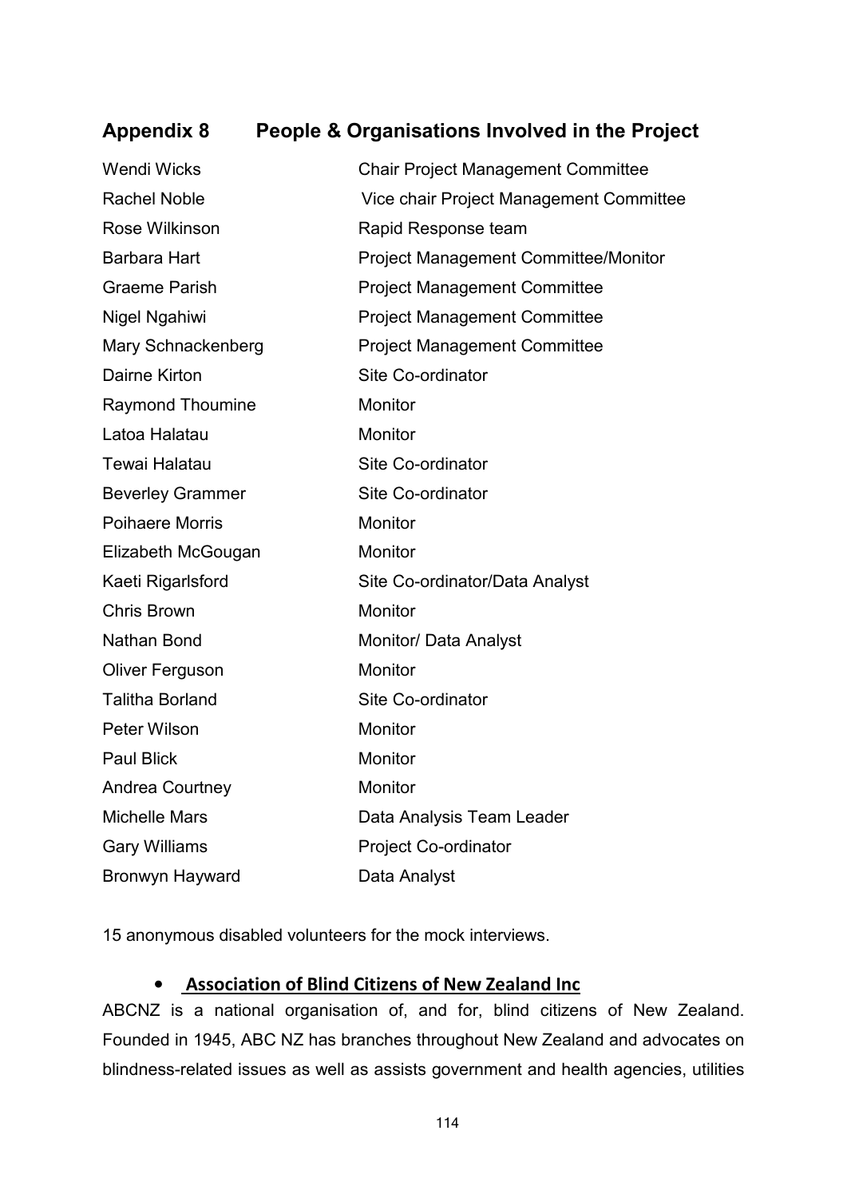## Appendix 8 People & Organisations Involved in the Project

| | |
|---|---|
| Wendi Wicks | Chair Project Management Committee |
| Rachel Noble | Vice chair Project Management Committee |
| Rose Wilkinson | Rapid Response team |
| Barbara Hart | Project Management Committee/Monitor |
| Graeme Parish | Project Management Committee |
| Nigel Ngahiwi | Project Management Committee |
| Mary Schnackenberg | Project Management Committee |
| Dairne Kirton | Site Co-ordinator |
| Raymond Thoumine | Monitor |
| Latoa Halatau | Monitor |
| Tewai Halatau | Site Co-ordinator |
| Beverley Grammer | Site Co-ordinator |
| Poihaere Morris | Monitor |
| Elizabeth McGougan | Monitor |
| Kaeti Rigarlsford | Site Co-ordinator/Data Analyst |
| Chris Brown | Monitor |
| Nathan Bond | Monitor/ Data Analyst |
| Oliver Ferguson | Monitor |
| Talitha Borland | Site Co-ordinator |
| Peter Wilson | Monitor |
| Paul Blick | Monitor |
| Andrea Courtney | Monitor |
| Michelle Mars | Data Analysis Team Leader |
| Gary Williams | Project Co-ordinator |
| Bronwyn Hayward | Data Analyst |

15 anonymous disabled volunteers for the mock interviews.

- **Association of Blind Citizens of New Zealand Inc**

ABCNZ is a national organisation of, and for, blind citizens of New Zealand. Founded in 1945, ABC NZ has branches throughout New Zealand and advocates on blindness-related issues as well as assists government and health agencies, utilities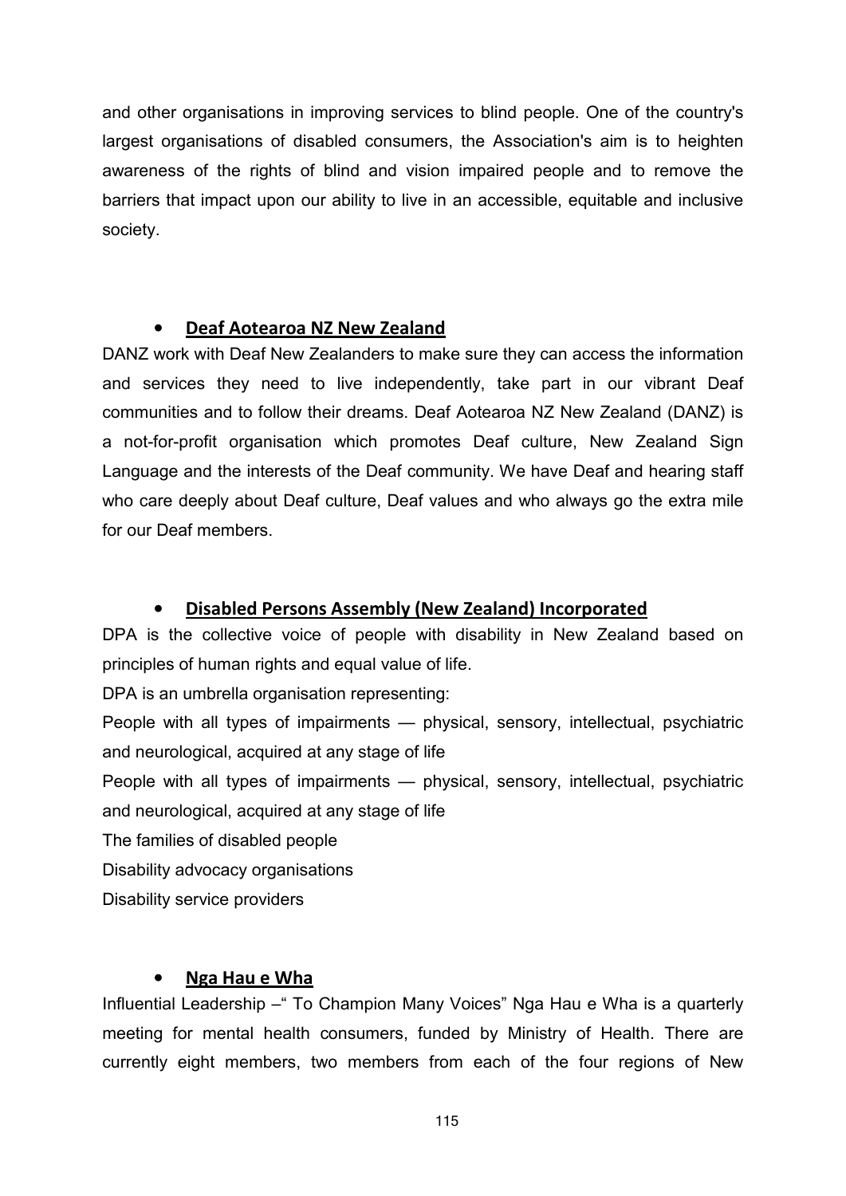and other organisations in improving services to blind people. One of the country's largest organisations of disabled consumers, the Association's aim is to heighten awareness of the rights of blind and vision impaired people and to remove the barriers that impact upon our ability to live in an accessible, equitable and inclusive society.

- **Deaf Aotearoa NZ New Zealand**

DANZ work with Deaf New Zealanders to make sure they can access the information and services they need to live independently, take part in our vibrant Deaf communities and to follow their dreams. Deaf Aotearoa NZ New Zealand (DANZ) is a not-for-profit organisation which promotes Deaf culture, New Zealand Sign Language and the interests of the Deaf community. We have Deaf and hearing staff who care deeply about Deaf culture, Deaf values and who always go the extra mile for our Deaf members.

- **Disabled Persons Assembly (New Zealand) Incorporated**

DPA is the collective voice of people with disability in New Zealand based on principles of human rights and equal value of life.

DPA is an umbrella organisation representing:

People with all types of impairments — physical, sensory, intellectual, psychiatric and neurological, acquired at any stage of life

People with all types of impairments — physical, sensory, intellectual, psychiatric and neurological, acquired at any stage of life

The families of disabled people

Disability advocacy organisations

Disability service providers

- **Nga Hau e Wha**

Influential Leadership –" To Champion Many Voices" Nga Hau e Wha is a quarterly meeting for mental health consumers, funded by Ministry of Health. There are currently eight members, two members from each of the four regions of New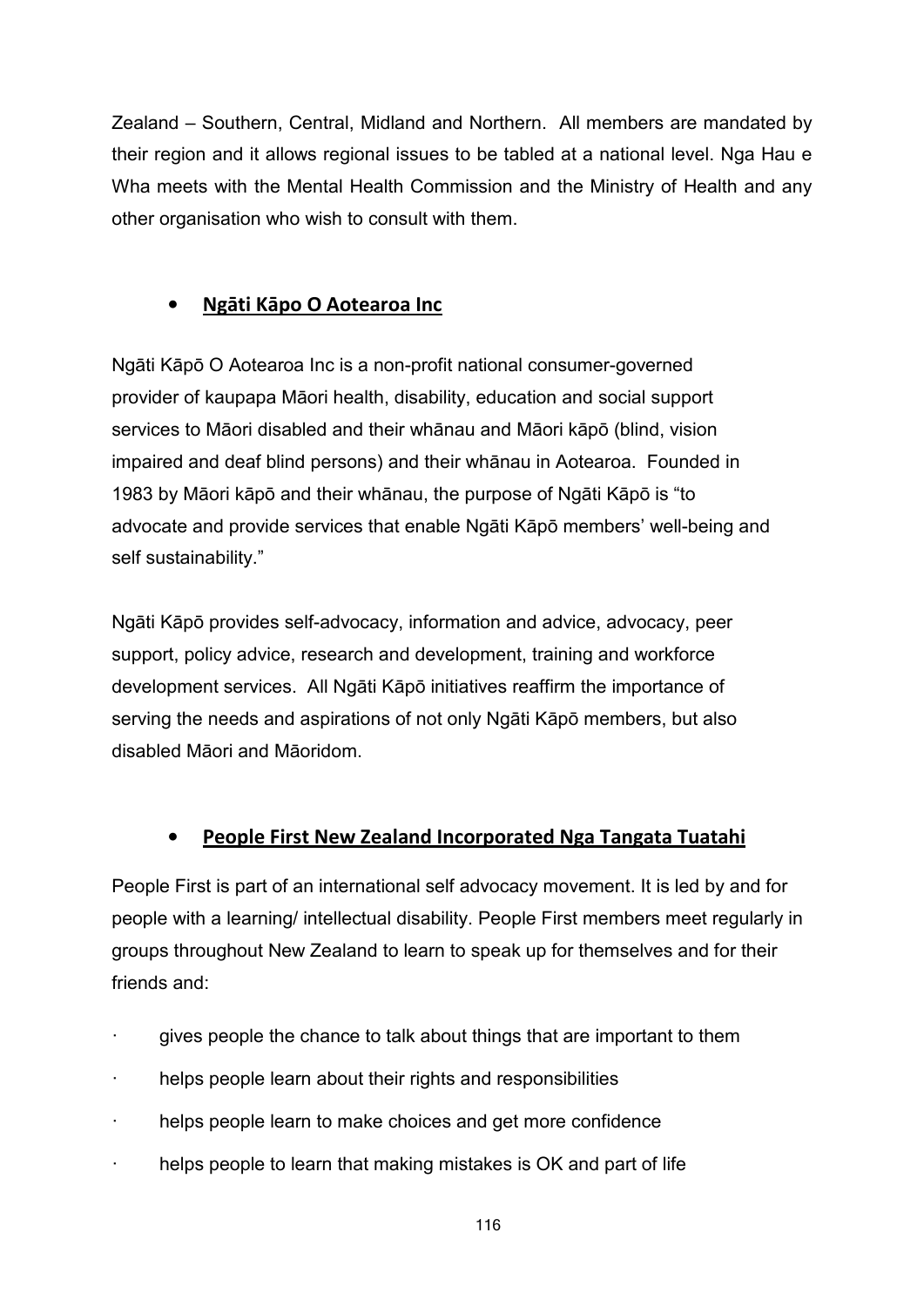Zealand – Southern, Central, Midland and Northern. All members are mandated by their region and it allows regional issues to be tabled at a national level. Nga Hau e Wha meets with the Mental Health Commission and the Ministry of Health and any other organisation who wish to consult with them.

- **Ngāti Kāpo O Aotearoa Inc**

Ngāti Kāpō O Aotearoa Inc is a non-profit national consumer-governed provider of kaupapa Māori health, disability, education and social support services to Māori disabled and their whānau and Māori kāpō (blind, vision impaired and deaf blind persons) and their whānau in Aotearoa. Founded in 1983 by Māori kāpō and their whānau, the purpose of Ngāti Kāpō is "to advocate and provide services that enable Ngāti Kāpō members' well-being and self sustainability."

Ngāti Kāpō provides self-advocacy, information and advice, advocacy, peer support, policy advice, research and development, training and workforce development services. All Ngāti Kāpō initiatives reaffirm the importance of serving the needs and aspirations of not only Ngāti Kāpō members, but also disabled Māori and Māoridom.

- **People First New Zealand Incorporated Nga Tangata Tuatahi**

People First is part of an international self advocacy movement. It is led by and for people with a learning/ intellectual disability. People First members meet regularly in groups throughout New Zealand to learn to speak up for themselves and for their friends and:

- gives people the chance to talk about things that are important to them
- helps people learn about their rights and responsibilities
- helps people learn to make choices and get more confidence
- helps people to learn that making mistakes is OK and part of life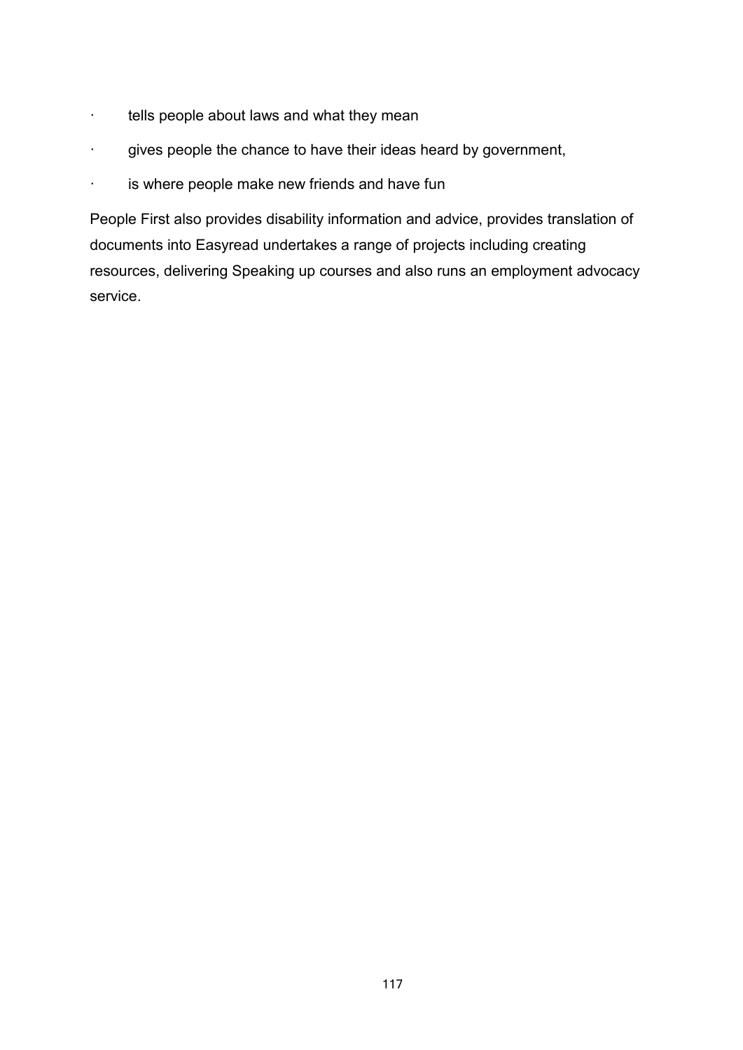- tells people about laws and what they mean
- gives people the chance to have their ideas heard by government,
- is where people make new friends and have fun

People First also provides disability information and advice, provides translation of documents into Easyread undertakes a range of projects including creating resources, delivering Speaking up courses and also runs an employment advocacy service.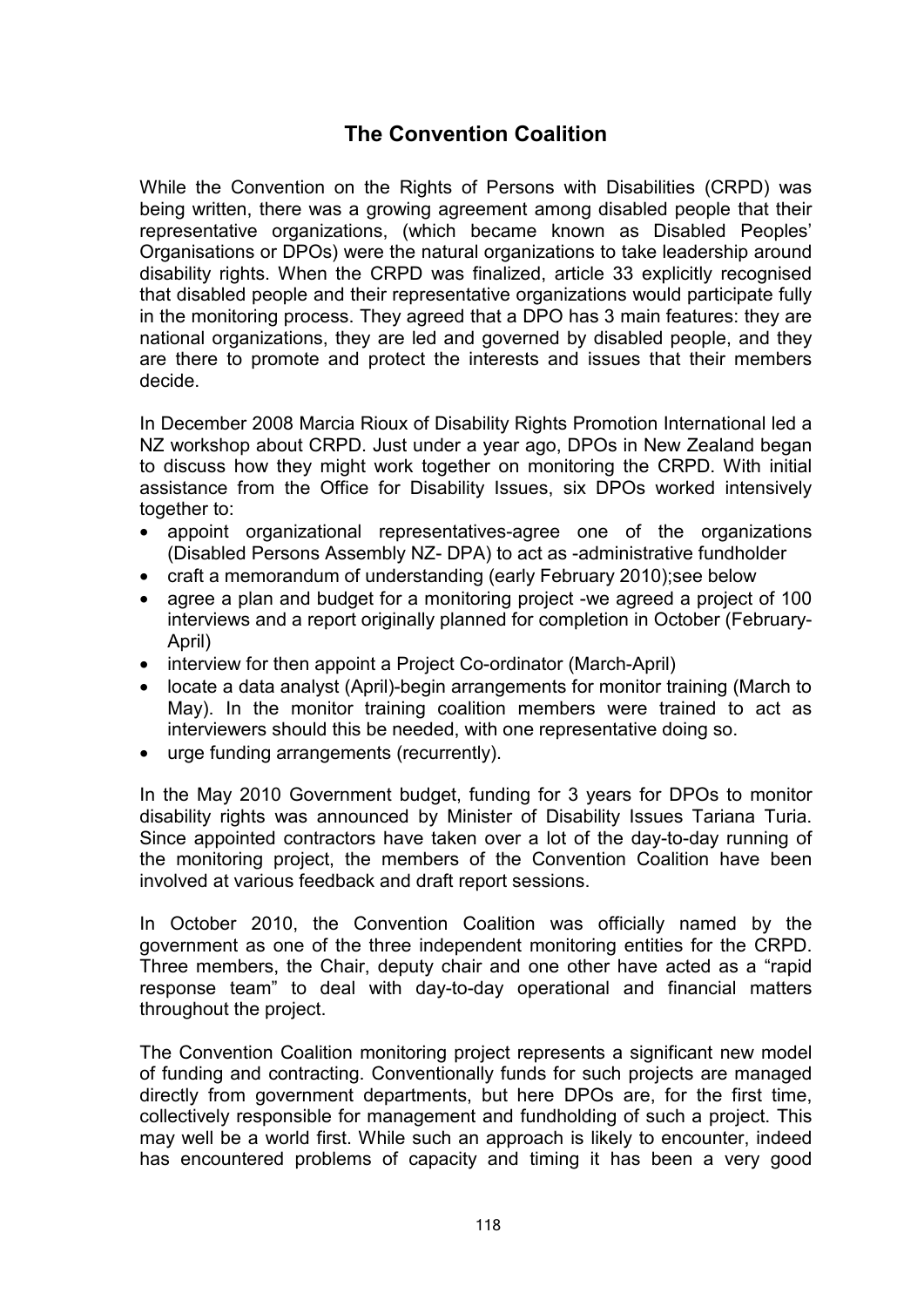## The Convention Coalition

While the Convention on the Rights of Persons with Disabilities (CRPD) was being written, there was a growing agreement among disabled people that their representative organizations, (which became known as Disabled Peoples' Organisations or DPOs) were the natural organizations to take leadership around disability rights. When the CRPD was finalized, article 33 explicitly recognised that disabled people and their representative organizations would participate fully in the monitoring process. They agreed that a DPO has 3 main features: they are national organizations, they are led and governed by disabled people, and they are there to promote and protect the interests and issues that their members decide.

In December 2008 Marcia Rioux of Disability Rights Promotion International led a NZ workshop about CRPD. Just under a year ago, DPOs in New Zealand began to discuss how they might work together on monitoring the CRPD. With initial assistance from the Office for Disability Issues, six DPOs worked intensively together to:

- appoint organizational representatives-agree one of the organizations (Disabled Persons Assembly NZ- DPA) to act as -administrative fundholder
- craft a memorandum of understanding (early February 2010);see below
- agree a plan and budget for a monitoring project -we agreed a project of 100 interviews and a report originally planned for completion in October (February-April)
- interview for then appoint a Project Co-ordinator (March-April)
- locate a data analyst (April)-begin arrangements for monitor training (March to May). In the monitor training coalition members were trained to act as interviewers should this be needed, with one representative doing so.
- urge funding arrangements (recurrently).

In the May 2010 Government budget, funding for 3 years for DPOs to monitor disability rights was announced by Minister of Disability Issues Tariana Turia. Since appointed contractors have taken over a lot of the day-to-day running of the monitoring project, the members of the Convention Coalition have been involved at various feedback and draft report sessions.

In October 2010, the Convention Coalition was officially named by the government as one of the three independent monitoring entities for the CRPD. Three members, the Chair, deputy chair and one other have acted as a "rapid response team" to deal with day-to-day operational and financial matters throughout the project.

The Convention Coalition monitoring project represents a significant new model of funding and contracting. Conventionally funds for such projects are managed directly from government departments, but here DPOs are, for the first time, collectively responsible for management and fundholding of such a project. This may well be a world first. While such an approach is likely to encounter, indeed has encountered problems of capacity and timing it has been a very good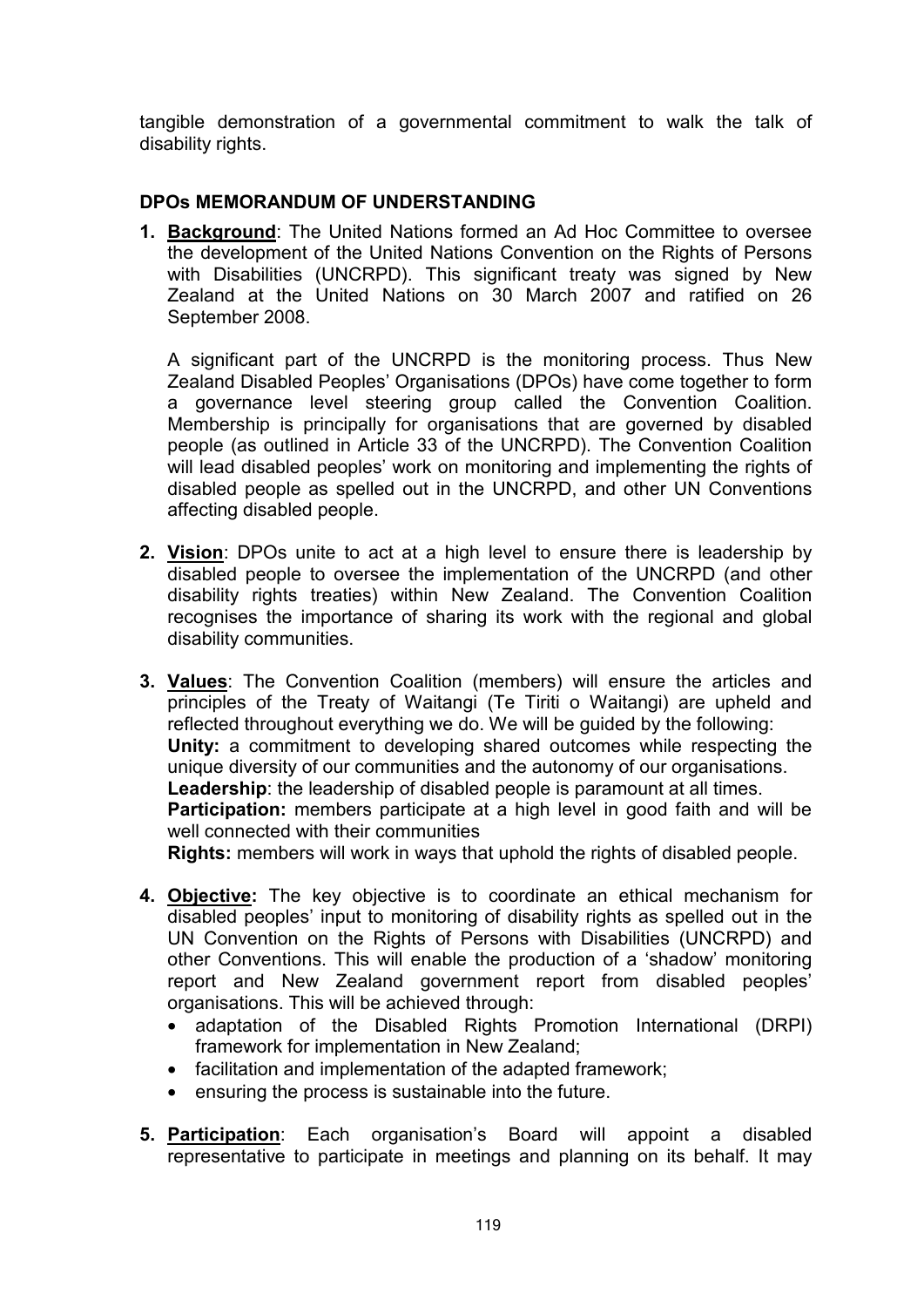tangible demonstration of a governmental commitment to walk the talk of disability rights.

## DPOs MEMORANDUM OF UNDERSTANDING

1. **Background**: The United Nations formed an Ad Hoc Committee to oversee the development of the United Nations Convention on the Rights of Persons with Disabilities (UNCRPD). This significant treaty was signed by New Zealand at the United Nations on 30 March 2007 and ratified on 26 September 2008.

   A significant part of the UNCRPD is the monitoring process. Thus New Zealand Disabled Peoples' Organisations (DPOs) have come together to form a governance level steering group called the Convention Coalition. Membership is principally for organisations that are governed by disabled people (as outlined in Article 33 of the UNCRPD). The Convention Coalition will lead disabled peoples' work on monitoring and implementing the rights of disabled people as spelled out in the UNCRPD, and other UN Conventions affecting disabled people.

2. **Vision**: DPOs unite to act at a high level to ensure there is leadership by disabled people to oversee the implementation of the UNCRPD (and other disability rights treaties) within New Zealand. The Convention Coalition recognises the importance of sharing its work with the regional and global disability communities.

3. **Values**: The Convention Coalition (members) will ensure the articles and principles of the Treaty of Waitangi (Te Tiriti o Waitangi) are upheld and reflected throughout everything we do. We will be guided by the following:
   **Unity:** a commitment to developing shared outcomes while respecting the unique diversity of our communities and the autonomy of our organisations.
   **Leadership**: the leadership of disabled people is paramount at all times.
   **Participation:** members participate at a high level in good faith and will be well connected with their communities
   **Rights:** members will work in ways that uphold the rights of disabled people.

4. **Objective:** The key objective is to coordinate an ethical mechanism for disabled peoples' input to monitoring of disability rights as spelled out in the UN Convention on the Rights of Persons with Disabilities (UNCRPD) and other Conventions. This will enable the production of a 'shadow' monitoring report and New Zealand government report from disabled peoples' organisations. This will be achieved through:
   - adaptation of the Disabled Rights Promotion International (DRPI) framework for implementation in New Zealand;
   - facilitation and implementation of the adapted framework;
   - ensuring the process is sustainable into the future.

5. **Participation**: Each organisation's Board will appoint a disabled representative to participate in meetings and planning on its behalf. It may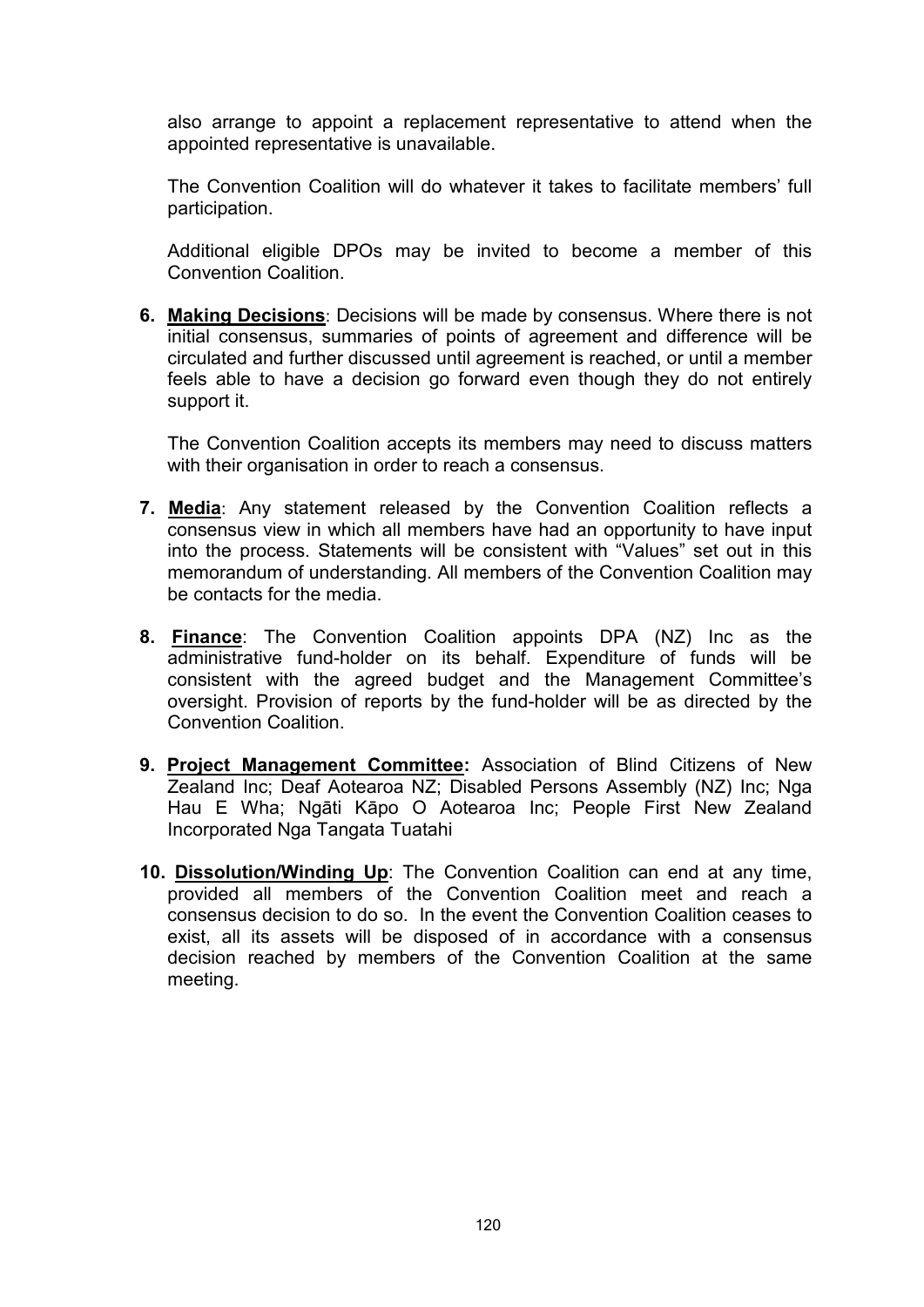also arrange to appoint a replacement representative to attend when the appointed representative is unavailable.

The Convention Coalition will do whatever it takes to facilitate members' full participation.

Additional eligible DPOs may be invited to become a member of this Convention Coalition.

6. **Making Decisions**: Decisions will be made by consensus. Where there is not initial consensus, summaries of points of agreement and difference will be circulated and further discussed until agreement is reached, or until a member feels able to have a decision go forward even though they do not entirely support it.

   The Convention Coalition accepts its members may need to discuss matters with their organisation in order to reach a consensus.

7. **Media**: Any statement released by the Convention Coalition reflects a consensus view in which all members have had an opportunity to have input into the process. Statements will be consistent with "Values" set out in this memorandum of understanding. All members of the Convention Coalition may be contacts for the media.

8. **Finance**: The Convention Coalition appoints DPA (NZ) Inc as the administrative fund-holder on its behalf. Expenditure of funds will be consistent with the agreed budget and the Management Committee's oversight. Provision of reports by the fund-holder will be as directed by the Convention Coalition.

9. **Project Management Committee:** Association of Blind Citizens of New Zealand Inc; Deaf Aotearoa NZ; Disabled Persons Assembly (NZ) Inc; Nga Hau E Wha; Ngāti Kāpo O Aotearoa Inc; People First New Zealand Incorporated Nga Tangata Tuatahi

10. **Dissolution/Winding Up**: The Convention Coalition can end at any time, provided all members of the Convention Coalition meet and reach a consensus decision to do so. In the event the Convention Coalition ceases to exist, all its assets will be disposed of in accordance with a consensus decision reached by members of the Convention Coalition at the same meeting.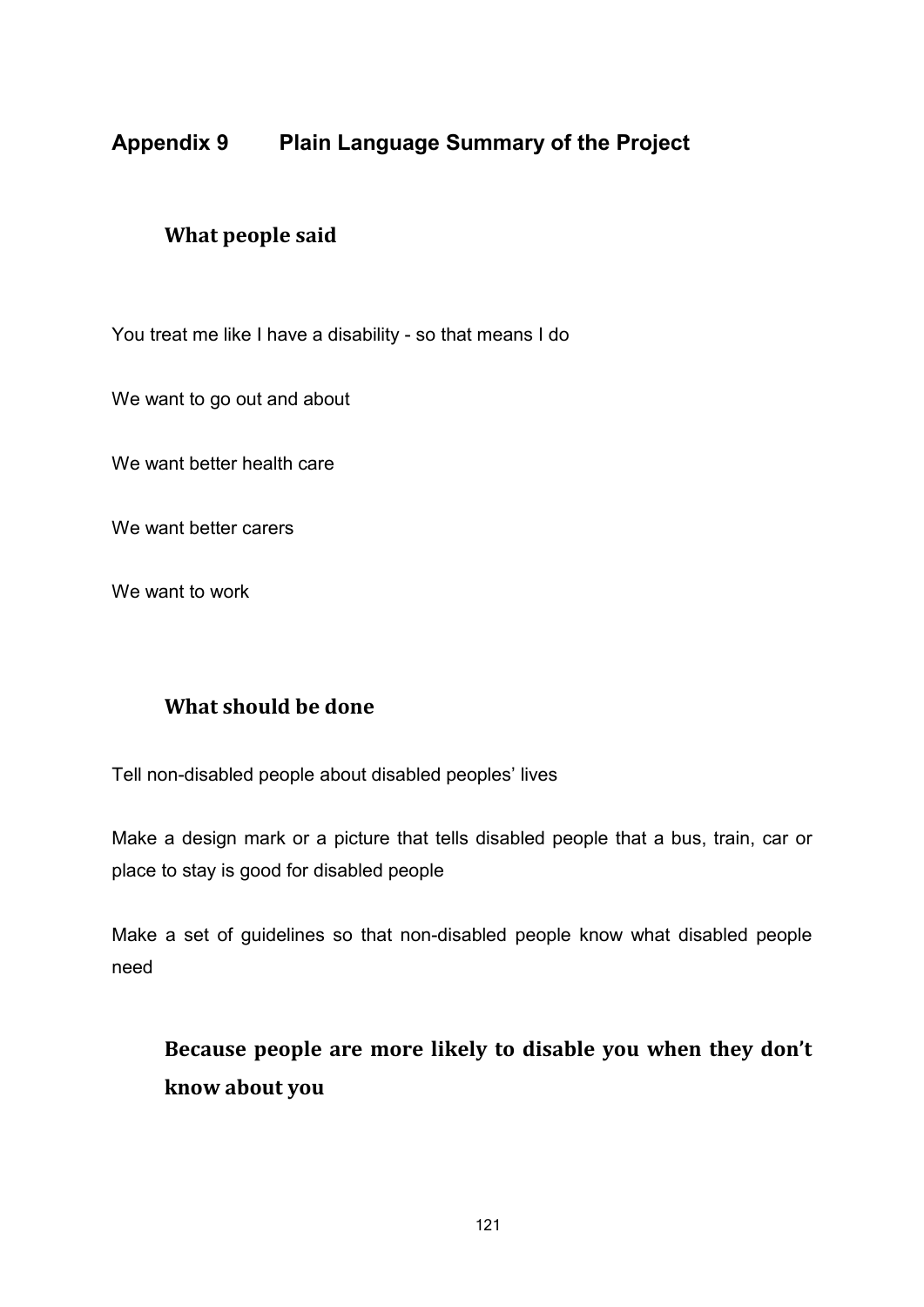# Appendix 9 Plain Language Summary of the Project

## What people said

You treat me like I have a disability - so that means I do

We want to go out and about

We want better health care

We want better carers

We want to work

## What should be done

Tell non-disabled people about disabled peoples' lives

Make a design mark or a picture that tells disabled people that a bus, train, car or place to stay is good for disabled people

Make a set of guidelines so that non-disabled people know what disabled people need

## Because people are more likely to disable you when they don't know about you